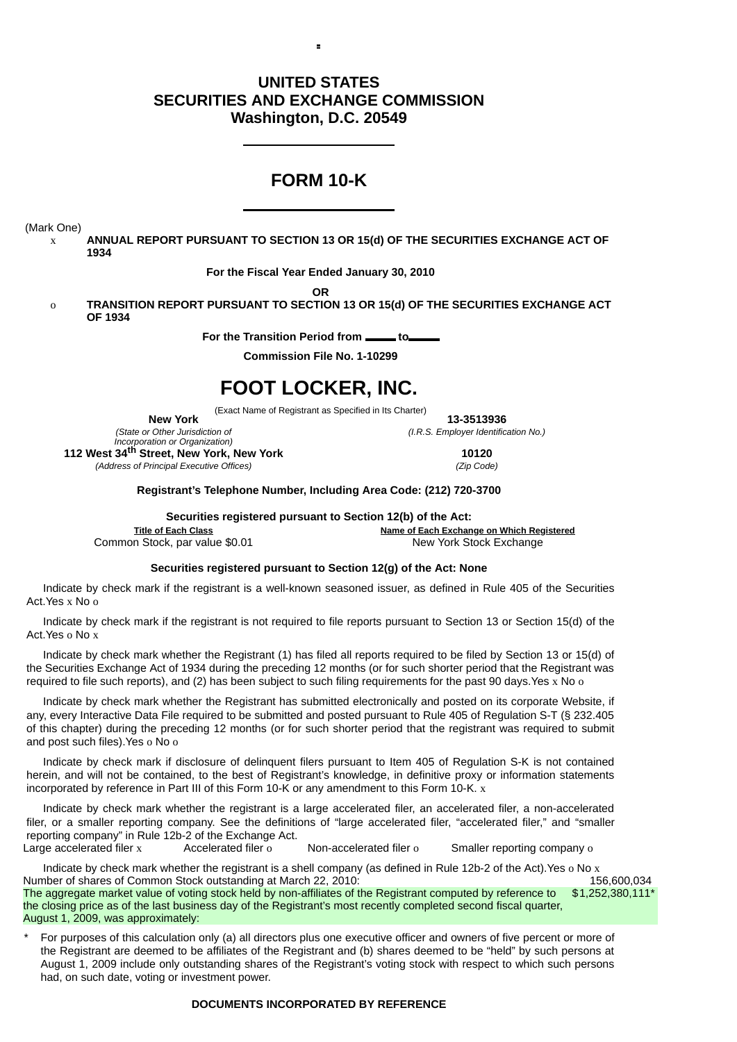# UNITED STATES
# SECURITIES AND EXCHANGE COMMISSION
## Washington, D.C. 20549

---

# FORM 10-K

---

(Mark One)

x **ANNUAL REPORT PURSUANT TO SECTION 13 OR 15(d) OF THE SECURITIES EXCHANGE ACT OF 1934**

**For the Fiscal Year Ended January 30, 2010**

**OR**

o **TRANSITION REPORT PURSUANT TO SECTION 13 OR 15(d) OF THE SECURITIES EXCHANGE ACT OF 1934**

**For the Transition Period from \_\_\_\_\_ to\_\_\_\_\_**

**Commission File No. 1-10299**

# FOOT LOCKER, INC.

(Exact Name of Registrant as Specified in Its Charter)

| | |
|---|---|
| **New York** | **13-3513936** |
| *(State or Other Jurisdiction of Incorporation or Organization)* | *(I.R.S. Employer Identification No.)* |
| **112 West 34th Street, New York, New York** | **10120** |
| *(Address of Principal Executive Offices)* | *(Zip Code)* |

**Registrant's Telephone Number, Including Area Code: (212) 720-3700**

**Securities registered pursuant to Section 12(b) of the Act:**

| Title of Each Class | Name of Each Exchange on Which Registered |
|---|---|
| Common Stock, par value $0.01 | New York Stock Exchange |

**Securities registered pursuant to Section 12(g) of the Act: None**

Indicate by check mark if the registrant is a well-known seasoned issuer, as defined in Rule 405 of the Securities Act.Yes x No o

Indicate by check mark if the registrant is not required to file reports pursuant to Section 13 or Section 15(d) of the Act.Yes o No x

Indicate by check mark whether the Registrant (1) has filed all reports required to be filed by Section 13 or 15(d) of the Securities Exchange Act of 1934 during the preceding 12 months (or for such shorter period that the Registrant was required to file such reports), and (2) has been subject to such filing requirements for the past 90 days.Yes x No o

Indicate by check mark whether the Registrant has submitted electronically and posted on its corporate Website, if any, every Interactive Data File required to be submitted and posted pursuant to Rule 405 of Regulation S-T (§ 232.405 of this chapter) during the preceding 12 months (or for such shorter period that the registrant was required to submit and post such files).Yes o No o

Indicate by check mark if disclosure of delinquent filers pursuant to Item 405 of Regulation S-K is not contained herein, and will not be contained, to the best of Registrant's knowledge, in definitive proxy or information statements incorporated by reference in Part III of this Form 10-K or any amendment to this Form 10-K. x

Indicate by check mark whether the registrant is a large accelerated filer, an accelerated filer, a non-accelerated filer, or a smaller reporting company. See the definitions of "large accelerated filer, "accelerated filer," and "smaller reporting company" in Rule 12b-2 of the Exchange Act.

Large accelerated filer x Accelerated filer o Non-accelerated filer o Smaller reporting company o

Indicate by check mark whether the registrant is a shell company (as defined in Rule 12b-2 of the Act).Yes o No x

| | |
|---|---|
| Number of shares of Common Stock outstanding at March 22, 2010: | 156,600,034 |
| The aggregate market value of voting stock held by non-affiliates of the Registrant computed by reference to the closing price as of the last business day of the Registrant's most recently completed second fiscal quarter, August 1, 2009, was approximately: | $1,252,380,111* |

\* For purposes of this calculation only (a) all directors plus one executive officer and owners of five percent or more of the Registrant are deemed to be affiliates of the Registrant and (b) shares deemed to be "held" by such persons at August 1, 2009 include only outstanding shares of the Registrant's voting stock with respect to which such persons had, on such date, voting or investment power.

**DOCUMENTS INCORPORATED BY REFERENCE**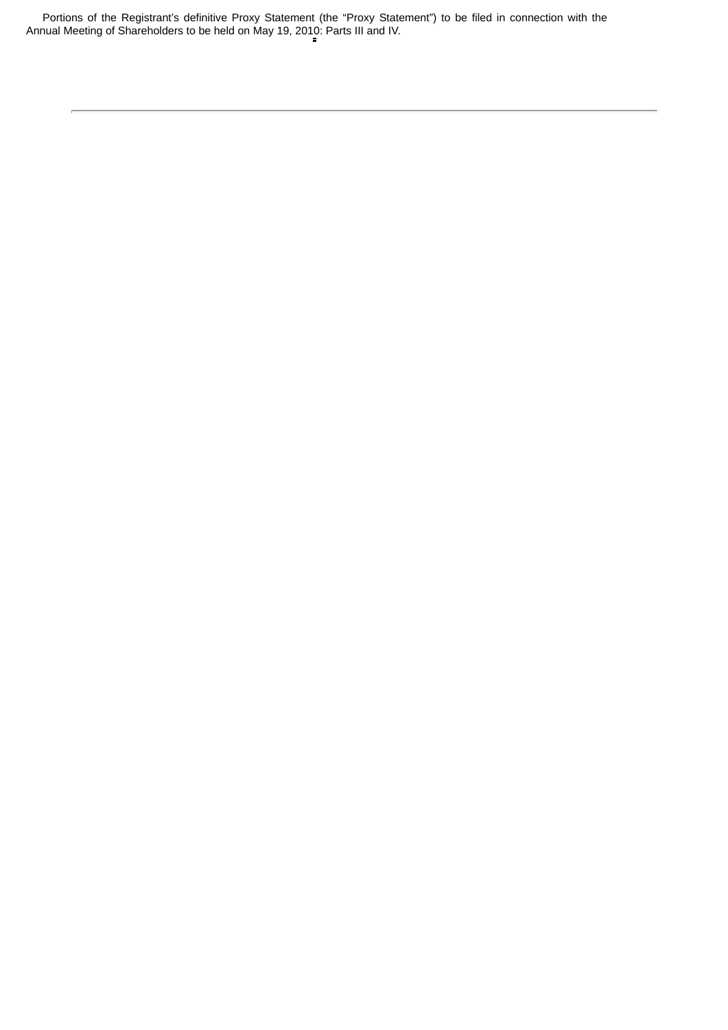Portions of the Registrant's definitive Proxy Statement (the "Proxy Statement") to be filed in connection with the Annual Meeting of Shareholders to be held on May 19, 2010: Parts III and IV.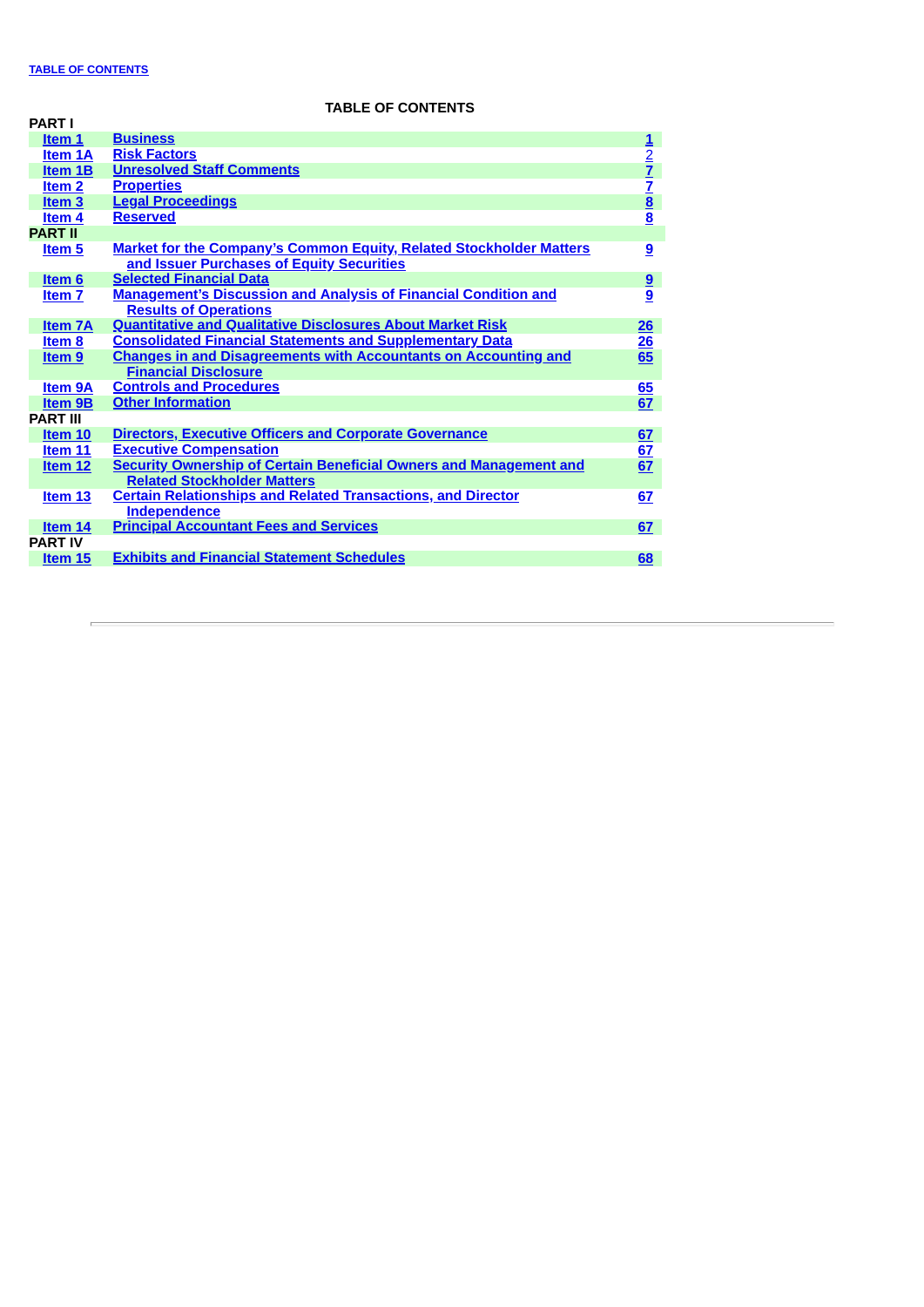TABLE OF CONTENTS

## TABLE OF CONTENTS

| | | |
|---|---|---|
| **PART I** | | |
| **Item 1** | **Business** | **1** |
| **Item 1A** | **Risk Factors** | 2 |
| **Item 1B** | **Unresolved Staff Comments** | **7** |
| **Item 2** | **Properties** | **7** |
| **Item 3** | **Legal Proceedings** | **8** |
| **Item 4** | **Reserved** | **8** |
| **PART II** | | |
| **Item 5** | **Market for the Company's Common Equity, Related Stockholder Matters and Issuer Purchases of Equity Securities** | **9** |
| **Item 6** | **Selected Financial Data** | **9** |
| **Item 7** | **Management's Discussion and Analysis of Financial Condition and Results of Operations** | **9** |
| **Item 7A** | **Quantitative and Qualitative Disclosures About Market Risk** | **26** |
| **Item 8** | **Consolidated Financial Statements and Supplementary Data** | **26** |
| **Item 9** | **Changes in and Disagreements with Accountants on Accounting and Financial Disclosure** | **65** |
| **Item 9A** | **Controls and Procedures** | **65** |
| **Item 9B** | **Other Information** | **67** |
| **PART III** | | |
| **Item 10** | **Directors, Executive Officers and Corporate Governance** | **67** |
| **Item 11** | **Executive Compensation** | **67** |
| **Item 12** | **Security Ownership of Certain Beneficial Owners and Management and Related Stockholder Matters** | **67** |
| **Item 13** | **Certain Relationships and Related Transactions, and Director Independence** | **67** |
| **Item 14** | **Principal Accountant Fees and Services** | **67** |
| **PART IV** | | |
| **Item 15** | **Exhibits and Financial Statement Schedules** | **68** |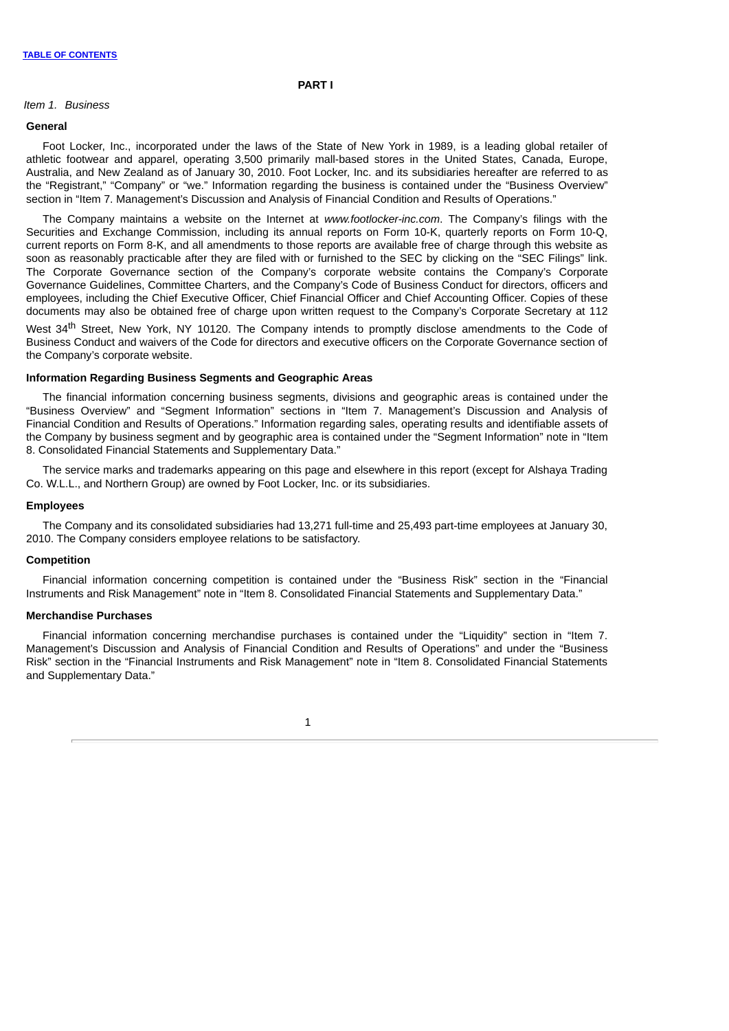## PART I

*Item 1. Business*

### General

Foot Locker, Inc., incorporated under the laws of the State of New York in 1989, is a leading global retailer of athletic footwear and apparel, operating 3,500 primarily mall-based stores in the United States, Canada, Europe, Australia, and New Zealand as of January 30, 2010. Foot Locker, Inc. and its subsidiaries hereafter are referred to as the "Registrant," "Company" or "we." Information regarding the business is contained under the "Business Overview" section in "Item 7. Management's Discussion and Analysis of Financial Condition and Results of Operations."

The Company maintains a website on the Internet at *www.footlocker-inc.com*. The Company's filings with the Securities and Exchange Commission, including its annual reports on Form 10-K, quarterly reports on Form 10-Q, current reports on Form 8-K, and all amendments to those reports are available free of charge through this website as soon as reasonably practicable after they are filed with or furnished to the SEC by clicking on the "SEC Filings" link. The Corporate Governance section of the Company's corporate website contains the Company's Corporate Governance Guidelines, Committee Charters, and the Company's Code of Business Conduct for directors, officers and employees, including the Chief Executive Officer, Chief Financial Officer and Chief Accounting Officer. Copies of these documents may also be obtained free of charge upon written request to the Company's Corporate Secretary at 112 West 34th Street, New York, NY 10120. The Company intends to promptly disclose amendments to the Code of Business Conduct and waivers of the Code for directors and executive officers on the Corporate Governance section of the Company's corporate website.

### Information Regarding Business Segments and Geographic Areas

The financial information concerning business segments, divisions and geographic areas is contained under the "Business Overview" and "Segment Information" sections in "Item 7. Management's Discussion and Analysis of Financial Condition and Results of Operations." Information regarding sales, operating results and identifiable assets of the Company by business segment and by geographic area is contained under the "Segment Information" note in "Item 8. Consolidated Financial Statements and Supplementary Data."

The service marks and trademarks appearing on this page and elsewhere in this report (except for Alshaya Trading Co. W.L.L., and Northern Group) are owned by Foot Locker, Inc. or its subsidiaries.

### Employees

The Company and its consolidated subsidiaries had 13,271 full-time and 25,493 part-time employees at January 30, 2010. The Company considers employee relations to be satisfactory.

### Competition

Financial information concerning competition is contained under the "Business Risk" section in the "Financial Instruments and Risk Management" note in "Item 8. Consolidated Financial Statements and Supplementary Data."

### Merchandise Purchases

Financial information concerning merchandise purchases is contained under the "Liquidity" section in "Item 7. Management's Discussion and Analysis of Financial Condition and Results of Operations" and under the "Business Risk" section in the "Financial Instruments and Risk Management" note in "Item 8. Consolidated Financial Statements and Supplementary Data."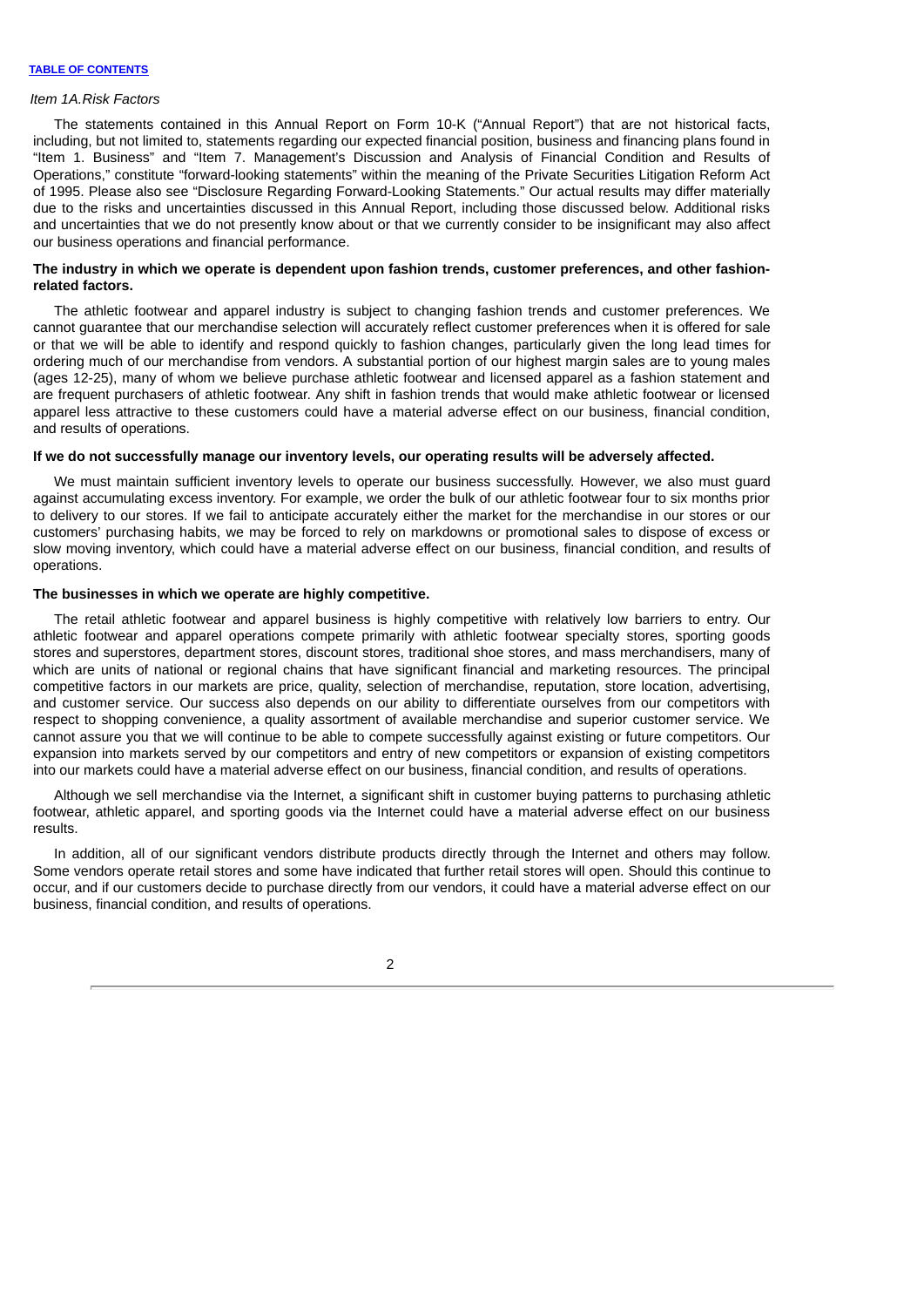*Item 1A.Risk Factors*

The statements contained in this Annual Report on Form 10-K ("Annual Report") that are not historical facts, including, but not limited to, statements regarding our expected financial position, business and financing plans found in "Item 1. Business" and "Item 7. Management's Discussion and Analysis of Financial Condition and Results of Operations," constitute "forward-looking statements" within the meaning of the Private Securities Litigation Reform Act of 1995. Please also see "Disclosure Regarding Forward-Looking Statements." Our actual results may differ materially due to the risks and uncertainties discussed in this Annual Report, including those discussed below. Additional risks and uncertainties that we do not presently know about or that we currently consider to be insignificant may also affect our business operations and financial performance.

**The industry in which we operate is dependent upon fashion trends, customer preferences, and other fashion-related factors.**

The athletic footwear and apparel industry is subject to changing fashion trends and customer preferences. We cannot guarantee that our merchandise selection will accurately reflect customer preferences when it is offered for sale or that we will be able to identify and respond quickly to fashion changes, particularly given the long lead times for ordering much of our merchandise from vendors. A substantial portion of our highest margin sales are to young males (ages 12-25), many of whom we believe purchase athletic footwear and licensed apparel as a fashion statement and are frequent purchasers of athletic footwear. Any shift in fashion trends that would make athletic footwear or licensed apparel less attractive to these customers could have a material adverse effect on our business, financial condition, and results of operations.

**If we do not successfully manage our inventory levels, our operating results will be adversely affected.**

We must maintain sufficient inventory levels to operate our business successfully. However, we also must guard against accumulating excess inventory. For example, we order the bulk of our athletic footwear four to six months prior to delivery to our stores. If we fail to anticipate accurately either the market for the merchandise in our stores or our customers' purchasing habits, we may be forced to rely on markdowns or promotional sales to dispose of excess or slow moving inventory, which could have a material adverse effect on our business, financial condition, and results of operations.

**The businesses in which we operate are highly competitive.**

The retail athletic footwear and apparel business is highly competitive with relatively low barriers to entry. Our athletic footwear and apparel operations compete primarily with athletic footwear specialty stores, sporting goods stores and superstores, department stores, discount stores, traditional shoe stores, and mass merchandisers, many of which are units of national or regional chains that have significant financial and marketing resources. The principal competitive factors in our markets are price, quality, selection of merchandise, reputation, store location, advertising, and customer service. Our success also depends on our ability to differentiate ourselves from our competitors with respect to shopping convenience, a quality assortment of available merchandise and superior customer service. We cannot assure you that we will continue to be able to compete successfully against existing or future competitors. Our expansion into markets served by our competitors and entry of new competitors or expansion of existing competitors into our markets could have a material adverse effect on our business, financial condition, and results of operations.

Although we sell merchandise via the Internet, a significant shift in customer buying patterns to purchasing athletic footwear, athletic apparel, and sporting goods via the Internet could have a material adverse effect on our business results.

In addition, all of our significant vendors distribute products directly through the Internet and others may follow. Some vendors operate retail stores and some have indicated that further retail stores will open. Should this continue to occur, and if our customers decide to purchase directly from our vendors, it could have a material adverse effect on our business, financial condition, and results of operations.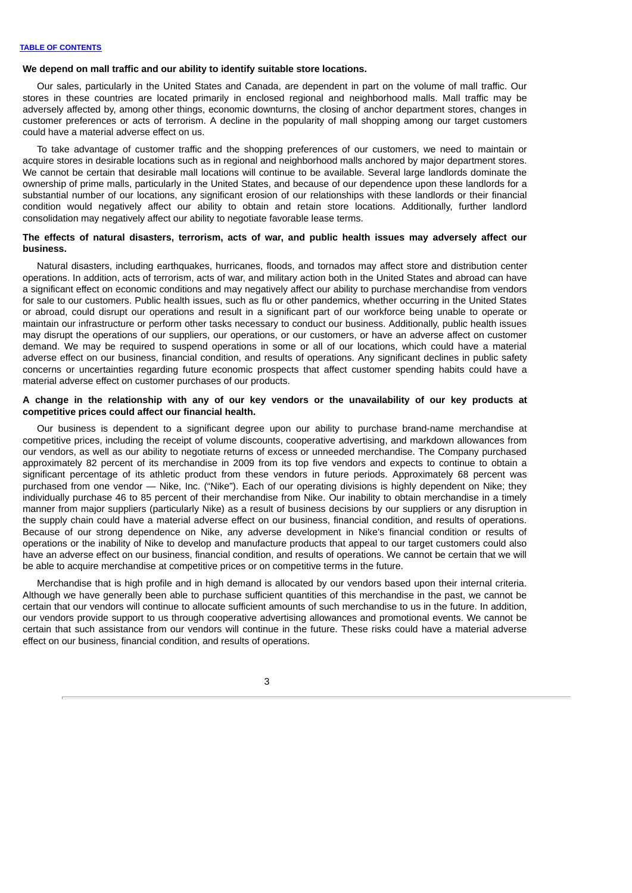**We depend on mall traffic and our ability to identify suitable store locations.**

Our sales, particularly in the United States and Canada, are dependent in part on the volume of mall traffic. Our stores in these countries are located primarily in enclosed regional and neighborhood malls. Mall traffic may be adversely affected by, among other things, economic downturns, the closing of anchor department stores, changes in customer preferences or acts of terrorism. A decline in the popularity of mall shopping among our target customers could have a material adverse effect on us.

To take advantage of customer traffic and the shopping preferences of our customers, we need to maintain or acquire stores in desirable locations such as in regional and neighborhood malls anchored by major department stores. We cannot be certain that desirable mall locations will continue to be available. Several large landlords dominate the ownership of prime malls, particularly in the United States, and because of our dependence upon these landlords for a substantial number of our locations, any significant erosion of our relationships with these landlords or their financial condition would negatively affect our ability to obtain and retain store locations. Additionally, further landlord consolidation may negatively affect our ability to negotiate favorable lease terms.

**The effects of natural disasters, terrorism, acts of war, and public health issues may adversely affect our business.**

Natural disasters, including earthquakes, hurricanes, floods, and tornados may affect store and distribution center operations. In addition, acts of terrorism, acts of war, and military action both in the United States and abroad can have a significant effect on economic conditions and may negatively affect our ability to purchase merchandise from vendors for sale to our customers. Public health issues, such as flu or other pandemics, whether occurring in the United States or abroad, could disrupt our operations and result in a significant part of our workforce being unable to operate or maintain our infrastructure or perform other tasks necessary to conduct our business. Additionally, public health issues may disrupt the operations of our suppliers, our operations, or our customers, or have an adverse affect on customer demand. We may be required to suspend operations in some or all of our locations, which could have a material adverse effect on our business, financial condition, and results of operations. Any significant declines in public safety concerns or uncertainties regarding future economic prospects that affect customer spending habits could have a material adverse effect on customer purchases of our products.

**A change in the relationship with any of our key vendors or the unavailability of our key products at competitive prices could affect our financial health.**

Our business is dependent to a significant degree upon our ability to purchase brand-name merchandise at competitive prices, including the receipt of volume discounts, cooperative advertising, and markdown allowances from our vendors, as well as our ability to negotiate returns of excess or unneeded merchandise. The Company purchased approximately 82 percent of its merchandise in 2009 from its top five vendors and expects to continue to obtain a significant percentage of its athletic product from these vendors in future periods. Approximately 68 percent was purchased from one vendor — Nike, Inc. ("Nike"). Each of our operating divisions is highly dependent on Nike; they individually purchase 46 to 85 percent of their merchandise from Nike. Our inability to obtain merchandise in a timely manner from major suppliers (particularly Nike) as a result of business decisions by our suppliers or any disruption in the supply chain could have a material adverse effect on our business, financial condition, and results of operations. Because of our strong dependence on Nike, any adverse development in Nike's financial condition or results of operations or the inability of Nike to develop and manufacture products that appeal to our target customers could also have an adverse effect on our business, financial condition, and results of operations. We cannot be certain that we will be able to acquire merchandise at competitive prices or on competitive terms in the future.

Merchandise that is high profile and in high demand is allocated by our vendors based upon their internal criteria. Although we have generally been able to purchase sufficient quantities of this merchandise in the past, we cannot be certain that our vendors will continue to allocate sufficient amounts of such merchandise to us in the future. In addition, our vendors provide support to us through cooperative advertising allowances and promotional events. We cannot be certain that such assistance from our vendors will continue in the future. These risks could have a material adverse effect on our business, financial condition, and results of operations.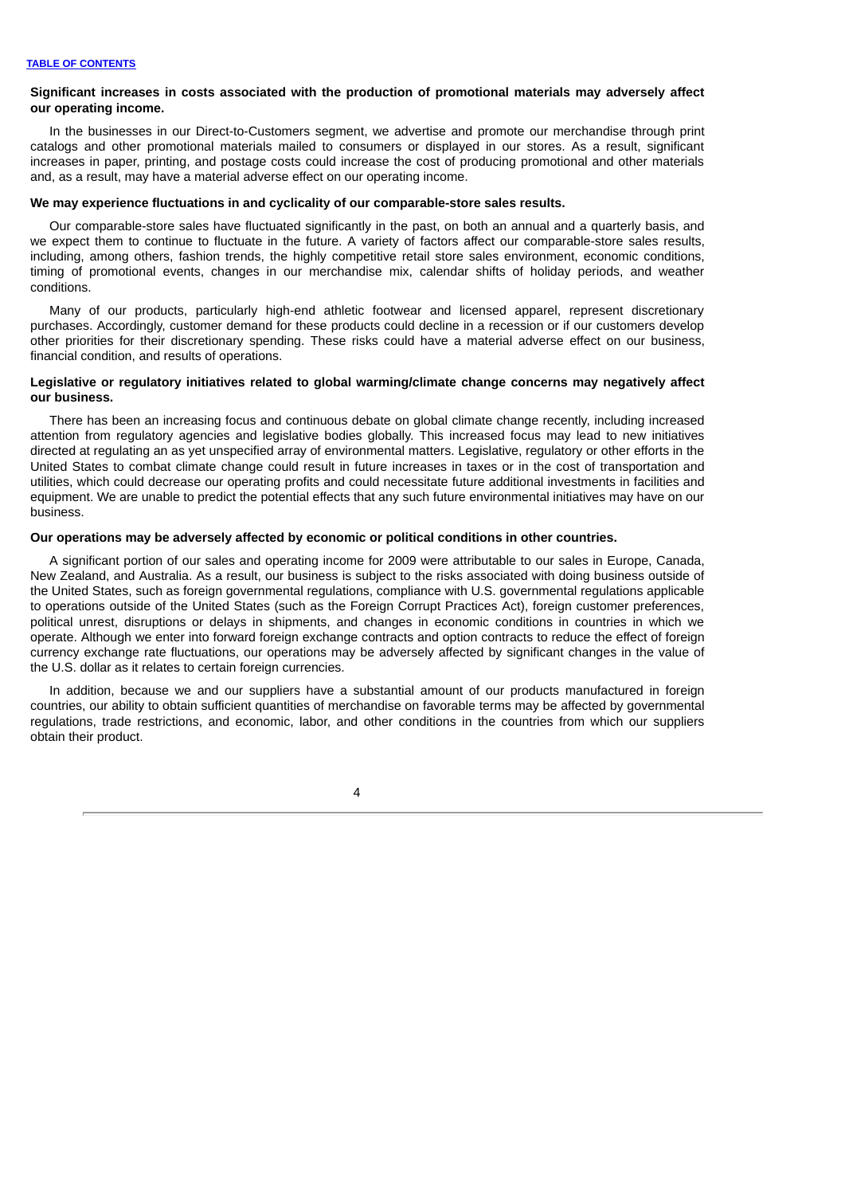**Significant increases in costs associated with the production of promotional materials may adversely affect our operating income.**

In the businesses in our Direct-to-Customers segment, we advertise and promote our merchandise through print catalogs and other promotional materials mailed to consumers or displayed in our stores. As a result, significant increases in paper, printing, and postage costs could increase the cost of producing promotional and other materials and, as a result, may have a material adverse effect on our operating income.

**We may experience fluctuations in and cyclicality of our comparable-store sales results.**

Our comparable-store sales have fluctuated significantly in the past, on both an annual and a quarterly basis, and we expect them to continue to fluctuate in the future. A variety of factors affect our comparable-store sales results, including, among others, fashion trends, the highly competitive retail store sales environment, economic conditions, timing of promotional events, changes in our merchandise mix, calendar shifts of holiday periods, and weather conditions.

Many of our products, particularly high-end athletic footwear and licensed apparel, represent discretionary purchases. Accordingly, customer demand for these products could decline in a recession or if our customers develop other priorities for their discretionary spending. These risks could have a material adverse effect on our business, financial condition, and results of operations.

**Legislative or regulatory initiatives related to global warming/climate change concerns may negatively affect our business.**

There has been an increasing focus and continuous debate on global climate change recently, including increased attention from regulatory agencies and legislative bodies globally. This increased focus may lead to new initiatives directed at regulating an as yet unspecified array of environmental matters. Legislative, regulatory or other efforts in the United States to combat climate change could result in future increases in taxes or in the cost of transportation and utilities, which could decrease our operating profits and could necessitate future additional investments in facilities and equipment. We are unable to predict the potential effects that any such future environmental initiatives may have on our business.

**Our operations may be adversely affected by economic or political conditions in other countries.**

A significant portion of our sales and operating income for 2009 were attributable to our sales in Europe, Canada, New Zealand, and Australia. As a result, our business is subject to the risks associated with doing business outside of the United States, such as foreign governmental regulations, compliance with U.S. governmental regulations applicable to operations outside of the United States (such as the Foreign Corrupt Practices Act), foreign customer preferences, political unrest, disruptions or delays in shipments, and changes in economic conditions in countries in which we operate. Although we enter into forward foreign exchange contracts and option contracts to reduce the effect of foreign currency exchange rate fluctuations, our operations may be adversely affected by significant changes in the value of the U.S. dollar as it relates to certain foreign currencies.

In addition, because we and our suppliers have a substantial amount of our products manufactured in foreign countries, our ability to obtain sufficient quantities of merchandise on favorable terms may be affected by governmental regulations, trade restrictions, and economic, labor, and other conditions in the countries from which our suppliers obtain their product.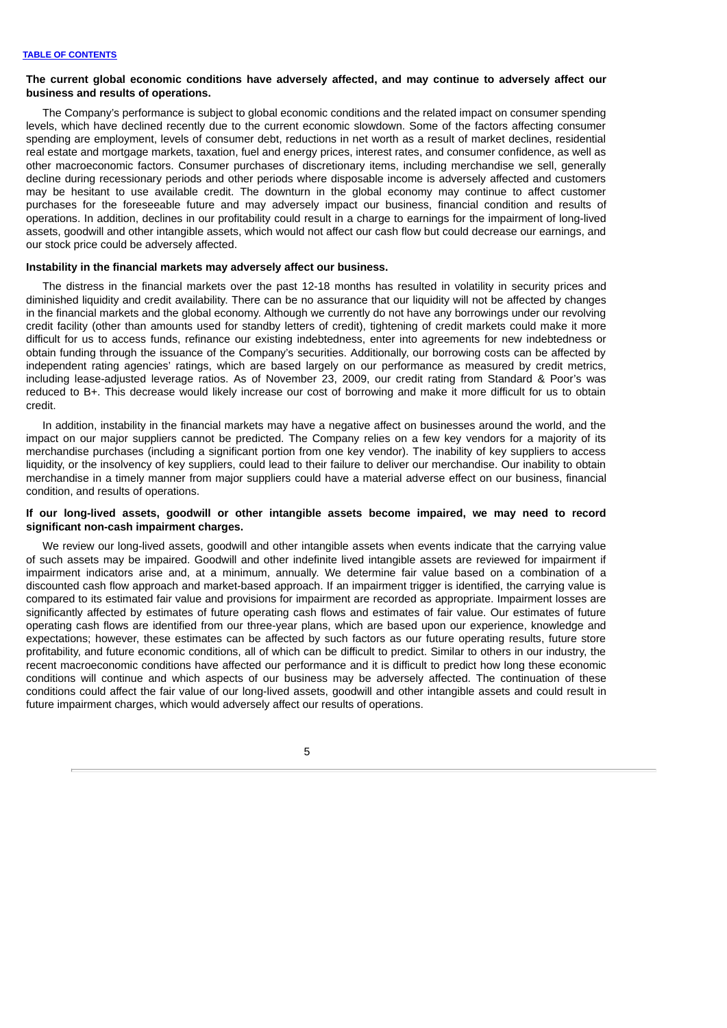**The current global economic conditions have adversely affected, and may continue to adversely affect our business and results of operations.**

The Company's performance is subject to global economic conditions and the related impact on consumer spending levels, which have declined recently due to the current economic slowdown. Some of the factors affecting consumer spending are employment, levels of consumer debt, reductions in net worth as a result of market declines, residential real estate and mortgage markets, taxation, fuel and energy prices, interest rates, and consumer confidence, as well as other macroeconomic factors. Consumer purchases of discretionary items, including merchandise we sell, generally decline during recessionary periods and other periods where disposable income is adversely affected and customers may be hesitant to use available credit. The downturn in the global economy may continue to affect customer purchases for the foreseeable future and may adversely impact our business, financial condition and results of operations. In addition, declines in our profitability could result in a charge to earnings for the impairment of long-lived assets, goodwill and other intangible assets, which would not affect our cash flow but could decrease our earnings, and our stock price could be adversely affected.

**Instability in the financial markets may adversely affect our business.**

The distress in the financial markets over the past 12-18 months has resulted in volatility in security prices and diminished liquidity and credit availability. There can be no assurance that our liquidity will not be affected by changes in the financial markets and the global economy. Although we currently do not have any borrowings under our revolving credit facility (other than amounts used for standby letters of credit), tightening of credit markets could make it more difficult for us to access funds, refinance our existing indebtedness, enter into agreements for new indebtedness or obtain funding through the issuance of the Company's securities. Additionally, our borrowing costs can be affected by independent rating agencies' ratings, which are based largely on our performance as measured by credit metrics, including lease-adjusted leverage ratios. As of November 23, 2009, our credit rating from Standard & Poor's was reduced to B+. This decrease would likely increase our cost of borrowing and make it more difficult for us to obtain credit.

In addition, instability in the financial markets may have a negative affect on businesses around the world, and the impact on our major suppliers cannot be predicted. The Company relies on a few key vendors for a majority of its merchandise purchases (including a significant portion from one key vendor). The inability of key suppliers to access liquidity, or the insolvency of key suppliers, could lead to their failure to deliver our merchandise. Our inability to obtain merchandise in a timely manner from major suppliers could have a material adverse effect on our business, financial condition, and results of operations.

**If our long-lived assets, goodwill or other intangible assets become impaired, we may need to record significant non-cash impairment charges.**

We review our long-lived assets, goodwill and other intangible assets when events indicate that the carrying value of such assets may be impaired. Goodwill and other indefinite lived intangible assets are reviewed for impairment if impairment indicators arise and, at a minimum, annually. We determine fair value based on a combination of a discounted cash flow approach and market-based approach. If an impairment trigger is identified, the carrying value is compared to its estimated fair value and provisions for impairment are recorded as appropriate. Impairment losses are significantly affected by estimates of future operating cash flows and estimates of fair value. Our estimates of future operating cash flows are identified from our three-year plans, which are based upon our experience, knowledge and expectations; however, these estimates can be affected by such factors as our future operating results, future store profitability, and future economic conditions, all of which can be difficult to predict. Similar to others in our industry, the recent macroeconomic conditions have affected our performance and it is difficult to predict how long these economic conditions will continue and which aspects of our business may be adversely affected. The continuation of these conditions could affect the fair value of our long-lived assets, goodwill and other intangible assets and could result in future impairment charges, which would adversely affect our results of operations.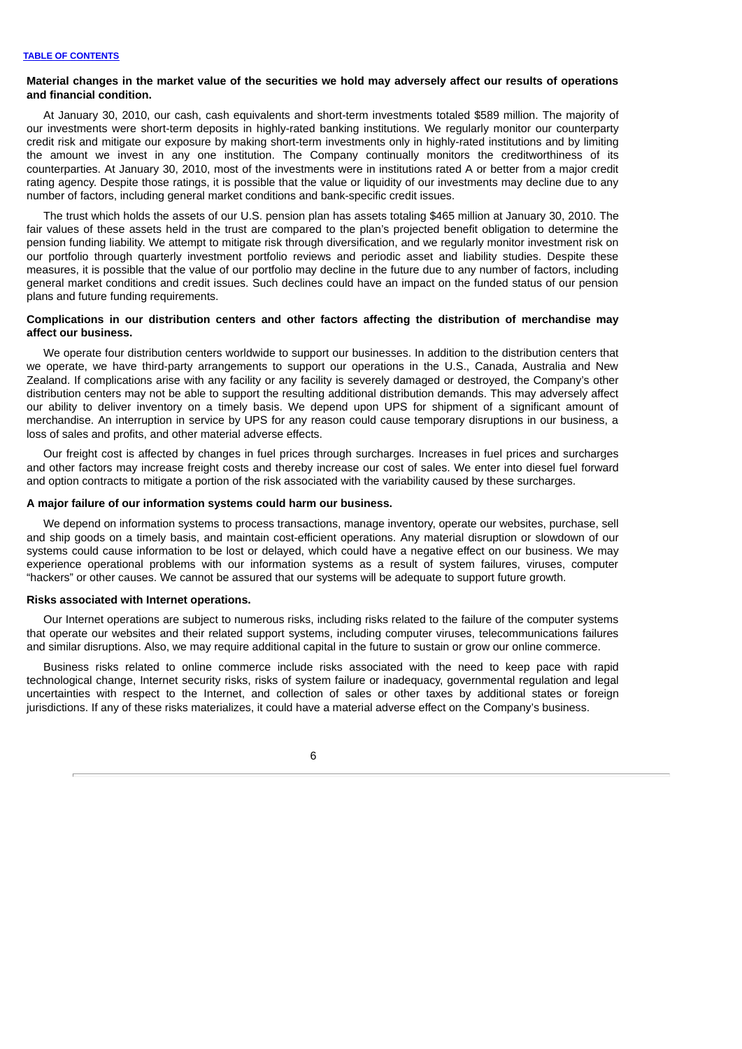**Material changes in the market value of the securities we hold may adversely affect our results of operations and financial condition.**

At January 30, 2010, our cash, cash equivalents and short-term investments totaled $589 million. The majority of our investments were short-term deposits in highly-rated banking institutions. We regularly monitor our counterparty credit risk and mitigate our exposure by making short-term investments only in highly-rated institutions and by limiting the amount we invest in any one institution. The Company continually monitors the creditworthiness of its counterparties. At January 30, 2010, most of the investments were in institutions rated A or better from a major credit rating agency. Despite those ratings, it is possible that the value or liquidity of our investments may decline due to any number of factors, including general market conditions and bank-specific credit issues.

The trust which holds the assets of our U.S. pension plan has assets totaling $465 million at January 30, 2010. The fair values of these assets held in the trust are compared to the plan's projected benefit obligation to determine the pension funding liability. We attempt to mitigate risk through diversification, and we regularly monitor investment risk on our portfolio through quarterly investment portfolio reviews and periodic asset and liability studies. Despite these measures, it is possible that the value of our portfolio may decline in the future due to any number of factors, including general market conditions and credit issues. Such declines could have an impact on the funded status of our pension plans and future funding requirements.

**Complications in our distribution centers and other factors affecting the distribution of merchandise may affect our business.**

We operate four distribution centers worldwide to support our businesses. In addition to the distribution centers that we operate, we have third-party arrangements to support our operations in the U.S., Canada, Australia and New Zealand. If complications arise with any facility or any facility is severely damaged or destroyed, the Company's other distribution centers may not be able to support the resulting additional distribution demands. This may adversely affect our ability to deliver inventory on a timely basis. We depend upon UPS for shipment of a significant amount of merchandise. An interruption in service by UPS for any reason could cause temporary disruptions in our business, a loss of sales and profits, and other material adverse effects.

Our freight cost is affected by changes in fuel prices through surcharges. Increases in fuel prices and surcharges and other factors may increase freight costs and thereby increase our cost of sales. We enter into diesel fuel forward and option contracts to mitigate a portion of the risk associated with the variability caused by these surcharges.

**A major failure of our information systems could harm our business.**

We depend on information systems to process transactions, manage inventory, operate our websites, purchase, sell and ship goods on a timely basis, and maintain cost-efficient operations. Any material disruption or slowdown of our systems could cause information to be lost or delayed, which could have a negative effect on our business. We may experience operational problems with our information systems as a result of system failures, viruses, computer "hackers" or other causes. We cannot be assured that our systems will be adequate to support future growth.

**Risks associated with Internet operations.**

Our Internet operations are subject to numerous risks, including risks related to the failure of the computer systems that operate our websites and their related support systems, including computer viruses, telecommunications failures and similar disruptions. Also, we may require additional capital in the future to sustain or grow our online commerce.

Business risks related to online commerce include risks associated with the need to keep pace with rapid technological change, Internet security risks, risks of system failure or inadequacy, governmental regulation and legal uncertainties with respect to the Internet, and collection of sales or other taxes by additional states or foreign jurisdictions. If any of these risks materializes, it could have a material adverse effect on the Company's business.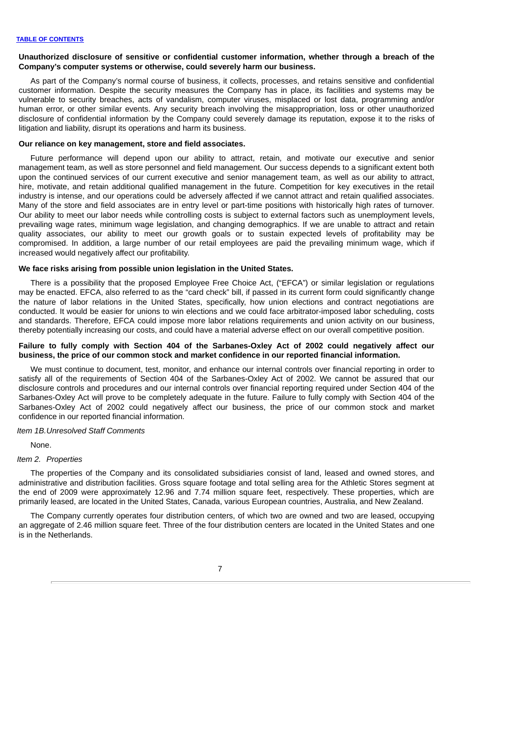**Unauthorized disclosure of sensitive or confidential customer information, whether through a breach of the Company's computer systems or otherwise, could severely harm our business.**

As part of the Company's normal course of business, it collects, processes, and retains sensitive and confidential customer information. Despite the security measures the Company has in place, its facilities and systems may be vulnerable to security breaches, acts of vandalism, computer viruses, misplaced or lost data, programming and/or human error, or other similar events. Any security breach involving the misappropriation, loss or other unauthorized disclosure of confidential information by the Company could severely damage its reputation, expose it to the risks of litigation and liability, disrupt its operations and harm its business.

**Our reliance on key management, store and field associates.**

Future performance will depend upon our ability to attract, retain, and motivate our executive and senior management team, as well as store personnel and field management. Our success depends to a significant extent both upon the continued services of our current executive and senior management team, as well as our ability to attract, hire, motivate, and retain additional qualified management in the future. Competition for key executives in the retail industry is intense, and our operations could be adversely affected if we cannot attract and retain qualified associates. Many of the store and field associates are in entry level or part-time positions with historically high rates of turnover. Our ability to meet our labor needs while controlling costs is subject to external factors such as unemployment levels, prevailing wage rates, minimum wage legislation, and changing demographics. If we are unable to attract and retain quality associates, our ability to meet our growth goals or to sustain expected levels of profitability may be compromised. In addition, a large number of our retail employees are paid the prevailing minimum wage, which if increased would negatively affect our profitability.

**We face risks arising from possible union legislation in the United States.**

There is a possibility that the proposed Employee Free Choice Act, ("EFCA") or similar legislation or regulations may be enacted. EFCA, also referred to as the "card check" bill, if passed in its current form could significantly change the nature of labor relations in the United States, specifically, how union elections and contract negotiations are conducted. It would be easier for unions to win elections and we could face arbitrator-imposed labor scheduling, costs and standards. Therefore, EFCA could impose more labor relations requirements and union activity on our business, thereby potentially increasing our costs, and could have a material adverse effect on our overall competitive position.

**Failure to fully comply with Section 404 of the Sarbanes-Oxley Act of 2002 could negatively affect our business, the price of our common stock and market confidence in our reported financial information.**

We must continue to document, test, monitor, and enhance our internal controls over financial reporting in order to satisfy all of the requirements of Section 404 of the Sarbanes-Oxley Act of 2002. We cannot be assured that our disclosure controls and procedures and our internal controls over financial reporting required under Section 404 of the Sarbanes-Oxley Act will prove to be completely adequate in the future. Failure to fully comply with Section 404 of the Sarbanes-Oxley Act of 2002 could negatively affect our business, the price of our common stock and market confidence in our reported financial information.

*Item 1B.Unresolved Staff Comments*

None.

*Item 2. Properties*

The properties of the Company and its consolidated subsidiaries consist of land, leased and owned stores, and administrative and distribution facilities. Gross square footage and total selling area for the Athletic Stores segment at the end of 2009 were approximately 12.96 and 7.74 million square feet, respectively. These properties, which are primarily leased, are located in the United States, Canada, various European countries, Australia, and New Zealand.

The Company currently operates four distribution centers, of which two are owned and two are leased, occupying an aggregate of 2.46 million square feet. Three of the four distribution centers are located in the United States and one is in the Netherlands.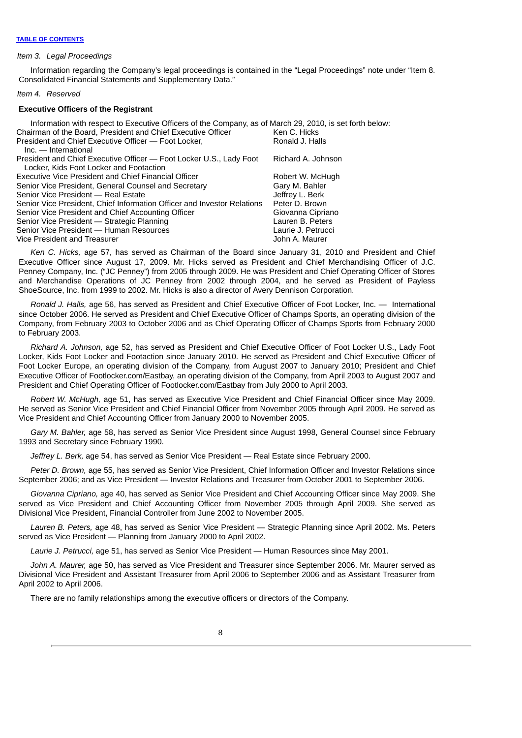*Item 3. Legal Proceedings*

Information regarding the Company's legal proceedings is contained in the "Legal Proceedings" note under "Item 8. Consolidated Financial Statements and Supplementary Data."

*Item 4. Reserved*

**Executive Officers of the Registrant**

Information with respect to Executive Officers of the Company, as of March 29, 2010, is set forth below:

| | |
|---|---|
| Chairman of the Board, President and Chief Executive Officer | Ken C. Hicks |
| President and Chief Executive Officer — Foot Locker, Inc. — International | Ronald J. Halls |
| President and Chief Executive Officer — Foot Locker U.S., Lady Foot Locker, Kids Foot Locker and Footaction | Richard A. Johnson |
| Executive Vice President and Chief Financial Officer | Robert W. McHugh |
| Senior Vice President, General Counsel and Secretary | Gary M. Bahler |
| Senior Vice President — Real Estate | Jeffrey L. Berk |
| Senior Vice President, Chief Information Officer and Investor Relations | Peter D. Brown |
| Senior Vice President and Chief Accounting Officer | Giovanna Cipriano |
| Senior Vice President — Strategic Planning | Lauren B. Peters |
| Senior Vice President — Human Resources | Laurie J. Petrucci |
| Vice President and Treasurer | John A. Maurer |

*Ken C. Hicks,* age 57, has served as Chairman of the Board since January 31, 2010 and President and Chief Executive Officer since August 17, 2009. Mr. Hicks served as President and Chief Merchandising Officer of J.C. Penney Company, Inc. ("JC Penney") from 2005 through 2009. He was President and Chief Operating Officer of Stores and Merchandise Operations of JC Penney from 2002 through 2004, and he served as President of Payless ShoeSource, Inc. from 1999 to 2002. Mr. Hicks is also a director of Avery Dennison Corporation.

*Ronald J. Halls,* age 56, has served as President and Chief Executive Officer of Foot Locker, Inc. — International since October 2006. He served as President and Chief Executive Officer of Champs Sports, an operating division of the Company, from February 2003 to October 2006 and as Chief Operating Officer of Champs Sports from February 2000 to February 2003.

*Richard A. Johnson,* age 52, has served as President and Chief Executive Officer of Foot Locker U.S., Lady Foot Locker, Kids Foot Locker and Footaction since January 2010. He served as President and Chief Executive Officer of Foot Locker Europe, an operating division of the Company, from August 2007 to January 2010; President and Chief Executive Officer of Footlocker.com/Eastbay, an operating division of the Company, from April 2003 to August 2007 and President and Chief Operating Officer of Footlocker.com/Eastbay from July 2000 to April 2003.

*Robert W. McHugh,* age 51, has served as Executive Vice President and Chief Financial Officer since May 2009. He served as Senior Vice President and Chief Financial Officer from November 2005 through April 2009. He served as Vice President and Chief Accounting Officer from January 2000 to November 2005.

*Gary M. Bahler,* age 58, has served as Senior Vice President since August 1998, General Counsel since February 1993 and Secretary since February 1990.

*Jeffrey L. Berk,* age 54, has served as Senior Vice President — Real Estate since February 2000.

*Peter D. Brown,* age 55, has served as Senior Vice President, Chief Information Officer and Investor Relations since September 2006; and as Vice President — Investor Relations and Treasurer from October 2001 to September 2006.

*Giovanna Cipriano,* age 40, has served as Senior Vice President and Chief Accounting Officer since May 2009. She served as Vice President and Chief Accounting Officer from November 2005 through April 2009. She served as Divisional Vice President, Financial Controller from June 2002 to November 2005.

*Lauren B. Peters,* age 48, has served as Senior Vice President — Strategic Planning since April 2002. Ms. Peters served as Vice President — Planning from January 2000 to April 2002.

*Laurie J. Petrucci,* age 51, has served as Senior Vice President — Human Resources since May 2001.

*John A. Maurer,* age 50, has served as Vice President and Treasurer since September 2006. Mr. Maurer served as Divisional Vice President and Assistant Treasurer from April 2006 to September 2006 and as Assistant Treasurer from April 2002 to April 2006.

There are no family relationships among the executive officers or directors of the Company.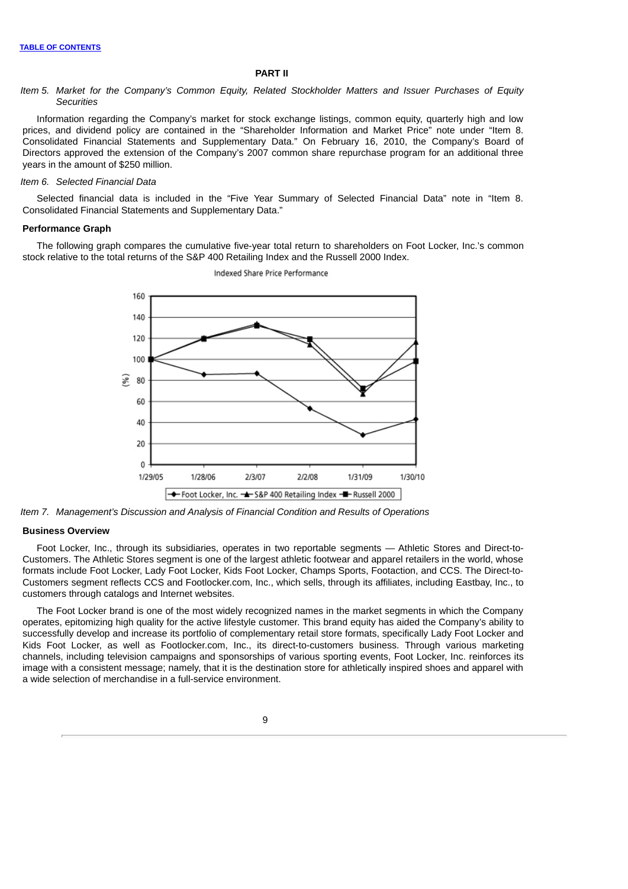TABLE OF CONTENTS

## PART II

*Item 5. Market for the Company's Common Equity, Related Stockholder Matters and Issuer Purchases of Equity Securities*

Information regarding the Company's market for stock exchange listings, common equity, quarterly high and low prices, and dividend policy are contained in the "Shareholder Information and Market Price" note under "Item 8. Consolidated Financial Statements and Supplementary Data." On February 16, 2010, the Company's Board of Directors approved the extension of the Company's 2007 common share repurchase program for an additional three years in the amount of $250 million.

*Item 6. Selected Financial Data*

Selected financial data is included in the "Five Year Summary of Selected Financial Data" note in "Item 8. Consolidated Financial Statements and Supplementary Data."

**Performance Graph**

The following graph compares the cumulative five-year total return to shareholders on Foot Locker, Inc.'s common stock relative to the total returns of the S&P 400 Retailing Index and the Russell 2000 Index.

Indexed Share Price Performance

(%)

160
140
120
100
80
60
40
20
0

1/29/05 1/28/06 2/3/07 2/2/08 1/31/09 1/30/10

Foot Locker, Inc. S&P 400 Retailing Index Russell 2000

*Item 7. Management's Discussion and Analysis of Financial Condition and Results of Operations*

**Business Overview**

Foot Locker, Inc., through its subsidiaries, operates in two reportable segments — Athletic Stores and Direct-to-Customers. The Athletic Stores segment is one of the largest athletic footwear and apparel retailers in the world, whose formats include Foot Locker, Lady Foot Locker, Kids Foot Locker, Champs Sports, Footaction, and CCS. The Direct-to-Customers segment reflects CCS and Footlocker.com, Inc., which sells, through its affiliates, including Eastbay, Inc., to customers through catalogs and Internet websites.

The Foot Locker brand is one of the most widely recognized names in the market segments in which the Company operates, epitomizing high quality for the active lifestyle customer. This brand equity has aided the Company's ability to successfully develop and increase its portfolio of complementary retail store formats, specifically Lady Foot Locker and Kids Foot Locker, as well as Footlocker.com, Inc., its direct-to-customers business. Through various marketing channels, including television campaigns and sponsorships of various sporting events, Foot Locker, Inc. reinforces its image with a consistent message; namely, that it is the destination store for athletically inspired shoes and apparel with a wide selection of merchandise in a full-service environment.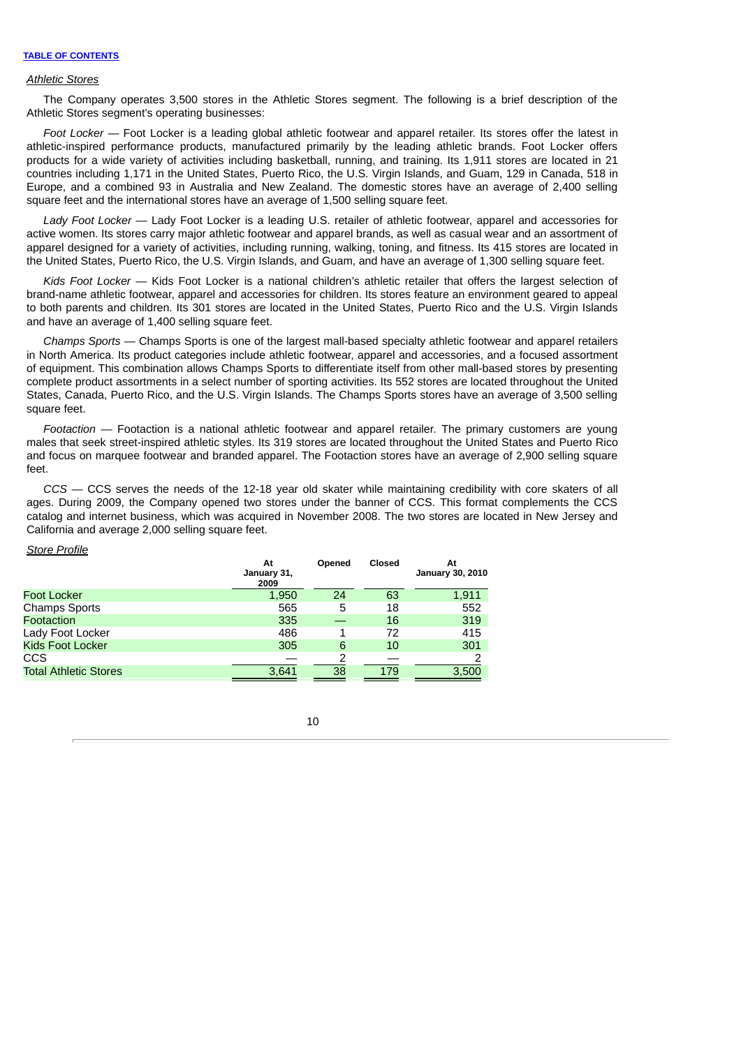*Athletic Stores*

The Company operates 3,500 stores in the Athletic Stores segment. The following is a brief description of the Athletic Stores segment's operating businesses:

*Foot Locker* — Foot Locker is a leading global athletic footwear and apparel retailer. Its stores offer the latest in athletic-inspired performance products, manufactured primarily by the leading athletic brands. Foot Locker offers products for a wide variety of activities including basketball, running, and training. Its 1,911 stores are located in 21 countries including 1,171 in the United States, Puerto Rico, the U.S. Virgin Islands, and Guam, 129 in Canada, 518 in Europe, and a combined 93 in Australia and New Zealand. The domestic stores have an average of 2,400 selling square feet and the international stores have an average of 1,500 selling square feet.

*Lady Foot Locker* — Lady Foot Locker is a leading U.S. retailer of athletic footwear, apparel and accessories for active women. Its stores carry major athletic footwear and apparel brands, as well as casual wear and an assortment of apparel designed for a variety of activities, including running, walking, toning, and fitness. Its 415 stores are located in the United States, Puerto Rico, the U.S. Virgin Islands, and Guam, and have an average of 1,300 selling square feet.

*Kids Foot Locker* — Kids Foot Locker is a national children's athletic retailer that offers the largest selection of brand-name athletic footwear, apparel and accessories for children. Its stores feature an environment geared to appeal to both parents and children. Its 301 stores are located in the United States, Puerto Rico and the U.S. Virgin Islands and have an average of 1,400 selling square feet.

*Champs Sports* — Champs Sports is one of the largest mall-based specialty athletic footwear and apparel retailers in North America. Its product categories include athletic footwear, apparel and accessories, and a focused assortment of equipment. This combination allows Champs Sports to differentiate itself from other mall-based stores by presenting complete product assortments in a select number of sporting activities. Its 552 stores are located throughout the United States, Canada, Puerto Rico, and the U.S. Virgin Islands. The Champs Sports stores have an average of 3,500 selling square feet.

*Footaction* — Footaction is a national athletic footwear and apparel retailer. The primary customers are young males that seek street-inspired athletic styles. Its 319 stores are located throughout the United States and Puerto Rico and focus on marquee footwear and branded apparel. The Footaction stores have an average of 2,900 selling square feet.

*CCS* — CCS serves the needs of the 12-18 year old skater while maintaining credibility with core skaters of all ages. During 2009, the Company opened two stores under the banner of CCS. This format complements the CCS catalog and internet business, which was acquired in November 2008. The two stores are located in New Jersey and California and average 2,000 selling square feet.

*Store Profile*

| | At January 31, 2009 | Opened | Closed | At January 30, 2010 |
|---|---|---|---|---|
| Foot Locker | 1,950 | 24 | 63 | 1,911 |
| Champs Sports | 565 | 5 | 18 | 552 |
| Footaction | 335 | — | 16 | 319 |
| Lady Foot Locker | 486 | 1 | 72 | 415 |
| Kids Foot Locker | 305 | 6 | 10 | 301 |
| CCS | — | 2 | — | 2 |
| Total Athletic Stores | 3,641 | 38 | 179 | 3,500 |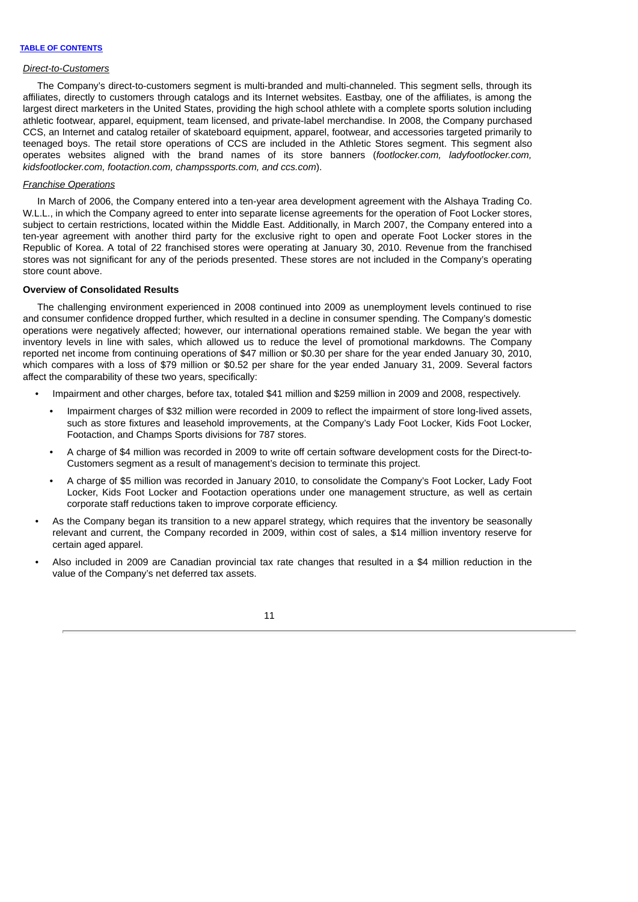*Direct-to-Customers*

The Company's direct-to-customers segment is multi-branded and multi-channeled. This segment sells, through its affiliates, directly to customers through catalogs and its Internet websites. Eastbay, one of the affiliates, is among the largest direct marketers in the United States, providing the high school athlete with a complete sports solution including athletic footwear, apparel, equipment, team licensed, and private-label merchandise. In 2008, the Company purchased CCS, an Internet and catalog retailer of skateboard equipment, apparel, footwear, and accessories targeted primarily to teenaged boys. The retail store operations of CCS are included in the Athletic Stores segment. This segment also operates websites aligned with the brand names of its store banners (*footlocker.com, ladyfootlocker.com, kidsfootlocker.com, footaction.com, champssports.com, and ccs.com*).

*Franchise Operations*

In March of 2006, the Company entered into a ten-year area development agreement with the Alshaya Trading Co. W.L.L., in which the Company agreed to enter into separate license agreements for the operation of Foot Locker stores, subject to certain restrictions, located within the Middle East. Additionally, in March 2007, the Company entered into a ten-year agreement with another third party for the exclusive right to open and operate Foot Locker stores in the Republic of Korea. A total of 22 franchised stores were operating at January 30, 2010. Revenue from the franchised stores was not significant for any of the periods presented. These stores are not included in the Company's operating store count above.

**Overview of Consolidated Results**

The challenging environment experienced in 2008 continued into 2009 as unemployment levels continued to rise and consumer confidence dropped further, which resulted in a decline in consumer spending. The Company's domestic operations were negatively affected; however, our international operations remained stable. We began the year with inventory levels in line with sales, which allowed us to reduce the level of promotional markdowns. The Company reported net income from continuing operations of $47 million or $0.30 per share for the year ended January 30, 2010, which compares with a loss of $79 million or $0.52 per share for the year ended January 31, 2009. Several factors affect the comparability of these two years, specifically:

- Impairment and other charges, before tax, totaled $41 million and $259 million in 2009 and 2008, respectively.
  - Impairment charges of $32 million were recorded in 2009 to reflect the impairment of store long-lived assets, such as store fixtures and leasehold improvements, at the Company's Lady Foot Locker, Kids Foot Locker, Footaction, and Champs Sports divisions for 787 stores.
  - A charge of $4 million was recorded in 2009 to write off certain software development costs for the Direct-to-Customers segment as a result of management's decision to terminate this project.
  - A charge of $5 million was recorded in January 2010, to consolidate the Company's Foot Locker, Lady Foot Locker, Kids Foot Locker and Footaction operations under one management structure, as well as certain corporate staff reductions taken to improve corporate efficiency.
- As the Company began its transition to a new apparel strategy, which requires that the inventory be seasonally relevant and current, the Company recorded in 2009, within cost of sales, a $14 million inventory reserve for certain aged apparel.
- Also included in 2009 are Canadian provincial tax rate changes that resulted in a $4 million reduction in the value of the Company's net deferred tax assets.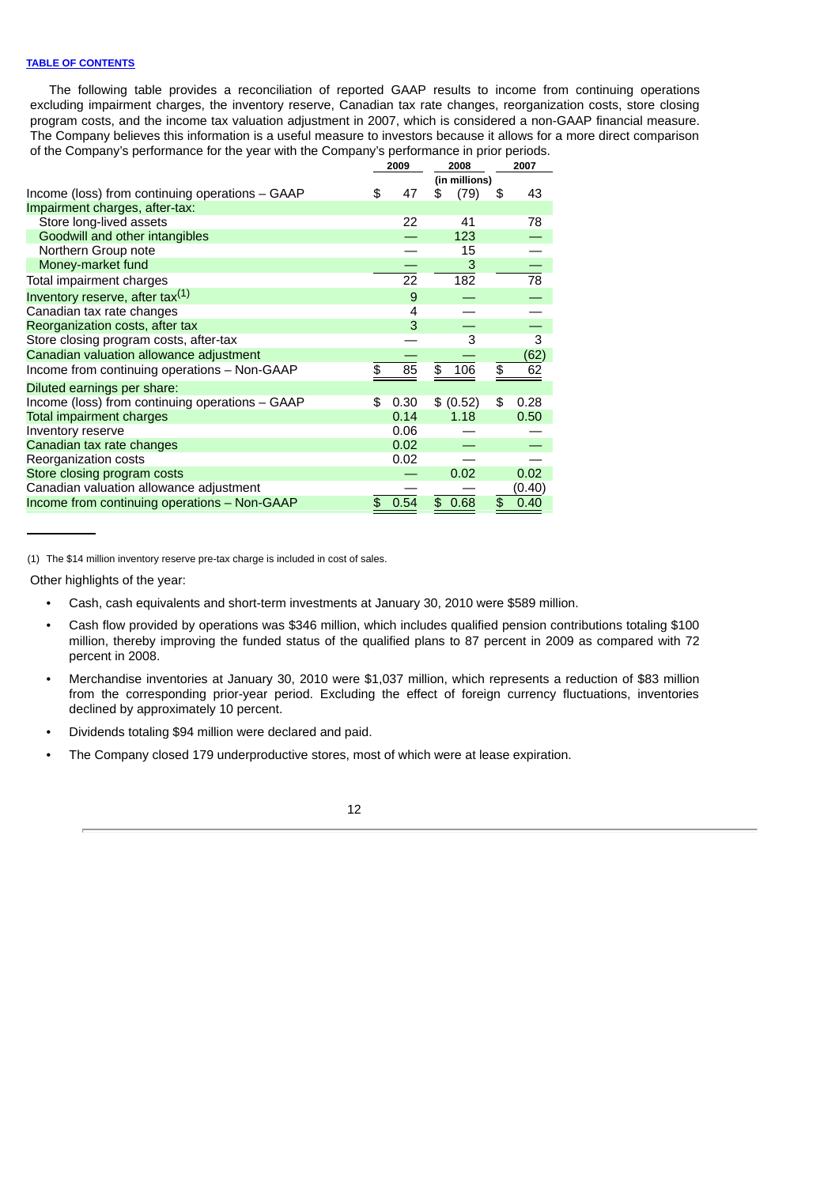TABLE OF CONTENTS

The following table provides a reconciliation of reported GAAP results to income from continuing operations excluding impairment charges, the inventory reserve, Canadian tax rate changes, reorganization costs, store closing program costs, and the income tax valuation adjustment in 2007, which is considered a non-GAAP financial measure. The Company believes this information is a useful measure to investors because it allows for a more direct comparison of the Company's performance for the year with the Company's performance in prior periods.

| | 2009 | 2008 | 2007 |
|---|---|---|---|
| | | (in millions) | |
| Income (loss) from continuing operations – GAAP | $ 47 | $ (79) | $ 43 |
| Impairment charges, after-tax: | | | |
| Store long-lived assets | 22 | 41 | 78 |
| Goodwill and other intangibles | — | 123 | — |
| Northern Group note | — | 15 | — |
| Money-market fund | — | 3 | — |
| Total impairment charges | 22 | 182 | 78 |
| Inventory reserve, after tax[1] | 9 | — | — |
| Canadian tax rate changes | 4 | — | — |
| Reorganization costs, after tax | 3 | — | — |
| Store closing program costs, after-tax | — | 3 | 3 |
| Canadian valuation allowance adjustment | — | — | (62) |
| Income from continuing operations – Non-GAAP | $ 85 | $ 106 | $ 62 |
| Diluted earnings per share: | | | |
| Income (loss) from continuing operations – GAAP | $ 0.30 | $ (0.52) | $ 0.28 |
| Total impairment charges | 0.14 | 1.18 | 0.50 |
| Inventory reserve | 0.06 | — | — |
| Canadian tax rate changes | 0.02 | — | — |
| Reorganization costs | 0.02 | — | — |
| Store closing program costs | — | 0.02 | 0.02 |
| Canadian valuation allowance adjustment | — | — | (0.40) |
| Income from continuing operations – Non-GAAP | $ 0.54 | $ 0.68 | $ 0.40 |

(1) The $14 million inventory reserve pre-tax charge is included in cost of sales.

Other highlights of the year:

- Cash, cash equivalents and short-term investments at January 30, 2010 were $589 million.
- Cash flow provided by operations was $346 million, which includes qualified pension contributions totaling $100 million, thereby improving the funded status of the qualified plans to 87 percent in 2009 as compared with 72 percent in 2008.
- Merchandise inventories at January 30, 2010 were $1,037 million, which represents a reduction of $83 million from the corresponding prior-year period. Excluding the effect of foreign currency fluctuations, inventories declined by approximately 10 percent.
- Dividends totaling $94 million were declared and paid.
- The Company closed 179 underproductive stores, most of which were at lease expiration.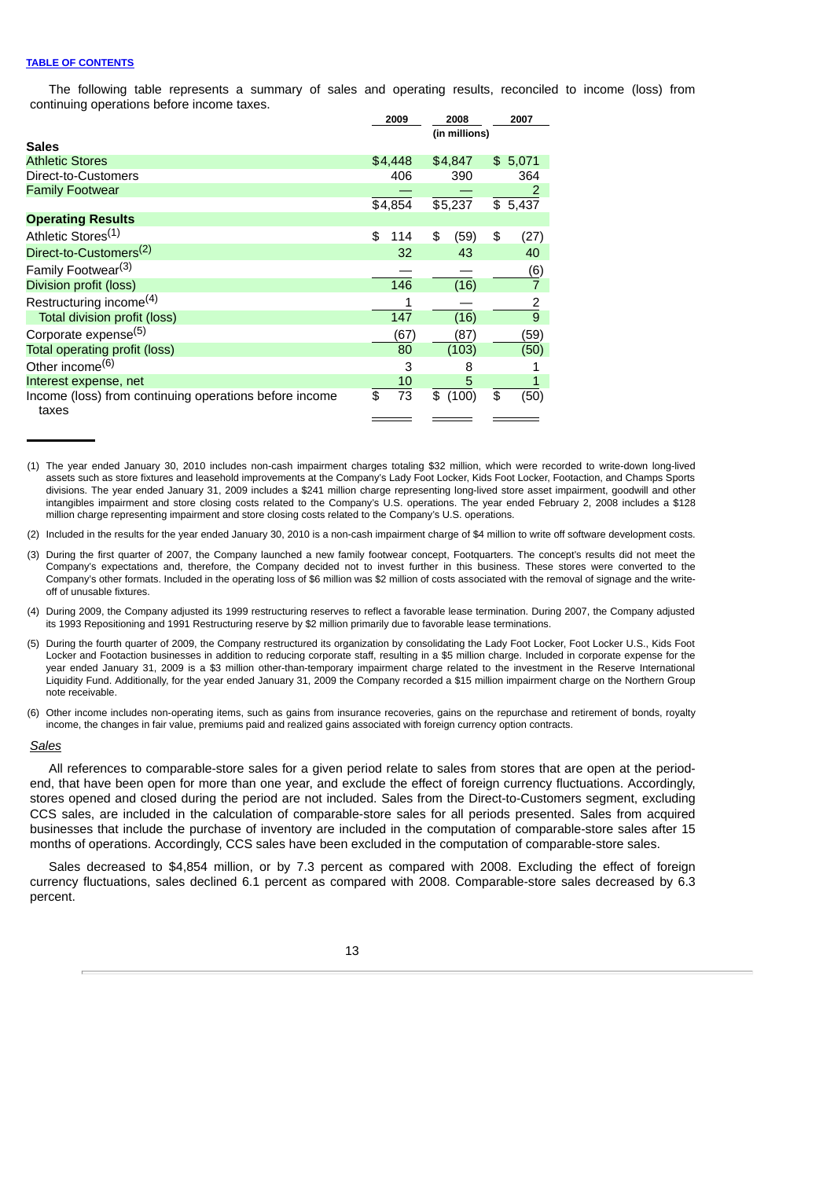TABLE OF CONTENTS

The following table represents a summary of sales and operating results, reconciled to income (loss) from continuing operations before income taxes.

| | 2009 | 2008 | 2007 |
|---|---|---|---|
| | | (in millions) | |
| **Sales** | | | |
| Athletic Stores | $4,448 | $4,847 | $ 5,071 |
| Direct-to-Customers | 406 | 390 | 364 |
| Family Footwear | — | — | 2 |
| | $4,854 | $5,237 | $ 5,437 |
| **Operating Results** | | | |
| Athletic Stores[1] | $ 114 | $ (59) | $ (27) |
| Direct-to-Customers[2] | 32 | 43 | 40 |
| Family Footwear[3] | — | — | (6) |
| Division profit (loss) | 146 | (16) | 7 |
| Restructuring income[4] | 1 | — | 2 |
| Total division profit (loss) | 147 | (16) | 9 |
| Corporate expense[5] | (67) | (87) | (59) |
| Total operating profit (loss) | 80 | (103) | (50) |
| Other income[6] | 3 | 8 | 1 |
| Interest expense, net | 10 | 5 | 1 |
| Income (loss) from continuing operations before income taxes | $ 73 | $ (100) | $ (50) |

(1) The year ended January 30, 2010 includes non-cash impairment charges totaling $32 million, which were recorded to write-down long-lived assets such as store fixtures and leasehold improvements at the Company's Lady Foot Locker, Kids Foot Locker, Footaction, and Champs Sports divisions. The year ended January 31, 2009 includes a $241 million charge representing long-lived store asset impairment, goodwill and other intangibles impairment and store closing costs related to the Company's U.S. operations. The year ended February 2, 2008 includes a $128 million charge representing impairment and store closing costs related to the Company's U.S. operations.

(2) Included in the results for the year ended January 30, 2010 is a non-cash impairment charge of $4 million to write off software development costs.

(3) During the first quarter of 2007, the Company launched a new family footwear concept, Footquarters. The concept's results did not meet the Company's expectations and, therefore, the Company decided not to invest further in this business. These stores were converted to the Company's other formats. Included in the operating loss of $6 million was $2 million of costs associated with the removal of signage and the write-off of unusable fixtures.

(4) During 2009, the Company adjusted its 1999 restructuring reserves to reflect a favorable lease termination. During 2007, the Company adjusted its 1993 Repositioning and 1991 Restructuring reserve by $2 million primarily due to favorable lease terminations.

(5) During the fourth quarter of 2009, the Company restructured its organization by consolidating the Lady Foot Locker, Foot Locker U.S., Kids Foot Locker and Footaction businesses in addition to reducing corporate staff, resulting in a $5 million charge. Included in corporate expense for the year ended January 31, 2009 is a $3 million other-than-temporary impairment charge related to the investment in the Reserve International Liquidity Fund. Additionally, for the year ended January 31, 2009 the Company recorded a $15 million impairment charge on the Northern Group note receivable.

(6) Other income includes non-operating items, such as gains from insurance recoveries, gains on the repurchase and retirement of bonds, royalty income, the changes in fair value, premiums paid and realized gains associated with foreign currency option contracts.

*Sales*

All references to comparable-store sales for a given period relate to sales from stores that are open at the period-end, that have been open for more than one year, and exclude the effect of foreign currency fluctuations. Accordingly, stores opened and closed during the period are not included. Sales from the Direct-to-Customers segment, excluding CCS sales, are included in the calculation of comparable-store sales for all periods presented. Sales from acquired businesses that include the purchase of inventory are included in the computation of comparable-store sales after 15 months of operations. Accordingly, CCS sales have been excluded in the computation of comparable-store sales.

Sales decreased to $4,854 million, or by 7.3 percent as compared with 2008. Excluding the effect of foreign currency fluctuations, sales declined 6.1 percent as compared with 2008. Comparable-store sales decreased by 6.3 percent.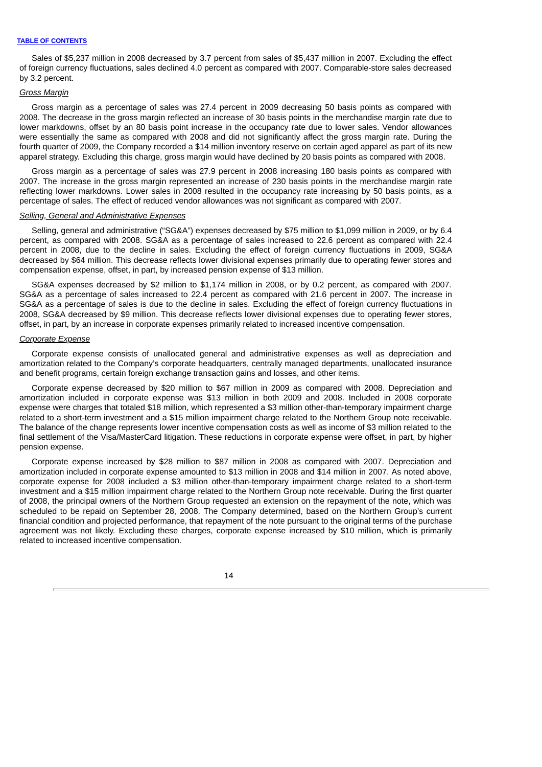Sales of $5,237 million in 2008 decreased by 3.7 percent from sales of $5,437 million in 2007. Excluding the effect of foreign currency fluctuations, sales declined 4.0 percent as compared with 2007. Comparable-store sales decreased by 3.2 percent.

*Gross Margin*

Gross margin as a percentage of sales was 27.4 percent in 2009 decreasing 50 basis points as compared with 2008. The decrease in the gross margin reflected an increase of 30 basis points in the merchandise margin rate due to lower markdowns, offset by an 80 basis point increase in the occupancy rate due to lower sales. Vendor allowances were essentially the same as compared with 2008 and did not significantly affect the gross margin rate. During the fourth quarter of 2009, the Company recorded a $14 million inventory reserve on certain aged apparel as part of its new apparel strategy. Excluding this charge, gross margin would have declined by 20 basis points as compared with 2008.

Gross margin as a percentage of sales was 27.9 percent in 2008 increasing 180 basis points as compared with 2007. The increase in the gross margin represented an increase of 230 basis points in the merchandise margin rate reflecting lower markdowns. Lower sales in 2008 resulted in the occupancy rate increasing by 50 basis points, as a percentage of sales. The effect of reduced vendor allowances was not significant as compared with 2007.

*Selling, General and Administrative Expenses*

Selling, general and administrative ("SG&A") expenses decreased by $75 million to $1,099 million in 2009, or by 6.4 percent, as compared with 2008. SG&A as a percentage of sales increased to 22.6 percent as compared with 22.4 percent in 2008, due to the decline in sales. Excluding the effect of foreign currency fluctuations in 2009, SG&A decreased by $64 million. This decrease reflects lower divisional expenses primarily due to operating fewer stores and compensation expense, offset, in part, by increased pension expense of $13 million.

SG&A expenses decreased by $2 million to $1,174 million in 2008, or by 0.2 percent, as compared with 2007. SG&A as a percentage of sales increased to 22.4 percent as compared with 21.6 percent in 2007. The increase in SG&A as a percentage of sales is due to the decline in sales. Excluding the effect of foreign currency fluctuations in 2008, SG&A decreased by $9 million. This decrease reflects lower divisional expenses due to operating fewer stores, offset, in part, by an increase in corporate expenses primarily related to increased incentive compensation.

*Corporate Expense*

Corporate expense consists of unallocated general and administrative expenses as well as depreciation and amortization related to the Company's corporate headquarters, centrally managed departments, unallocated insurance and benefit programs, certain foreign exchange transaction gains and losses, and other items.

Corporate expense decreased by $20 million to $67 million in 2009 as compared with 2008. Depreciation and amortization included in corporate expense was $13 million in both 2009 and 2008. Included in 2008 corporate expense were charges that totaled $18 million, which represented a $3 million other-than-temporary impairment charge related to a short-term investment and a $15 million impairment charge related to the Northern Group note receivable. The balance of the change represents lower incentive compensation costs as well as income of $3 million related to the final settlement of the Visa/MasterCard litigation. These reductions in corporate expense were offset, in part, by higher pension expense.

Corporate expense increased by $28 million to $87 million in 2008 as compared with 2007. Depreciation and amortization included in corporate expense amounted to $13 million in 2008 and $14 million in 2007. As noted above, corporate expense for 2008 included a $3 million other-than-temporary impairment charge related to a short-term investment and a $15 million impairment charge related to the Northern Group note receivable. During the first quarter of 2008, the principal owners of the Northern Group requested an extension on the repayment of the note, which was scheduled to be repaid on September 28, 2008. The Company determined, based on the Northern Group's current financial condition and projected performance, that repayment of the note pursuant to the original terms of the purchase agreement was not likely. Excluding these charges, corporate expense increased by $10 million, which is primarily related to increased incentive compensation.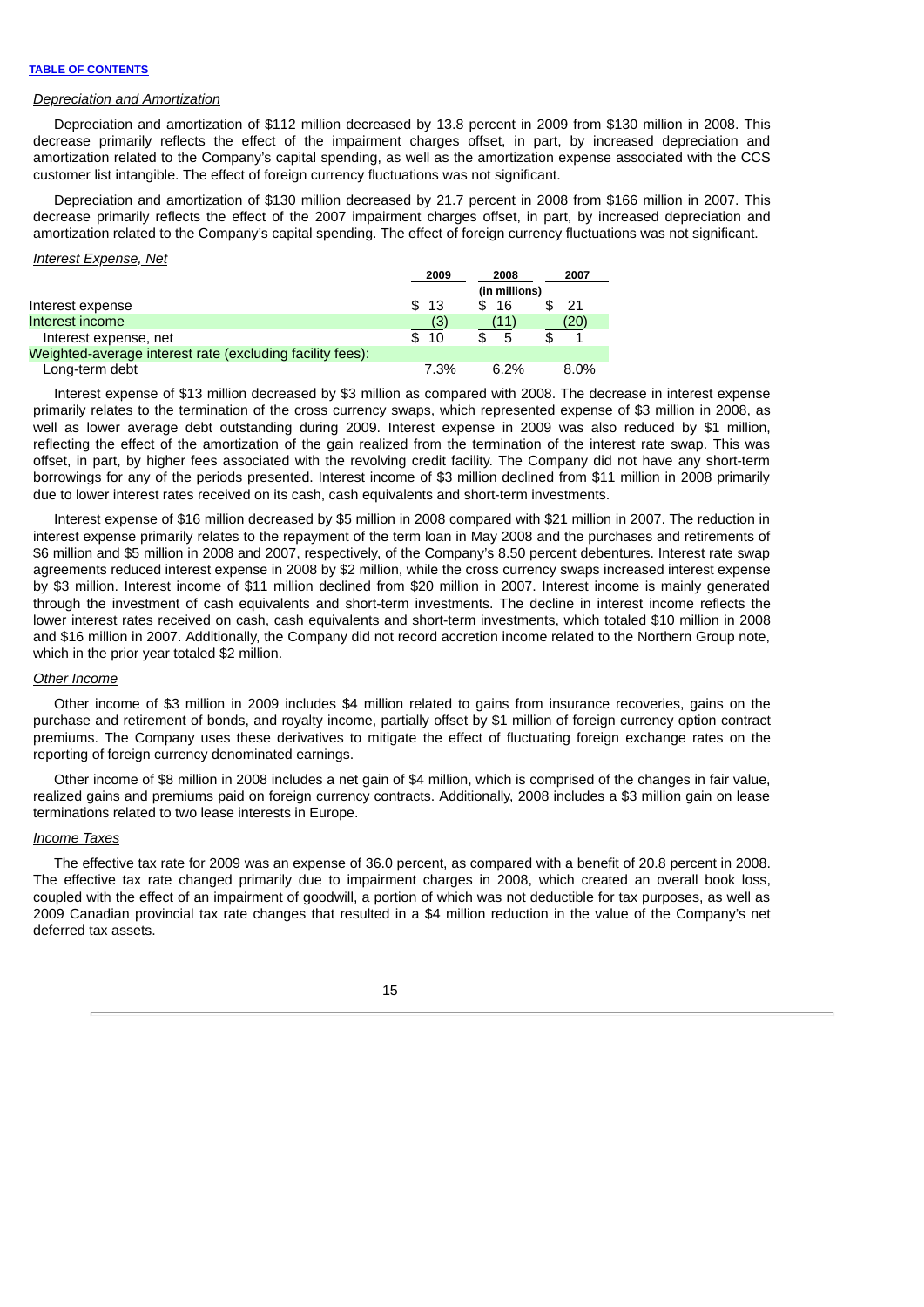*Depreciation and Amortization*

Depreciation and amortization of $112 million decreased by 13.8 percent in 2009 from $130 million in 2008. This decrease primarily reflects the effect of the impairment charges offset, in part, by increased depreciation and amortization related to the Company's capital spending, as well as the amortization expense associated with the CCS customer list intangible. The effect of foreign currency fluctuations was not significant.

Depreciation and amortization of $130 million decreased by 21.7 percent in 2008 from $166 million in 2007. This decrease primarily reflects the effect of the 2007 impairment charges offset, in part, by increased depreciation and amortization related to the Company's capital spending. The effect of foreign currency fluctuations was not significant.

*Interest Expense, Net*

| | 2009 | 2008 | 2007 |
|---|---|---|---|
| | | (in millions) | |
| Interest expense | $ 13 | $ 16 | $ 21 |
| Interest income | (3) | (11) | (20) |
| Interest expense, net | $ 10 | $ 5 | $ 1 |
| Weighted-average interest rate (excluding facility fees): | | | |
| Long-term debt | 7.3% | 6.2% | 8.0% |

Interest expense of $13 million decreased by $3 million as compared with 2008. The decrease in interest expense primarily relates to the termination of the cross currency swaps, which represented expense of $3 million in 2008, as well as lower average debt outstanding during 2009. Interest expense in 2009 was also reduced by $1 million, reflecting the effect of the amortization of the gain realized from the termination of the interest rate swap. This was offset, in part, by higher fees associated with the revolving credit facility. The Company did not have any short-term borrowings for any of the periods presented. Interest income of $3 million declined from $11 million in 2008 primarily due to lower interest rates received on its cash, cash equivalents and short-term investments.

Interest expense of $16 million decreased by $5 million in 2008 compared with $21 million in 2007. The reduction in interest expense primarily relates to the repayment of the term loan in May 2008 and the purchases and retirements of $6 million and $5 million in 2008 and 2007, respectively, of the Company's 8.50 percent debentures. Interest rate swap agreements reduced interest expense in 2008 by $2 million, while the cross currency swaps increased interest expense by $3 million. Interest income of $11 million declined from $20 million in 2007. Interest income is mainly generated through the investment of cash equivalents and short-term investments. The decline in interest income reflects the lower interest rates received on cash, cash equivalents and short-term investments, which totaled $10 million in 2008 and $16 million in 2007. Additionally, the Company did not record accretion income related to the Northern Group note, which in the prior year totaled $2 million.

*Other Income*

Other income of $3 million in 2009 includes $4 million related to gains from insurance recoveries, gains on the purchase and retirement of bonds, and royalty income, partially offset by $1 million of foreign currency option contract premiums. The Company uses these derivatives to mitigate the effect of fluctuating foreign exchange rates on the reporting of foreign currency denominated earnings.

Other income of $8 million in 2008 includes a net gain of $4 million, which is comprised of the changes in fair value, realized gains and premiums paid on foreign currency contracts. Additionally, 2008 includes a $3 million gain on lease terminations related to two lease interests in Europe.

*Income Taxes*

The effective tax rate for 2009 was an expense of 36.0 percent, as compared with a benefit of 20.8 percent in 2008. The effective tax rate changed primarily due to impairment charges in 2008, which created an overall book loss, coupled with the effect of an impairment of goodwill, a portion of which was not deductible for tax purposes, as well as 2009 Canadian provincial tax rate changes that resulted in a $4 million reduction in the value of the Company's net deferred tax assets.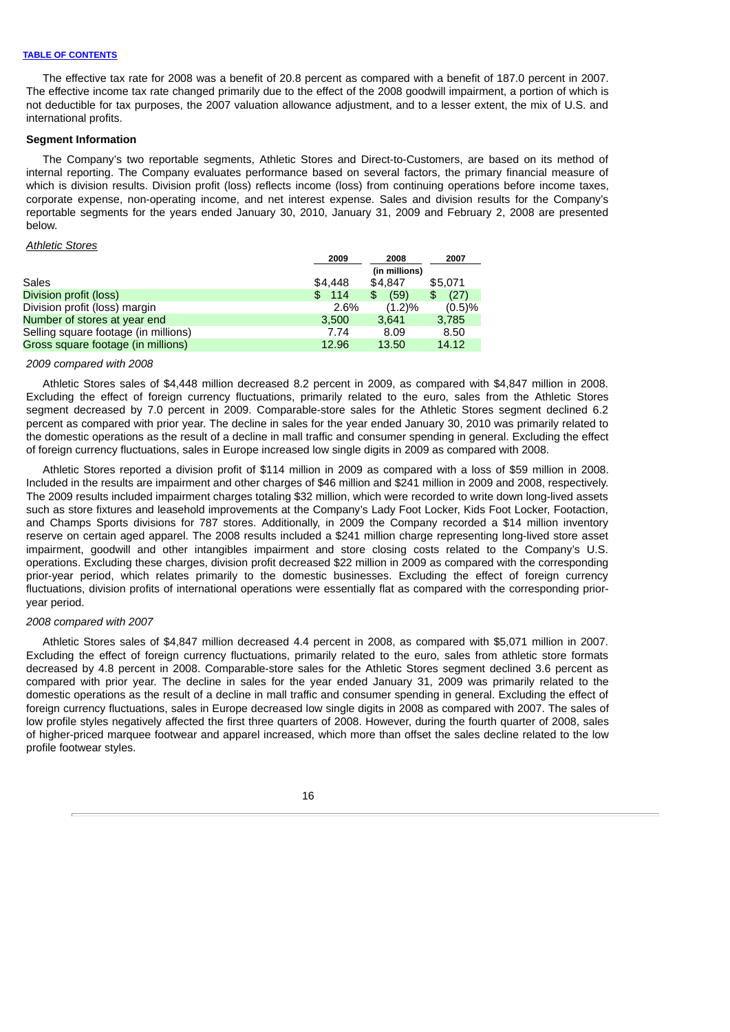The effective tax rate for 2008 was a benefit of 20.8 percent as compared with a benefit of 187.0 percent in 2007. The effective income tax rate changed primarily due to the effect of the 2008 goodwill impairment, a portion of which is not deductible for tax purposes, the 2007 valuation allowance adjustment, and to a lesser extent, the mix of U.S. and international profits.

**Segment Information**

The Company's two reportable segments, Athletic Stores and Direct-to-Customers, are based on its method of internal reporting. The Company evaluates performance based on several factors, the primary financial measure of which is division results. Division profit (loss) reflects income (loss) from continuing operations before income taxes, corporate expense, non-operating income, and net interest expense. Sales and division results for the Company's reportable segments for the years ended January 30, 2010, January 31, 2009 and February 2, 2008 are presented below.

*Athletic Stores*

| | 2009 | 2008 | 2007 |
|---|---|---|---|
| | | (in millions) | |
| Sales | $4,448 | $4,847 | $5,071 |
| Division profit (loss) | $ 114 | $ (59) | $ (27) |
| Division profit (loss) margin | 2.6% | (1.2)% | (0.5)% |
| Number of stores at year end | 3,500 | 3,641 | 3,785 |
| Selling square footage (in millions) | 7.74 | 8.09 | 8.50 |
| Gross square footage (in millions) | 12.96 | 13.50 | 14.12 |

*2009 compared with 2008*

Athletic Stores sales of $4,448 million decreased 8.2 percent in 2009, as compared with $4,847 million in 2008. Excluding the effect of foreign currency fluctuations, primarily related to the euro, sales from the Athletic Stores segment decreased by 7.0 percent in 2009. Comparable-store sales for the Athletic Stores segment declined 6.2 percent as compared with prior year. The decline in sales for the year ended January 30, 2010 was primarily related to the domestic operations as the result of a decline in mall traffic and consumer spending in general. Excluding the effect of foreign currency fluctuations, sales in Europe increased low single digits in 2009 as compared with 2008.

Athletic Stores reported a division profit of $114 million in 2009 as compared with a loss of $59 million in 2008. Included in the results are impairment and other charges of $46 million and $241 million in 2009 and 2008, respectively. The 2009 results included impairment charges totaling $32 million, which were recorded to write down long-lived assets such as store fixtures and leasehold improvements at the Company's Lady Foot Locker, Kids Foot Locker, Footaction, and Champs Sports divisions for 787 stores. Additionally, in 2009 the Company recorded a $14 million inventory reserve on certain aged apparel. The 2008 results included a $241 million charge representing long-lived store asset impairment, goodwill and other intangibles impairment and store closing costs related to the Company's U.S. operations. Excluding these charges, division profit decreased $22 million in 2009 as compared with the corresponding prior-year period, which relates primarily to the domestic businesses. Excluding the effect of foreign currency fluctuations, division profits of international operations were essentially flat as compared with the corresponding prior-year period.

*2008 compared with 2007*

Athletic Stores sales of $4,847 million decreased 4.4 percent in 2008, as compared with $5,071 million in 2007. Excluding the effect of foreign currency fluctuations, primarily related to the euro, sales from athletic store formats decreased by 4.8 percent in 2008. Comparable-store sales for the Athletic Stores segment declined 3.6 percent as compared with prior year. The decline in sales for the year ended January 31, 2009 was primarily related to the domestic operations as the result of a decline in mall traffic and consumer spending in general. Excluding the effect of foreign currency fluctuations, sales in Europe decreased low single digits in 2008 as compared with 2007. The sales of low profile styles negatively affected the first three quarters of 2008. However, during the fourth quarter of 2008, sales of higher-priced marquee footwear and apparel increased, which more than offset the sales decline related to the low profile footwear styles.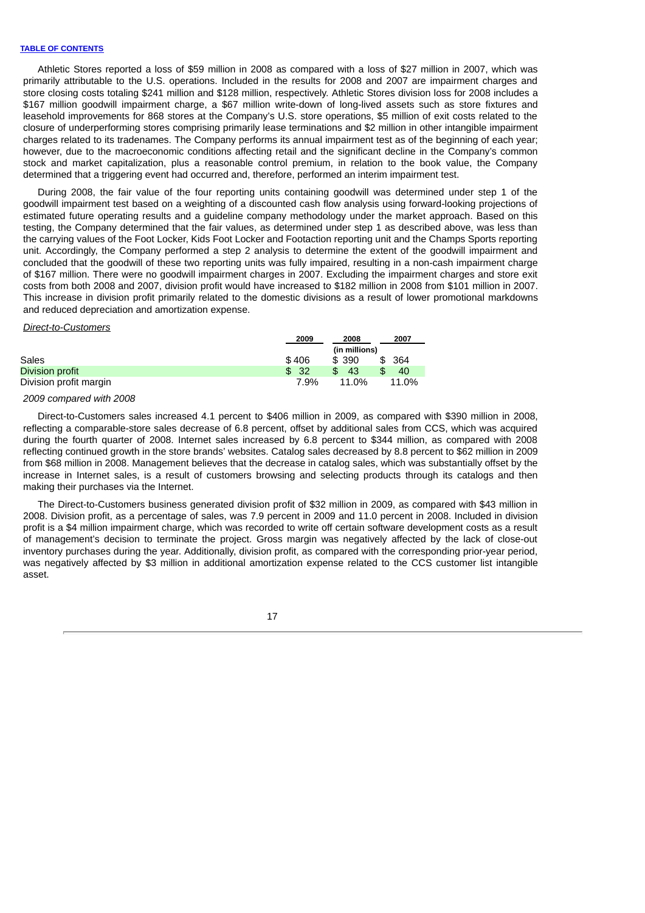Athletic Stores reported a loss of $59 million in 2008 as compared with a loss of $27 million in 2007, which was primarily attributable to the U.S. operations. Included in the results for 2008 and 2007 are impairment charges and store closing costs totaling $241 million and $128 million, respectively. Athletic Stores division loss for 2008 includes a $167 million goodwill impairment charge, a $67 million write-down of long-lived assets such as store fixtures and leasehold improvements for 868 stores at the Company's U.S. store operations, $5 million of exit costs related to the closure of underperforming stores comprising primarily lease terminations and $2 million in other intangible impairment charges related to its tradenames. The Company performs its annual impairment test as of the beginning of each year; however, due to the macroeconomic conditions affecting retail and the significant decline in the Company's common stock and market capitalization, plus a reasonable control premium, in relation to the book value, the Company determined that a triggering event had occurred and, therefore, performed an interim impairment test.

During 2008, the fair value of the four reporting units containing goodwill was determined under step 1 of the goodwill impairment test based on a weighting of a discounted cash flow analysis using forward-looking projections of estimated future operating results and a guideline company methodology under the market approach. Based on this testing, the Company determined that the fair values, as determined under step 1 as described above, was less than the carrying values of the Foot Locker, Kids Foot Locker and Footaction reporting unit and the Champs Sports reporting unit. Accordingly, the Company performed a step 2 analysis to determine the extent of the goodwill impairment and concluded that the goodwill of these two reporting units was fully impaired, resulting in a non-cash impairment charge of $167 million. There were no goodwill impairment charges in 2007. Excluding the impairment charges and store exit costs from both 2008 and 2007, division profit would have increased to $182 million in 2008 from $101 million in 2007. This increase in division profit primarily related to the domestic divisions as a result of lower promotional markdowns and reduced depreciation and amortization expense.

*Direct-to-Customers*

| | 2009 | 2008 | 2007 |
|---|---|---|---|
| | | (in millions) | |
| Sales | $ 406 | $ 390 | $ 364 |
| Division profit | $ 32 | $ 43 | $ 40 |
| Division profit margin | 7.9% | 11.0% | 11.0% |

*2009 compared with 2008*

Direct-to-Customers sales increased 4.1 percent to $406 million in 2009, as compared with $390 million in 2008, reflecting a comparable-store sales decrease of 6.8 percent, offset by additional sales from CCS, which was acquired during the fourth quarter of 2008. Internet sales increased by 6.8 percent to $344 million, as compared with 2008 reflecting continued growth in the store brands' websites. Catalog sales decreased by 8.8 percent to $62 million in 2009 from $68 million in 2008. Management believes that the decrease in catalog sales, which was substantially offset by the increase in Internet sales, is a result of customers browsing and selecting products through its catalogs and then making their purchases via the Internet.

The Direct-to-Customers business generated division profit of $32 million in 2009, as compared with $43 million in 2008. Division profit, as a percentage of sales, was 7.9 percent in 2009 and 11.0 percent in 2008. Included in division profit is a $4 million impairment charge, which was recorded to write off certain software development costs as a result of management's decision to terminate the project. Gross margin was negatively affected by the lack of close-out inventory purchases during the year. Additionally, division profit, as compared with the corresponding prior-year period, was negatively affected by $3 million in additional amortization expense related to the CCS customer list intangible asset.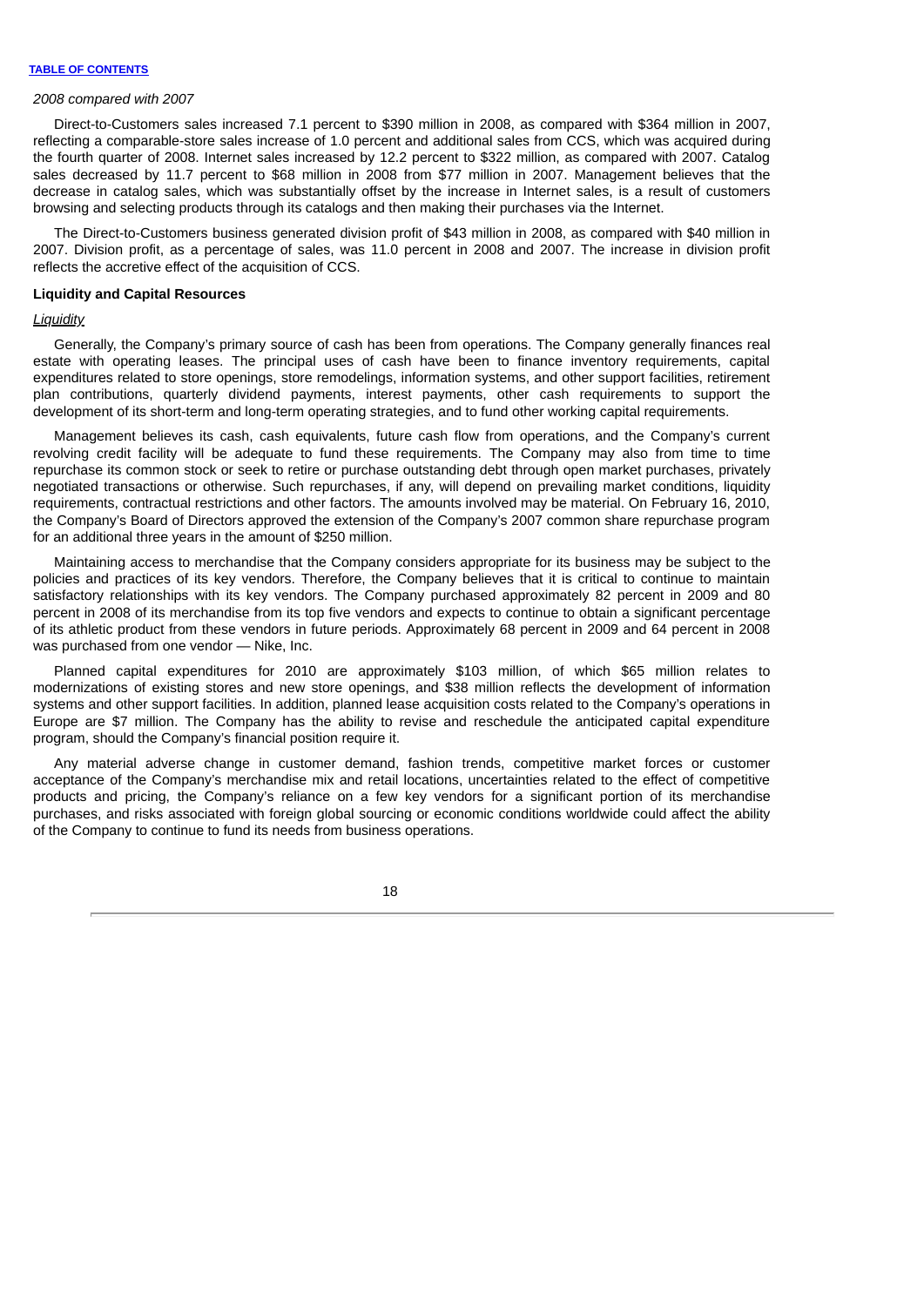*2008 compared with 2007*

Direct-to-Customers sales increased 7.1 percent to $390 million in 2008, as compared with $364 million in 2007, reflecting a comparable-store sales increase of 1.0 percent and additional sales from CCS, which was acquired during the fourth quarter of 2008. Internet sales increased by 12.2 percent to $322 million, as compared with 2007. Catalog sales decreased by 11.7 percent to $68 million in 2008 from $77 million in 2007. Management believes that the decrease in catalog sales, which was substantially offset by the increase in Internet sales, is a result of customers browsing and selecting products through its catalogs and then making their purchases via the Internet.

The Direct-to-Customers business generated division profit of $43 million in 2008, as compared with $40 million in 2007. Division profit, as a percentage of sales, was 11.0 percent in 2008 and 2007. The increase in division profit reflects the accretive effect of the acquisition of CCS.

**Liquidity and Capital Resources**

*Liquidity*

Generally, the Company's primary source of cash has been from operations. The Company generally finances real estate with operating leases. The principal uses of cash have been to finance inventory requirements, capital expenditures related to store openings, store remodelings, information systems, and other support facilities, retirement plan contributions, quarterly dividend payments, interest payments, other cash requirements to support the development of its short-term and long-term operating strategies, and to fund other working capital requirements.

Management believes its cash, cash equivalents, future cash flow from operations, and the Company's current revolving credit facility will be adequate to fund these requirements. The Company may also from time to time repurchase its common stock or seek to retire or purchase outstanding debt through open market purchases, privately negotiated transactions or otherwise. Such repurchases, if any, will depend on prevailing market conditions, liquidity requirements, contractual restrictions and other factors. The amounts involved may be material. On February 16, 2010, the Company's Board of Directors approved the extension of the Company's 2007 common share repurchase program for an additional three years in the amount of $250 million.

Maintaining access to merchandise that the Company considers appropriate for its business may be subject to the policies and practices of its key vendors. Therefore, the Company believes that it is critical to continue to maintain satisfactory relationships with its key vendors. The Company purchased approximately 82 percent in 2009 and 80 percent in 2008 of its merchandise from its top five vendors and expects to continue to obtain a significant percentage of its athletic product from these vendors in future periods. Approximately 68 percent in 2009 and 64 percent in 2008 was purchased from one vendor — Nike, Inc.

Planned capital expenditures for 2010 are approximately $103 million, of which $65 million relates to modernizations of existing stores and new store openings, and $38 million reflects the development of information systems and other support facilities. In addition, planned lease acquisition costs related to the Company's operations in Europe are $7 million. The Company has the ability to revise and reschedule the anticipated capital expenditure program, should the Company's financial position require it.

Any material adverse change in customer demand, fashion trends, competitive market forces or customer acceptance of the Company's merchandise mix and retail locations, uncertainties related to the effect of competitive products and pricing, the Company's reliance on a few key vendors for a significant portion of its merchandise purchases, and risks associated with foreign global sourcing or economic conditions worldwide could affect the ability of the Company to continue to fund its needs from business operations.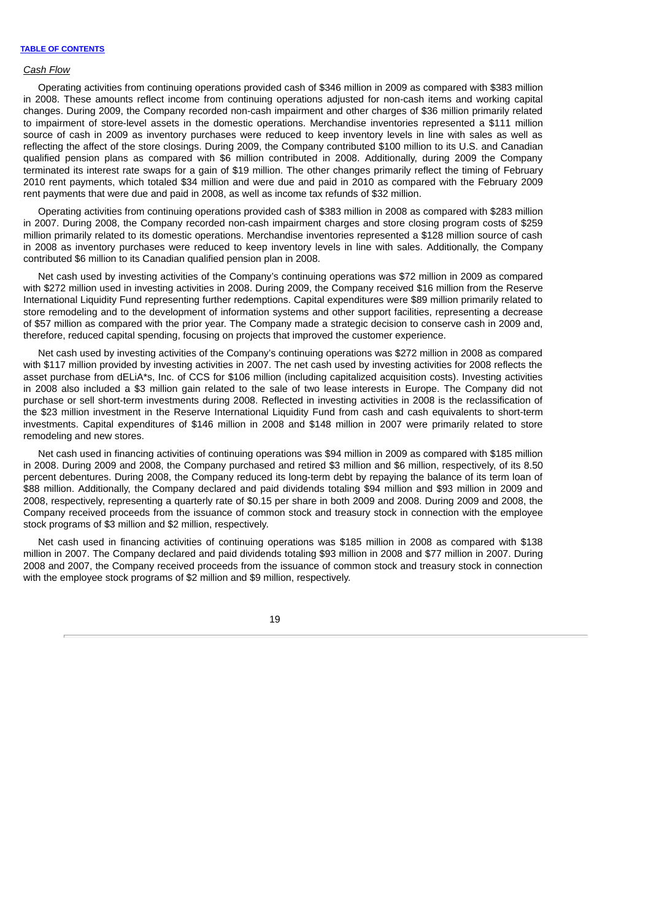*Cash Flow*

Operating activities from continuing operations provided cash of $346 million in 2009 as compared with $383 million in 2008. These amounts reflect income from continuing operations adjusted for non-cash items and working capital changes. During 2009, the Company recorded non-cash impairment and other charges of $36 million primarily related to impairment of store-level assets in the domestic operations. Merchandise inventories represented a $111 million source of cash in 2009 as inventory purchases were reduced to keep inventory levels in line with sales as well as reflecting the affect of the store closings. During 2009, the Company contributed $100 million to its U.S. and Canadian qualified pension plans as compared with $6 million contributed in 2008. Additionally, during 2009 the Company terminated its interest rate swaps for a gain of $19 million. The other changes primarily reflect the timing of February 2010 rent payments, which totaled $34 million and were due and paid in 2010 as compared with the February 2009 rent payments that were due and paid in 2008, as well as income tax refunds of $32 million.

Operating activities from continuing operations provided cash of $383 million in 2008 as compared with $283 million in 2007. During 2008, the Company recorded non-cash impairment charges and store closing program costs of $259 million primarily related to its domestic operations. Merchandise inventories represented a $128 million source of cash in 2008 as inventory purchases were reduced to keep inventory levels in line with sales. Additionally, the Company contributed $6 million to its Canadian qualified pension plan in 2008.

Net cash used by investing activities of the Company's continuing operations was $72 million in 2009 as compared with $272 million used in investing activities in 2008. During 2009, the Company received $16 million from the Reserve International Liquidity Fund representing further redemptions. Capital expenditures were $89 million primarily related to store remodeling and to the development of information systems and other support facilities, representing a decrease of $57 million as compared with the prior year. The Company made a strategic decision to conserve cash in 2009 and, therefore, reduced capital spending, focusing on projects that improved the customer experience.

Net cash used by investing activities of the Company's continuing operations was $272 million in 2008 as compared with $117 million provided by investing activities in 2007. The net cash used by investing activities for 2008 reflects the asset purchase from dELiA*s, Inc. of CCS for $106 million (including capitalized acquisition costs). Investing activities in 2008 also included a $3 million gain related to the sale of two lease interests in Europe. The Company did not purchase or sell short-term investments during 2008. Reflected in investing activities in 2008 is the reclassification of the $23 million investment in the Reserve International Liquidity Fund from cash and cash equivalents to short-term investments. Capital expenditures of $146 million in 2008 and $148 million in 2007 were primarily related to store remodeling and new stores.

Net cash used in financing activities of continuing operations was $94 million in 2009 as compared with $185 million in 2008. During 2009 and 2008, the Company purchased and retired $3 million and $6 million, respectively, of its 8.50 percent debentures. During 2008, the Company reduced its long-term debt by repaying the balance of its term loan of $88 million. Additionally, the Company declared and paid dividends totaling $94 million and $93 million in 2009 and 2008, respectively, representing a quarterly rate of $0.15 per share in both 2009 and 2008. During 2009 and 2008, the Company received proceeds from the issuance of common stock and treasury stock in connection with the employee stock programs of $3 million and $2 million, respectively.

Net cash used in financing activities of continuing operations was $185 million in 2008 as compared with $138 million in 2007. The Company declared and paid dividends totaling $93 million in 2008 and $77 million in 2007. During 2008 and 2007, the Company received proceeds from the issuance of common stock and treasury stock in connection with the employee stock programs of $2 million and $9 million, respectively.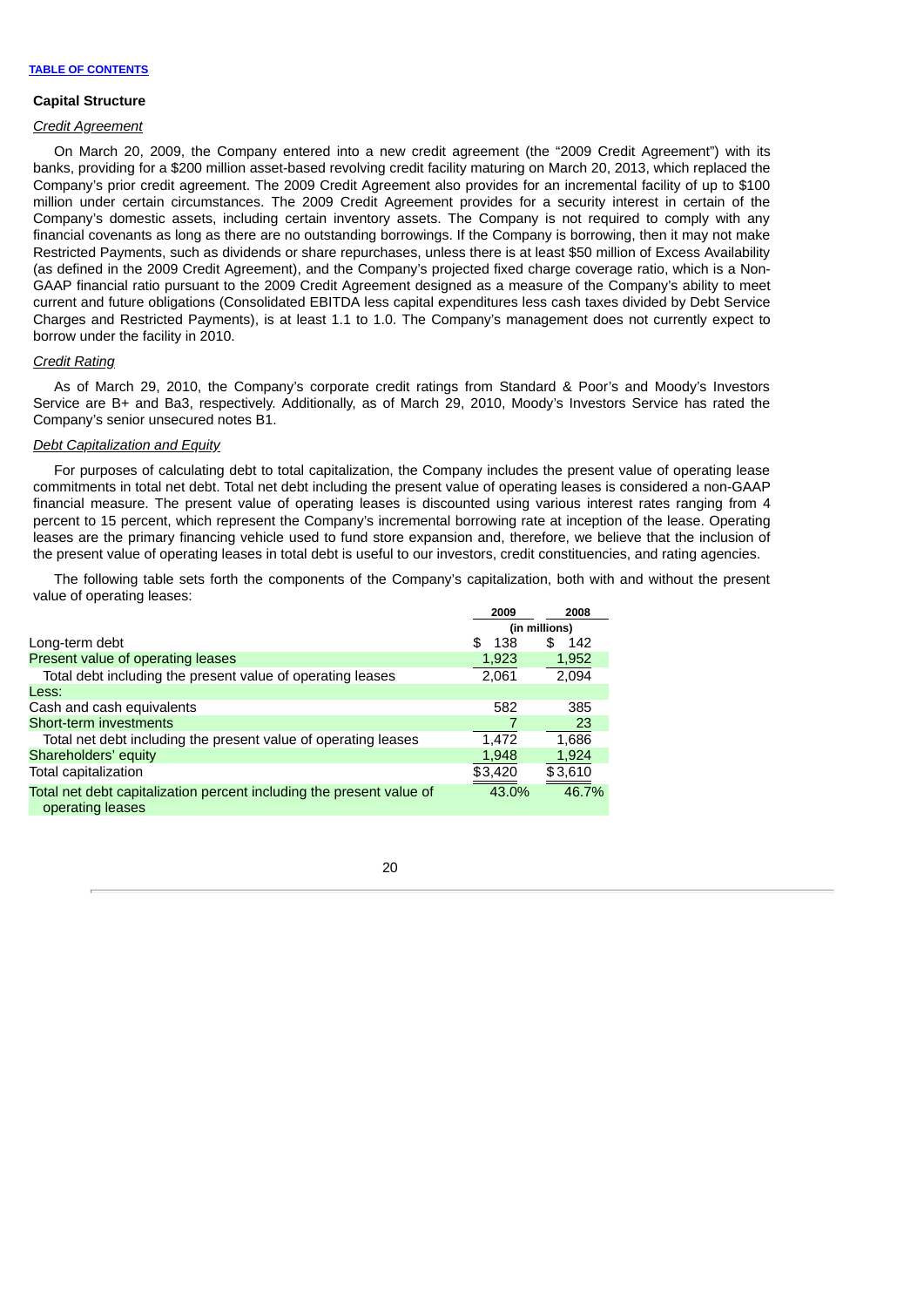## Capital Structure

### *Credit Agreement*

On March 20, 2009, the Company entered into a new credit agreement (the "2009 Credit Agreement") with its banks, providing for a $200 million asset-based revolving credit facility maturing on March 20, 2013, which replaced the Company's prior credit agreement. The 2009 Credit Agreement also provides for an incremental facility of up to $100 million under certain circumstances. The 2009 Credit Agreement provides for a security interest in certain of the Company's domestic assets, including certain inventory assets. The Company is not required to comply with any financial covenants as long as there are no outstanding borrowings. If the Company is borrowing, then it may not make Restricted Payments, such as dividends or share repurchases, unless there is at least $50 million of Excess Availability (as defined in the 2009 Credit Agreement), and the Company's projected fixed charge coverage ratio, which is a Non-GAAP financial ratio pursuant to the 2009 Credit Agreement designed as a measure of the Company's ability to meet current and future obligations (Consolidated EBITDA less capital expenditures less cash taxes divided by Debt Service Charges and Restricted Payments), is at least 1.1 to 1.0. The Company's management does not currently expect to borrow under the facility in 2010.

### *Credit Rating*

As of March 29, 2010, the Company's corporate credit ratings from Standard & Poor's and Moody's Investors Service are B+ and Ba3, respectively. Additionally, as of March 29, 2010, Moody's Investors Service has rated the Company's senior unsecured notes B1.

### *Debt Capitalization and Equity*

For purposes of calculating debt to total capitalization, the Company includes the present value of operating lease commitments in total net debt. Total net debt including the present value of operating leases is considered a non-GAAP financial measure. The present value of operating leases is discounted using various interest rates ranging from 4 percent to 15 percent, which represent the Company's incremental borrowing rate at inception of the lease. Operating leases are the primary financing vehicle used to fund store expansion and, therefore, we believe that the inclusion of the present value of operating leases in total debt is useful to our investors, credit constituencies, and rating agencies.

The following table sets forth the components of the Company's capitalization, both with and without the present value of operating leases:

| | 2009 | 2008 |
|---|---|---|
| | (in millions) | |
| Long-term debt | $ 138 | $ 142 |
| Present value of operating leases | 1,923 | 1,952 |
| Total debt including the present value of operating leases | 2,061 | 2,094 |
| Less: | | |
| Cash and cash equivalents | 582 | 385 |
| Short-term investments | 7 | 23 |
| Total net debt including the present value of operating leases | 1,472 | 1,686 |
| Shareholders' equity | 1,948 | 1,924 |
| Total capitalization | $3,420 | $3,610 |
| Total net debt capitalization percent including the present value of operating leases | 43.0% | 46.7% |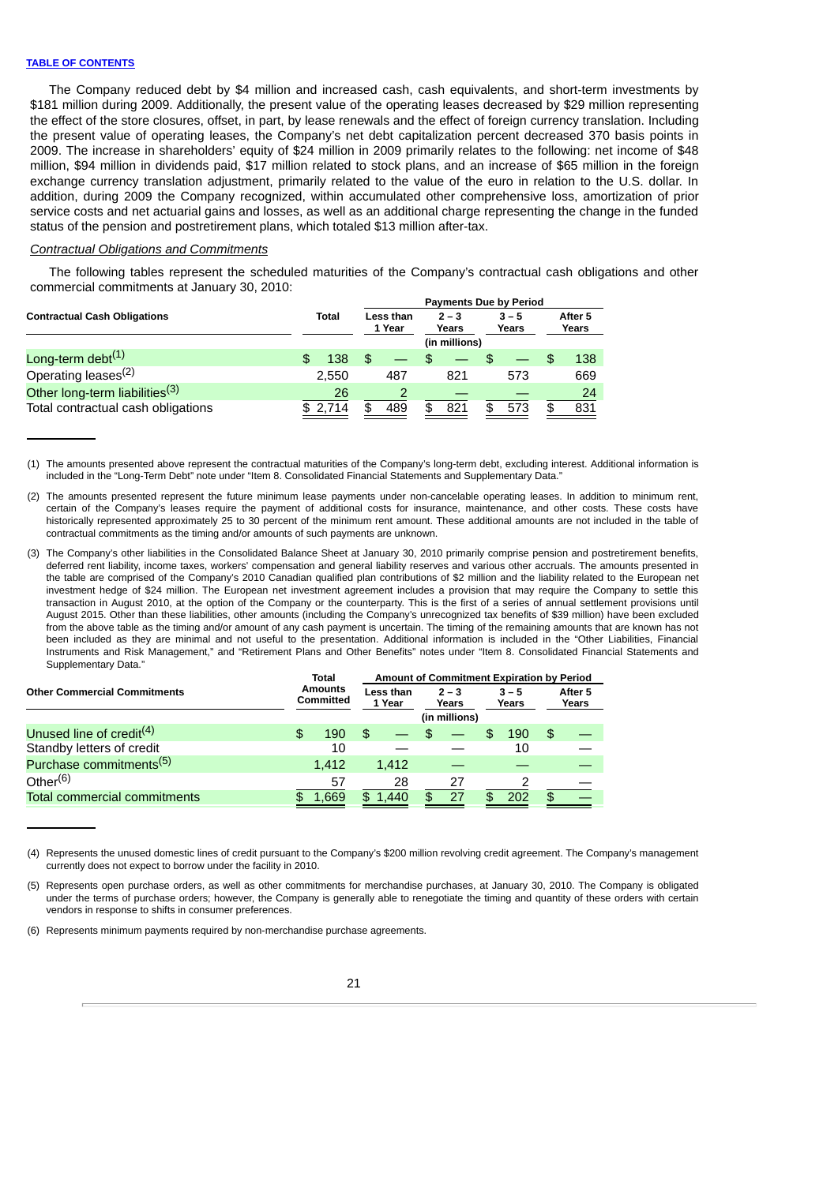The Company reduced debt by $4 million and increased cash, cash equivalents, and short-term investments by $181 million during 2009. Additionally, the present value of the operating leases decreased by $29 million representing the effect of the store closures, offset, in part, by lease renewals and the effect of foreign currency translation. Including the present value of operating leases, the Company's net debt capitalization percent decreased 370 basis points in 2009. The increase in shareholders' equity of $24 million in 2009 primarily relates to the following: net income of $48 million, $94 million in dividends paid, $17 million related to stock plans, and an increase of $65 million in the foreign exchange currency translation adjustment, primarily related to the value of the euro in relation to the U.S. dollar. In addition, during 2009 the Company recognized, within accumulated other comprehensive loss, amortization of prior service costs and net actuarial gains and losses, as well as an additional charge representing the change in the funded status of the pension and postretirement plans, which totaled $13 million after-tax.

*Contractual Obligations and Commitments*

The following tables represent the scheduled maturities of the Company's contractual cash obligations and other commercial commitments at January 30, 2010:

| Contractual Cash Obligations | Total | Payments Due by Period | | | |
|---|---|---|---|---|---|
| | | Less than 1 Year | 2 – 3 Years | 3 – 5 Years | After 5 Years |
| | (in millions) | | | | |
| Long-term debt[1] | $ 138 | $ — | $ — | $ — | $ 138 |
| Operating leases[2] | 2,550 | 487 | 821 | 573 | 669 |
| Other long-term liabilities[3] | 26 | 2 | — | — | 24 |
| Total contractual cash obligations | $ 2,714 | $ 489 | $ 821 | $ 573 | $ 831 |

(1) The amounts presented above represent the contractual maturities of the Company's long-term debt, excluding interest. Additional information is included in the "Long-Term Debt" note under "Item 8. Consolidated Financial Statements and Supplementary Data."

(2) The amounts presented represent the future minimum lease payments under non-cancelable operating leases. In addition to minimum rent, certain of the Company's leases require the payment of additional costs for insurance, maintenance, and other costs. These costs have historically represented approximately 25 to 30 percent of the minimum rent amount. These additional amounts are not included in the table of contractual commitments as the timing and/or amounts of such payments are unknown.

(3) The Company's other liabilities in the Consolidated Balance Sheet at January 30, 2010 primarily comprise pension and postretirement benefits, deferred rent liability, income taxes, workers' compensation and general liability reserves and various other accruals. The amounts presented in the table are comprised of the Company's 2010 Canadian qualified plan contributions of $2 million and the liability related to the European net investment hedge of $24 million. The European net investment agreement includes a provision that may require the Company to settle this transaction in August 2010, at the option of the Company or the counterparty. This is the first of a series of annual settlement provisions until August 2015. Other than these liabilities, other amounts (including the Company's unrecognized tax benefits of $39 million) have been excluded from the above table as the timing and/or amount of any cash payment is uncertain. The timing of the remaining amounts that are known has not been included as they are minimal and not useful to the presentation. Additional information is included in the "Other Liabilities, Financial Instruments and Risk Management," and "Retirement Plans and Other Benefits" notes under "Item 8. Consolidated Financial Statements and Supplementary Data."

| Other Commercial Commitments | Total Amounts Committed | Amount of Commitment Expiration by Period | | | |
|---|---|---|---|---|---|
| | | Less than 1 Year | 2 – 3 Years | 3 – 5 Years | After 5 Years |
| | (in millions) | | | | |
| Unused line of credit[4] | $ 190 | $ — | $ — | $ 190 | $ — |
| Standby letters of credit | 10 | — | — | 10 | — |
| Purchase commitments[5] | 1,412 | 1,412 | — | — | — |
| Other[6] | 57 | 28 | 27 | 2 | — |
| Total commercial commitments | $ 1,669 | $ 1,440 | $ 27 | $ 202 | $ — |

(4) Represents the unused domestic lines of credit pursuant to the Company's $200 million revolving credit agreement. The Company's management currently does not expect to borrow under the facility in 2010.

(5) Represents open purchase orders, as well as other commitments for merchandise purchases, at January 30, 2010. The Company is obligated under the terms of purchase orders; however, the Company is generally able to renegotiate the timing and quantity of these orders with certain vendors in response to shifts in consumer preferences.

(6) Represents minimum payments required by non-merchandise purchase agreements.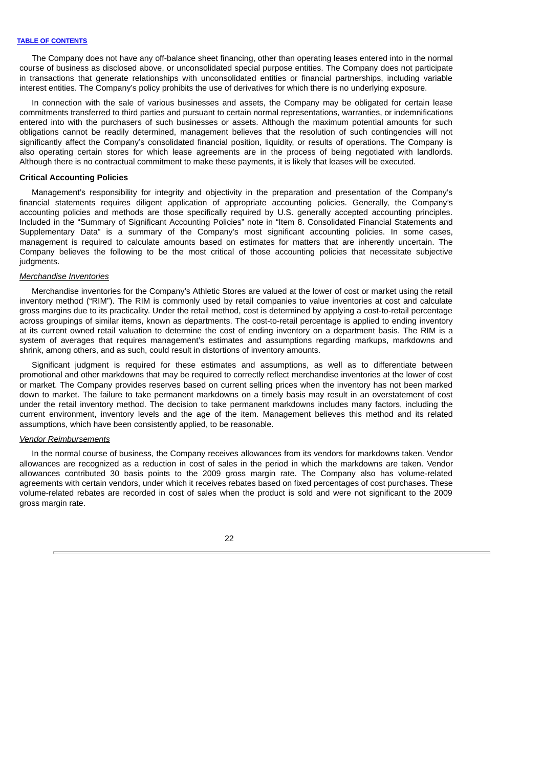The Company does not have any off-balance sheet financing, other than operating leases entered into in the normal course of business as disclosed above, or unconsolidated special purpose entities. The Company does not participate in transactions that generate relationships with unconsolidated entities or financial partnerships, including variable interest entities. The Company's policy prohibits the use of derivatives for which there is no underlying exposure.

In connection with the sale of various businesses and assets, the Company may be obligated for certain lease commitments transferred to third parties and pursuant to certain normal representations, warranties, or indemnifications entered into with the purchasers of such businesses or assets. Although the maximum potential amounts for such obligations cannot be readily determined, management believes that the resolution of such contingencies will not significantly affect the Company's consolidated financial position, liquidity, or results of operations. The Company is also operating certain stores for which lease agreements are in the process of being negotiated with landlords. Although there is no contractual commitment to make these payments, it is likely that leases will be executed.

**Critical Accounting Policies**

Management's responsibility for integrity and objectivity in the preparation and presentation of the Company's financial statements requires diligent application of appropriate accounting policies. Generally, the Company's accounting policies and methods are those specifically required by U.S. generally accepted accounting principles. Included in the "Summary of Significant Accounting Policies" note in "Item 8. Consolidated Financial Statements and Supplementary Data" is a summary of the Company's most significant accounting policies. In some cases, management is required to calculate amounts based on estimates for matters that are inherently uncertain. The Company believes the following to be the most critical of those accounting policies that necessitate subjective judgments.

*Merchandise Inventories*

Merchandise inventories for the Company's Athletic Stores are valued at the lower of cost or market using the retail inventory method ("RIM"). The RIM is commonly used by retail companies to value inventories at cost and calculate gross margins due to its practicality. Under the retail method, cost is determined by applying a cost-to-retail percentage across groupings of similar items, known as departments. The cost-to-retail percentage is applied to ending inventory at its current owned retail valuation to determine the cost of ending inventory on a department basis. The RIM is a system of averages that requires management's estimates and assumptions regarding markups, markdowns and shrink, among others, and as such, could result in distortions of inventory amounts.

Significant judgment is required for these estimates and assumptions, as well as to differentiate between promotional and other markdowns that may be required to correctly reflect merchandise inventories at the lower of cost or market. The Company provides reserves based on current selling prices when the inventory has not been marked down to market. The failure to take permanent markdowns on a timely basis may result in an overstatement of cost under the retail inventory method. The decision to take permanent markdowns includes many factors, including the current environment, inventory levels and the age of the item. Management believes this method and its related assumptions, which have been consistently applied, to be reasonable.

*Vendor Reimbursements*

In the normal course of business, the Company receives allowances from its vendors for markdowns taken. Vendor allowances are recognized as a reduction in cost of sales in the period in which the markdowns are taken. Vendor allowances contributed 30 basis points to the 2009 gross margin rate. The Company also has volume-related agreements with certain vendors, under which it receives rebates based on fixed percentages of cost purchases. These volume-related rebates are recorded in cost of sales when the product is sold and were not significant to the 2009 gross margin rate.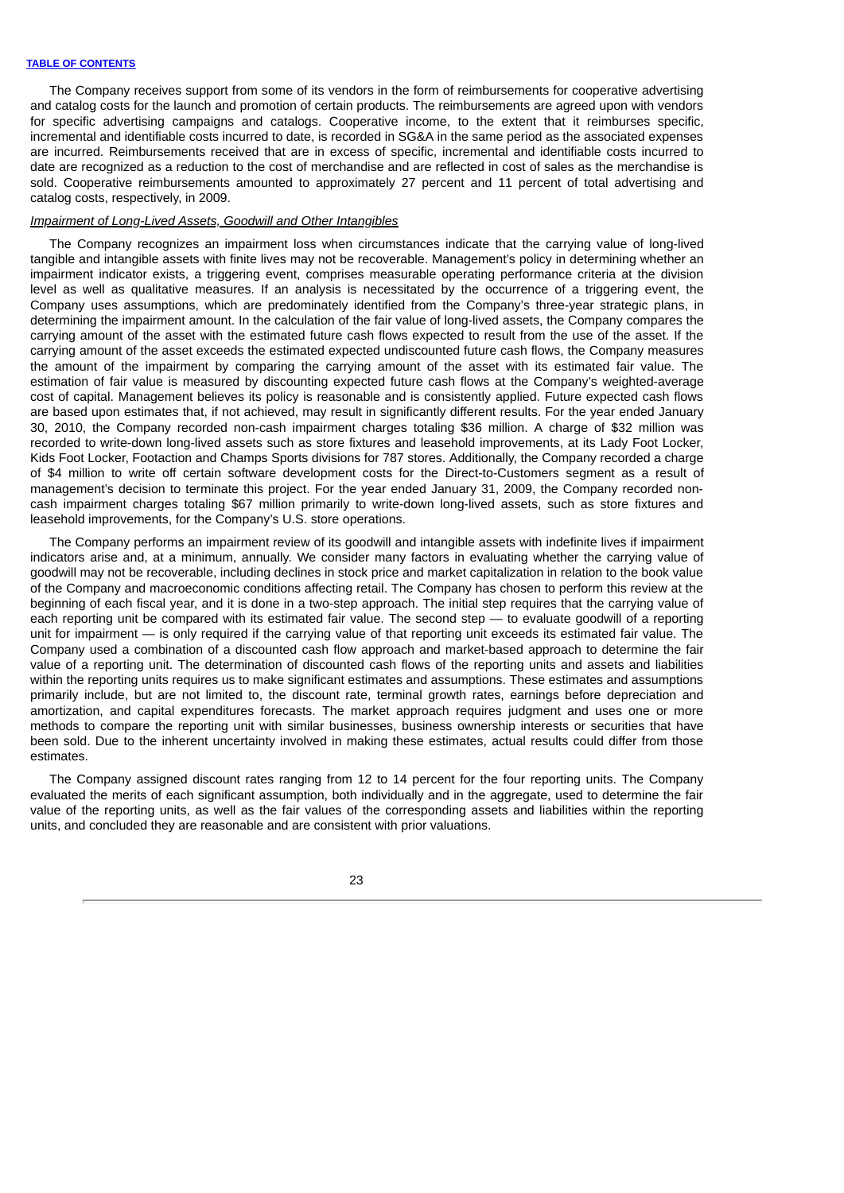The Company receives support from some of its vendors in the form of reimbursements for cooperative advertising and catalog costs for the launch and promotion of certain products. The reimbursements are agreed upon with vendors for specific advertising campaigns and catalogs. Cooperative income, to the extent that it reimburses specific, incremental and identifiable costs incurred to date, is recorded in SG&A in the same period as the associated expenses are incurred. Reimbursements received that are in excess of specific, incremental and identifiable costs incurred to date are recognized as a reduction to the cost of merchandise and are reflected in cost of sales as the merchandise is sold. Cooperative reimbursements amounted to approximately 27 percent and 11 percent of total advertising and catalog costs, respectively, in 2009.

*Impairment of Long-Lived Assets, Goodwill and Other Intangibles*

The Company recognizes an impairment loss when circumstances indicate that the carrying value of long-lived tangible and intangible assets with finite lives may not be recoverable. Management's policy in determining whether an impairment indicator exists, a triggering event, comprises measurable operating performance criteria at the division level as well as qualitative measures. If an analysis is necessitated by the occurrence of a triggering event, the Company uses assumptions, which are predominately identified from the Company's three-year strategic plans, in determining the impairment amount. In the calculation of the fair value of long-lived assets, the Company compares the carrying amount of the asset with the estimated future cash flows expected to result from the use of the asset. If the carrying amount of the asset exceeds the estimated expected undiscounted future cash flows, the Company measures the amount of the impairment by comparing the carrying amount of the asset with its estimated fair value. The estimation of fair value is measured by discounting expected future cash flows at the Company's weighted-average cost of capital. Management believes its policy is reasonable and is consistently applied. Future expected cash flows are based upon estimates that, if not achieved, may result in significantly different results. For the year ended January 30, 2010, the Company recorded non-cash impairment charges totaling $36 million. A charge of $32 million was recorded to write-down long-lived assets such as store fixtures and leasehold improvements, at its Lady Foot Locker, Kids Foot Locker, Footaction and Champs Sports divisions for 787 stores. Additionally, the Company recorded a charge of $4 million to write off certain software development costs for the Direct-to-Customers segment as a result of management's decision to terminate this project. For the year ended January 31, 2009, the Company recorded non-cash impairment charges totaling $67 million primarily to write-down long-lived assets, such as store fixtures and leasehold improvements, for the Company's U.S. store operations.

The Company performs an impairment review of its goodwill and intangible assets with indefinite lives if impairment indicators arise and, at a minimum, annually. We consider many factors in evaluating whether the carrying value of goodwill may not be recoverable, including declines in stock price and market capitalization in relation to the book value of the Company and macroeconomic conditions affecting retail. The Company has chosen to perform this review at the beginning of each fiscal year, and it is done in a two-step approach. The initial step requires that the carrying value of each reporting unit be compared with its estimated fair value. The second step — to evaluate goodwill of a reporting unit for impairment — is only required if the carrying value of that reporting unit exceeds its estimated fair value. The Company used a combination of a discounted cash flow approach and market-based approach to determine the fair value of a reporting unit. The determination of discounted cash flows of the reporting units and assets and liabilities within the reporting units requires us to make significant estimates and assumptions. These estimates and assumptions primarily include, but are not limited to, the discount rate, terminal growth rates, earnings before depreciation and amortization, and capital expenditures forecasts. The market approach requires judgment and uses one or more methods to compare the reporting unit with similar businesses, business ownership interests or securities that have been sold. Due to the inherent uncertainty involved in making these estimates, actual results could differ from those estimates.

The Company assigned discount rates ranging from 12 to 14 percent for the four reporting units. The Company evaluated the merits of each significant assumption, both individually and in the aggregate, used to determine the fair value of the reporting units, as well as the fair values of the corresponding assets and liabilities within the reporting units, and concluded they are reasonable and are consistent with prior valuations.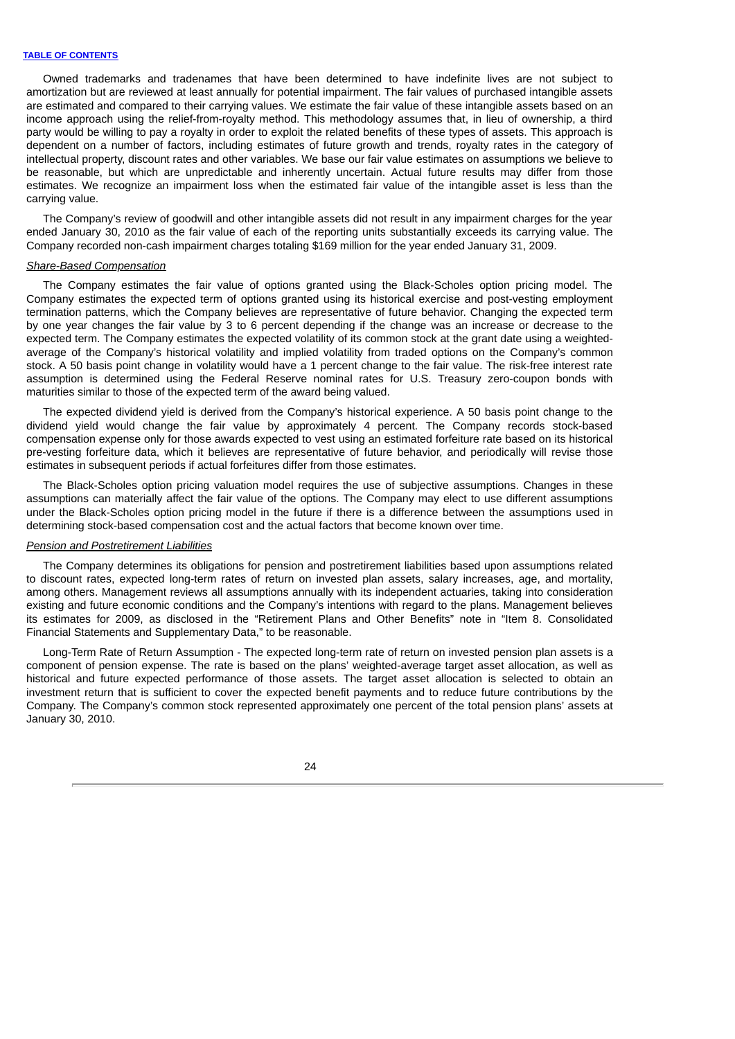Owned trademarks and tradenames that have been determined to have indefinite lives are not subject to amortization but are reviewed at least annually for potential impairment. The fair values of purchased intangible assets are estimated and compared to their carrying values. We estimate the fair value of these intangible assets based on an income approach using the relief-from-royalty method. This methodology assumes that, in lieu of ownership, a third party would be willing to pay a royalty in order to exploit the related benefits of these types of assets. This approach is dependent on a number of factors, including estimates of future growth and trends, royalty rates in the category of intellectual property, discount rates and other variables. We base our fair value estimates on assumptions we believe to be reasonable, but which are unpredictable and inherently uncertain. Actual future results may differ from those estimates. We recognize an impairment loss when the estimated fair value of the intangible asset is less than the carrying value.

The Company's review of goodwill and other intangible assets did not result in any impairment charges for the year ended January 30, 2010 as the fair value of each of the reporting units substantially exceeds its carrying value. The Company recorded non-cash impairment charges totaling $169 million for the year ended January 31, 2009.

*Share-Based Compensation*

The Company estimates the fair value of options granted using the Black-Scholes option pricing model. The Company estimates the expected term of options granted using its historical exercise and post-vesting employment termination patterns, which the Company believes are representative of future behavior. Changing the expected term by one year changes the fair value by 3 to 6 percent depending if the change was an increase or decrease to the expected term. The Company estimates the expected volatility of its common stock at the grant date using a weighted-average of the Company's historical volatility and implied volatility from traded options on the Company's common stock. A 50 basis point change in volatility would have a 1 percent change to the fair value. The risk-free interest rate assumption is determined using the Federal Reserve nominal rates for U.S. Treasury zero-coupon bonds with maturities similar to those of the expected term of the award being valued.

The expected dividend yield is derived from the Company's historical experience. A 50 basis point change to the dividend yield would change the fair value by approximately 4 percent. The Company records stock-based compensation expense only for those awards expected to vest using an estimated forfeiture rate based on its historical pre-vesting forfeiture data, which it believes are representative of future behavior, and periodically will revise those estimates in subsequent periods if actual forfeitures differ from those estimates.

The Black-Scholes option pricing valuation model requires the use of subjective assumptions. Changes in these assumptions can materially affect the fair value of the options. The Company may elect to use different assumptions under the Black-Scholes option pricing model in the future if there is a difference between the assumptions used in determining stock-based compensation cost and the actual factors that become known over time.

*Pension and Postretirement Liabilities*

The Company determines its obligations for pension and postretirement liabilities based upon assumptions related to discount rates, expected long-term rates of return on invested plan assets, salary increases, age, and mortality, among others. Management reviews all assumptions annually with its independent actuaries, taking into consideration existing and future economic conditions and the Company's intentions with regard to the plans. Management believes its estimates for 2009, as disclosed in the "Retirement Plans and Other Benefits" note in "Item 8. Consolidated Financial Statements and Supplementary Data," to be reasonable.

Long-Term Rate of Return Assumption - The expected long-term rate of return on invested pension plan assets is a component of pension expense. The rate is based on the plans' weighted-average target asset allocation, as well as historical and future expected performance of those assets. The target asset allocation is selected to obtain an investment return that is sufficient to cover the expected benefit payments and to reduce future contributions by the Company. The Company's common stock represented approximately one percent of the total pension plans' assets at January 30, 2010.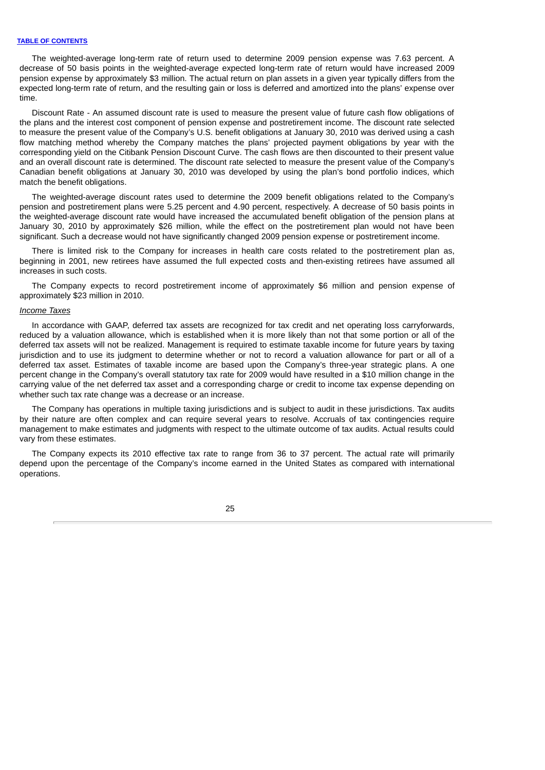The weighted-average long-term rate of return used to determine 2009 pension expense was 7.63 percent. A decrease of 50 basis points in the weighted-average expected long-term rate of return would have increased 2009 pension expense by approximately $3 million. The actual return on plan assets in a given year typically differs from the expected long-term rate of return, and the resulting gain or loss is deferred and amortized into the plans' expense over time.

Discount Rate - An assumed discount rate is used to measure the present value of future cash flow obligations of the plans and the interest cost component of pension expense and postretirement income. The discount rate selected to measure the present value of the Company's U.S. benefit obligations at January 30, 2010 was derived using a cash flow matching method whereby the Company matches the plans' projected payment obligations by year with the corresponding yield on the Citibank Pension Discount Curve. The cash flows are then discounted to their present value and an overall discount rate is determined. The discount rate selected to measure the present value of the Company's Canadian benefit obligations at January 30, 2010 was developed by using the plan's bond portfolio indices, which match the benefit obligations.

The weighted-average discount rates used to determine the 2009 benefit obligations related to the Company's pension and postretirement plans were 5.25 percent and 4.90 percent, respectively. A decrease of 50 basis points in the weighted-average discount rate would have increased the accumulated benefit obligation of the pension plans at January 30, 2010 by approximately $26 million, while the effect on the postretirement plan would not have been significant. Such a decrease would not have significantly changed 2009 pension expense or postretirement income.

There is limited risk to the Company for increases in health care costs related to the postretirement plan as, beginning in 2001, new retirees have assumed the full expected costs and then-existing retirees have assumed all increases in such costs.

The Company expects to record postretirement income of approximately $6 million and pension expense of approximately $23 million in 2010.

*Income Taxes*

In accordance with GAAP, deferred tax assets are recognized for tax credit and net operating loss carryforwards, reduced by a valuation allowance, which is established when it is more likely than not that some portion or all of the deferred tax assets will not be realized. Management is required to estimate taxable income for future years by taxing jurisdiction and to use its judgment to determine whether or not to record a valuation allowance for part or all of a deferred tax asset. Estimates of taxable income are based upon the Company's three-year strategic plans. A one percent change in the Company's overall statutory tax rate for 2009 would have resulted in a $10 million change in the carrying value of the net deferred tax asset and a corresponding charge or credit to income tax expense depending on whether such tax rate change was a decrease or an increase.

The Company has operations in multiple taxing jurisdictions and is subject to audit in these jurisdictions. Tax audits by their nature are often complex and can require several years to resolve. Accruals of tax contingencies require management to make estimates and judgments with respect to the ultimate outcome of tax audits. Actual results could vary from these estimates.

The Company expects its 2010 effective tax rate to range from 36 to 37 percent. The actual rate will primarily depend upon the percentage of the Company's income earned in the United States as compared with international operations.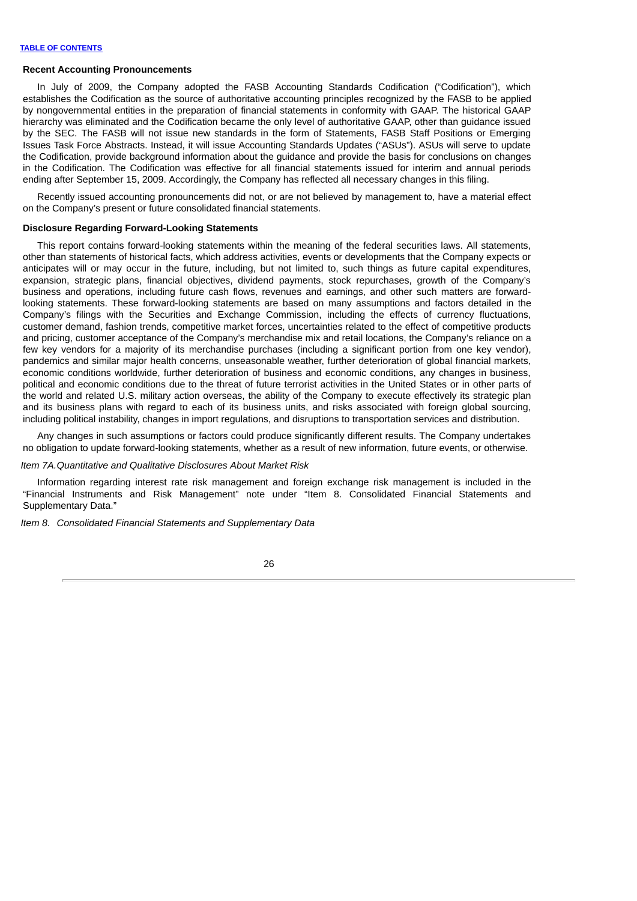**Recent Accounting Pronouncements**

In July of 2009, the Company adopted the FASB Accounting Standards Codification ("Codification"), which establishes the Codification as the source of authoritative accounting principles recognized by the FASB to be applied by nongovernmental entities in the preparation of financial statements in conformity with GAAP. The historical GAAP hierarchy was eliminated and the Codification became the only level of authoritative GAAP, other than guidance issued by the SEC. The FASB will not issue new standards in the form of Statements, FASB Staff Positions or Emerging Issues Task Force Abstracts. Instead, it will issue Accounting Standards Updates ("ASUs"). ASUs will serve to update the Codification, provide background information about the guidance and provide the basis for conclusions on changes in the Codification. The Codification was effective for all financial statements issued for interim and annual periods ending after September 15, 2009. Accordingly, the Company has reflected all necessary changes in this filing.

Recently issued accounting pronouncements did not, or are not believed by management to, have a material effect on the Company's present or future consolidated financial statements.

**Disclosure Regarding Forward-Looking Statements**

This report contains forward-looking statements within the meaning of the federal securities laws. All statements, other than statements of historical facts, which address activities, events or developments that the Company expects or anticipates will or may occur in the future, including, but not limited to, such things as future capital expenditures, expansion, strategic plans, financial objectives, dividend payments, stock repurchases, growth of the Company's business and operations, including future cash flows, revenues and earnings, and other such matters are forward-looking statements. These forward-looking statements are based on many assumptions and factors detailed in the Company's filings with the Securities and Exchange Commission, including the effects of currency fluctuations, customer demand, fashion trends, competitive market forces, uncertainties related to the effect of competitive products and pricing, customer acceptance of the Company's merchandise mix and retail locations, the Company's reliance on a few key vendors for a majority of its merchandise purchases (including a significant portion from one key vendor), pandemics and similar major health concerns, unseasonable weather, further deterioration of global financial markets, economic conditions worldwide, further deterioration of business and economic conditions, any changes in business, political and economic conditions due to the threat of future terrorist activities in the United States or in other parts of the world and related U.S. military action overseas, the ability of the Company to execute effectively its strategic plan and its business plans with regard to each of its business units, and risks associated with foreign global sourcing, including political instability, changes in import regulations, and disruptions to transportation services and distribution.

Any changes in such assumptions or factors could produce significantly different results. The Company undertakes no obligation to update forward-looking statements, whether as a result of new information, future events, or otherwise.

*Item 7A.Quantitative and Qualitative Disclosures About Market Risk*

Information regarding interest rate risk management and foreign exchange risk management is included in the "Financial Instruments and Risk Management" note under "Item 8. Consolidated Financial Statements and Supplementary Data."

*Item 8. Consolidated Financial Statements and Supplementary Data*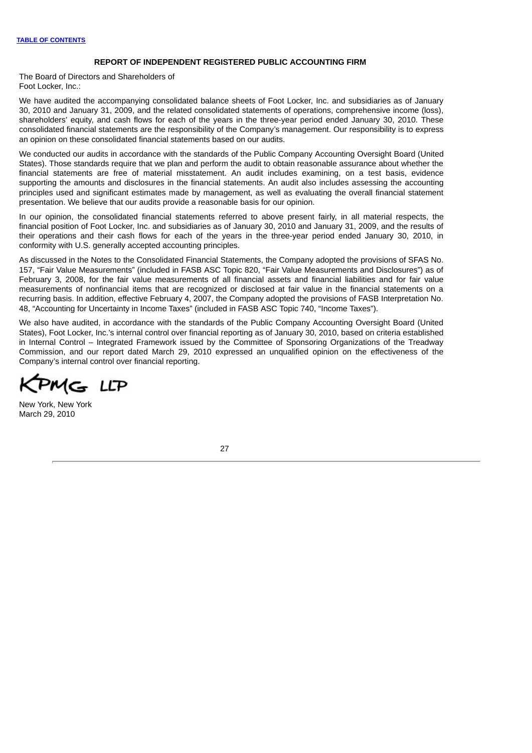## REPORT OF INDEPENDENT REGISTERED PUBLIC ACCOUNTING FIRM

The Board of Directors and Shareholders of
Foot Locker, Inc.:

We have audited the accompanying consolidated balance sheets of Foot Locker, Inc. and subsidiaries as of January 30, 2010 and January 31, 2009, and the related consolidated statements of operations, comprehensive income (loss), shareholders' equity, and cash flows for each of the years in the three-year period ended January 30, 2010. These consolidated financial statements are the responsibility of the Company's management. Our responsibility is to express an opinion on these consolidated financial statements based on our audits.

We conducted our audits in accordance with the standards of the Public Company Accounting Oversight Board (United States). Those standards require that we plan and perform the audit to obtain reasonable assurance about whether the financial statements are free of material misstatement. An audit includes examining, on a test basis, evidence supporting the amounts and disclosures in the financial statements. An audit also includes assessing the accounting principles used and significant estimates made by management, as well as evaluating the overall financial statement presentation. We believe that our audits provide a reasonable basis for our opinion.

In our opinion, the consolidated financial statements referred to above present fairly, in all material respects, the financial position of Foot Locker, Inc. and subsidiaries as of January 30, 2010 and January 31, 2009, and the results of their operations and their cash flows for each of the years in the three-year period ended January 30, 2010, in conformity with U.S. generally accepted accounting principles.

As discussed in the Notes to the Consolidated Financial Statements, the Company adopted the provisions of SFAS No. 157, "Fair Value Measurements" (included in FASB ASC Topic 820, "Fair Value Measurements and Disclosures") as of February 3, 2008, for the fair value measurements of all financial assets and financial liabilities and for fair value measurements of nonfinancial items that are recognized or disclosed at fair value in the financial statements on a recurring basis. In addition, effective February 4, 2007, the Company adopted the provisions of FASB Interpretation No. 48, "Accounting for Uncertainty in Income Taxes" (included in FASB ASC Topic 740, "Income Taxes").

We also have audited, in accordance with the standards of the Public Company Accounting Oversight Board (United States), Foot Locker, Inc.'s internal control over financial reporting as of January 30, 2010, based on criteria established in Internal Control – Integrated Framework issued by the Committee of Sponsoring Organizations of the Treadway Commission, and our report dated March 29, 2010 expressed an unqualified opinion on the effectiveness of the Company's internal control over financial reporting.

KPMG LLP

New York, New York
March 29, 2010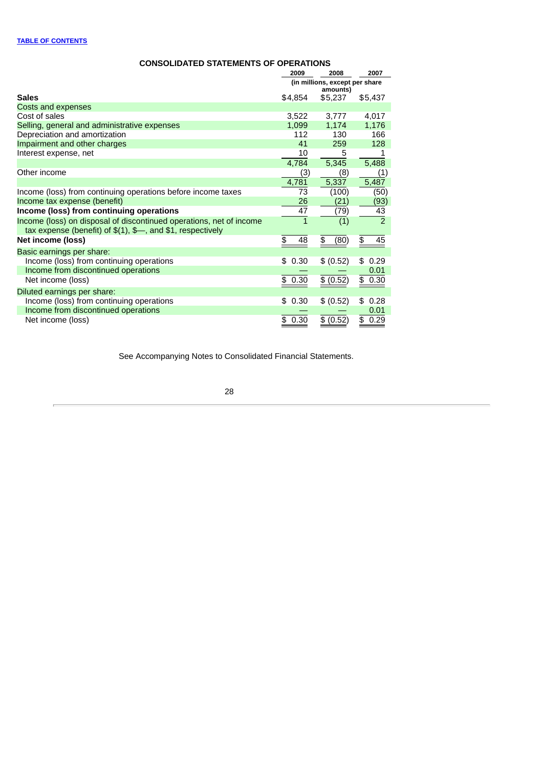## CONSOLIDATED STATEMENTS OF OPERATIONS

| | 2009 | 2008 | 2007 |
|---|---|---|---|
| | (in millions, except per share amounts) | | |
| **Sales** | $4,854 | $5,237 | $5,437 |
| Costs and expenses | | | |
| Cost of sales | 3,522 | 3,777 | 4,017 |
| Selling, general and administrative expenses | 1,099 | 1,174 | 1,176 |
| Depreciation and amortization | 112 | 130 | 166 |
| Impairment and other charges | 41 | 259 | 128 |
| Interest expense, net | 10 | 5 | 1 |
| | 4,784 | 5,345 | 5,488 |
| Other income | (3) | (8) | (1) |
| | 4,781 | 5,337 | 5,487 |
| Income (loss) from continuing operations before income taxes | 73 | (100) | (50) |
| Income tax expense (benefit) | 26 | (21) | (93) |
| **Income (loss) from continuing operations** | 47 | (79) | 43 |
| Income (loss) on disposal of discontinued operations, net of income tax expense (benefit) of $(1), $—, and $1, respectively | 1 | (1) | 2 |
| **Net income (loss)** | $ 48 | $ (80) | $ 45 |
| Basic earnings per share: | | | |
| Income (loss) from continuing operations | $ 0.30 | $ (0.52) | $ 0.29 |
| Income from discontinued operations | — | — | 0.01 |
| Net income (loss) | $ 0.30 | $ (0.52) | $ 0.30 |
| Diluted earnings per share: | | | |
| Income (loss) from continuing operations | $ 0.30 | $ (0.52) | $ 0.28 |
| Income from discontinued operations | — | — | 0.01 |
| Net income (loss) | $ 0.30 | $ (0.52) | $ 0.29 |

See Accompanying Notes to Consolidated Financial Statements.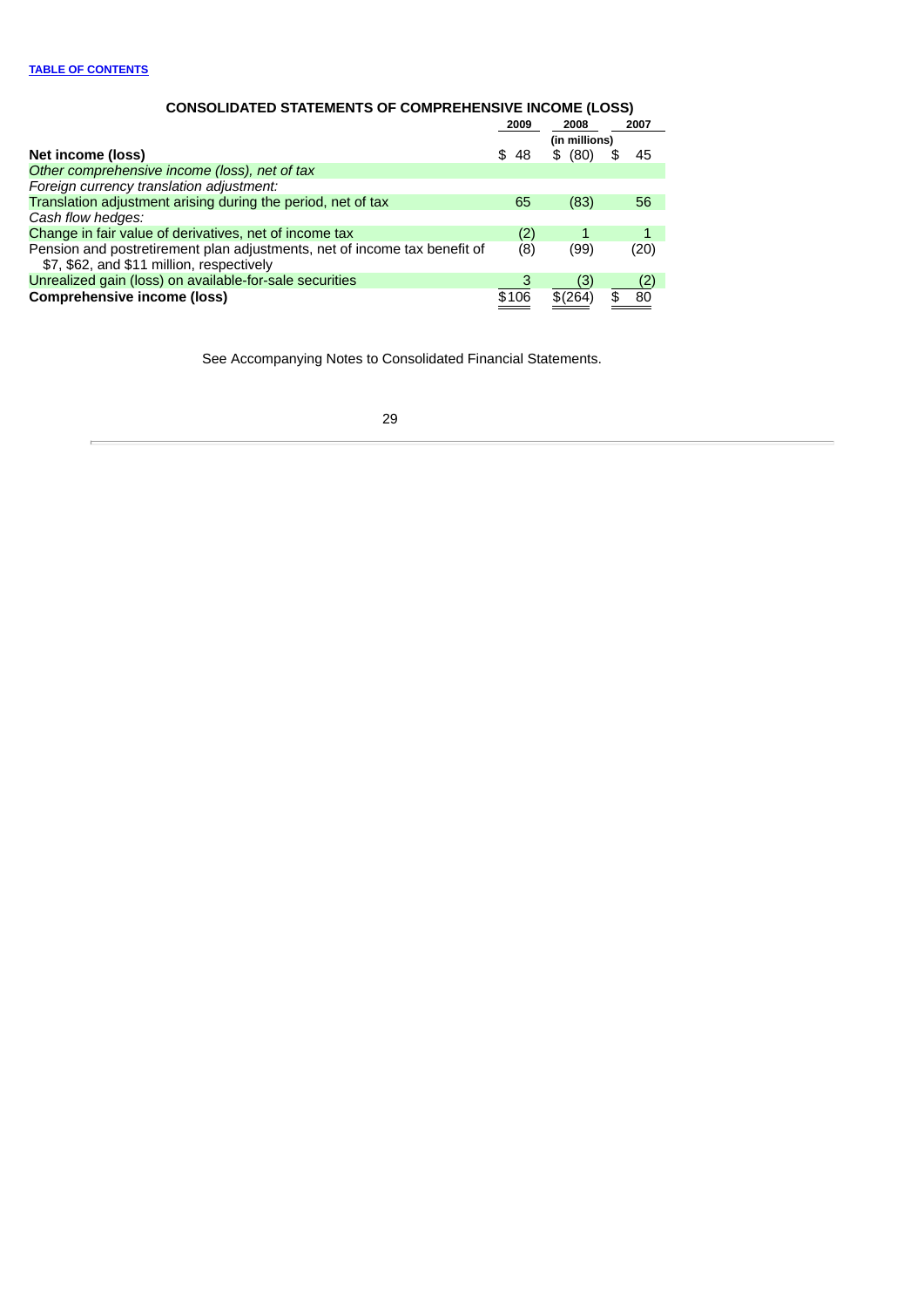## CONSOLIDATED STATEMENTS OF COMPREHENSIVE INCOME (LOSS)

| | 2009 | 2008 | 2007 |
|---|---|---|---|
| | | (in millions) | |
| **Net income (loss)** | $ 48 | $ (80) | $ 45 |
| *Other comprehensive income (loss), net of tax* | | | |
| *Foreign currency translation adjustment:* | | | |
| Translation adjustment arising during the period, net of tax | 65 | (83) | 56 |
| *Cash flow hedges:* | | | |
| Change in fair value of derivatives, net of income tax | (2) | 1 | 1 |
| Pension and postretirement plan adjustments, net of income tax benefit of $7, $62, and $11 million, respectively | (8) | (99) | (20) |
| Unrealized gain (loss) on available-for-sale securities | 3 | (3) | (2) |
| **Comprehensive income (loss)** | $106 | $(264) | $ 80 |

See Accompanying Notes to Consolidated Financial Statements.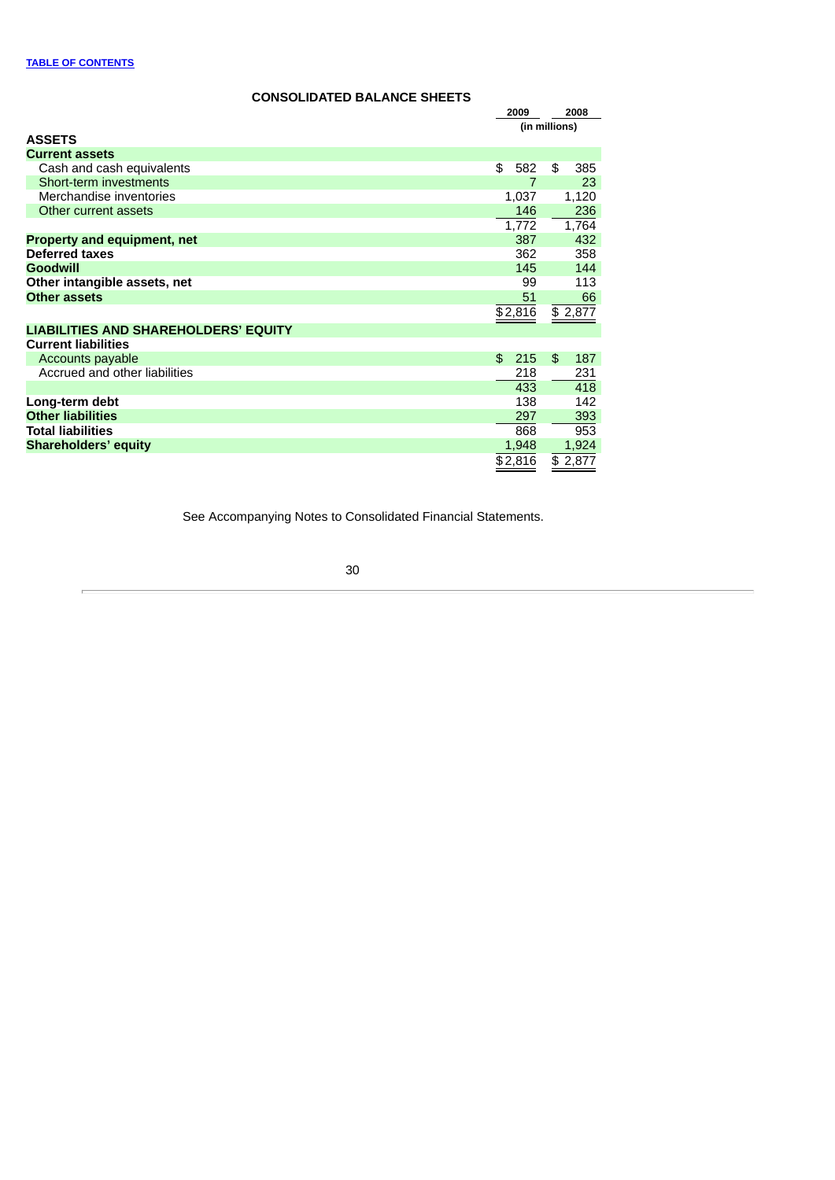## CONSOLIDATED BALANCE SHEETS

| | 2009 | 2008 |
|---|---|---|
| | (in millions) | |
| **ASSETS** | | |
| **Current assets** | | |
| Cash and cash equivalents | $ 582 | $ 385 |
| Short-term investments | 7 | 23 |
| Merchandise inventories | 1,037 | 1,120 |
| Other current assets | 146 | 236 |
| | 1,772 | 1,764 |
| **Property and equipment, net** | 387 | 432 |
| **Deferred taxes** | 362 | 358 |
| **Goodwill** | 145 | 144 |
| **Other intangible assets, net** | 99 | 113 |
| **Other assets** | 51 | 66 |
| | $2,816 | $ 2,877 |
| **LIABILITIES AND SHAREHOLDERS' EQUITY** | | |
| **Current liabilities** | | |
| Accounts payable | $ 215 | $ 187 |
| Accrued and other liabilities | 218 | 231 |
| | 433 | 418 |
| **Long-term debt** | 138 | 142 |
| **Other liabilities** | 297 | 393 |
| **Total liabilities** | 868 | 953 |
| **Shareholders' equity** | 1,948 | 1,924 |
| | $2,816 | $ 2,877 |

See Accompanying Notes to Consolidated Financial Statements.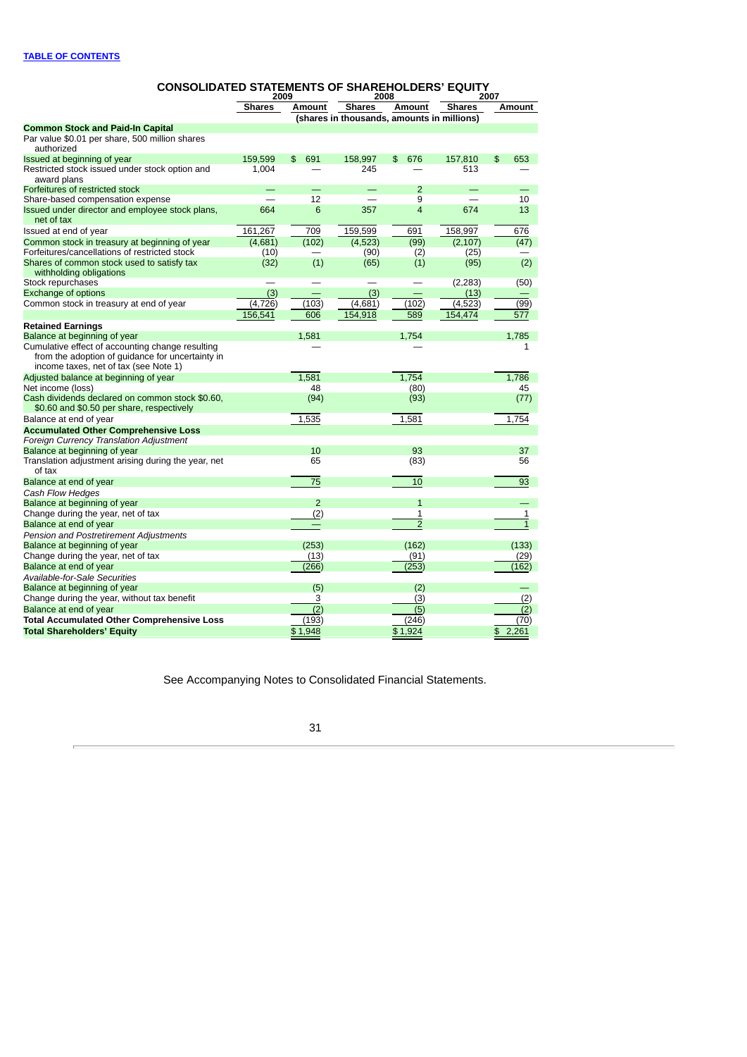[TABLE OF CONTENTS](#)

## CONSOLIDATED STATEMENTS OF SHAREHOLDERS' EQUITY

| | 2009 | | 2008 | | 2007 | |
|---|---|---|---|---|---|---|
| | Shares | Amount | Shares | Amount | Shares | Amount |
| | (shares in thousands, amounts in millions) | | | | | |
| **Common Stock and Paid-In Capital** | | | | | | |
| Par value $0.01 per share, 500 million shares authorized | | | | | | |
| Issued at beginning of year | 159,599 | $ 691 | 158,997 | $ 676 | 157,810 | $ 653 |
| Restricted stock issued under stock option and award plans | 1,004 | — | 245 | — | 513 | — |
| Forfeitures of restricted stock | — | — | — | 2 | — | — |
| Share-based compensation expense | — | 12 | — | 9 | — | 10 |
| Issued under director and employee stock plans, net of tax | 664 | 6 | 357 | 4 | 674 | 13 |
| Issued at end of year | 161,267 | 709 | 159,599 | 691 | 158,997 | 676 |
| Common stock in treasury at beginning of year | (4,681) | (102) | (4,523) | (99) | (2,107) | (47) |
| Forfeitures/cancellations of restricted stock | (10) | — | (90) | (2) | (25) | — |
| Shares of common stock used to satisfy tax withholding obligations | (32) | (1) | (65) | (1) | (95) | (2) |
| Stock repurchases | — | — | — | — | (2,283) | (50) |
| Exchange of options | (3) | — | (3) | — | (13) | — |
| Common stock in treasury at end of year | (4,726) | (103) | (4,681) | (102) | (4,523) | (99) |
| | 156,541 | 606 | 154,918 | 589 | 154,474 | 577 |
| **Retained Earnings** | | | | | | |
| Balance at beginning of year | | 1,581 | | 1,754 | | 1,785 |
| Cumulative effect of accounting change resulting from the adoption of guidance for uncertainty in income taxes, net of tax (see Note 1) | | — | | — | | 1 |
| Adjusted balance at beginning of year | | 1,581 | | 1,754 | | 1,786 |
| Net income (loss) | | 48 | | (80) | | 45 |
| Cash dividends declared on common stock $0.60, $0.60 and $0.50 per share, respectively | | (94) | | (93) | | (77) |
| Balance at end of year | | 1,535 | | 1,581 | | 1,754 |
| **Accumulated Other Comprehensive Loss** | | | | | | |
| *Foreign Currency Translation Adjustment* | | | | | | |
| Balance at beginning of year | | 10 | | 93 | | 37 |
| Translation adjustment arising during the year, net of tax | | 65 | | (83) | | 56 |
| Balance at end of year | | 75 | | 10 | | 93 |
| *Cash Flow Hedges* | | | | | | |
| Balance at beginning of year | | 2 | | 1 | | — |
| Change during the year, net of tax | | (2) | | 1 | | 1 |
| Balance at end of year | | — | | 2 | | 1 |
| *Pension and Postretirement Adjustments* | | | | | | |
| Balance at beginning of year | | (253) | | (162) | | (133) |
| Change during the year, net of tax | | (13) | | (91) | | (29) |
| Balance at end of year | | (266) | | (253) | | (162) |
| *Available-for-Sale Securities* | | | | | | |
| Balance at beginning of year | | (5) | | (2) | | — |
| Change during the year, without tax benefit | | 3 | | (3) | | (2) |
| Balance at end of year | | (2) | | (5) | | (2) |
| **Total Accumulated Other Comprehensive Loss** | | (193) | | (246) | | (70) |
| **Total Shareholders' Equity** | | $ 1,948 | | $ 1,924 | | $ 2,261 |

See Accompanying Notes to Consolidated Financial Statements.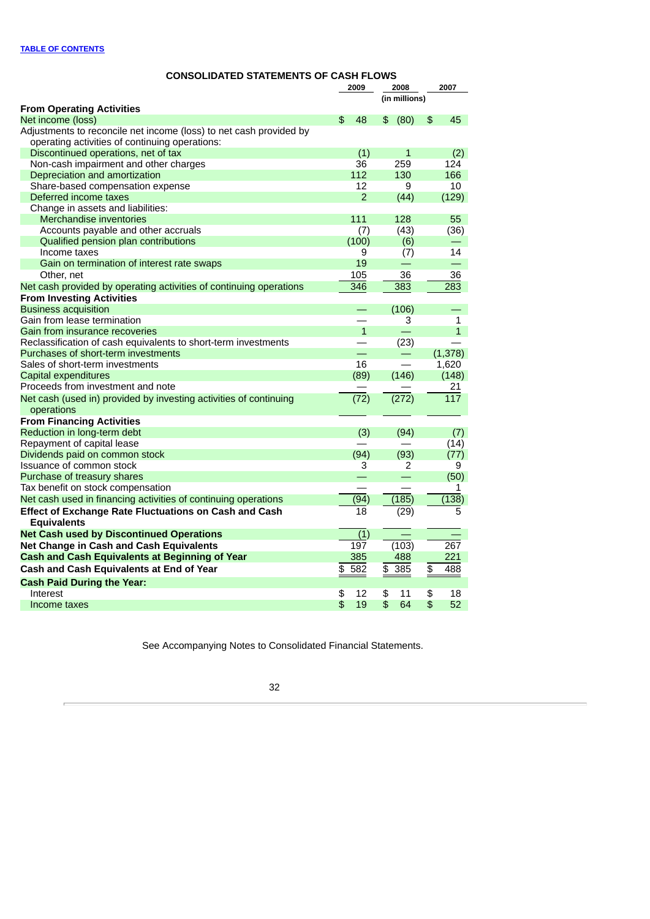[TABLE OF CONTENTS]

## CONSOLIDATED STATEMENTS OF CASH FLOWS

| | 2009 | 2008 | 2007 |
|---|---|---|---|
| | | (in millions) | |
| **From Operating Activities** | | | |
| Net income (loss) | $ 48 | $ (80) | $ 45 |
| Adjustments to reconcile net income (loss) to net cash provided by operating activities of continuing operations: | | | |
| Discontinued operations, net of tax | (1) | 1 | (2) |
| Non-cash impairment and other charges | 36 | 259 | 124 |
| Depreciation and amortization | 112 | 130 | 166 |
| Share-based compensation expense | 12 | 9 | 10 |
| Deferred income taxes | 2 | (44) | (129) |
| Change in assets and liabilities: | | | |
| Merchandise inventories | 111 | 128 | 55 |
| Accounts payable and other accruals | (7) | (43) | (36) |
| Qualified pension plan contributions | (100) | (6) | — |
| Income taxes | 9 | (7) | 14 |
| Gain on termination of interest rate swaps | 19 | — | — |
| Other, net | 105 | 36 | 36 |
| Net cash provided by operating activities of continuing operations | 346 | 383 | 283 |
| **From Investing Activities** | | | |
| Business acquisition | — | (106) | — |
| Gain from lease termination | — | 3 | 1 |
| Gain from insurance recoveries | 1 | — | 1 |
| Reclassification of cash equivalents to short-term investments | — | (23) | — |
| Purchases of short-term investments | — | — | (1,378) |
| Sales of short-term investments | 16 | — | 1,620 |
| Capital expenditures | (89) | (146) | (148) |
| Proceeds from investment and note | — | — | 21 |
| Net cash (used in) provided by investing activities of continuing operations | (72) | (272) | 117 |
| **From Financing Activities** | | | |
| Reduction in long-term debt | (3) | (94) | (7) |
| Repayment of capital lease | — | — | (14) |
| Dividends paid on common stock | (94) | (93) | (77) |
| Issuance of common stock | 3 | 2 | 9 |
| Purchase of treasury shares | — | — | (50) |
| Tax benefit on stock compensation | — | — | 1 |
| Net cash used in financing activities of continuing operations | (94) | (185) | (138) |
| **Effect of Exchange Rate Fluctuations on Cash and Cash Equivalents** | 18 | (29) | 5 |
| **Net Cash used by Discontinued Operations** | (1) | — | — |
| **Net Change in Cash and Cash Equivalents** | 197 | (103) | 267 |
| **Cash and Cash Equivalents at Beginning of Year** | 385 | 488 | 221 |
| **Cash and Cash Equivalents at End of Year** | $ 582 | $ 385 | $ 488 |
| **Cash Paid During the Year:** | | | |
| Interest | $ 12 | $ 11 | $ 18 |
| Income taxes | $ 19 | $ 64 | $ 52 |

See Accompanying Notes to Consolidated Financial Statements.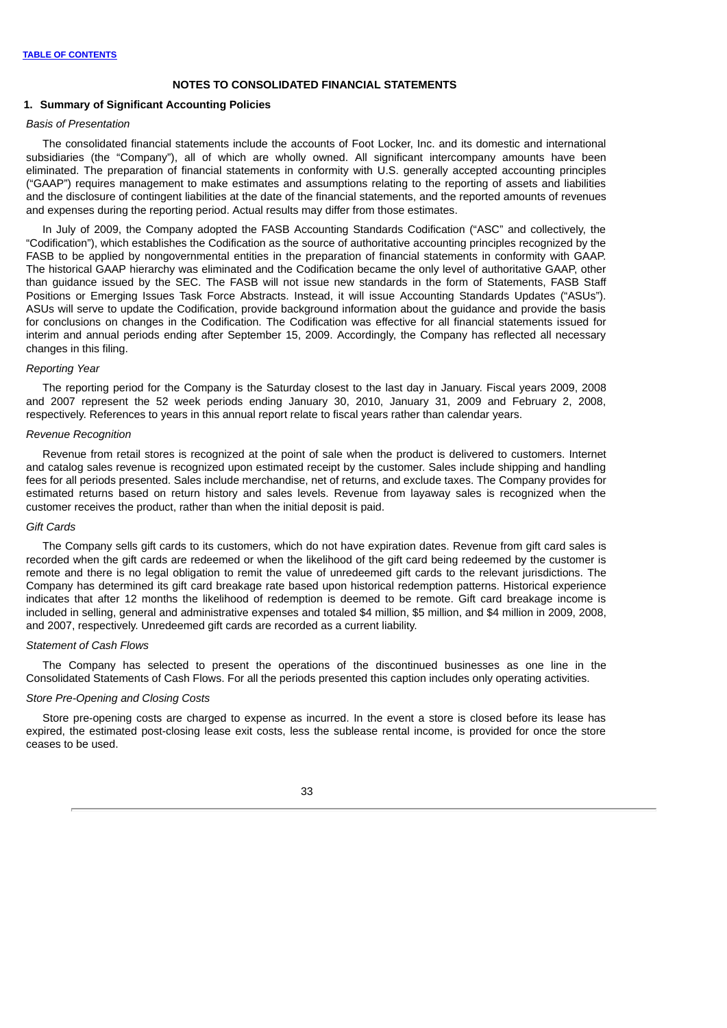# NOTES TO CONSOLIDATED FINANCIAL STATEMENTS

## 1. Summary of Significant Accounting Policies

*Basis of Presentation*

The consolidated financial statements include the accounts of Foot Locker, Inc. and its domestic and international subsidiaries (the "Company"), all of which are wholly owned. All significant intercompany amounts have been eliminated. The preparation of financial statements in conformity with U.S. generally accepted accounting principles ("GAAP") requires management to make estimates and assumptions relating to the reporting of assets and liabilities and the disclosure of contingent liabilities at the date of the financial statements, and the reported amounts of revenues and expenses during the reporting period. Actual results may differ from those estimates.

In July of 2009, the Company adopted the FASB Accounting Standards Codification ("ASC" and collectively, the "Codification"), which establishes the Codification as the source of authoritative accounting principles recognized by the FASB to be applied by nongovernmental entities in the preparation of financial statements in conformity with GAAP. The historical GAAP hierarchy was eliminated and the Codification became the only level of authoritative GAAP, other than guidance issued by the SEC. The FASB will not issue new standards in the form of Statements, FASB Staff Positions or Emerging Issues Task Force Abstracts. Instead, it will issue Accounting Standards Updates ("ASUs"). ASUs will serve to update the Codification, provide background information about the guidance and provide the basis for conclusions on changes in the Codification. The Codification was effective for all financial statements issued for interim and annual periods ending after September 15, 2009. Accordingly, the Company has reflected all necessary changes in this filing.

*Reporting Year*

The reporting period for the Company is the Saturday closest to the last day in January. Fiscal years 2009, 2008 and 2007 represent the 52 week periods ending January 30, 2010, January 31, 2009 and February 2, 2008, respectively. References to years in this annual report relate to fiscal years rather than calendar years.

*Revenue Recognition*

Revenue from retail stores is recognized at the point of sale when the product is delivered to customers. Internet and catalog sales revenue is recognized upon estimated receipt by the customer. Sales include shipping and handling fees for all periods presented. Sales include merchandise, net of returns, and exclude taxes. The Company provides for estimated returns based on return history and sales levels. Revenue from layaway sales is recognized when the customer receives the product, rather than when the initial deposit is paid.

*Gift Cards*

The Company sells gift cards to its customers, which do not have expiration dates. Revenue from gift card sales is recorded when the gift cards are redeemed or when the likelihood of the gift card being redeemed by the customer is remote and there is no legal obligation to remit the value of unredeemed gift cards to the relevant jurisdictions. The Company has determined its gift card breakage rate based upon historical redemption patterns. Historical experience indicates that after 12 months the likelihood of redemption is deemed to be remote. Gift card breakage income is included in selling, general and administrative expenses and totaled $4 million, $5 million, and $4 million in 2009, 2008, and 2007, respectively. Unredeemed gift cards are recorded as a current liability.

*Statement of Cash Flows*

The Company has selected to present the operations of the discontinued businesses as one line in the Consolidated Statements of Cash Flows. For all the periods presented this caption includes only operating activities.

*Store Pre-Opening and Closing Costs*

Store pre-opening costs are charged to expense as incurred. In the event a store is closed before its lease has expired, the estimated post-closing lease exit costs, less the sublease rental income, is provided for once the store ceases to be used.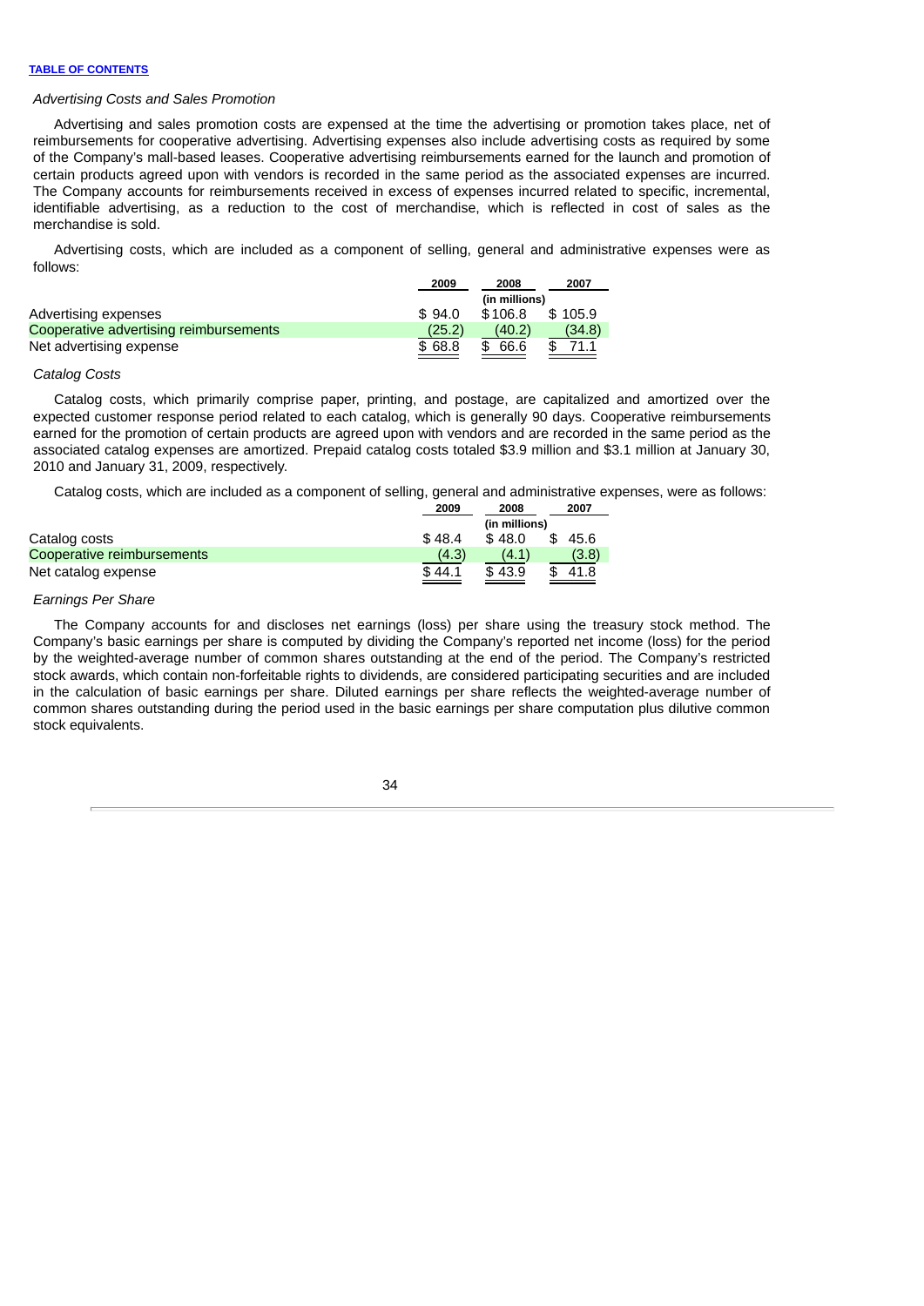*Advertising Costs and Sales Promotion*

Advertising and sales promotion costs are expensed at the time the advertising or promotion takes place, net of reimbursements for cooperative advertising. Advertising expenses also include advertising costs as required by some of the Company's mall-based leases. Cooperative advertising reimbursements earned for the launch and promotion of certain products agreed upon with vendors is recorded in the same period as the associated expenses are incurred. The Company accounts for reimbursements received in excess of expenses incurred related to specific, incremental, identifiable advertising, as a reduction to the cost of merchandise, which is reflected in cost of sales as the merchandise is sold.

Advertising costs, which are included as a component of selling, general and administrative expenses were as follows:

| | 2009 | 2008 | 2007 |
|---|---|---|---|
| | | (in millions) | |
| Advertising expenses | $ 94.0 | $ 106.8 | $ 105.9 |
| Cooperative advertising reimbursements | (25.2) | (40.2) | (34.8) |
| Net advertising expense | $ 68.8 | $ 66.6 | $ 71.1 |

*Catalog Costs*

Catalog costs, which primarily comprise paper, printing, and postage, are capitalized and amortized over the expected customer response period related to each catalog, which is generally 90 days. Cooperative reimbursements earned for the promotion of certain products are agreed upon with vendors and are recorded in the same period as the associated catalog expenses are amortized. Prepaid catalog costs totaled $3.9 million and $3.1 million at January 30, 2010 and January 31, 2009, respectively.

Catalog costs, which are included as a component of selling, general and administrative expenses, were as follows:

| | 2009 | 2008 | 2007 |
|---|---|---|---|
| | | (in millions) | |
| Catalog costs | $ 48.4 | $ 48.0 | $ 45.6 |
| Cooperative reimbursements | (4.3) | (4.1) | (3.8) |
| Net catalog expense | $ 44.1 | $ 43.9 | $ 41.8 |

*Earnings Per Share*

The Company accounts for and discloses net earnings (loss) per share using the treasury stock method. The Company's basic earnings per share is computed by dividing the Company's reported net income (loss) for the period by the weighted-average number of common shares outstanding at the end of the period. The Company's restricted stock awards, which contain non-forfeitable rights to dividends, are considered participating securities and are included in the calculation of basic earnings per share. Diluted earnings per share reflects the weighted-average number of common shares outstanding during the period used in the basic earnings per share computation plus dilutive common stock equivalents.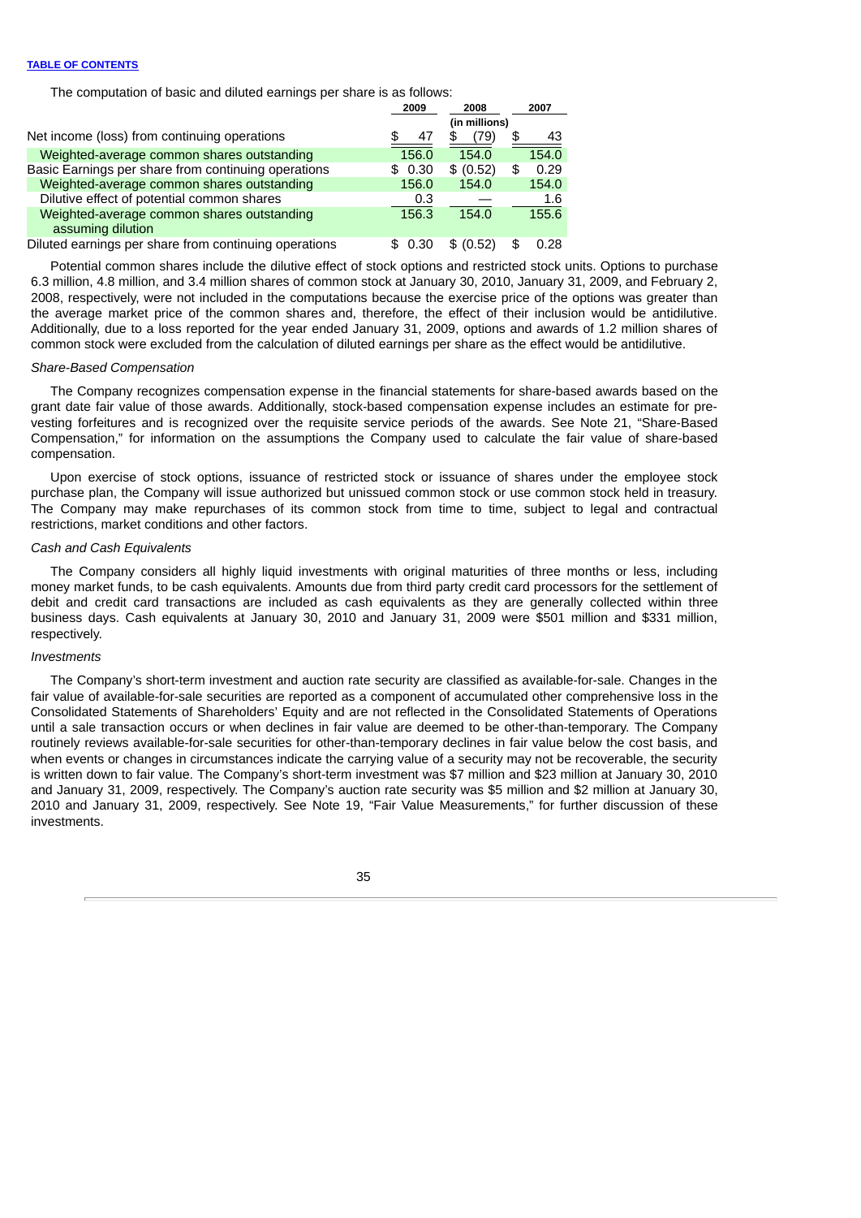[TABLE OF CONTENTS](#)

The computation of basic and diluted earnings per share is as follows:

| | 2009 | 2008 | 2007 |
|---|---|---|---|
| | | (in millions) | |
| Net income (loss) from continuing operations | $ 47 | $ (79) | $ 43 |
| Weighted-average common shares outstanding | 156.0 | 154.0 | 154.0 |
| Basic Earnings per share from continuing operations | $ 0.30 | $ (0.52) | $ 0.29 |
| Weighted-average common shares outstanding | 156.0 | 154.0 | 154.0 |
| Dilutive effect of potential common shares | 0.3 | — | 1.6 |
| Weighted-average common shares outstanding assuming dilution | 156.3 | 154.0 | 155.6 |
| Diluted earnings per share from continuing operations | $ 0.30 | $ (0.52) | $ 0.28 |

Potential common shares include the dilutive effect of stock options and restricted stock units. Options to purchase 6.3 million, 4.8 million, and 3.4 million shares of common stock at January 30, 2010, January 31, 2009, and February 2, 2008, respectively, were not included in the computations because the exercise price of the options was greater than the average market price of the common shares and, therefore, the effect of their inclusion would be antidilutive. Additionally, due to a loss reported for the year ended January 31, 2009, options and awards of 1.2 million shares of common stock were excluded from the calculation of diluted earnings per share as the effect would be antidilutive.

*Share-Based Compensation*

The Company recognizes compensation expense in the financial statements for share-based awards based on the grant date fair value of those awards. Additionally, stock-based compensation expense includes an estimate for pre-vesting forfeitures and is recognized over the requisite service periods of the awards. See Note 21, "Share-Based Compensation," for information on the assumptions the Company used to calculate the fair value of share-based compensation.

Upon exercise of stock options, issuance of restricted stock or issuance of shares under the employee stock purchase plan, the Company will issue authorized but unissued common stock or use common stock held in treasury. The Company may make repurchases of its common stock from time to time, subject to legal and contractual restrictions, market conditions and other factors.

*Cash and Cash Equivalents*

The Company considers all highly liquid investments with original maturities of three months or less, including money market funds, to be cash equivalents. Amounts due from third party credit card processors for the settlement of debit and credit card transactions are included as cash equivalents as they are generally collected within three business days. Cash equivalents at January 30, 2010 and January 31, 2009 were $501 million and $331 million, respectively.

*Investments*

The Company's short-term investment and auction rate security are classified as available-for-sale. Changes in the fair value of available-for-sale securities are reported as a component of accumulated other comprehensive loss in the Consolidated Statements of Shareholders' Equity and are not reflected in the Consolidated Statements of Operations until a sale transaction occurs or when declines in fair value are deemed to be other-than-temporary. The Company routinely reviews available-for-sale securities for other-than-temporary declines in fair value below the cost basis, and when events or changes in circumstances indicate the carrying value of a security may not be recoverable, the security is written down to fair value. The Company's short-term investment was $7 million and $23 million at January 30, 2010 and January 31, 2009, respectively. The Company's auction rate security was $5 million and $2 million at January 30, 2010 and January 31, 2009, respectively. See Note 19, "Fair Value Measurements," for further discussion of these investments.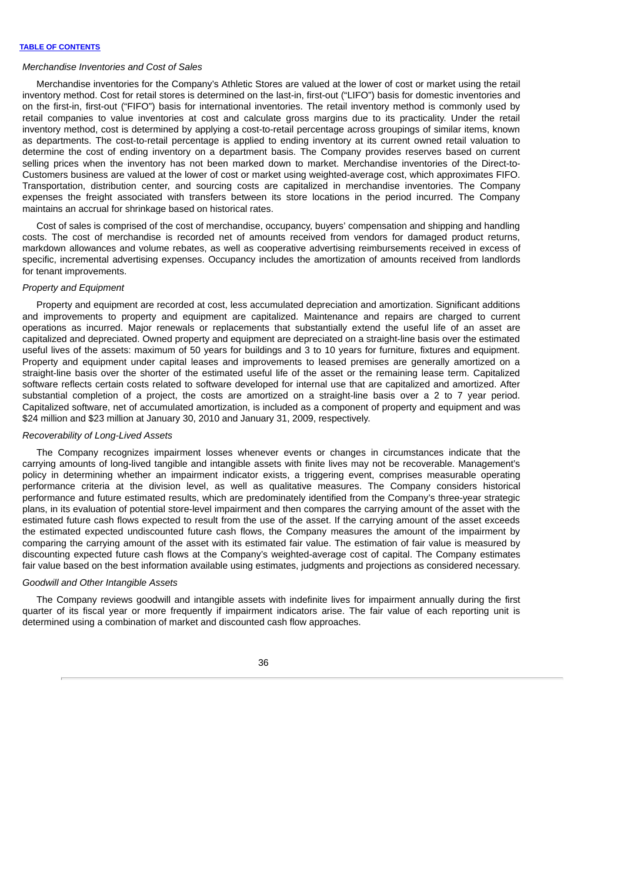*Merchandise Inventories and Cost of Sales*

Merchandise inventories for the Company's Athletic Stores are valued at the lower of cost or market using the retail inventory method. Cost for retail stores is determined on the last-in, first-out ("LIFO") basis for domestic inventories and on the first-in, first-out ("FIFO") basis for international inventories. The retail inventory method is commonly used by retail companies to value inventories at cost and calculate gross margins due to its practicality. Under the retail inventory method, cost is determined by applying a cost-to-retail percentage across groupings of similar items, known as departments. The cost-to-retail percentage is applied to ending inventory at its current owned retail valuation to determine the cost of ending inventory on a department basis. The Company provides reserves based on current selling prices when the inventory has not been marked down to market. Merchandise inventories of the Direct-to-Customers business are valued at the lower of cost or market using weighted-average cost, which approximates FIFO. Transportation, distribution center, and sourcing costs are capitalized in merchandise inventories. The Company expenses the freight associated with transfers between its store locations in the period incurred. The Company maintains an accrual for shrinkage based on historical rates.

Cost of sales is comprised of the cost of merchandise, occupancy, buyers' compensation and shipping and handling costs. The cost of merchandise is recorded net of amounts received from vendors for damaged product returns, markdown allowances and volume rebates, as well as cooperative advertising reimbursements received in excess of specific, incremental advertising expenses. Occupancy includes the amortization of amounts received from landlords for tenant improvements.

*Property and Equipment*

Property and equipment are recorded at cost, less accumulated depreciation and amortization. Significant additions and improvements to property and equipment are capitalized. Maintenance and repairs are charged to current operations as incurred. Major renewals or replacements that substantially extend the useful life of an asset are capitalized and depreciated. Owned property and equipment are depreciated on a straight-line basis over the estimated useful lives of the assets: maximum of 50 years for buildings and 3 to 10 years for furniture, fixtures and equipment. Property and equipment under capital leases and improvements to leased premises are generally amortized on a straight-line basis over the shorter of the estimated useful life of the asset or the remaining lease term. Capitalized software reflects certain costs related to software developed for internal use that are capitalized and amortized. After substantial completion of a project, the costs are amortized on a straight-line basis over a 2 to 7 year period. Capitalized software, net of accumulated amortization, is included as a component of property and equipment and was $24 million and $23 million at January 30, 2010 and January 31, 2009, respectively.

*Recoverability of Long-Lived Assets*

The Company recognizes impairment losses whenever events or changes in circumstances indicate that the carrying amounts of long-lived tangible and intangible assets with finite lives may not be recoverable. Management's policy in determining whether an impairment indicator exists, a triggering event, comprises measurable operating performance criteria at the division level, as well as qualitative measures. The Company considers historical performance and future estimated results, which are predominately identified from the Company's three-year strategic plans, in its evaluation of potential store-level impairment and then compares the carrying amount of the asset with the estimated future cash flows expected to result from the use of the asset. If the carrying amount of the asset exceeds the estimated expected undiscounted future cash flows, the Company measures the amount of the impairment by comparing the carrying amount of the asset with its estimated fair value. The estimation of fair value is measured by discounting expected future cash flows at the Company's weighted-average cost of capital. The Company estimates fair value based on the best information available using estimates, judgments and projections as considered necessary.

*Goodwill and Other Intangible Assets*

The Company reviews goodwill and intangible assets with indefinite lives for impairment annually during the first quarter of its fiscal year or more frequently if impairment indicators arise. The fair value of each reporting unit is determined using a combination of market and discounted cash flow approaches.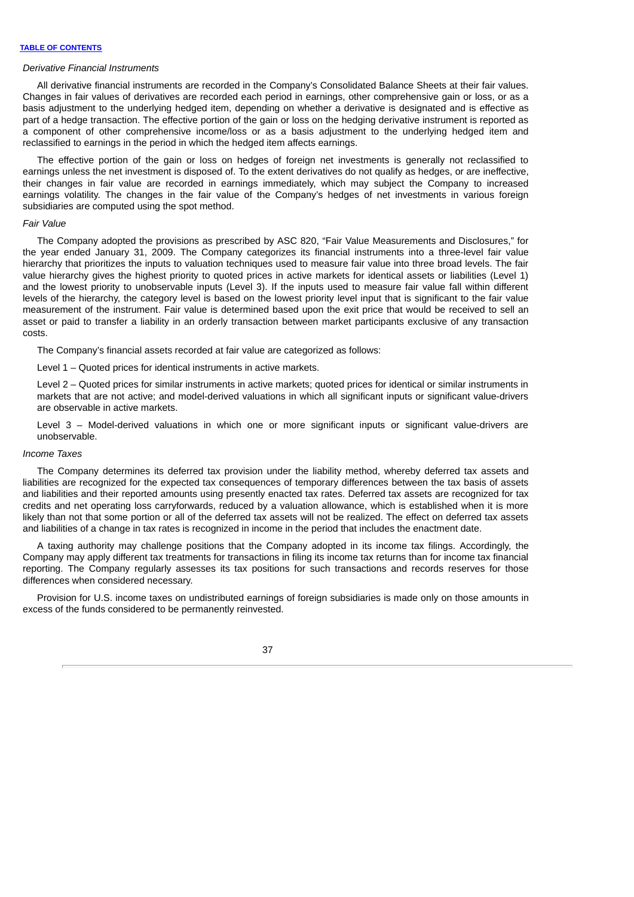*Derivative Financial Instruments*

All derivative financial instruments are recorded in the Company's Consolidated Balance Sheets at their fair values. Changes in fair values of derivatives are recorded each period in earnings, other comprehensive gain or loss, or as a basis adjustment to the underlying hedged item, depending on whether a derivative is designated and is effective as part of a hedge transaction. The effective portion of the gain or loss on the hedging derivative instrument is reported as a component of other comprehensive income/loss or as a basis adjustment to the underlying hedged item and reclassified to earnings in the period in which the hedged item affects earnings.

The effective portion of the gain or loss on hedges of foreign net investments is generally not reclassified to earnings unless the net investment is disposed of. To the extent derivatives do not qualify as hedges, or are ineffective, their changes in fair value are recorded in earnings immediately, which may subject the Company to increased earnings volatility. The changes in the fair value of the Company's hedges of net investments in various foreign subsidiaries are computed using the spot method.

*Fair Value*

The Company adopted the provisions as prescribed by ASC 820, "Fair Value Measurements and Disclosures," for the year ended January 31, 2009. The Company categorizes its financial instruments into a three-level fair value hierarchy that prioritizes the inputs to valuation techniques used to measure fair value into three broad levels. The fair value hierarchy gives the highest priority to quoted prices in active markets for identical assets or liabilities (Level 1) and the lowest priority to unobservable inputs (Level 3). If the inputs used to measure fair value fall within different levels of the hierarchy, the category level is based on the lowest priority level input that is significant to the fair value measurement of the instrument. Fair value is determined based upon the exit price that would be received to sell an asset or paid to transfer a liability in an orderly transaction between market participants exclusive of any transaction costs.

The Company's financial assets recorded at fair value are categorized as follows:

Level 1 – Quoted prices for identical instruments in active markets.

Level 2 – Quoted prices for similar instruments in active markets; quoted prices for identical or similar instruments in markets that are not active; and model-derived valuations in which all significant inputs or significant value-drivers are observable in active markets.

Level 3 – Model-derived valuations in which one or more significant inputs or significant value-drivers are unobservable.

*Income Taxes*

The Company determines its deferred tax provision under the liability method, whereby deferred tax assets and liabilities are recognized for the expected tax consequences of temporary differences between the tax basis of assets and liabilities and their reported amounts using presently enacted tax rates. Deferred tax assets are recognized for tax credits and net operating loss carryforwards, reduced by a valuation allowance, which is established when it is more likely than not that some portion or all of the deferred tax assets will not be realized. The effect on deferred tax assets and liabilities of a change in tax rates is recognized in income in the period that includes the enactment date.

A taxing authority may challenge positions that the Company adopted in its income tax filings. Accordingly, the Company may apply different tax treatments for transactions in filing its income tax returns than for income tax financial reporting. The Company regularly assesses its tax positions for such transactions and records reserves for those differences when considered necessary.

Provision for U.S. income taxes on undistributed earnings of foreign subsidiaries is made only on those amounts in excess of the funds considered to be permanently reinvested.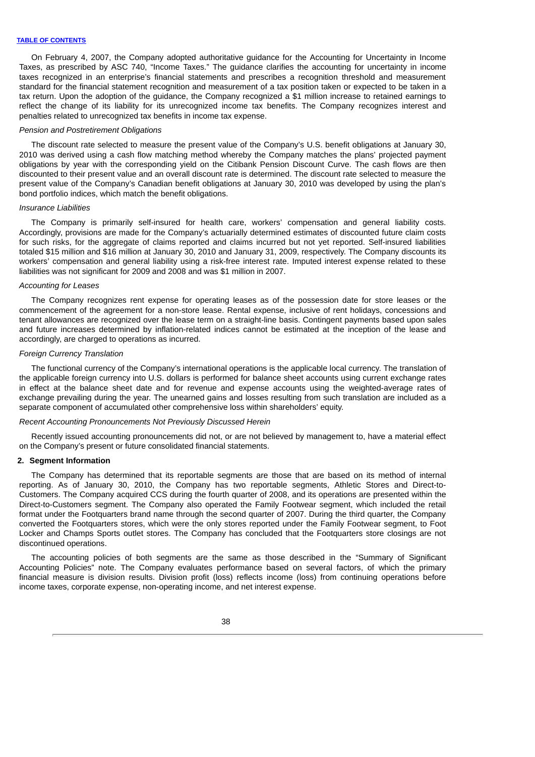On February 4, 2007, the Company adopted authoritative guidance for the Accounting for Uncertainty in Income Taxes, as prescribed by ASC 740, "Income Taxes." The guidance clarifies the accounting for uncertainty in income taxes recognized in an enterprise's financial statements and prescribes a recognition threshold and measurement standard for the financial statement recognition and measurement of a tax position taken or expected to be taken in a tax return. Upon the adoption of the guidance, the Company recognized a $1 million increase to retained earnings to reflect the change of its liability for its unrecognized income tax benefits. The Company recognizes interest and penalties related to unrecognized tax benefits in income tax expense.

*Pension and Postretirement Obligations*

The discount rate selected to measure the present value of the Company's U.S. benefit obligations at January 30, 2010 was derived using a cash flow matching method whereby the Company matches the plans' projected payment obligations by year with the corresponding yield on the Citibank Pension Discount Curve. The cash flows are then discounted to their present value and an overall discount rate is determined. The discount rate selected to measure the present value of the Company's Canadian benefit obligations at January 30, 2010 was developed by using the plan's bond portfolio indices, which match the benefit obligations.

*Insurance Liabilities*

The Company is primarily self-insured for health care, workers' compensation and general liability costs. Accordingly, provisions are made for the Company's actuarially determined estimates of discounted future claim costs for such risks, for the aggregate of claims reported and claims incurred but not yet reported. Self-insured liabilities totaled $15 million and $16 million at January 30, 2010 and January 31, 2009, respectively. The Company discounts its workers' compensation and general liability using a risk-free interest rate. Imputed interest expense related to these liabilities was not significant for 2009 and 2008 and was $1 million in 2007.

*Accounting for Leases*

The Company recognizes rent expense for operating leases as of the possession date for store leases or the commencement of the agreement for a non-store lease. Rental expense, inclusive of rent holidays, concessions and tenant allowances are recognized over the lease term on a straight-line basis. Contingent payments based upon sales and future increases determined by inflation-related indices cannot be estimated at the inception of the lease and accordingly, are charged to operations as incurred.

*Foreign Currency Translation*

The functional currency of the Company's international operations is the applicable local currency. The translation of the applicable foreign currency into U.S. dollars is performed for balance sheet accounts using current exchange rates in effect at the balance sheet date and for revenue and expense accounts using the weighted-average rates of exchange prevailing during the year. The unearned gains and losses resulting from such translation are included as a separate component of accumulated other comprehensive loss within shareholders' equity.

*Recent Accounting Pronouncements Not Previously Discussed Herein*

Recently issued accounting pronouncements did not, or are not believed by management to, have a material effect on the Company's present or future consolidated financial statements.

## 2. Segment Information

The Company has determined that its reportable segments are those that are based on its method of internal reporting. As of January 30, 2010, the Company has two reportable segments, Athletic Stores and Direct-to-Customers. The Company acquired CCS during the fourth quarter of 2008, and its operations are presented within the Direct-to-Customers segment. The Company also operated the Family Footwear segment, which included the retail format under the Footquarters brand name through the second quarter of 2007. During the third quarter, the Company converted the Footquarters stores, which were the only stores reported under the Family Footwear segment, to Foot Locker and Champs Sports outlet stores. The Company has concluded that the Footquarters store closings are not discontinued operations.

The accounting policies of both segments are the same as those described in the "Summary of Significant Accounting Policies" note. The Company evaluates performance based on several factors, of which the primary financial measure is division results. Division profit (loss) reflects income (loss) from continuing operations before income taxes, corporate expense, non-operating income, and net interest expense.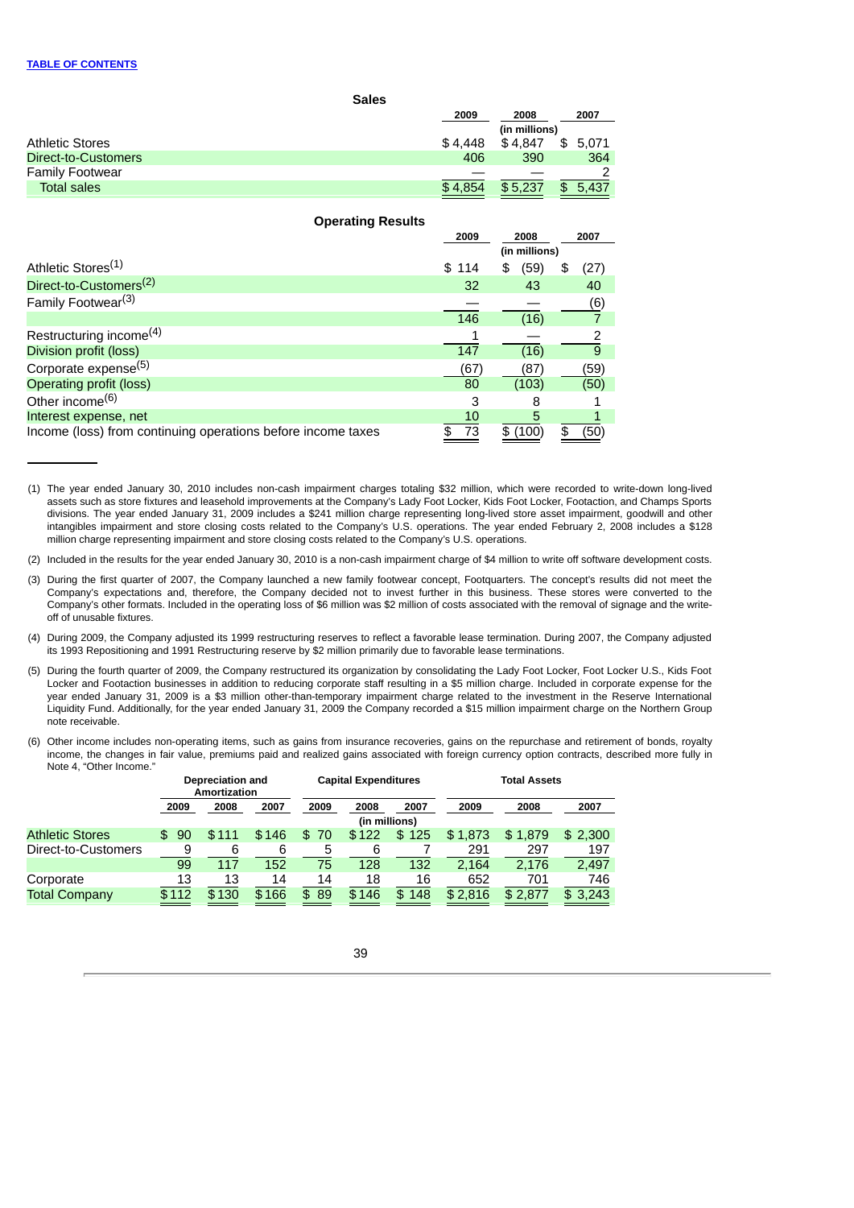TABLE OF CONTENTS

## Sales

| | 2009 | 2008 | 2007 |
|---|---|---|---|
| | | (in millions) | |
| Athletic Stores | $ 4,448 | $ 4,847 | $ 5,071 |
| Direct-to-Customers | 406 | 390 | 364 |
| Family Footwear | — | — | 2 |
| Total sales | $ 4,854 | $ 5,237 | $ 5,437 |

## Operating Results

| | 2009 | 2008 | 2007 |
|---|---|---|---|
| | | (in millions) | |
| Athletic Stores[1] | $ 114 | $ (59) | $ (27) |
| Direct-to-Customers[2] | 32 | 43 | 40 |
| Family Footwear[3] | — | — | (6) |
| | 146 | (16) | 7 |
| Restructuring income[4] | 1 | — | 2 |
| Division profit (loss) | 147 | (16) | 9 |
| Corporate expense[5] | (67) | (87) | (59) |
| Operating profit (loss) | 80 | (103) | (50) |
| Other income[6] | 3 | 8 | 1 |
| Interest expense, net | 10 | 5 | 1 |
| Income (loss) from continuing operations before income taxes | $ 73 | $ (100) | $ (50) |

(1) The year ended January 30, 2010 includes non-cash impairment charges totaling $32 million, which were recorded to write-down long-lived assets such as store fixtures and leasehold improvements at the Company's Lady Foot Locker, Kids Foot Locker, Footaction, and Champs Sports divisions. The year ended January 31, 2009 includes a $241 million charge representing long-lived store asset impairment, goodwill and other intangibles impairment and store closing costs related to the Company's U.S. operations. The year ended February 2, 2008 includes a $128 million charge representing impairment and store closing costs related to the Company's U.S. operations.

(2) Included in the results for the year ended January 30, 2010 is a non-cash impairment charge of $4 million to write off software development costs.

(3) During the first quarter of 2007, the Company launched a new family footwear concept, Footquarters. The concept's results did not meet the Company's expectations and, therefore, the Company decided not to invest further in this business. These stores were converted to the Company's other formats. Included in the operating loss of $6 million was $2 million of costs associated with the removal of signage and the write-off of unusable fixtures.

(4) During 2009, the Company adjusted its 1999 restructuring reserves to reflect a favorable lease termination. During 2007, the Company adjusted its 1993 Repositioning and 1991 Restructuring reserve by $2 million primarily due to favorable lease terminations.

(5) During the fourth quarter of 2009, the Company restructured its organization by consolidating the Lady Foot Locker, Foot Locker U.S., Kids Foot Locker and Footaction businesses in addition to reducing corporate staff resulting in a $5 million charge. Included in corporate expense for the year ended January 31, 2009 is a $3 million other-than-temporary impairment charge related to the investment in the Reserve International Liquidity Fund. Additionally, for the year ended January 31, 2009 the Company recorded a $15 million impairment charge on the Northern Group note receivable.

(6) Other income includes non-operating items, such as gains from insurance recoveries, gains on the repurchase and retirement of bonds, royalty income, the changes in fair value, premiums paid and realized gains associated with foreign currency option contracts, described more fully in Note 4, "Other Income."

| | Depreciation and Amortization | | | Capital Expenditures | | | Total Assets | | |
|---|---|---|---|---|---|---|---|---|---|
| | 2009 | 2008 | 2007 | 2009 | 2008 | 2007 | 2009 | 2008 | 2007 |
| | | | | | (in millions) | | | | |
| Athletic Stores | $ 90 | $ 111 | $ 146 | $ 70 | $ 122 | $ 125 | $ 1,873 | $ 1,879 | $ 2,300 |
| Direct-to-Customers | 9 | 6 | 6 | 5 | 6 | 7 | 291 | 297 | 197 |
| | 99 | 117 | 152 | 75 | 128 | 132 | 2,164 | 2,176 | 2,497 |
| Corporate | 13 | 13 | 14 | 14 | 18 | 16 | 652 | 701 | 746 |
| Total Company | $ 112 | $ 130 | $ 166 | $ 89 | $ 146 | $ 148 | $ 2,816 | $ 2,877 | $ 3,243 |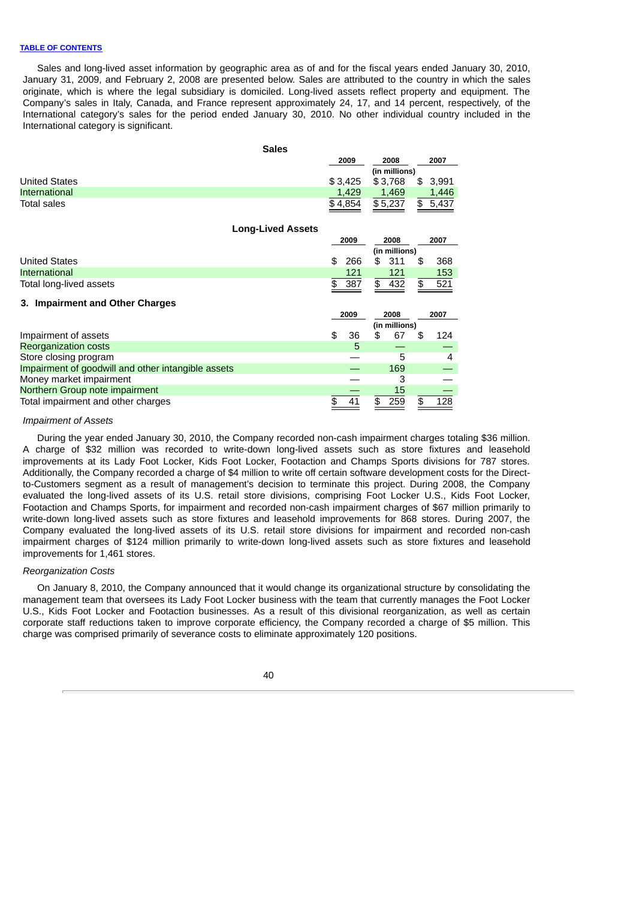Sales and long-lived asset information by geographic area as of and for the fiscal years ended January 30, 2010, January 31, 2009, and February 2, 2008 are presented below. Sales are attributed to the country in which the sales originate, which is where the legal subsidiary is domiciled. Long-lived assets reflect property and equipment. The Company's sales in Italy, Canada, and France represent approximately 24, 17, and 14 percent, respectively, of the International category's sales for the period ended January 30, 2010. No other individual country included in the International category is significant.

**Sales**

| | 2009 | 2008 | 2007 |
|---|---|---|---|
| | | (in millions) | |
| United States | $ 3,425 | $ 3,768 | $ 3,991 |
| International | 1,429 | 1,469 | 1,446 |
| Total sales | $ 4,854 | $ 5,237 | $ 5,437 |

**Long-Lived Assets**

| | 2009 | 2008 | 2007 |
|---|---|---|---|
| | | (in millions) | |
| United States | $ 266 | $ 311 | $ 368 |
| International | 121 | 121 | 153 |
| Total long-lived assets | $ 387 | $ 432 | $ 521 |

## 3. Impairment and Other Charges

| | 2009 | 2008 | 2007 |
|---|---|---|---|
| | | (in millions) | |
| Impairment of assets | $ 36 | $ 67 | $ 124 |
| Reorganization costs | 5 | — | — |
| Store closing program | — | 5 | 4 |
| Impairment of goodwill and other intangible assets | — | 169 | — |
| Money market impairment | — | 3 | — |
| Northern Group note impairment | — | 15 | — |
| Total impairment and other charges | $ 41 | $ 259 | $ 128 |

*Impairment of Assets*

During the year ended January 30, 2010, the Company recorded non-cash impairment charges totaling $36 million. A charge of $32 million was recorded to write-down long-lived assets such as store fixtures and leasehold improvements at its Lady Foot Locker, Kids Foot Locker, Footaction and Champs Sports divisions for 787 stores. Additionally, the Company recorded a charge of $4 million to write off certain software development costs for the Direct-to-Customers segment as a result of management's decision to terminate this project. During 2008, the Company evaluated the long-lived assets of its U.S. retail store divisions, comprising Foot Locker U.S., Kids Foot Locker, Footaction and Champs Sports, for impairment and recorded non-cash impairment charges of $67 million primarily to write-down long-lived assets such as store fixtures and leasehold improvements for 868 stores. During 2007, the Company evaluated the long-lived assets of its U.S. retail store divisions for impairment and recorded non-cash impairment charges of $124 million primarily to write-down long-lived assets such as store fixtures and leasehold improvements for 1,461 stores.

*Reorganization Costs*

On January 8, 2010, the Company announced that it would change its organizational structure by consolidating the management team that oversees its Lady Foot Locker business with the team that currently manages the Foot Locker U.S., Kids Foot Locker and Footaction businesses. As a result of this divisional reorganization, as well as certain corporate staff reductions taken to improve corporate efficiency, the Company recorded a charge of $5 million. This charge was comprised primarily of severance costs to eliminate approximately 120 positions.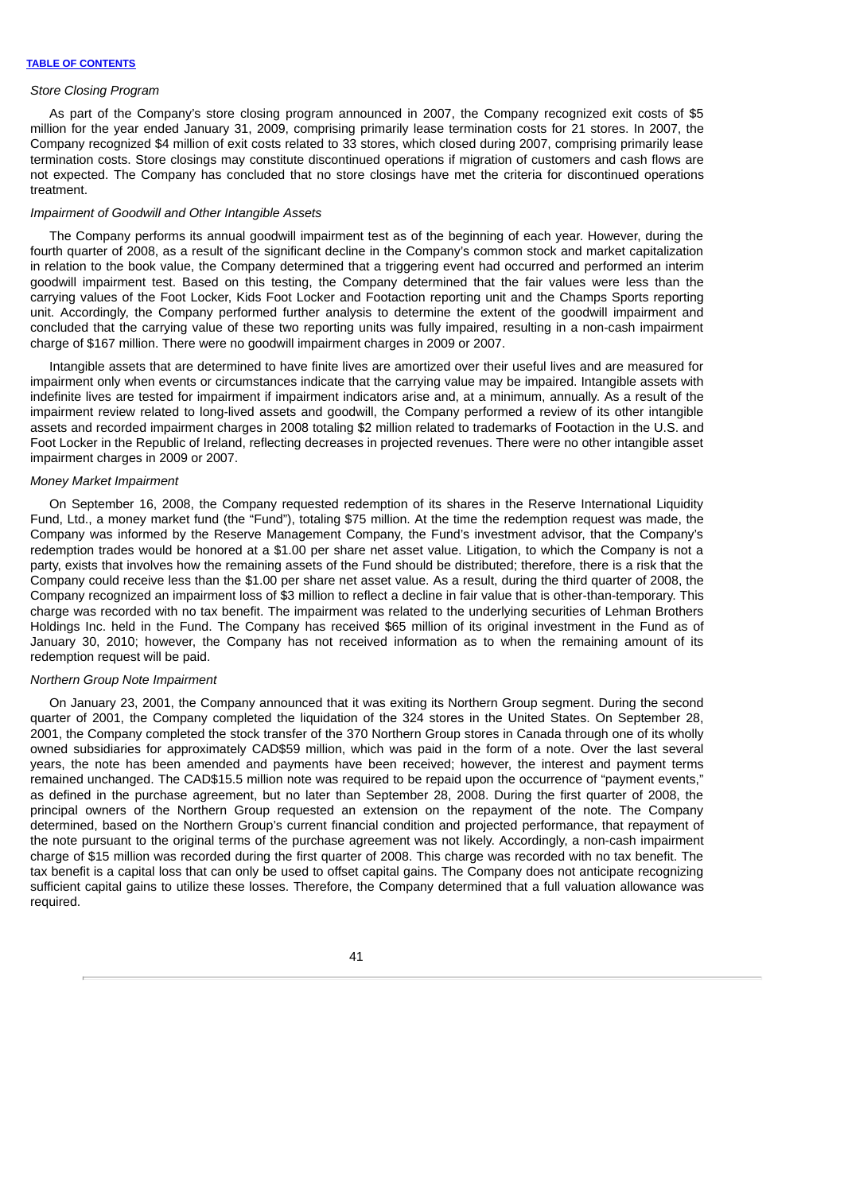*Store Closing Program*

As part of the Company's store closing program announced in 2007, the Company recognized exit costs of $5 million for the year ended January 31, 2009, comprising primarily lease termination costs for 21 stores. In 2007, the Company recognized $4 million of exit costs related to 33 stores, which closed during 2007, comprising primarily lease termination costs. Store closings may constitute discontinued operations if migration of customers and cash flows are not expected. The Company has concluded that no store closings have met the criteria for discontinued operations treatment.

*Impairment of Goodwill and Other Intangible Assets*

The Company performs its annual goodwill impairment test as of the beginning of each year. However, during the fourth quarter of 2008, as a result of the significant decline in the Company's common stock and market capitalization in relation to the book value, the Company determined that a triggering event had occurred and performed an interim goodwill impairment test. Based on this testing, the Company determined that the fair values were less than the carrying values of the Foot Locker, Kids Foot Locker and Footaction reporting unit and the Champs Sports reporting unit. Accordingly, the Company performed further analysis to determine the extent of the goodwill impairment and concluded that the carrying value of these two reporting units was fully impaired, resulting in a non-cash impairment charge of $167 million. There were no goodwill impairment charges in 2009 or 2007.

Intangible assets that are determined to have finite lives are amortized over their useful lives and are measured for impairment only when events or circumstances indicate that the carrying value may be impaired. Intangible assets with indefinite lives are tested for impairment if impairment indicators arise and, at a minimum, annually. As a result of the impairment review related to long-lived assets and goodwill, the Company performed a review of its other intangible assets and recorded impairment charges in 2008 totaling $2 million related to trademarks of Footaction in the U.S. and Foot Locker in the Republic of Ireland, reflecting decreases in projected revenues. There were no other intangible asset impairment charges in 2009 or 2007.

*Money Market Impairment*

On September 16, 2008, the Company requested redemption of its shares in the Reserve International Liquidity Fund, Ltd., a money market fund (the "Fund"), totaling $75 million. At the time the redemption request was made, the Company was informed by the Reserve Management Company, the Fund's investment advisor, that the Company's redemption trades would be honored at a $1.00 per share net asset value. Litigation, to which the Company is not a party, exists that involves how the remaining assets of the Fund should be distributed; therefore, there is a risk that the Company could receive less than the $1.00 per share net asset value. As a result, during the third quarter of 2008, the Company recognized an impairment loss of $3 million to reflect a decline in fair value that is other-than-temporary. This charge was recorded with no tax benefit. The impairment was related to the underlying securities of Lehman Brothers Holdings Inc. held in the Fund. The Company has received $65 million of its original investment in the Fund as of January 30, 2010; however, the Company has not received information as to when the remaining amount of its redemption request will be paid.

*Northern Group Note Impairment*

On January 23, 2001, the Company announced that it was exiting its Northern Group segment. During the second quarter of 2001, the Company completed the liquidation of the 324 stores in the United States. On September 28, 2001, the Company completed the stock transfer of the 370 Northern Group stores in Canada through one of its wholly owned subsidiaries for approximately CAD$59 million, which was paid in the form of a note. Over the last several years, the note has been amended and payments have been received; however, the interest and payment terms remained unchanged. The CAD$15.5 million note was required to be repaid upon the occurrence of "payment events," as defined in the purchase agreement, but no later than September 28, 2008. During the first quarter of 2008, the principal owners of the Northern Group requested an extension on the repayment of the note. The Company determined, based on the Northern Group's current financial condition and projected performance, that repayment of the note pursuant to the original terms of the purchase agreement was not likely. Accordingly, a non-cash impairment charge of $15 million was recorded during the first quarter of 2008. This charge was recorded with no tax benefit. The tax benefit is a capital loss that can only be used to offset capital gains. The Company does not anticipate recognizing sufficient capital gains to utilize these losses. Therefore, the Company determined that a full valuation allowance was required.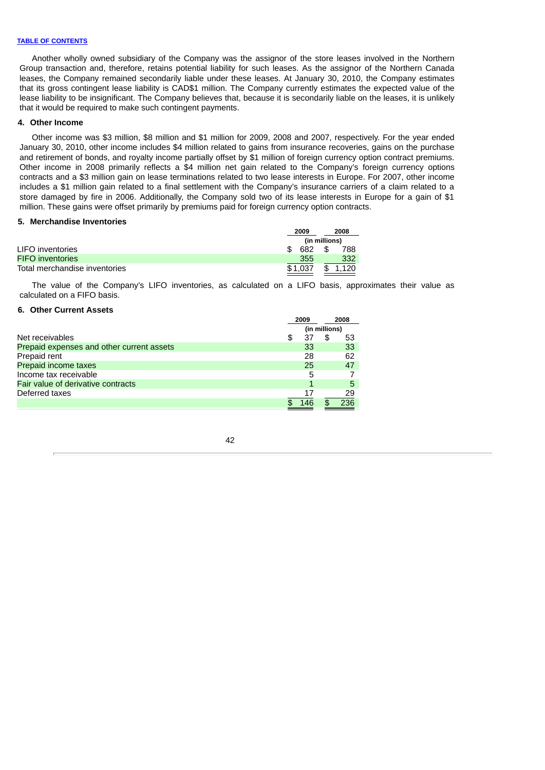Another wholly owned subsidiary of the Company was the assignor of the store leases involved in the Northern Group transaction and, therefore, retains potential liability for such leases. As the assignor of the Northern Canada leases, the Company remained secondarily liable under these leases. At January 30, 2010, the Company estimates that its gross contingent lease liability is CAD$1 million. The Company currently estimates the expected value of the lease liability to be insignificant. The Company believes that, because it is secondarily liable on the leases, it is unlikely that it would be required to make such contingent payments.

### 4. Other Income

Other income was $3 million, $8 million and $1 million for 2009, 2008 and 2007, respectively. For the year ended January 30, 2010, other income includes $4 million related to gains from insurance recoveries, gains on the purchase and retirement of bonds, and royalty income partially offset by $1 million of foreign currency option contract premiums. Other income in 2008 primarily reflects a $4 million net gain related to the Company's foreign currency options contracts and a $3 million gain on lease terminations related to two lease interests in Europe. For 2007, other income includes a $1 million gain related to a final settlement with the Company's insurance carriers of a claim related to a store damaged by fire in 2006. Additionally, the Company sold two of its lease interests in Europe for a gain of $1 million. These gains were offset primarily by premiums paid for foreign currency option contracts.

### 5. Merchandise Inventories

| | 2009 | 2008 |
|---|---|---|
| | (in millions) | |
| LIFO inventories | $ 682 | $ 788 |
| FIFO inventories | 355 | 332 |
| Total merchandise inventories | $1,037 | $ 1,120 |

The value of the Company's LIFO inventories, as calculated on a LIFO basis, approximates their value as calculated on a FIFO basis.

### 6. Other Current Assets

| | 2009 | 2008 |
|---|---|---|
| | (in millions) | |
| Net receivables | $ 37 | $ 53 |
| Prepaid expenses and other current assets | 33 | 33 |
| Prepaid rent | 28 | 62 |
| Prepaid income taxes | 25 | 47 |
| Income tax receivable | 5 | 7 |
| Fair value of derivative contracts | 1 | 5 |
| Deferred taxes | 17 | 29 |
| | $ 146 | $ 236 |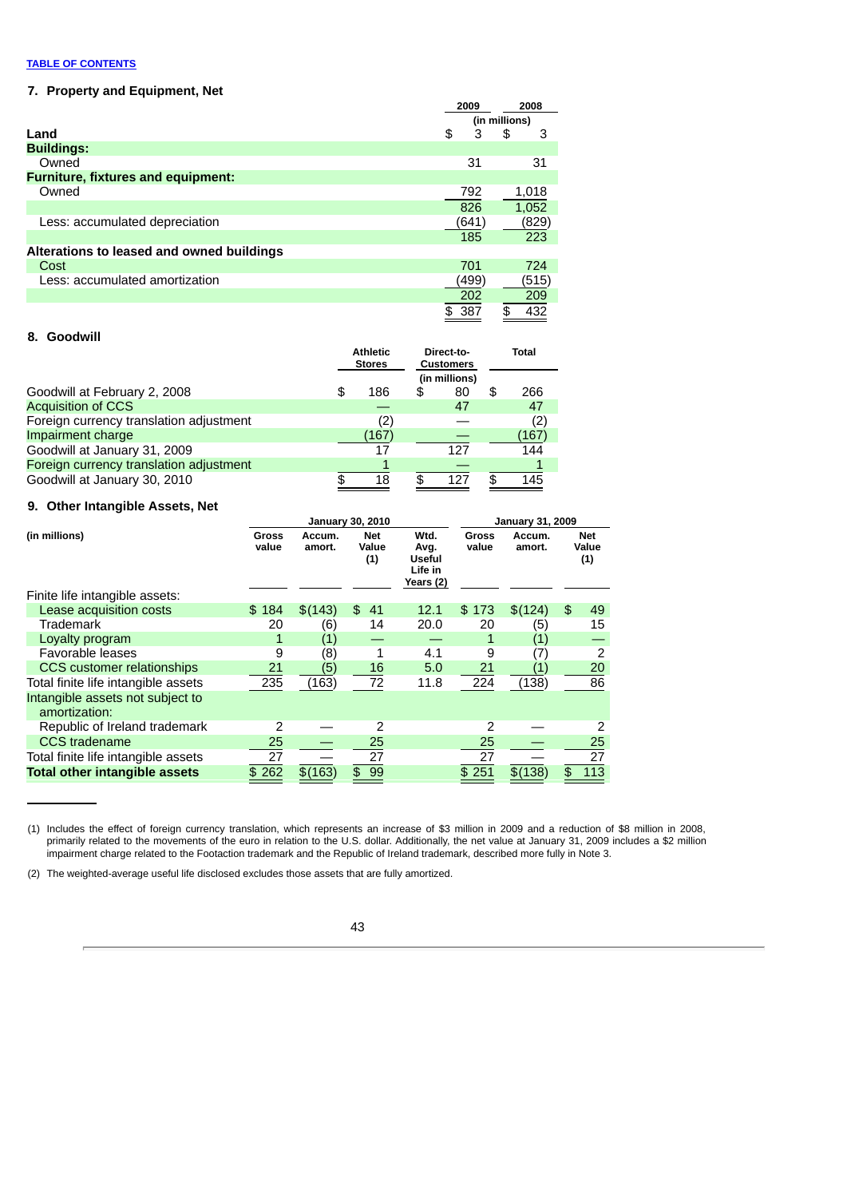TABLE OF CONTENTS

## 7. Property and Equipment, Net

| | 2009 | 2008 |
|---|---|---|
| | (in millions) | |
| **Land** | $ 3 | $ 3 |
| **Buildings:** | | |
| Owned | 31 | 31 |
| **Furniture, fixtures and equipment:** | | |
| Owned | 792 | 1,018 |
| | 826 | 1,052 |
| Less: accumulated depreciation | (641) | (829) |
| | 185 | 223 |
| **Alterations to leased and owned buildings** | | |
| Cost | 701 | 724 |
| Less: accumulated amortization | (499) | (515) |
| | 202 | 209 |
| | $ 387 | $ 432 |

## 8. Goodwill

| | Athletic Stores | Direct-to-Customers | Total |
|---|---|---|---|
| | | (in millions) | |
| Goodwill at February 2, 2008 | $ 186 | $ 80 | $ 266 |
| Acquisition of CCS | — | 47 | 47 |
| Foreign currency translation adjustment | (2) | — | (2) |
| Impairment charge | (167) | — | (167) |
| Goodwill at January 31, 2009 | 17 | 127 | 144 |
| Foreign currency translation adjustment | 1 | — | 1 |
| Goodwill at January 30, 2010 | $ 18 | $ 127 | $ 145 |

## 9. Other Intangible Assets, Net

| (in millions) | January 30, 2010 | | | | January 31, 2009 | | |
|---|---|---|---|---|---|---|---|
| | Gross value | Accum. amort. | Net Value (1) | Wtd. Avg. Useful Life in Years (2) | Gross value | Accum. amort. | Net Value (1) |
| Finite life intangible assets: | | | | | | | |
| Lease acquisition costs | $ 184 | $(143) | $ 41 | 12.1 | $ 173 | $(124) | $ 49 |
| Trademark | 20 | (6) | 14 | 20.0 | 20 | (5) | 15 |
| Loyalty program | 1 | (1) | — | — | 1 | (1) | — |
| Favorable leases | 9 | (8) | 1 | 4.1 | 9 | (7) | 2 |
| CCS customer relationships | 21 | (5) | 16 | 5.0 | 21 | (1) | 20 |
| Total finite life intangible assets | 235 | (163) | 72 | 11.8 | 224 | (138) | 86 |
| Intangible assets not subject to amortization: | | | | | | | |
| Republic of Ireland trademark | 2 | — | 2 | | 2 | — | 2 |
| CCS tradename | 25 | — | 25 | | 25 | — | 25 |
| Total finite life intangible assets | 27 | — | 27 | | 27 | — | 27 |
| **Total other intangible assets** | $ 262 | $(163) | $ 99 | | $ 251 | $(138) | $ 113 |

(1) Includes the effect of foreign currency translation, which represents an increase of $3 million in 2009 and a reduction of $8 million in 2008, primarily related to the movements of the euro in relation to the U.S. dollar. Additionally, the net value at January 31, 2009 includes a $2 million impairment charge related to the Footaction trademark and the Republic of Ireland trademark, described more fully in Note 3.

(2) The weighted-average useful life disclosed excludes those assets that are fully amortized.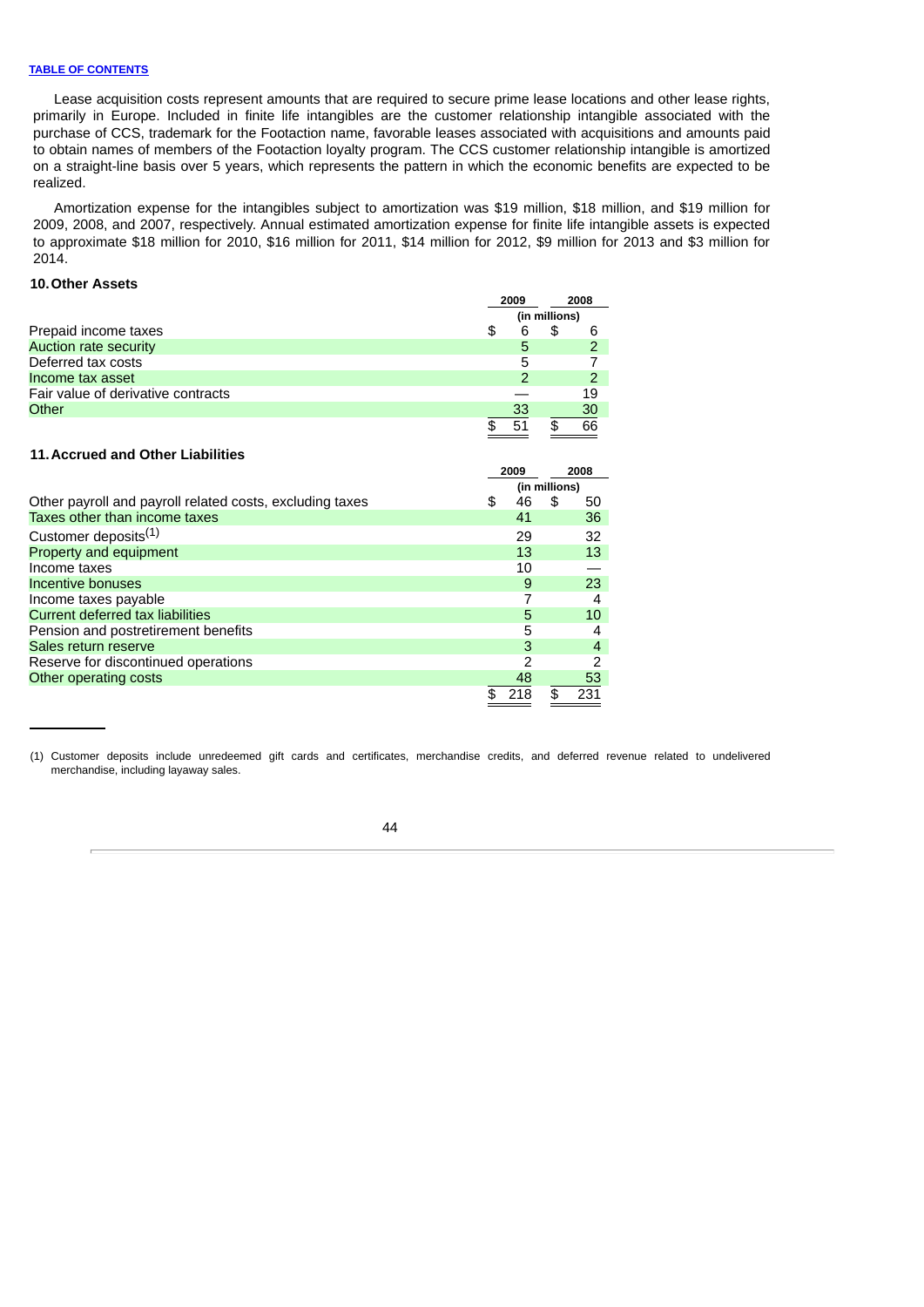Lease acquisition costs represent amounts that are required to secure prime lease locations and other lease rights, primarily in Europe. Included in finite life intangibles are the customer relationship intangible associated with the purchase of CCS, trademark for the Footaction name, favorable leases associated with acquisitions and amounts paid to obtain names of members of the Footaction loyalty program. The CCS customer relationship intangible is amortized on a straight-line basis over 5 years, which represents the pattern in which the economic benefits are expected to be realized.

Amortization expense for the intangibles subject to amortization was $19 million, $18 million, and $19 million for 2009, 2008, and 2007, respectively. Annual estimated amortization expense for finite life intangible assets is expected to approximate $18 million for 2010, $16 million for 2011, $14 million for 2012, $9 million for 2013 and $3 million for 2014.

## 10. Other Assets

| | 2009 | 2008 |
|---|---|---|
| | (in millions) | |
| Prepaid income taxes | $ 6 | $ 6 |
| Auction rate security | 5 | 2 |
| Deferred tax costs | 5 | 7 |
| Income tax asset | 2 | 2 |
| Fair value of derivative contracts | — | 19 |
| Other | 33 | 30 |
| | $ 51 | $ 66 |

## 11. Accrued and Other Liabilities

| | 2009 | 2008 |
|---|---|---|
| | (in millions) | |
| Other payroll and payroll related costs, excluding taxes | $ 46 | $ 50 |
| Taxes other than income taxes | 41 | 36 |
| Customer deposits[(1)] | 29 | 32 |
| Property and equipment | 13 | 13 |
| Income taxes | 10 | — |
| Incentive bonuses | 9 | 23 |
| Income taxes payable | 7 | 4 |
| Current deferred tax liabilities | 5 | 10 |
| Pension and postretirement benefits | 5 | 4 |
| Sales return reserve | 3 | 4 |
| Reserve for discontinued operations | 2 | 2 |
| Other operating costs | 48 | 53 |
| | $ 218 | $ 231 |

(1) Customer deposits include unredeemed gift cards and certificates, merchandise credits, and deferred revenue related to undelivered merchandise, including layaway sales.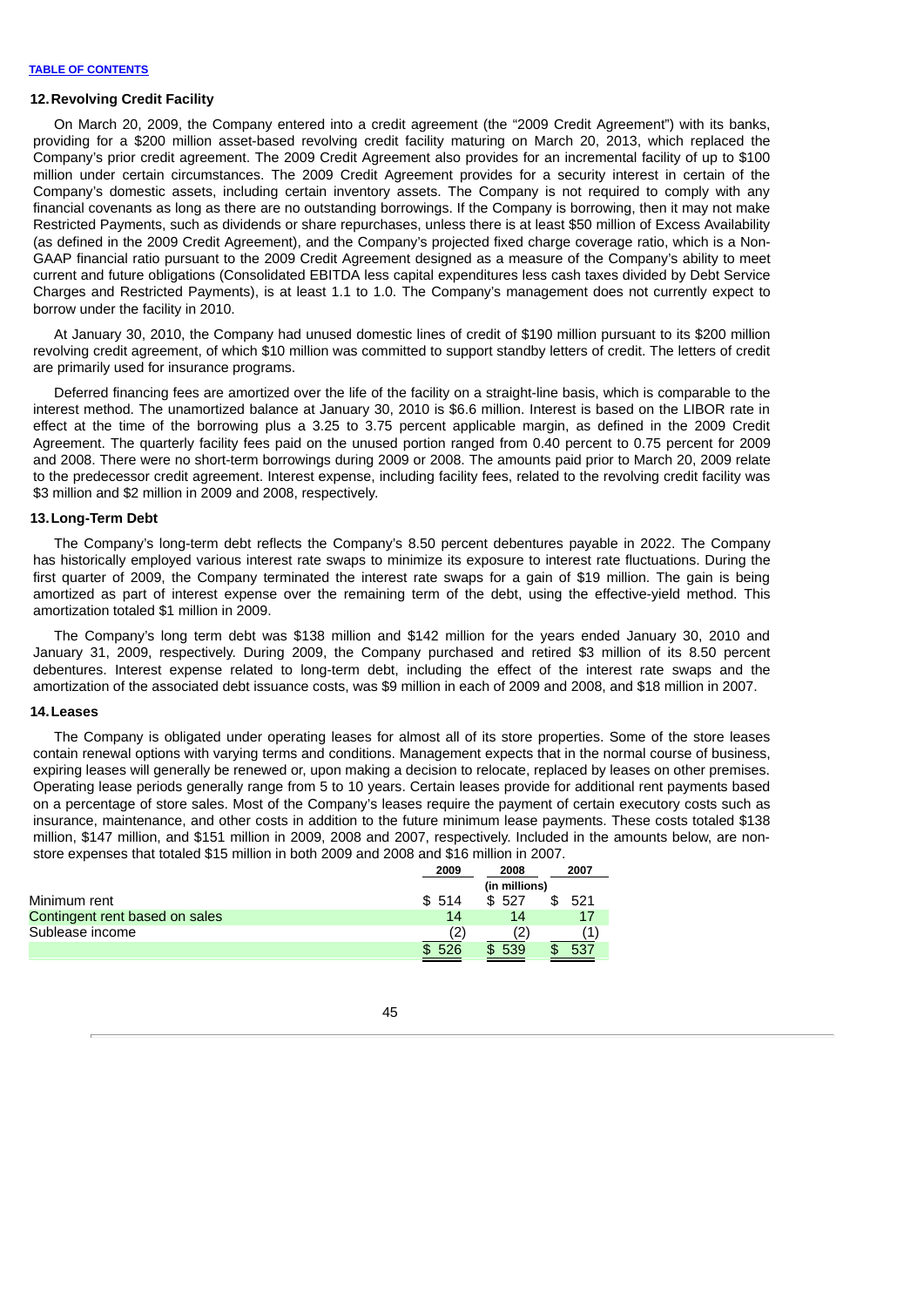[TABLE OF CONTENTS](#)

### 12. Revolving Credit Facility

On March 20, 2009, the Company entered into a credit agreement (the "2009 Credit Agreement") with its banks, providing for a $200 million asset-based revolving credit facility maturing on March 20, 2013, which replaced the Company's prior credit agreement. The 2009 Credit Agreement also provides for an incremental facility of up to $100 million under certain circumstances. The 2009 Credit Agreement provides for a security interest in certain of the Company's domestic assets, including certain inventory assets. The Company is not required to comply with any financial covenants as long as there are no outstanding borrowings. If the Company is borrowing, then it may not make Restricted Payments, such as dividends or share repurchases, unless there is at least $50 million of Excess Availability (as defined in the 2009 Credit Agreement), and the Company's projected fixed charge coverage ratio, which is a Non-GAAP financial ratio pursuant to the 2009 Credit Agreement designed as a measure of the Company's ability to meet current and future obligations (Consolidated EBITDA less capital expenditures less cash taxes divided by Debt Service Charges and Restricted Payments), is at least 1.1 to 1.0. The Company's management does not currently expect to borrow under the facility in 2010.

At January 30, 2010, the Company had unused domestic lines of credit of $190 million pursuant to its $200 million revolving credit agreement, of which $10 million was committed to support standby letters of credit. The letters of credit are primarily used for insurance programs.

Deferred financing fees are amortized over the life of the facility on a straight-line basis, which is comparable to the interest method. The unamortized balance at January 30, 2010 is $6.6 million. Interest is based on the LIBOR rate in effect at the time of the borrowing plus a 3.25 to 3.75 percent applicable margin, as defined in the 2009 Credit Agreement. The quarterly facility fees paid on the unused portion ranged from 0.40 percent to 0.75 percent for 2009 and 2008. There were no short-term borrowings during 2009 or 2008. The amounts paid prior to March 20, 2009 relate to the predecessor credit agreement. Interest expense, including facility fees, related to the revolving credit facility was $3 million and $2 million in 2009 and 2008, respectively.

### 13. Long-Term Debt

The Company's long-term debt reflects the Company's 8.50 percent debentures payable in 2022. The Company has historically employed various interest rate swaps to minimize its exposure to interest rate fluctuations. During the first quarter of 2009, the Company terminated the interest rate swaps for a gain of $19 million. The gain is being amortized as part of interest expense over the remaining term of the debt, using the effective-yield method. This amortization totaled $1 million in 2009.

The Company's long term debt was $138 million and $142 million for the years ended January 30, 2010 and January 31, 2009, respectively. During 2009, the Company purchased and retired $3 million of its 8.50 percent debentures. Interest expense related to long-term debt, including the effect of the interest rate swaps and the amortization of the associated debt issuance costs, was $9 million in each of 2009 and 2008, and $18 million in 2007.

### 14. Leases

The Company is obligated under operating leases for almost all of its store properties. Some of the store leases contain renewal options with varying terms and conditions. Management expects that in the normal course of business, expiring leases will generally be renewed or, upon making a decision to relocate, replaced by leases on other premises. Operating lease periods generally range from 5 to 10 years. Certain leases provide for additional rent payments based on a percentage of store sales. Most of the Company's leases require the payment of certain executory costs such as insurance, maintenance, and other costs in addition to the future minimum lease payments. These costs totaled $138 million, $147 million, and $151 million in 2009, 2008 and 2007, respectively. Included in the amounts below, are non-store expenses that totaled $15 million in both 2009 and 2008 and $16 million in 2007.

| | 2009 | 2008 | 2007 |
|---|---|---|---|
| | | (in millions) | |
| Minimum rent | $ 514 | $ 527 | $ 521 |
| Contingent rent based on sales | 14 | 14 | 17 |
| Sublease income | (2) | (2) | (1) |
| | $ 526 | $ 539 | $ 537 |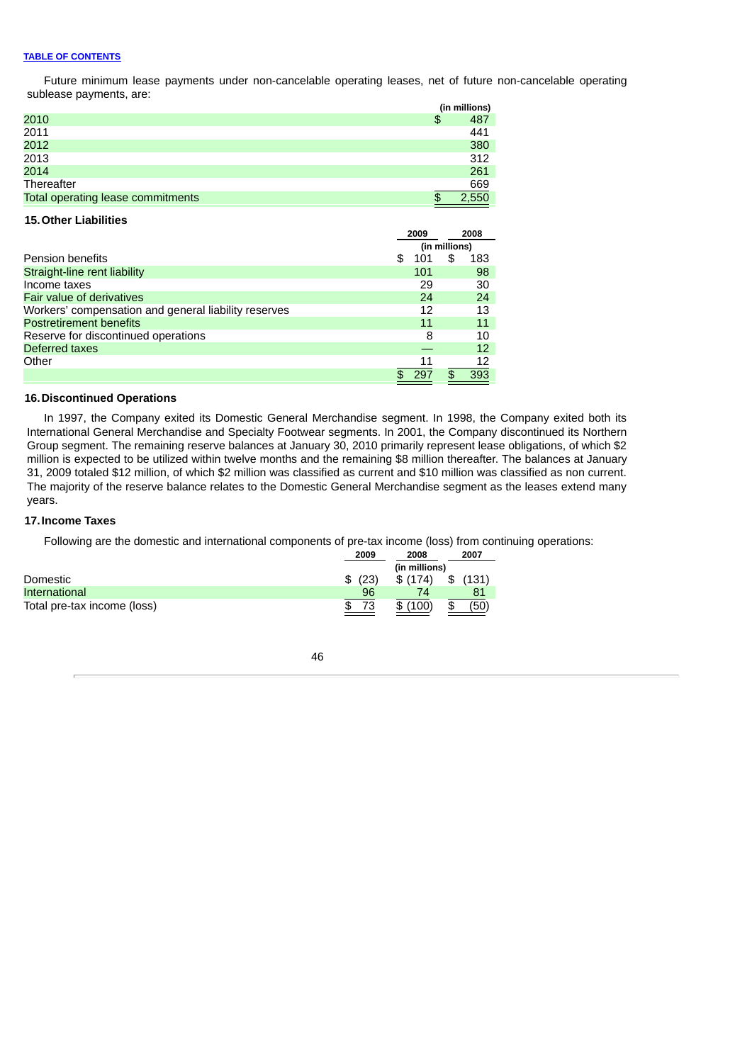Future minimum lease payments under non-cancelable operating leases, net of future non-cancelable operating sublease payments, are:

| | (in millions) |
|---|---|
| 2010 | $ 487 |
| 2011 | 441 |
| 2012 | 380 |
| 2013 | 312 |
| 2014 | 261 |
| Thereafter | 669 |
| Total operating lease commitments | $ 2,550 |

### 15. Other Liabilities

| | 2009 | 2008 |
|---|---|---|
| | (in millions) | |
| Pension benefits | $ 101 | $ 183 |
| Straight-line rent liability | 101 | 98 |
| Income taxes | 29 | 30 |
| Fair value of derivatives | 24 | 24 |
| Workers' compensation and general liability reserves | 12 | 13 |
| Postretirement benefits | 11 | 11 |
| Reserve for discontinued operations | 8 | 10 |
| Deferred taxes | — | 12 |
| Other | 11 | 12 |
| | $ 297 | $ 393 |

### 16. Discontinued Operations

In 1997, the Company exited its Domestic General Merchandise segment. In 1998, the Company exited both its International General Merchandise and Specialty Footwear segments. In 2001, the Company discontinued its Northern Group segment. The remaining reserve balances at January 30, 2010 primarily represent lease obligations, of which $2 million is expected to be utilized within twelve months and the remaining $8 million thereafter. The balances at January 31, 2009 totaled $12 million, of which $2 million was classified as current and $10 million was classified as non current. The majority of the reserve balance relates to the Domestic General Merchandise segment as the leases extend many years.

### 17. Income Taxes

Following are the domestic and international components of pre-tax income (loss) from continuing operations:

| | 2009 | 2008 | 2007 |
|---|---|---|---|
| | | (in millions) | |
| Domestic | $ (23) | $ (174) | $ (131) |
| International | 96 | 74 | 81 |
| Total pre-tax income (loss) | $ 73 | $ (100) | $ (50) |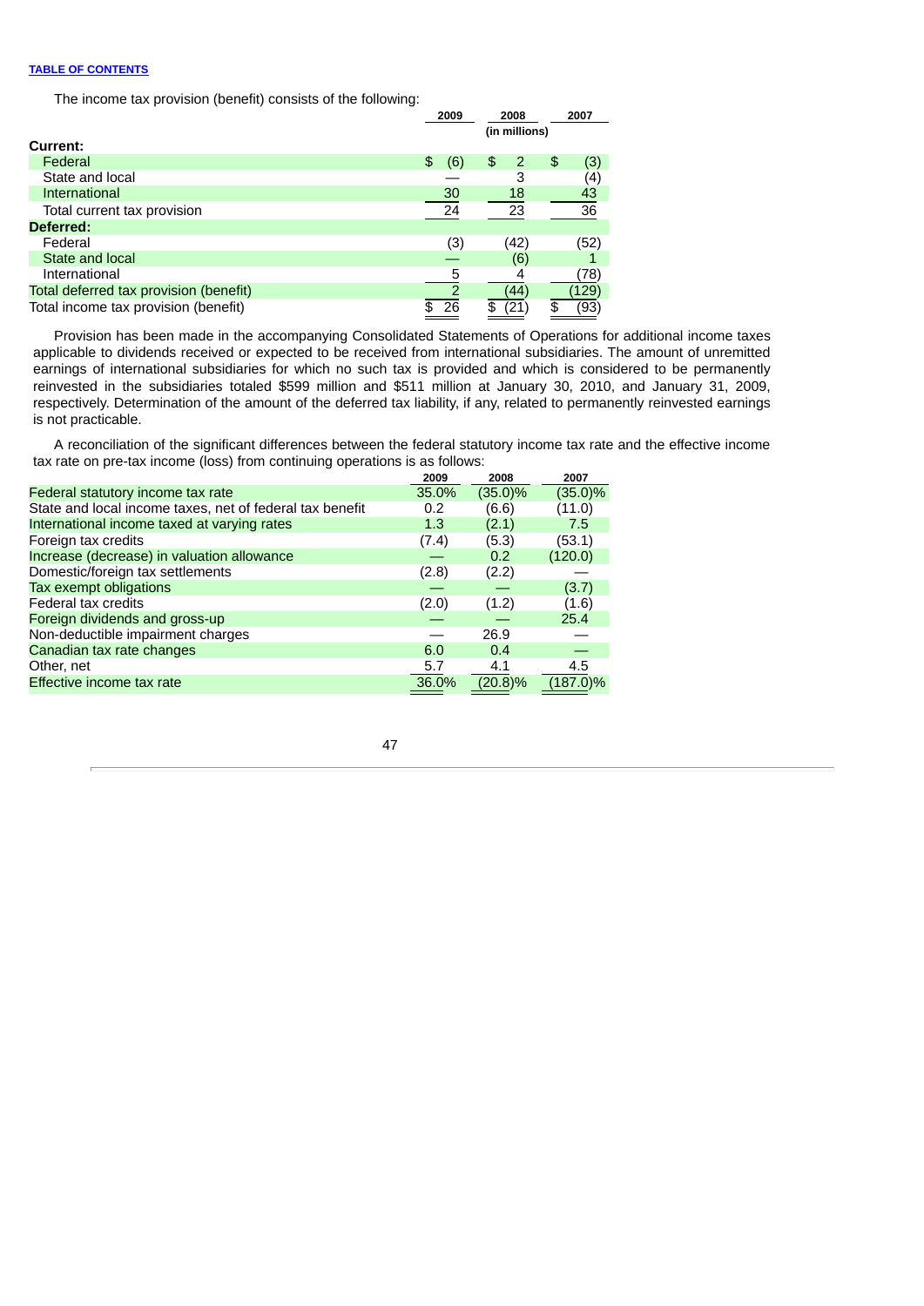[TABLE OF CONTENTS]

The income tax provision (benefit) consists of the following:

| | 2009 | 2008 | 2007 |
|---|---|---|---|
| | | (in millions) | |
| **Current:** | | | |
| Federal | $ (6) | $ 2 | $ (3) |
| State and local | — | 3 | (4) |
| International | 30 | 18 | 43 |
| Total current tax provision | 24 | 23 | 36 |
| **Deferred:** | | | |
| Federal | (3) | (42) | (52) |
| State and local | — | (6) | 1 |
| International | 5 | 4 | (78) |
| Total deferred tax provision (benefit) | 2 | (44) | (129) |
| Total income tax provision (benefit) | $ 26 | $ (21) | $ (93) |

Provision has been made in the accompanying Consolidated Statements of Operations for additional income taxes applicable to dividends received or expected to be received from international subsidiaries. The amount of unremitted earnings of international subsidiaries for which no such tax is provided and which is considered to be permanently reinvested in the subsidiaries totaled $599 million and $511 million at January 30, 2010, and January 31, 2009, respectively. Determination of the amount of the deferred tax liability, if any, related to permanently reinvested earnings is not practicable.

A reconciliation of the significant differences between the federal statutory income tax rate and the effective income tax rate on pre-tax income (loss) from continuing operations is as follows:

| | 2009 | 2008 | 2007 |
|---|---|---|---|
| Federal statutory income tax rate | 35.0% | (35.0)% | (35.0)% |
| State and local income taxes, net of federal tax benefit | 0.2 | (6.6) | (11.0) |
| International income taxed at varying rates | 1.3 | (2.1) | 7.5 |
| Foreign tax credits | (7.4) | (5.3) | (53.1) |
| Increase (decrease) in valuation allowance | — | 0.2 | (120.0) |
| Domestic/foreign tax settlements | (2.8) | (2.2) | — |
| Tax exempt obligations | — | — | (3.7) |
| Federal tax credits | (2.0) | (1.2) | (1.6) |
| Foreign dividends and gross-up | — | — | 25.4 |
| Non-deductible impairment charges | — | 26.9 | — |
| Canadian tax rate changes | 6.0 | 0.4 | — |
| Other, net | 5.7 | 4.1 | 4.5 |
| Effective income tax rate | 36.0% | (20.8)% | (187.0)% |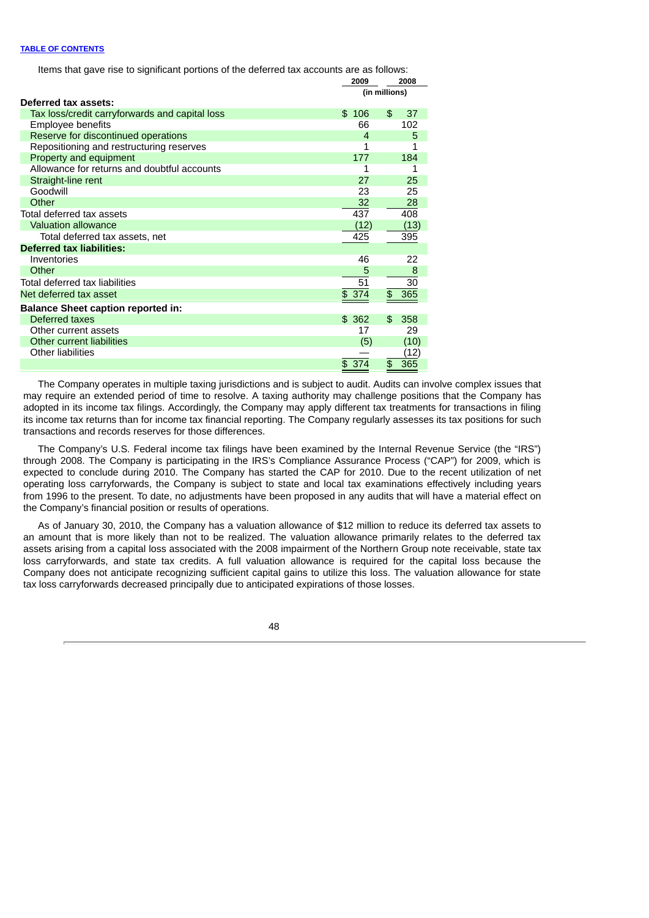TABLE OF CONTENTS

Items that gave rise to significant portions of the deferred tax accounts are as follows:

| | 2009 | 2008 |
|---|---|---|
| | (in millions) | |
| **Deferred tax assets:** | | |
| Tax loss/credit carryforwards and capital loss | $ 106 | $ 37 |
| Employee benefits | 66 | 102 |
| Reserve for discontinued operations | 4 | 5 |
| Repositioning and restructuring reserves | 1 | 1 |
| Property and equipment | 177 | 184 |
| Allowance for returns and doubtful accounts | 1 | 1 |
| Straight-line rent | 27 | 25 |
| Goodwill | 23 | 25 |
| Other | 32 | 28 |
| Total deferred tax assets | 437 | 408 |
| Valuation allowance | (12) | (13) |
| Total deferred tax assets, net | 425 | 395 |
| **Deferred tax liabilities:** | | |
| Inventories | 46 | 22 |
| Other | 5 | 8 |
| Total deferred tax liabilities | 51 | 30 |
| Net deferred tax asset | $ 374 | $ 365 |
| **Balance Sheet caption reported in:** | | |
| Deferred taxes | $ 362 | $ 358 |
| Other current assets | 17 | 29 |
| Other current liabilities | (5) | (10) |
| Other liabilities | — | (12) |
| | $ 374 | $ 365 |

The Company operates in multiple taxing jurisdictions and is subject to audit. Audits can involve complex issues that may require an extended period of time to resolve. A taxing authority may challenge positions that the Company has adopted in its income tax filings. Accordingly, the Company may apply different tax treatments for transactions in filing its income tax returns than for income tax financial reporting. The Company regularly assesses its tax positions for such transactions and records reserves for those differences.

The Company's U.S. Federal income tax filings have been examined by the Internal Revenue Service (the "IRS") through 2008. The Company is participating in the IRS's Compliance Assurance Process ("CAP") for 2009, which is expected to conclude during 2010. The Company has started the CAP for 2010. Due to the recent utilization of net operating loss carryforwards, the Company is subject to state and local tax examinations effectively including years from 1996 to the present. To date, no adjustments have been proposed in any audits that will have a material effect on the Company's financial position or results of operations.

As of January 30, 2010, the Company has a valuation allowance of $12 million to reduce its deferred tax assets to an amount that is more likely than not to be realized. The valuation allowance primarily relates to the deferred tax assets arising from a capital loss associated with the 2008 impairment of the Northern Group note receivable, state tax loss carryforwards, and state tax credits. A full valuation allowance is required for the capital loss because the Company does not anticipate recognizing sufficient capital gains to utilize this loss. The valuation allowance for state tax loss carryforwards decreased principally due to anticipated expirations of those losses.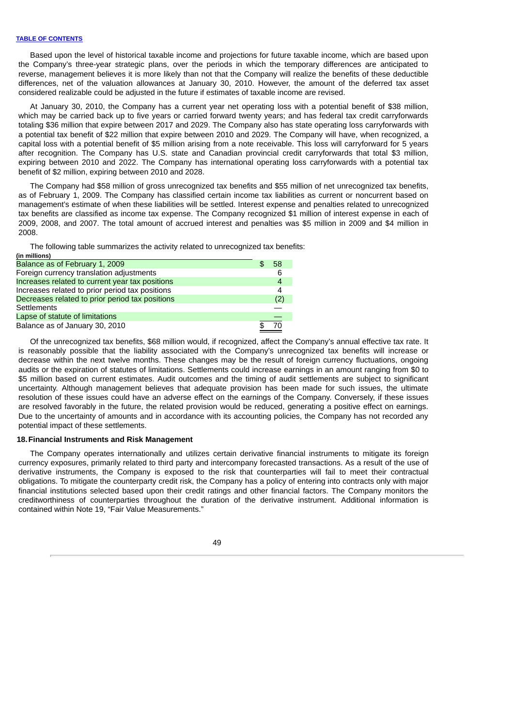Based upon the level of historical taxable income and projections for future taxable income, which are based upon the Company's three-year strategic plans, over the periods in which the temporary differences are anticipated to reverse, management believes it is more likely than not that the Company will realize the benefits of these deductible differences, net of the valuation allowances at January 30, 2010. However, the amount of the deferred tax asset considered realizable could be adjusted in the future if estimates of taxable income are revised.

At January 30, 2010, the Company has a current year net operating loss with a potential benefit of $38 million, which may be carried back up to five years or carried forward twenty years; and has federal tax credit carryforwards totaling $36 million that expire between 2017 and 2029. The Company also has state operating loss carryforwards with a potential tax benefit of $22 million that expire between 2010 and 2029. The Company will have, when recognized, a capital loss with a potential benefit of $5 million arising from a note receivable. This loss will carryforward for 5 years after recognition. The Company has U.S. state and Canadian provincial credit carryforwards that total $3 million, expiring between 2010 and 2022. The Company has international operating loss carryforwards with a potential tax benefit of $2 million, expiring between 2010 and 2028.

The Company had $58 million of gross unrecognized tax benefits and $55 million of net unrecognized tax benefits, as of February 1, 2009. The Company has classified certain income tax liabilities as current or noncurrent based on management's estimate of when these liabilities will be settled. Interest expense and penalties related to unrecognized tax benefits are classified as income tax expense. The Company recognized $1 million of interest expense in each of 2009, 2008, and 2007. The total amount of accrued interest and penalties was $5 million in 2009 and $4 million in 2008.

The following table summarizes the activity related to unrecognized tax benefits:

| (in millions) | |
|---|---|
| Balance as of February 1, 2009 | $ 58 |
| Foreign currency translation adjustments | 6 |
| Increases related to current year tax positions | 4 |
| Increases related to prior period tax positions | 4 |
| Decreases related to prior period tax positions | (2) |
| Settlements | — |
| Lapse of statute of limitations | — |
| Balance as of January 30, 2010 | $ 70 |

Of the unrecognized tax benefits, $68 million would, if recognized, affect the Company's annual effective tax rate. It is reasonably possible that the liability associated with the Company's unrecognized tax benefits will increase or decrease within the next twelve months. These changes may be the result of foreign currency fluctuations, ongoing audits or the expiration of statutes of limitations. Settlements could increase earnings in an amount ranging from $0 to $5 million based on current estimates. Audit outcomes and the timing of audit settlements are subject to significant uncertainty. Although management believes that adequate provision has been made for such issues, the ultimate resolution of these issues could have an adverse effect on the earnings of the Company. Conversely, if these issues are resolved favorably in the future, the related provision would be reduced, generating a positive effect on earnings. Due to the uncertainty of amounts and in accordance with its accounting policies, the Company has not recorded any potential impact of these settlements.

**18. Financial Instruments and Risk Management**

The Company operates internationally and utilizes certain derivative financial instruments to mitigate its foreign currency exposures, primarily related to third party and intercompany forecasted transactions. As a result of the use of derivative instruments, the Company is exposed to the risk that counterparties will fail to meet their contractual obligations. To mitigate the counterparty credit risk, the Company has a policy of entering into contracts only with major financial institutions selected based upon their credit ratings and other financial factors. The Company monitors the creditworthiness of counterparties throughout the duration of the derivative instrument. Additional information is contained within Note 19, "Fair Value Measurements."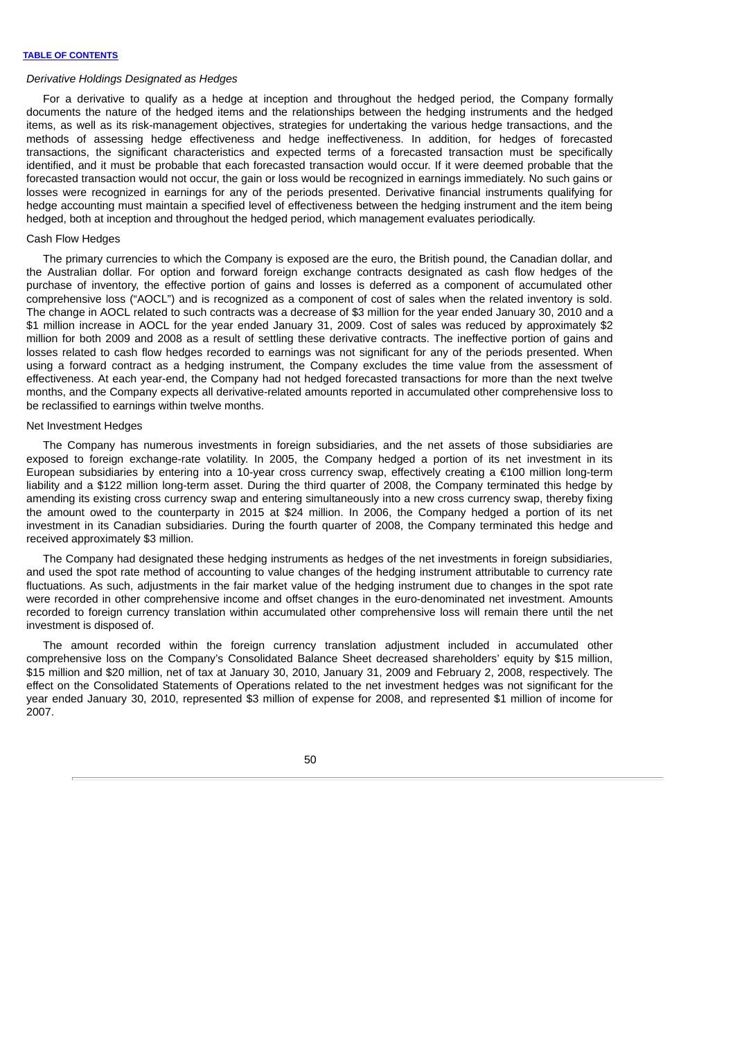*Derivative Holdings Designated as Hedges*

For a derivative to qualify as a hedge at inception and throughout the hedged period, the Company formally documents the nature of the hedged items and the relationships between the hedging instruments and the hedged items, as well as its risk-management objectives, strategies for undertaking the various hedge transactions, and the methods of assessing hedge effectiveness and hedge ineffectiveness. In addition, for hedges of forecasted transactions, the significant characteristics and expected terms of a forecasted transaction must be specifically identified, and it must be probable that each forecasted transaction would occur. If it were deemed probable that the forecasted transaction would not occur, the gain or loss would be recognized in earnings immediately. No such gains or losses were recognized in earnings for any of the periods presented. Derivative financial instruments qualifying for hedge accounting must maintain a specified level of effectiveness between the hedging instrument and the item being hedged, both at inception and throughout the hedged period, which management evaluates periodically.

Cash Flow Hedges

The primary currencies to which the Company is exposed are the euro, the British pound, the Canadian dollar, and the Australian dollar. For option and forward foreign exchange contracts designated as cash flow hedges of the purchase of inventory, the effective portion of gains and losses is deferred as a component of accumulated other comprehensive loss ("AOCL") and is recognized as a component of cost of sales when the related inventory is sold. The change in AOCL related to such contracts was a decrease of $3 million for the year ended January 30, 2010 and a $1 million increase in AOCL for the year ended January 31, 2009. Cost of sales was reduced by approximately $2 million for both 2009 and 2008 as a result of settling these derivative contracts. The ineffective portion of gains and losses related to cash flow hedges recorded to earnings was not significant for any of the periods presented. When using a forward contract as a hedging instrument, the Company excludes the time value from the assessment of effectiveness. At each year-end, the Company had not hedged forecasted transactions for more than the next twelve months, and the Company expects all derivative-related amounts reported in accumulated other comprehensive loss to be reclassified to earnings within twelve months.

Net Investment Hedges

The Company has numerous investments in foreign subsidiaries, and the net assets of those subsidiaries are exposed to foreign exchange-rate volatility. In 2005, the Company hedged a portion of its net investment in its European subsidiaries by entering into a 10-year cross currency swap, effectively creating a €100 million long-term liability and a $122 million long-term asset. During the third quarter of 2008, the Company terminated this hedge by amending its existing cross currency swap and entering simultaneously into a new cross currency swap, thereby fixing the amount owed to the counterparty in 2015 at $24 million. In 2006, the Company hedged a portion of its net investment in its Canadian subsidiaries. During the fourth quarter of 2008, the Company terminated this hedge and received approximately $3 million.

The Company had designated these hedging instruments as hedges of the net investments in foreign subsidiaries, and used the spot rate method of accounting to value changes of the hedging instrument attributable to currency rate fluctuations. As such, adjustments in the fair market value of the hedging instrument due to changes in the spot rate were recorded in other comprehensive income and offset changes in the euro-denominated net investment. Amounts recorded to foreign currency translation within accumulated other comprehensive loss will remain there until the net investment is disposed of.

The amount recorded within the foreign currency translation adjustment included in accumulated other comprehensive loss on the Company's Consolidated Balance Sheet decreased shareholders' equity by $15 million, $15 million and $20 million, net of tax at January 30, 2010, January 31, 2009 and February 2, 2008, respectively. The effect on the Consolidated Statements of Operations related to the net investment hedges was not significant for the year ended January 30, 2010, represented $3 million of expense for 2008, and represented $1 million of income for 2007.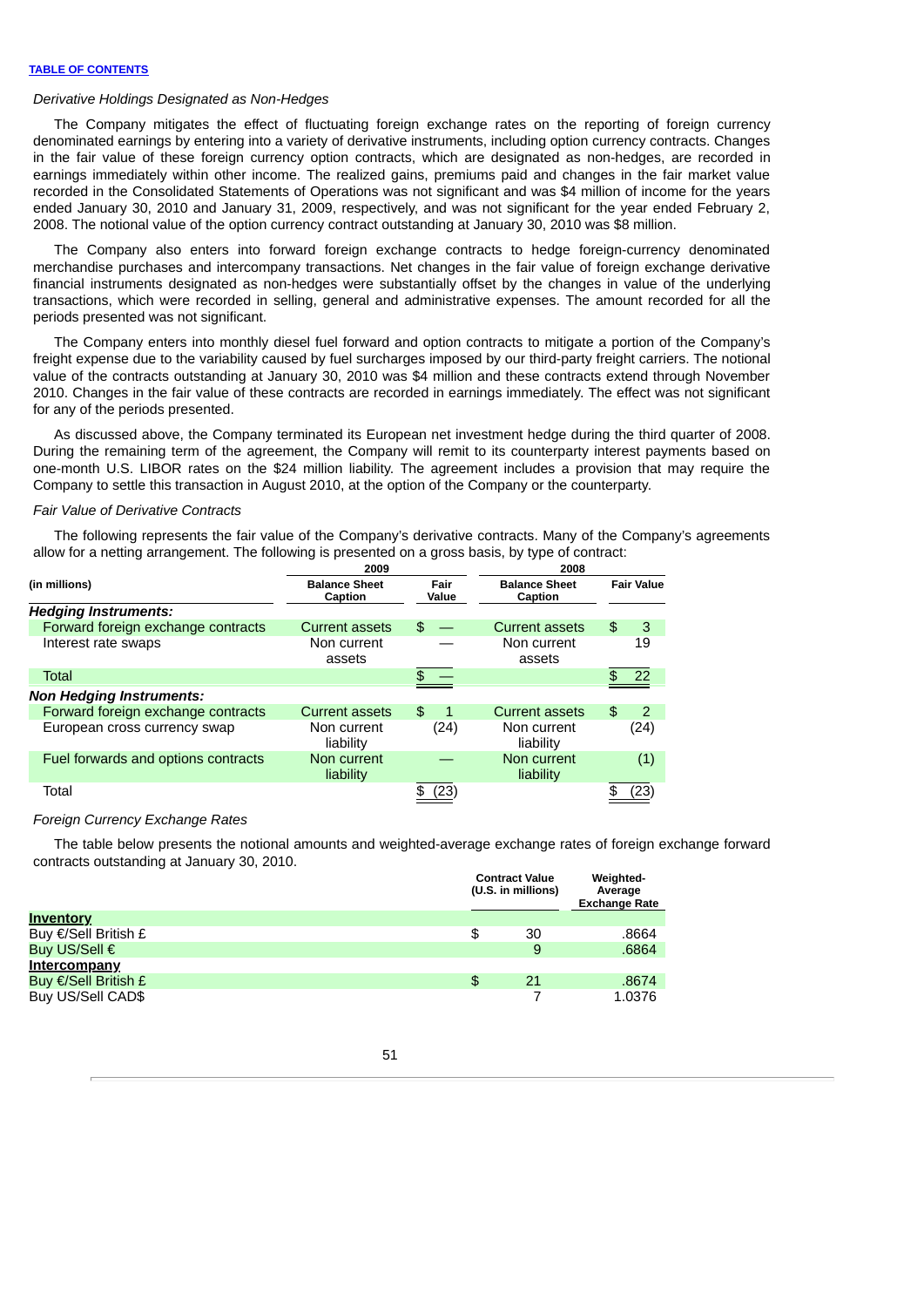*Derivative Holdings Designated as Non-Hedges*

The Company mitigates the effect of fluctuating foreign exchange rates on the reporting of foreign currency denominated earnings by entering into a variety of derivative instruments, including option currency contracts. Changes in the fair value of these foreign currency option contracts, which are designated as non-hedges, are recorded in earnings immediately within other income. The realized gains, premiums paid and changes in the fair market value recorded in the Consolidated Statements of Operations was not significant and was $4 million of income for the years ended January 30, 2010 and January 31, 2009, respectively, and was not significant for the year ended February 2, 2008. The notional value of the option currency contract outstanding at January 30, 2010 was $8 million.

The Company also enters into forward foreign exchange contracts to hedge foreign-currency denominated merchandise purchases and intercompany transactions. Net changes in the fair value of foreign exchange derivative financial instruments designated as non-hedges were substantially offset by the changes in value of the underlying transactions, which were recorded in selling, general and administrative expenses. The amount recorded for all the periods presented was not significant.

The Company enters into monthly diesel fuel forward and option contracts to mitigate a portion of the Company's freight expense due to the variability caused by fuel surcharges imposed by our third-party freight carriers. The notional value of the contracts outstanding at January 30, 2010 was $4 million and these contracts extend through November 2010. Changes in the fair value of these contracts are recorded in earnings immediately. The effect was not significant for any of the periods presented.

As discussed above, the Company terminated its European net investment hedge during the third quarter of 2008. During the remaining term of the agreement, the Company will remit to its counterparty interest payments based on one-month U.S. LIBOR rates on the $24 million liability. The agreement includes a provision that may require the Company to settle this transaction in August 2010, at the option of the Company or the counterparty.

*Fair Value of Derivative Contracts*

The following represents the fair value of the Company's derivative contracts. Many of the Company's agreements allow for a netting arrangement. The following is presented on a gross basis, by type of contract:

| | 2009 | | 2008 | |
|---|---|---|---|---|
| (in millions) | Balance Sheet Caption | Fair Value | Balance Sheet Caption | Fair Value |
| ***Hedging Instruments:*** | | | | |
| Forward foreign exchange contracts | Current assets | $ — | Current assets | $ 3 |
| Interest rate swaps | Non current assets | — | Non current assets | 19 |
| Total | | $ — | | $ 22 |
| ***Non Hedging Instruments:*** | | | | |
| Forward foreign exchange contracts | Current assets | $ 1 | Current assets | $ 2 |
| European cross currency swap | Non current liability | (24) | Non current liability | (24) |
| Fuel forwards and options contracts | Non current liability | — | Non current liability | (1) |
| Total | | $ (23) | | $ (23) |

*Foreign Currency Exchange Rates*

The table below presents the notional amounts and weighted-average exchange rates of foreign exchange forward contracts outstanding at January 30, 2010.

| | Contract Value (U.S. in millions) | Weighted-Average Exchange Rate |
|---|---|---|
| **Inventory** | | |
| Buy €/Sell British £ | $ 30 | .8664 |
| Buy US/Sell € | 9 | .6864 |
| **Intercompany** | | |
| Buy €/Sell British £ | $ 21 | .8674 |
| Buy US/Sell CAD$ | 7 | 1.0376 |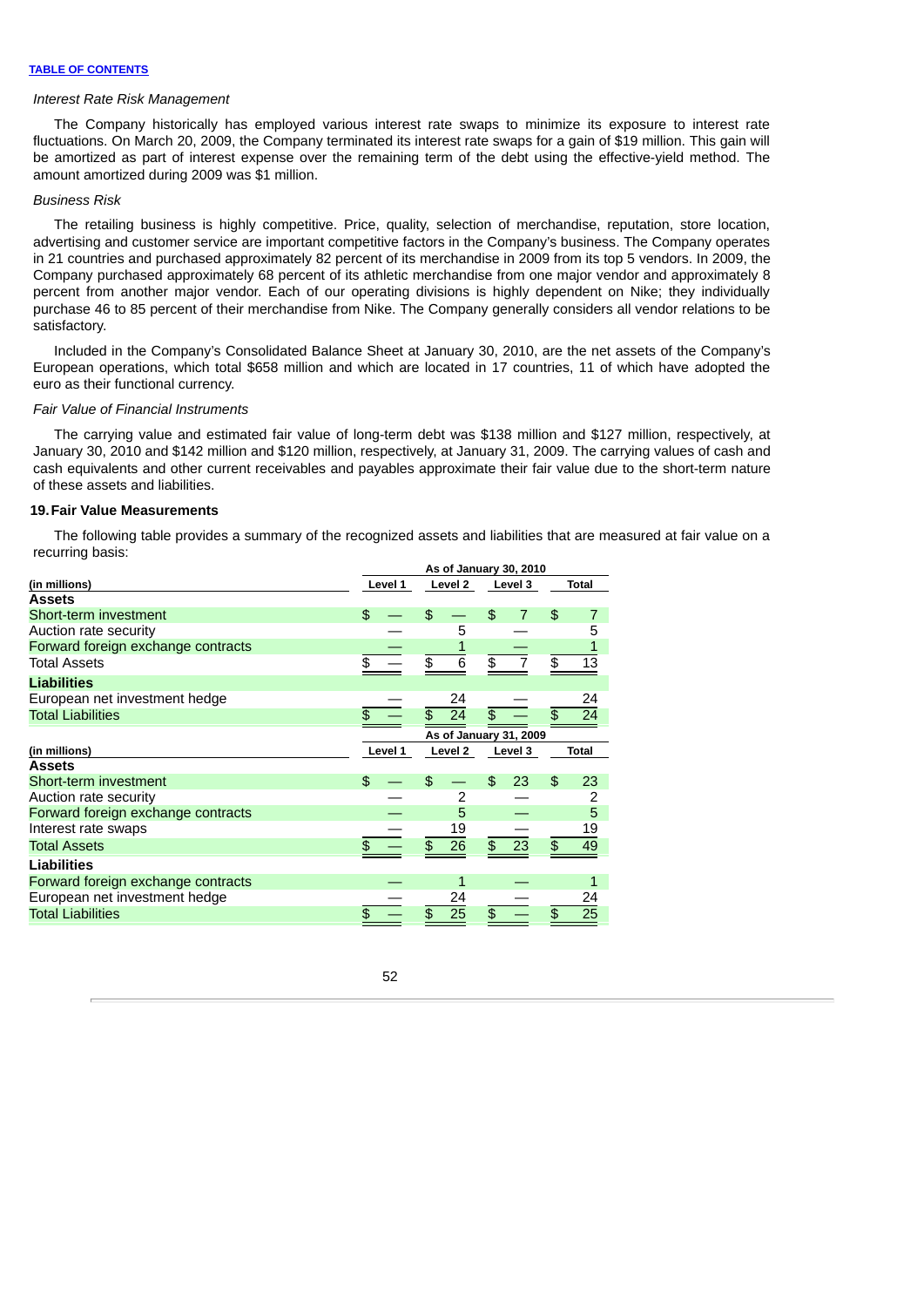TABLE OF CONTENTS

*Interest Rate Risk Management*

The Company historically has employed various interest rate swaps to minimize its exposure to interest rate fluctuations. On March 20, 2009, the Company terminated its interest rate swaps for a gain of $19 million. This gain will be amortized as part of interest expense over the remaining term of the debt using the effective-yield method. The amount amortized during 2009 was $1 million.

*Business Risk*

The retailing business is highly competitive. Price, quality, selection of merchandise, reputation, store location, advertising and customer service are important competitive factors in the Company's business. The Company operates in 21 countries and purchased approximately 82 percent of its merchandise in 2009 from its top 5 vendors. In 2009, the Company purchased approximately 68 percent of its athletic merchandise from one major vendor and approximately 8 percent from another major vendor. Each of our operating divisions is highly dependent on Nike; they individually purchase 46 to 85 percent of their merchandise from Nike. The Company generally considers all vendor relations to be satisfactory.

Included in the Company's Consolidated Balance Sheet at January 30, 2010, are the net assets of the Company's European operations, which total $658 million and which are located in 17 countries, 11 of which have adopted the euro as their functional currency.

*Fair Value of Financial Instruments*

The carrying value and estimated fair value of long-term debt was $138 million and $127 million, respectively, at January 30, 2010 and $142 million and $120 million, respectively, at January 31, 2009. The carrying values of cash and cash equivalents and other current receivables and payables approximate their fair value due to the short-term nature of these assets and liabilities.

## 19. Fair Value Measurements

The following table provides a summary of the recognized assets and liabilities that are measured at fair value on a recurring basis:

| | As of January 30, 2010 | | | |
|---|---|---|---|---|
| **(in millions)** | **Level 1** | **Level 2** | **Level 3** | **Total** |
| **Assets** | | | | |
| Short-term investment | $ — | $ — | $ 7 | $ 7 |
| Auction rate security | — | 5 | — | 5 |
| Forward foreign exchange contracts | — | 1 | — | 1 |
| Total Assets | $ — | $ 6 | $ 7 | $ 13 |
| **Liabilities** | | | | |
| European net investment hedge | — | 24 | — | 24 |
| Total Liabilities | $ — | $ 24 | $ — | $ 24 |

| | As of January 31, 2009 | | | |
|---|---|---|---|---|
| **(in millions)** | **Level 1** | **Level 2** | **Level 3** | **Total** |
| **Assets** | | | | |
| Short-term investment | $ — | $ — | $ 23 | $ 23 |
| Auction rate security | — | 2 | — | 2 |
| Forward foreign exchange contracts | — | 5 | — | 5 |
| Interest rate swaps | — | 19 | — | 19 |
| Total Assets | $ — | $ 26 | $ 23 | $ 49 |
| **Liabilities** | | | | |
| Forward foreign exchange contracts | — | 1 | — | 1 |
| European net investment hedge | — | 24 | — | 24 |
| Total Liabilities | $ — | $ 25 | $ — | $ 25 |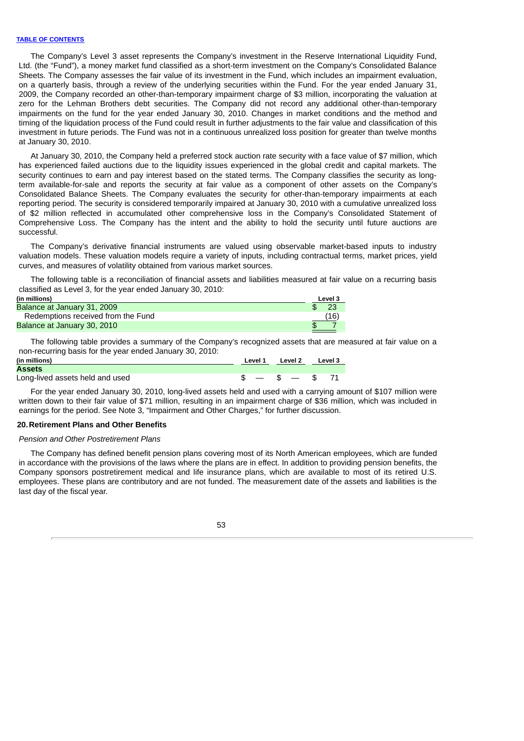The Company's Level 3 asset represents the Company's investment in the Reserve International Liquidity Fund, Ltd. (the "Fund"), a money market fund classified as a short-term investment on the Company's Consolidated Balance Sheets. The Company assesses the fair value of its investment in the Fund, which includes an impairment evaluation, on a quarterly basis, through a review of the underlying securities within the Fund. For the year ended January 31, 2009, the Company recorded an other-than-temporary impairment charge of $3 million, incorporating the valuation at zero for the Lehman Brothers debt securities. The Company did not record any additional other-than-temporary impairments on the fund for the year ended January 30, 2010. Changes in market conditions and the method and timing of the liquidation process of the Fund could result in further adjustments to the fair value and classification of this investment in future periods. The Fund was not in a continuous unrealized loss position for greater than twelve months at January 30, 2010.

At January 30, 2010, the Company held a preferred stock auction rate security with a face value of $7 million, which has experienced failed auctions due to the liquidity issues experienced in the global credit and capital markets. The security continues to earn and pay interest based on the stated terms. The Company classifies the security as long-term available-for-sale and reports the security at fair value as a component of other assets on the Company's Consolidated Balance Sheets. The Company evaluates the security for other-than-temporary impairments at each reporting period. The security is considered temporarily impaired at January 30, 2010 with a cumulative unrealized loss of $2 million reflected in accumulated other comprehensive loss in the Company's Consolidated Statement of Comprehensive Loss. The Company has the intent and the ability to hold the security until future auctions are successful.

The Company's derivative financial instruments are valued using observable market-based inputs to industry valuation models. These valuation models require a variety of inputs, including contractual terms, market prices, yield curves, and measures of volatility obtained from various market sources.

The following table is a reconciliation of financial assets and liabilities measured at fair value on a recurring basis classified as Level 3, for the year ended January 30, 2010:

| (in millions) | Level 3 |
|---|---|
| Balance at January 31, 2009 | $ 23 |
| Redemptions received from the Fund | (16) |
| Balance at January 30, 2010 | $ 7 |

The following table provides a summary of the Company's recognized assets that are measured at fair value on a non-recurring basis for the year ended January 30, 2010:

| (in millions) | Level 1 | Level 2 | Level 3 |
|---|---|---|---|
| **Assets** | | | |
| Long-lived assets held and used | $ — | $ — | $ 71 |

For the year ended January 30, 2010, long-lived assets held and used with a carrying amount of $107 million were written down to their fair value of $71 million, resulting in an impairment charge of $36 million, which was included in earnings for the period. See Note 3, "Impairment and Other Charges," for further discussion.

## 20. Retirement Plans and Other Benefits

*Pension and Other Postretirement Plans*

The Company has defined benefit pension plans covering most of its North American employees, which are funded in accordance with the provisions of the laws where the plans are in effect. In addition to providing pension benefits, the Company sponsors postretirement medical and life insurance plans, which are available to most of its retired U.S. employees. These plans are contributory and are not funded. The measurement date of the assets and liabilities is the last day of the fiscal year.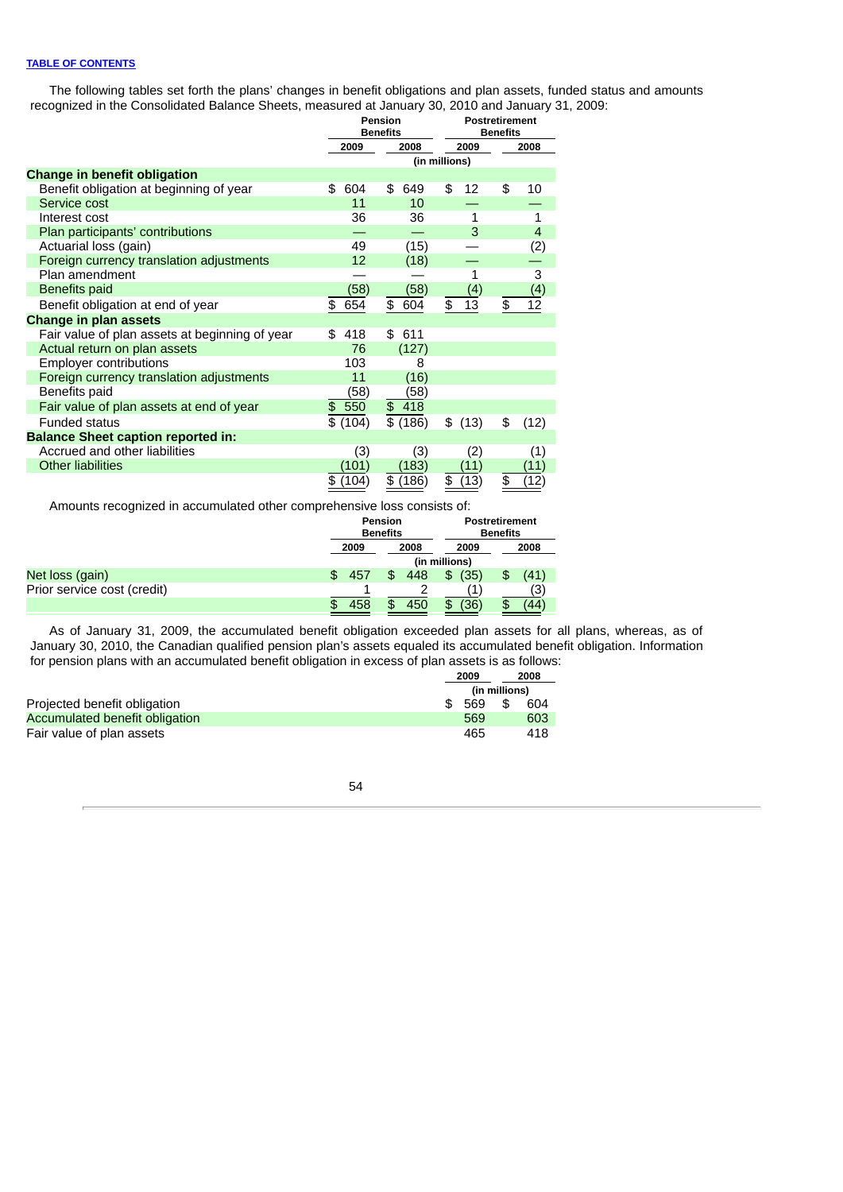The following tables set forth the plans' changes in benefit obligations and plan assets, funded status and amounts recognized in the Consolidated Balance Sheets, measured at January 30, 2010 and January 31, 2009:

| | Pension Benefits | | Postretirement Benefits | |
|---|---|---|---|---|
| | 2009 | 2008 | 2009 | 2008 |
| | (in millions) | | | |
| **Change in benefit obligation** | | | | |
| Benefit obligation at beginning of year | $ 604 | $ 649 | $ 12 | $ 10 |
| Service cost | 11 | 10 | — | — |
| Interest cost | 36 | 36 | 1 | 1 |
| Plan participants' contributions | — | — | 3 | 4 |
| Actuarial loss (gain) | 49 | (15) | — | (2) |
| Foreign currency translation adjustments | 12 | (18) | — | — |
| Plan amendment | — | — | 1 | 3 |
| Benefits paid | (58) | (58) | (4) | (4) |
| Benefit obligation at end of year | $ 654 | $ 604 | $ 13 | $ 12 |
| **Change in plan assets** | | | | |
| Fair value of plan assets at beginning of year | $ 418 | $ 611 | | |
| Actual return on plan assets | 76 | (127) | | |
| Employer contributions | 103 | 8 | | |
| Foreign currency translation adjustments | 11 | (16) | | |
| Benefits paid | (58) | (58) | | |
| Fair value of plan assets at end of year | $ 550 | $ 418 | | |
| Funded status | $ (104) | $ (186) | $ (13) | $ (12) |
| **Balance Sheet caption reported in:** | | | | |
| Accrued and other liabilities | (3) | (3) | (2) | (1) |
| Other liabilities | (101) | (183) | (11) | (11) |
| | $ (104) | $ (186) | $ (13) | $ (12) |

Amounts recognized in accumulated other comprehensive loss consists of:

| | Pension Benefits | | Postretirement Benefits | |
|---|---|---|---|---|
| | 2009 | 2008 | 2009 | 2008 |
| | (in millions) | | | |
| Net loss (gain) | $ 457 | $ 448 | $ (35) | $ (41) |
| Prior service cost (credit) | 1 | 2 | (1) | (3) |
| | $ 458 | $ 450 | $ (36) | $ (44) |

As of January 31, 2009, the accumulated benefit obligation exceeded plan assets for all plans, whereas, as of January 30, 2010, the Canadian qualified pension plan's assets equaled its accumulated benefit obligation. Information for pension plans with an accumulated benefit obligation in excess of plan assets is as follows:

| | 2009 | 2008 |
|---|---|---|
| | (in millions) | |
| Projected benefit obligation | $ 569 | $ 604 |
| Accumulated benefit obligation | 569 | 603 |
| Fair value of plan assets | 465 | 418 |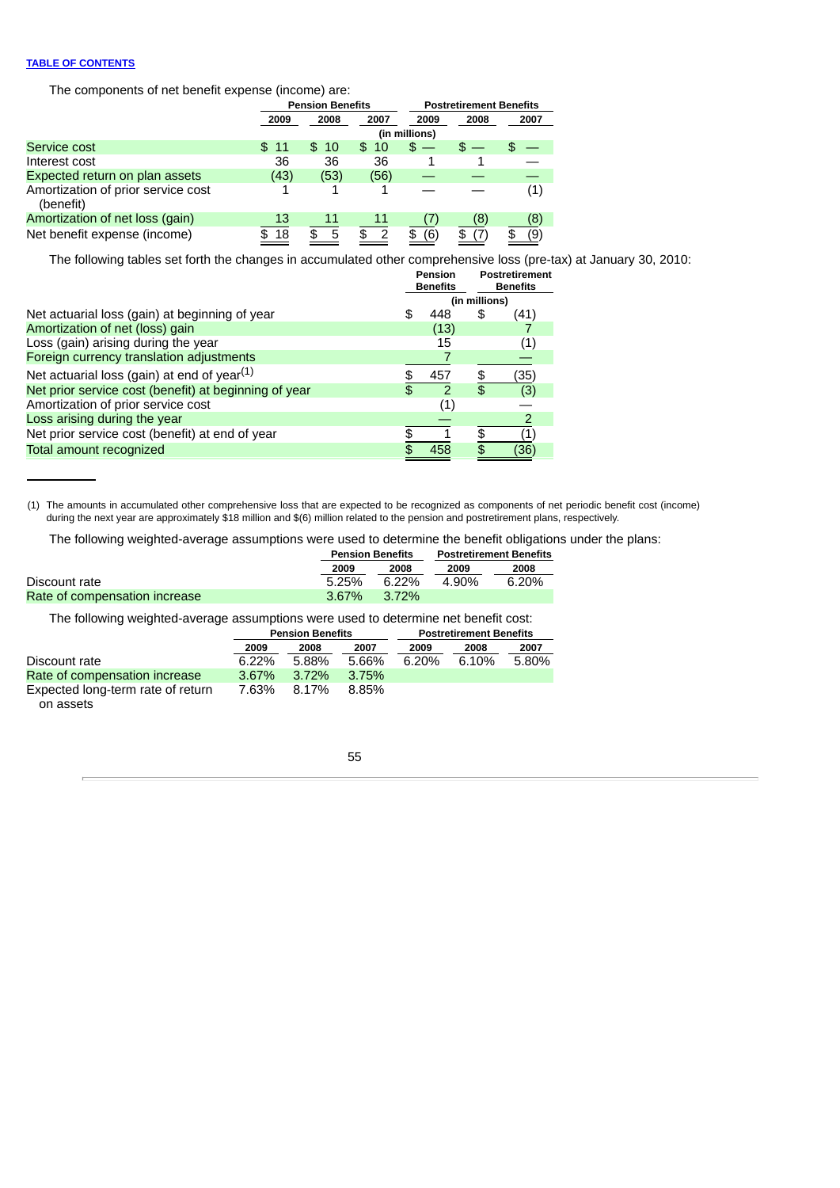The components of net benefit expense (income) are:

| | Pension Benefits | | | Postretirement Benefits | | |
|---|---|---|---|---|---|---|
| | 2009 | 2008 | 2007 | 2009 | 2008 | 2007 |
| | (in millions) | | | | | |
| Service cost | $ 11 | $ 10 | $ 10 | $ — | $ — | $ — |
| Interest cost | 36 | 36 | 36 | 1 | 1 | — |
| Expected return on plan assets | (43) | (53) | (56) | — | — | — |
| Amortization of prior service cost (benefit) | 1 | 1 | 1 | — | — | (1) |
| Amortization of net loss (gain) | 13 | 11 | 11 | (7) | (8) | (8) |
| Net benefit expense (income) | $ 18 | $ 5 | $ 2 | $ (6) | $ (7) | $ (9) |

The following tables set forth the changes in accumulated other comprehensive loss (pre-tax) at January 30, 2010:

| | Pension Benefits | Postretirement Benefits |
|---|---|---|
| | (in millions) | |
| Net actuarial loss (gain) at beginning of year | $ 448 | $ (41) |
| Amortization of net (loss) gain | (13) | 7 |
| Loss (gain) arising during the year | 15 | (1) |
| Foreign currency translation adjustments | 7 | — |
| Net actuarial loss (gain) at end of year[(1)] | $ 457 | $ (35) |
| Net prior service cost (benefit) at beginning of year | $ 2 | $ (3) |
| Amortization of prior service cost | (1) | — |
| Loss arising during the year | — | 2 |
| Net prior service cost (benefit) at end of year | $ 1 | $ (1) |
| Total amount recognized | $ 458 | $ (36) |

(1) The amounts in accumulated other comprehensive loss that are expected to be recognized as components of net periodic benefit cost (income) during the next year are approximately $18 million and $(6) million related to the pension and postretirement plans, respectively.

The following weighted-average assumptions were used to determine the benefit obligations under the plans:

| | Pension Benefits | | Postretirement Benefits | |
|---|---|---|---|---|
| | 2009 | 2008 | 2009 | 2008 |
| Discount rate | 5.25% | 6.22% | 4.90% | 6.20% |
| Rate of compensation increase | 3.67% | 3.72% | | |

The following weighted-average assumptions were used to determine net benefit cost:

| | Pension Benefits | | | Postretirement Benefits | | |
|---|---|---|---|---|---|---|
| | 2009 | 2008 | 2007 | 2009 | 2008 | 2007 |
| Discount rate | 6.22% | 5.88% | 5.66% | 6.20% | 6.10% | 5.80% |
| Rate of compensation increase | 3.67% | 3.72% | 3.75% | | | |
| Expected long-term rate of return on assets | 7.63% | 8.17% | 8.85% | | | |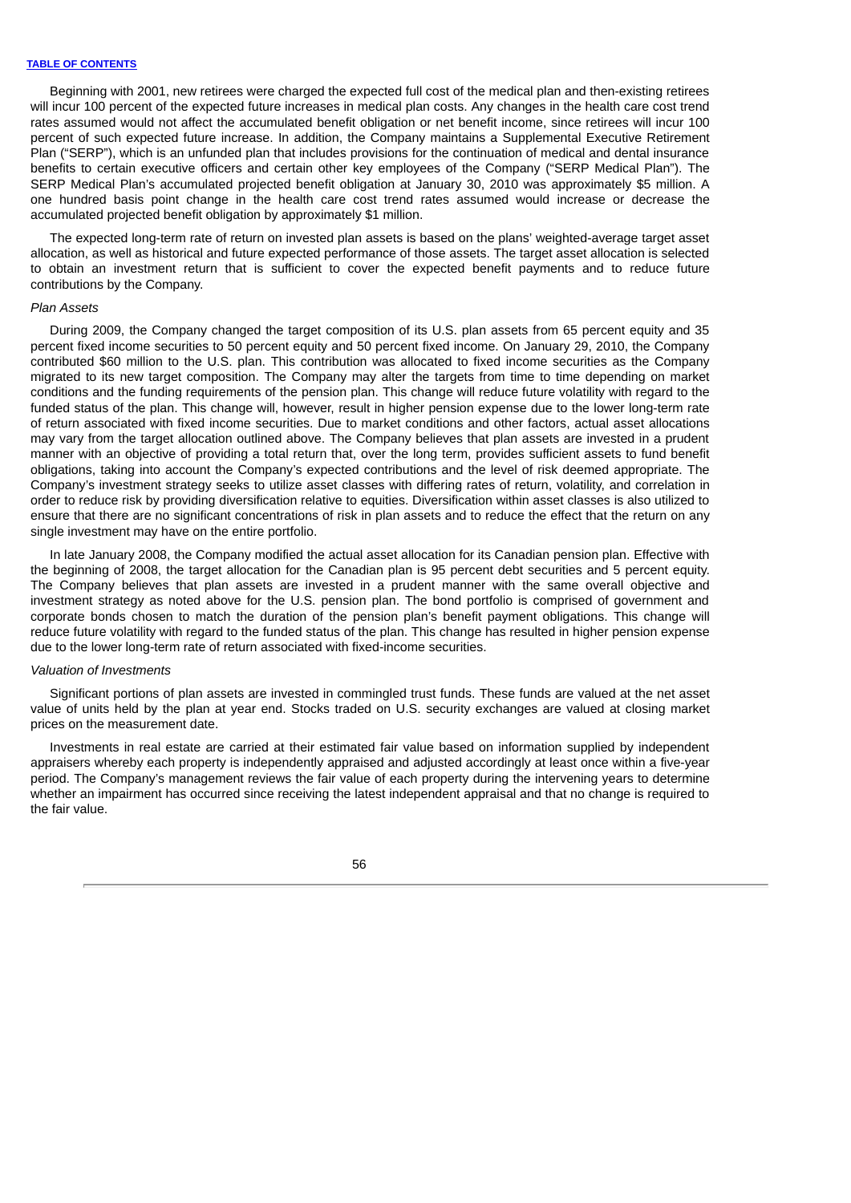Beginning with 2001, new retirees were charged the expected full cost of the medical plan and then-existing retirees will incur 100 percent of the expected future increases in medical plan costs. Any changes in the health care cost trend rates assumed would not affect the accumulated benefit obligation or net benefit income, since retirees will incur 100 percent of such expected future increase. In addition, the Company maintains a Supplemental Executive Retirement Plan ("SERP"), which is an unfunded plan that includes provisions for the continuation of medical and dental insurance benefits to certain executive officers and certain other key employees of the Company ("SERP Medical Plan"). The SERP Medical Plan's accumulated projected benefit obligation at January 30, 2010 was approximately $5 million. A one hundred basis point change in the health care cost trend rates assumed would increase or decrease the accumulated projected benefit obligation by approximately $1 million.

The expected long-term rate of return on invested plan assets is based on the plans' weighted-average target asset allocation, as well as historical and future expected performance of those assets. The target asset allocation is selected to obtain an investment return that is sufficient to cover the expected benefit payments and to reduce future contributions by the Company.

*Plan Assets*

During 2009, the Company changed the target composition of its U.S. plan assets from 65 percent equity and 35 percent fixed income securities to 50 percent equity and 50 percent fixed income. On January 29, 2010, the Company contributed $60 million to the U.S. plan. This contribution was allocated to fixed income securities as the Company migrated to its new target composition. The Company may alter the targets from time to time depending on market conditions and the funding requirements of the pension plan. This change will reduce future volatility with regard to the funded status of the plan. This change will, however, result in higher pension expense due to the lower long-term rate of return associated with fixed income securities. Due to market conditions and other factors, actual asset allocations may vary from the target allocation outlined above. The Company believes that plan assets are invested in a prudent manner with an objective of providing a total return that, over the long term, provides sufficient assets to fund benefit obligations, taking into account the Company's expected contributions and the level of risk deemed appropriate. The Company's investment strategy seeks to utilize asset classes with differing rates of return, volatility, and correlation in order to reduce risk by providing diversification relative to equities. Diversification within asset classes is also utilized to ensure that there are no significant concentrations of risk in plan assets and to reduce the effect that the return on any single investment may have on the entire portfolio.

In late January 2008, the Company modified the actual asset allocation for its Canadian pension plan. Effective with the beginning of 2008, the target allocation for the Canadian plan is 95 percent debt securities and 5 percent equity. The Company believes that plan assets are invested in a prudent manner with the same overall objective and investment strategy as noted above for the U.S. pension plan. The bond portfolio is comprised of government and corporate bonds chosen to match the duration of the pension plan's benefit payment obligations. This change will reduce future volatility with regard to the funded status of the plan. This change has resulted in higher pension expense due to the lower long-term rate of return associated with fixed-income securities.

*Valuation of Investments*

Significant portions of plan assets are invested in commingled trust funds. These funds are valued at the net asset value of units held by the plan at year end. Stocks traded on U.S. security exchanges are valued at closing market prices on the measurement date.

Investments in real estate are carried at their estimated fair value based on information supplied by independent appraisers whereby each property is independently appraised and adjusted accordingly at least once within a five-year period. The Company's management reviews the fair value of each property during the intervening years to determine whether an impairment has occurred since receiving the latest independent appraisal and that no change is required to the fair value.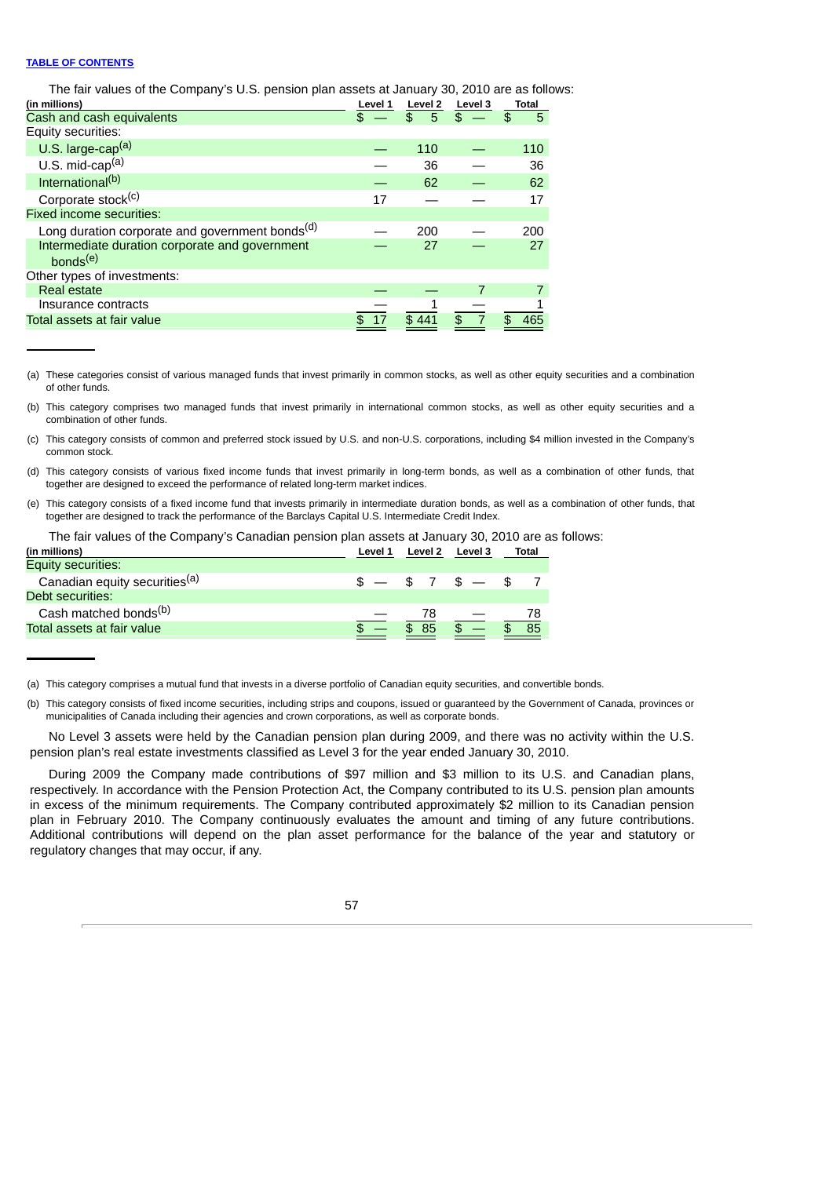[TABLE OF CONTENTS](#)

The fair values of the Company's U.S. pension plan assets at January 30, 2010 are as follows:

| (in millions) | Level 1 | Level 2 | Level 3 | Total |
|---|---|---|---|---|
| Cash and cash equivalents | $ — | $ 5 | $ — | $ 5 |
| Equity securities: | | | | |
| U.S. large-cap[(a)] | — | 110 | — | 110 |
| U.S. mid-cap[(a)] | — | 36 | — | 36 |
| International[(b)] | — | 62 | — | 62 |
| Corporate stock[(c)] | 17 | — | — | 17 |
| Fixed income securities: | | | | |
| Long duration corporate and government bonds[(d)] | — | 200 | — | 200 |
| Intermediate duration corporate and government bonds[(e)] | — | 27 | — | 27 |
| Other types of investments: | | | | |
| Real estate | — | — | 7 | 7 |
| Insurance contracts | — | 1 | — | 1 |
| Total assets at fair value | $ 17 | $ 441 | $ 7 | $ 465 |

(a) These categories consist of various managed funds that invest primarily in common stocks, as well as other equity securities and a combination of other funds.

(b) This category comprises two managed funds that invest primarily in international common stocks, as well as other equity securities and a combination of other funds.

(c) This category consists of common and preferred stock issued by U.S. and non-U.S. corporations, including $4 million invested in the Company's common stock.

(d) This category consists of various fixed income funds that invest primarily in long-term bonds, as well as a combination of other funds, that together are designed to exceed the performance of related long-term market indices.

(e) This category consists of a fixed income fund that invests primarily in intermediate duration bonds, as well as a combination of other funds, that together are designed to track the performance of the Barclays Capital U.S. Intermediate Credit Index.

The fair values of the Company's Canadian pension plan assets at January 30, 2010 are as follows:

| (in millions) | Level 1 | Level 2 | Level 3 | Total |
|---|---|---|---|---|
| Equity securities: | | | | |
| Canadian equity securities[(a)] | $ — | $ 7 | $ — | $ 7 |
| Debt securities: | | | | |
| Cash matched bonds[(b)] | — | 78 | — | 78 |
| Total assets at fair value | $ — | $ 85 | $ — | $ 85 |

(a) This category comprises a mutual fund that invests in a diverse portfolio of Canadian equity securities, and convertible bonds.

(b) This category consists of fixed income securities, including strips and coupons, issued or guaranteed by the Government of Canada, provinces or municipalities of Canada including their agencies and crown corporations, as well as corporate bonds.

No Level 3 assets were held by the Canadian pension plan during 2009, and there was no activity within the U.S. pension plan's real estate investments classified as Level 3 for the year ended January 30, 2010.

During 2009 the Company made contributions of $97 million and $3 million to its U.S. and Canadian plans, respectively. In accordance with the Pension Protection Act, the Company contributed to its U.S. pension plan amounts in excess of the minimum requirements. The Company contributed approximately $2 million to its Canadian pension plan in February 2010. The Company continuously evaluates the amount and timing of any future contributions. Additional contributions will depend on the plan asset performance for the balance of the year and statutory or regulatory changes that may occur, if any.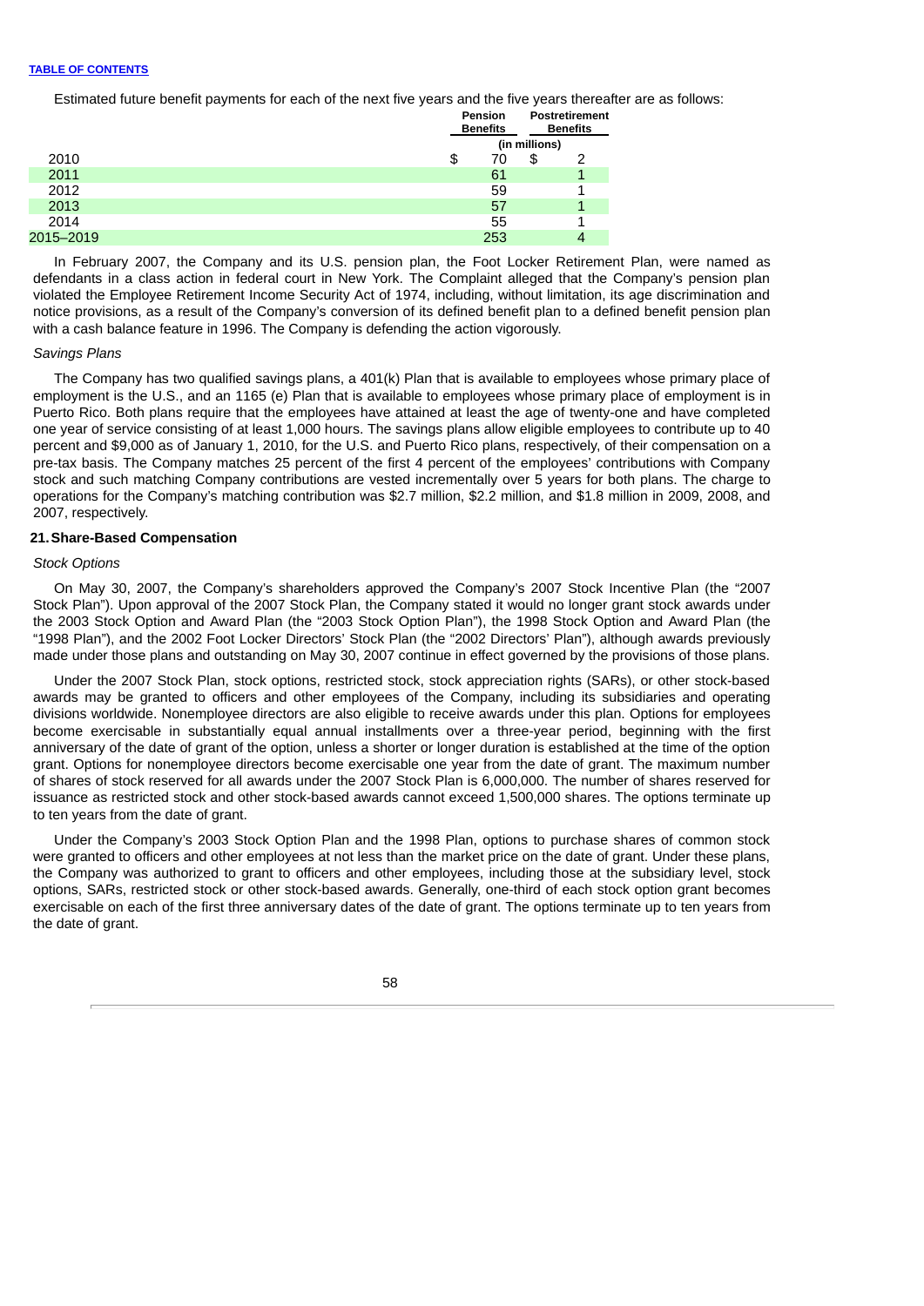Estimated future benefit payments for each of the next five years and the five years thereafter are as follows:

| | Pension Benefits | Postretirement Benefits |
|---|---|---|
| | (in millions) | |
| 2010 | $ 70 | $ 2 |
| 2011 | 61 | 1 |
| 2012 | 59 | 1 |
| 2013 | 57 | 1 |
| 2014 | 55 | 1 |
| 2015–2019 | 253 | 4 |

In February 2007, the Company and its U.S. pension plan, the Foot Locker Retirement Plan, were named as defendants in a class action in federal court in New York. The Complaint alleged that the Company's pension plan violated the Employee Retirement Income Security Act of 1974, including, without limitation, its age discrimination and notice provisions, as a result of the Company's conversion of its defined benefit plan to a defined benefit pension plan with a cash balance feature in 1996. The Company is defending the action vigorously.

*Savings Plans*

The Company has two qualified savings plans, a 401(k) Plan that is available to employees whose primary place of employment is the U.S., and an 1165 (e) Plan that is available to employees whose primary place of employment is in Puerto Rico. Both plans require that the employees have attained at least the age of twenty-one and have completed one year of service consisting of at least 1,000 hours. The savings plans allow eligible employees to contribute up to 40 percent and $9,000 as of January 1, 2010, for the U.S. and Puerto Rico plans, respectively, of their compensation on a pre-tax basis. The Company matches 25 percent of the first 4 percent of the employees' contributions with Company stock and such matching Company contributions are vested incrementally over 5 years for both plans. The charge to operations for the Company's matching contribution was $2.7 million, $2.2 million, and $1.8 million in 2009, 2008, and 2007, respectively.

## 21. Share-Based Compensation

*Stock Options*

On May 30, 2007, the Company's shareholders approved the Company's 2007 Stock Incentive Plan (the "2007 Stock Plan"). Upon approval of the 2007 Stock Plan, the Company stated it would no longer grant stock awards under the 2003 Stock Option and Award Plan (the "2003 Stock Option Plan"), the 1998 Stock Option and Award Plan (the "1998 Plan"), and the 2002 Foot Locker Directors' Stock Plan (the "2002 Directors' Plan"), although awards previously made under those plans and outstanding on May 30, 2007 continue in effect governed by the provisions of those plans.

Under the 2007 Stock Plan, stock options, restricted stock, stock appreciation rights (SARs), or other stock-based awards may be granted to officers and other employees of the Company, including its subsidiaries and operating divisions worldwide. Nonemployee directors are also eligible to receive awards under this plan. Options for employees become exercisable in substantially equal annual installments over a three-year period, beginning with the first anniversary of the date of grant of the option, unless a shorter or longer duration is established at the time of the option grant. Options for nonemployee directors become exercisable one year from the date of grant. The maximum number of shares of stock reserved for all awards under the 2007 Stock Plan is 6,000,000. The number of shares reserved for issuance as restricted stock and other stock-based awards cannot exceed 1,500,000 shares. The options terminate up to ten years from the date of grant.

Under the Company's 2003 Stock Option Plan and the 1998 Plan, options to purchase shares of common stock were granted to officers and other employees at not less than the market price on the date of grant. Under these plans, the Company was authorized to grant to officers and other employees, including those at the subsidiary level, stock options, SARs, restricted stock or other stock-based awards. Generally, one-third of each stock option grant becomes exercisable on each of the first three anniversary dates of the date of grant. The options terminate up to ten years from the date of grant.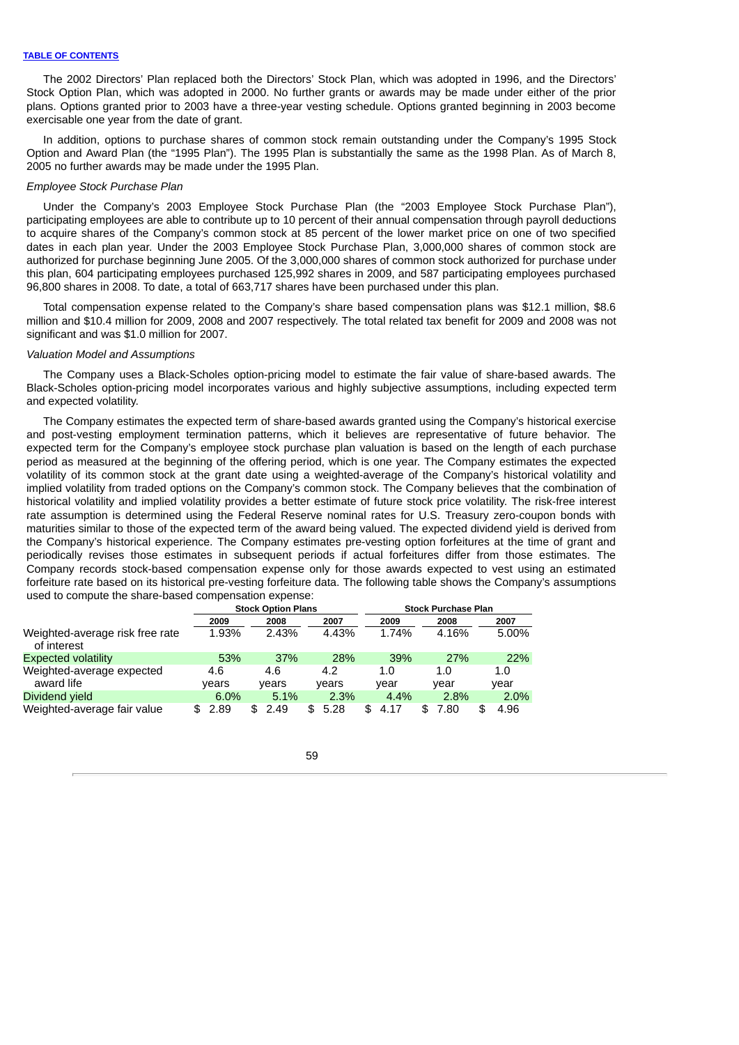The 2002 Directors' Plan replaced both the Directors' Stock Plan, which was adopted in 1996, and the Directors' Stock Option Plan, which was adopted in 2000. No further grants or awards may be made under either of the prior plans. Options granted prior to 2003 have a three-year vesting schedule. Options granted beginning in 2003 become exercisable one year from the date of grant.

In addition, options to purchase shares of common stock remain outstanding under the Company's 1995 Stock Option and Award Plan (the "1995 Plan"). The 1995 Plan is substantially the same as the 1998 Plan. As of March 8, 2005 no further awards may be made under the 1995 Plan.

*Employee Stock Purchase Plan*

Under the Company's 2003 Employee Stock Purchase Plan (the "2003 Employee Stock Purchase Plan"), participating employees are able to contribute up to 10 percent of their annual compensation through payroll deductions to acquire shares of the Company's common stock at 85 percent of the lower market price on one of two specified dates in each plan year. Under the 2003 Employee Stock Purchase Plan, 3,000,000 shares of common stock are authorized for purchase beginning June 2005. Of the 3,000,000 shares of common stock authorized for purchase under this plan, 604 participating employees purchased 125,992 shares in 2009, and 587 participating employees purchased 96,800 shares in 2008. To date, a total of 663,717 shares have been purchased under this plan.

Total compensation expense related to the Company's share based compensation plans was $12.1 million, $8.6 million and $10.4 million for 2009, 2008 and 2007 respectively. The total related tax benefit for 2009 and 2008 was not significant and was $1.0 million for 2007.

*Valuation Model and Assumptions*

The Company uses a Black-Scholes option-pricing model to estimate the fair value of share-based awards. The Black-Scholes option-pricing model incorporates various and highly subjective assumptions, including expected term and expected volatility.

The Company estimates the expected term of share-based awards granted using the Company's historical exercise and post-vesting employment termination patterns, which it believes are representative of future behavior. The expected term for the Company's employee stock purchase plan valuation is based on the length of each purchase period as measured at the beginning of the offering period, which is one year. The Company estimates the expected volatility of its common stock at the grant date using a weighted-average of the Company's historical volatility and implied volatility from traded options on the Company's common stock. The Company believes that the combination of historical volatility and implied volatility provides a better estimate of future stock price volatility. The risk-free interest rate assumption is determined using the Federal Reserve nominal rates for U.S. Treasury zero-coupon bonds with maturities similar to those of the expected term of the award being valued. The expected dividend yield is derived from the Company's historical experience. The Company estimates pre-vesting option forfeitures at the time of grant and periodically revises those estimates in subsequent periods if actual forfeitures differ from those estimates. The Company records stock-based compensation expense only for those awards expected to vest using an estimated forfeiture rate based on its historical pre-vesting forfeiture data. The following table shows the Company's assumptions used to compute the share-based compensation expense:

| | Stock Option Plans | | | Stock Purchase Plan | | |
|---|---|---|---|---|---|---|
| | 2009 | 2008 | 2007 | 2009 | 2008 | 2007 |
| Weighted-average risk free rate of interest | 1.93% | 2.43% | 4.43% | 1.74% | 4.16% | 5.00% |
| Expected volatility | 53% | 37% | 28% | 39% | 27% | 22% |
| Weighted-average expected award life | 4.6 years | 4.6 years | 4.2 years | 1.0 year | 1.0 year | 1.0 year |
| Dividend yield | 6.0% | 5.1% | 2.3% | 4.4% | 2.8% | 2.0% |
| Weighted-average fair value | $ 2.89 | $ 2.49 | $ 5.28 | $ 4.17 | $ 7.80 | $ 4.96 |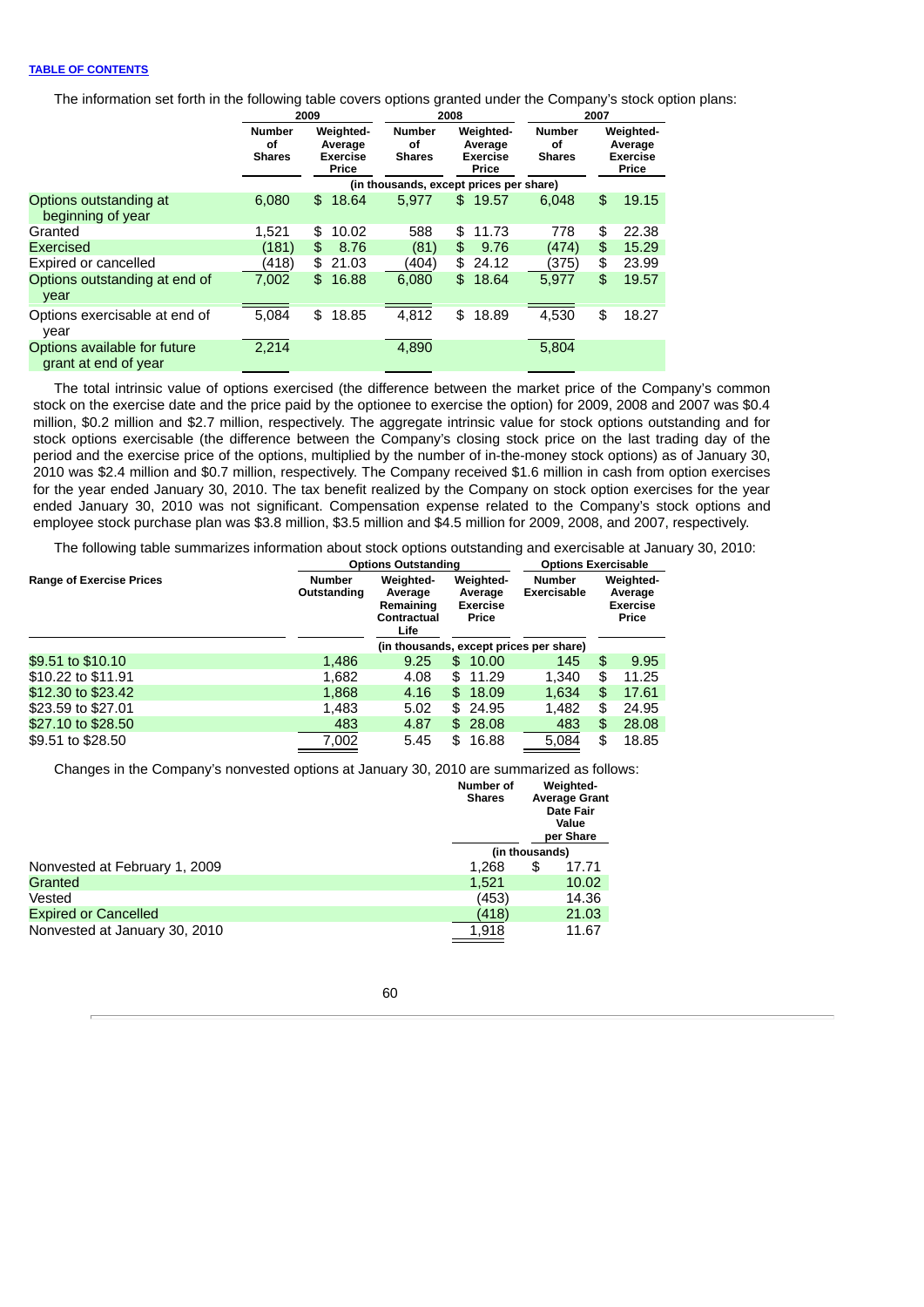TABLE OF CONTENTS

The information set forth in the following table covers options granted under the Company's stock option plans:

| | 2009 | | 2008 | | 2007 | |
|---|---|---|---|---|---|---|
| | Number of Shares | Weighted-Average Exercise Price | Number of Shares | Weighted-Average Exercise Price | Number of Shares | Weighted-Average Exercise Price |
| | (in thousands, except prices per share) | | | | | |
| Options outstanding at beginning of year | 6,080 | $ 18.64 | 5,977 | $ 19.57 | 6,048 | $ 19.15 |
| Granted | 1,521 | $ 10.02 | 588 | $ 11.73 | 778 | $ 22.38 |
| Exercised | (181) | $ 8.76 | (81) | $ 9.76 | (474) | $ 15.29 |
| Expired or cancelled | (418) | $ 21.03 | (404) | $ 24.12 | (375) | $ 23.99 |
| Options outstanding at end of year | 7,002 | $ 16.88 | 6,080 | $ 18.64 | 5,977 | $ 19.57 |
| Options exercisable at end of year | 5,084 | $ 18.85 | 4,812 | $ 18.89 | 4,530 | $ 18.27 |
| Options available for future grant at end of year | 2,214 | | 4,890 | | 5,804 | |

The total intrinsic value of options exercised (the difference between the market price of the Company's common stock on the exercise date and the price paid by the optionee to exercise the option) for 2009, 2008 and 2007 was $0.4 million, $0.2 million and $2.7 million, respectively. The aggregate intrinsic value for stock options outstanding and for stock options exercisable (the difference between the Company's closing stock price on the last trading day of the period and the exercise price of the options, multiplied by the number of in-the-money stock options) as of January 30, 2010 was $2.4 million and $0.7 million, respectively. The Company received $1.6 million in cash from option exercises for the year ended January 30, 2010. The tax benefit realized by the Company on stock option exercises for the year ended January 30, 2010 was not significant. Compensation expense related to the Company's stock options and employee stock purchase plan was $3.8 million, $3.5 million and $4.5 million for 2009, 2008, and 2007, respectively.

The following table summarizes information about stock options outstanding and exercisable at January 30, 2010:

| | Options Outstanding | | | Options Exercisable | |
|---|---|---|---|---|---|
| Range of Exercise Prices | Number Outstanding | Weighted-Average Remaining Contractual Life | Weighted-Average Exercise Price | Number Exercisable | Weighted-Average Exercise Price |
| | (in thousands, except prices per share) | | | | |
| $9.51 to $10.10 | 1,486 | 9.25 | $ 10.00 | 145 | $ 9.95 |
| $10.22 to $11.91 | 1,682 | 4.08 | $ 11.29 | 1,340 | $ 11.25 |
| $12.30 to $23.42 | 1,868 | 4.16 | $ 18.09 | 1,634 | $ 17.61 |
| $23.59 to $27.01 | 1,483 | 5.02 | $ 24.95 | 1,482 | $ 24.95 |
| $27.10 to $28.50 | 483 | 4.87 | $ 28.08 | 483 | $ 28.08 |
| $9.51 to $28.50 | 7,002 | 5.45 | $ 16.88 | 5,084 | $ 18.85 |

Changes in the Company's nonvested options at January 30, 2010 are summarized as follows:

| | Number of Shares | Weighted-Average Grant Date Fair Value per Share |
|---|---|---|
| | (in thousands) | |
| Nonvested at February 1, 2009 | 1,268 | $ 17.71 |
| Granted | 1,521 | 10.02 |
| Vested | (453) | 14.36 |
| Expired or Cancelled | (418) | 21.03 |
| Nonvested at January 30, 2010 | 1,918 | 11.67 |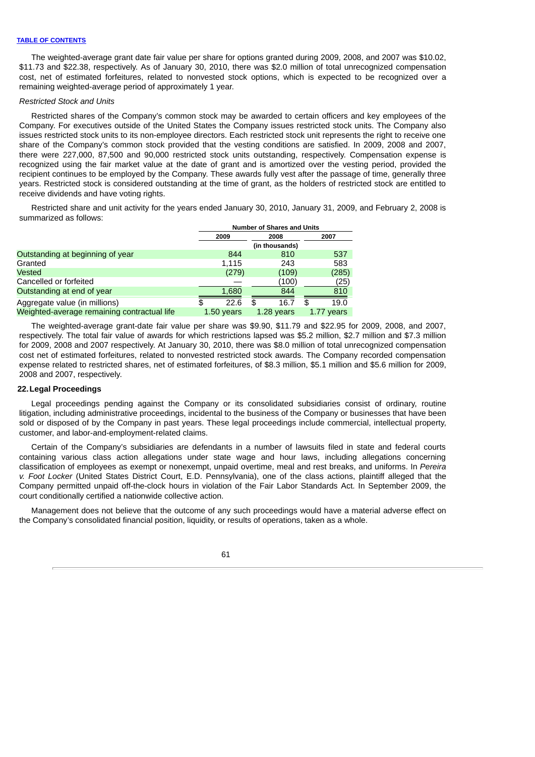The weighted-average grant date fair value per share for options granted during 2009, 2008, and 2007 was $10.02, $11.73 and $22.38, respectively. As of January 30, 2010, there was $2.0 million of total unrecognized compensation cost, net of estimated forfeitures, related to nonvested stock options, which is expected to be recognized over a remaining weighted-average period of approximately 1 year.

*Restricted Stock and Units*

Restricted shares of the Company's common stock may be awarded to certain officers and key employees of the Company. For executives outside of the United States the Company issues restricted stock units. The Company also issues restricted stock units to its non-employee directors. Each restricted stock unit represents the right to receive one share of the Company's common stock provided that the vesting conditions are satisfied. In 2009, 2008 and 2007, there were 227,000, 87,500 and 90,000 restricted stock units outstanding, respectively. Compensation expense is recognized using the fair market value at the date of grant and is amortized over the vesting period, provided the recipient continues to be employed by the Company. These awards fully vest after the passage of time, generally three years. Restricted stock is considered outstanding at the time of grant, as the holders of restricted stock are entitled to receive dividends and have voting rights.

Restricted share and unit activity for the years ended January 30, 2010, January 31, 2009, and February 2, 2008 is summarized as follows:

| | Number of Shares and Units | | |
|---|---|---|---|
| | 2009 | 2008 | 2007 |
| | | (in thousands) | |
| Outstanding at beginning of year | 844 | 810 | 537 |
| Granted | 1,115 | 243 | 583 |
| Vested | (279) | (109) | (285) |
| Cancelled or forfeited | — | (100) | (25) |
| Outstanding at end of year | 1,680 | 844 | 810 |
| Aggregate value (in millions) | $ 22.6 | $ 16.7 | $ 19.0 |
| Weighted-average remaining contractual life | 1.50 years | 1.28 years | 1.77 years |

The weighted-average grant-date fair value per share was $9.90, $11.79 and $22.95 for 2009, 2008, and 2007, respectively. The total fair value of awards for which restrictions lapsed was $5.2 million, $2.7 million and $7.3 million for 2009, 2008 and 2007 respectively. At January 30, 2010, there was $8.0 million of total unrecognized compensation cost net of estimated forfeitures, related to nonvested restricted stock awards. The Company recorded compensation expense related to restricted shares, net of estimated forfeitures, of $8.3 million, $5.1 million and $5.6 million for 2009, 2008 and 2007, respectively.

### 22. Legal Proceedings

Legal proceedings pending against the Company or its consolidated subsidiaries consist of ordinary, routine litigation, including administrative proceedings, incidental to the business of the Company or businesses that have been sold or disposed of by the Company in past years. These legal proceedings include commercial, intellectual property, customer, and labor-and-employment-related claims.

Certain of the Company's subsidiaries are defendants in a number of lawsuits filed in state and federal courts containing various class action allegations under state wage and hour laws, including allegations concerning classification of employees as exempt or nonexempt, unpaid overtime, meal and rest breaks, and uniforms. In *Pereira v. Foot Locker* (United States District Court, E.D. Pennsylvania), one of the class actions, plaintiff alleged that the Company permitted unpaid off-the-clock hours in violation of the Fair Labor Standards Act. In September 2009, the court conditionally certified a nationwide collective action.

Management does not believe that the outcome of any such proceedings would have a material adverse effect on the Company's consolidated financial position, liquidity, or results of operations, taken as a whole.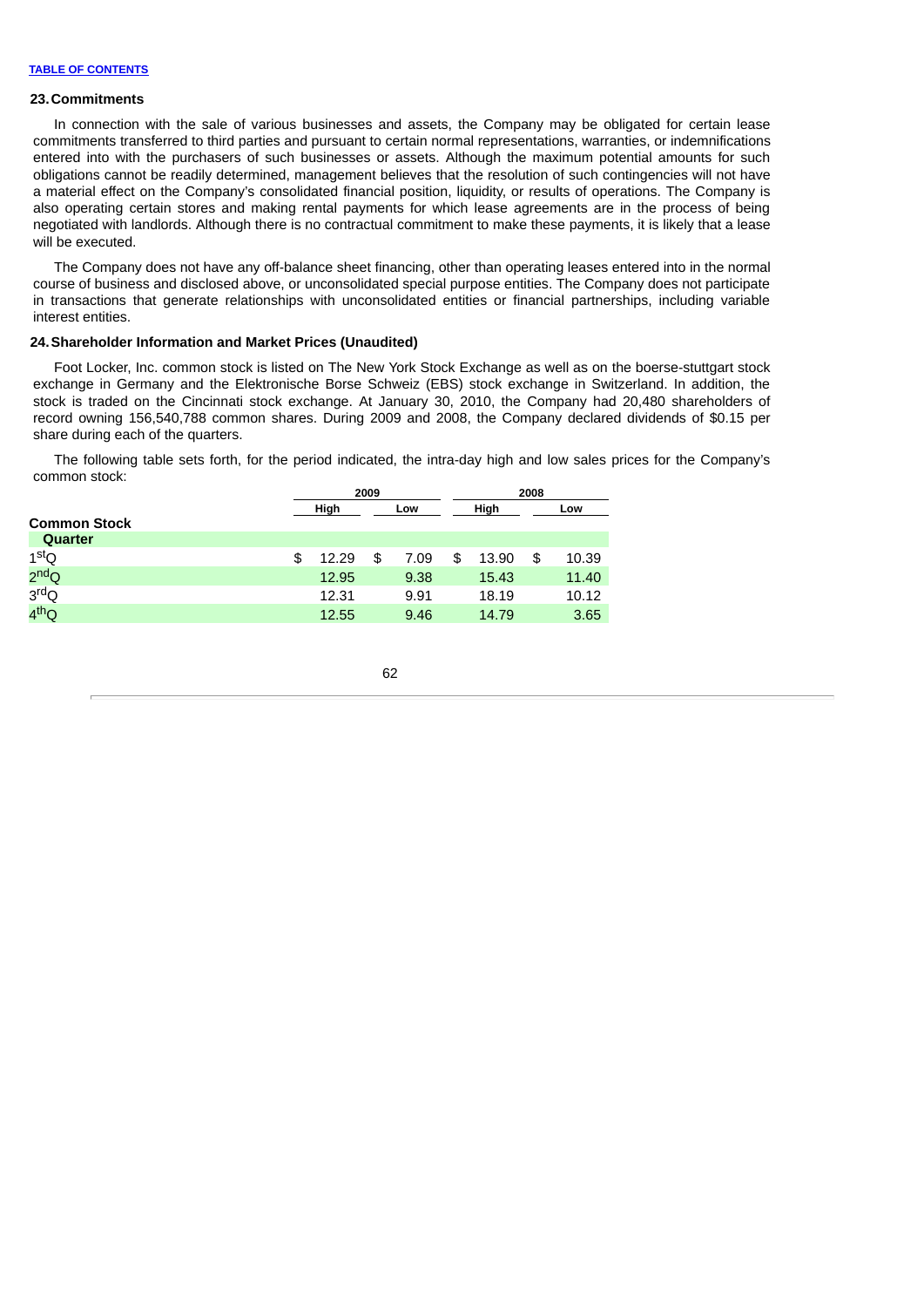TABLE OF CONTENTS

### 23. Commitments

In connection with the sale of various businesses and assets, the Company may be obligated for certain lease commitments transferred to third parties and pursuant to certain normal representations, warranties, or indemnifications entered into with the purchasers of such businesses or assets. Although the maximum potential amounts for such obligations cannot be readily determined, management believes that the resolution of such contingencies will not have a material effect on the Company's consolidated financial position, liquidity, or results of operations. The Company is also operating certain stores and making rental payments for which lease agreements are in the process of being negotiated with landlords. Although there is no contractual commitment to make these payments, it is likely that a lease will be executed.

The Company does not have any off-balance sheet financing, other than operating leases entered into in the normal course of business and disclosed above, or unconsolidated special purpose entities. The Company does not participate in transactions that generate relationships with unconsolidated entities or financial partnerships, including variable interest entities.

### 24. Shareholder Information and Market Prices (Unaudited)

Foot Locker, Inc. common stock is listed on The New York Stock Exchange as well as on the boerse-stuttgart stock exchange in Germany and the Elektronische Borse Schweiz (EBS) stock exchange in Switzerland. In addition, the stock is traded on the Cincinnati stock exchange. At January 30, 2010, the Company had 20,480 shareholders of record owning 156,540,788 common shares. During 2009 and 2008, the Company declared dividends of $0.15 per share during each of the quarters.

The following table sets forth, for the period indicated, the intra-day high and low sales prices for the Company's common stock:

| | 2009 | | 2008 | |
|---|---|---|---|---|
| | High | Low | High | Low |
| **Common Stock** | | | | |
| **Quarter** | | | | |
| 1st Q | $ 12.29 | $ 7.09 | $ 13.90 | $ 10.39 |
| 2nd Q | 12.95 | 9.38 | 15.43 | 11.40 |
| 3rd Q | 12.31 | 9.91 | 18.19 | 10.12 |
| 4th Q | 12.55 | 9.46 | 14.79 | 3.65 |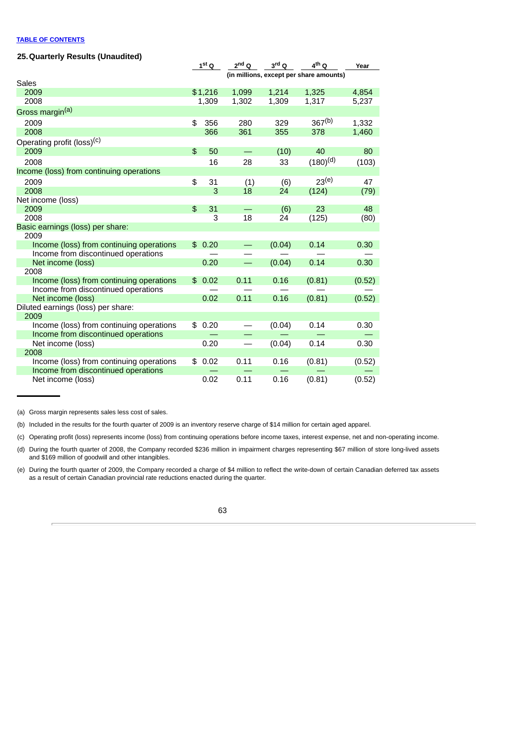TABLE OF CONTENTS

## 25. Quarterly Results (Unaudited)

| | 1st Q | 2nd Q | 3rd Q | 4th Q | Year |
|---|---|---|---|---|---|
| | (in millions, except per share amounts) | | | | |
| Sales | | | | | |
| 2009 | $1,216 | 1,099 | 1,214 | 1,325 | 4,854 |
| 2008 | 1,309 | 1,302 | 1,309 | 1,317 | 5,237 |
| Gross margin[(a)] | | | | | |
| 2009 | $ 356 | 280 | 329 | 367[(b)] | 1,332 |
| 2008 | 366 | 361 | 355 | 378 | 1,460 |
| Operating profit (loss)[(c)] | | | | | |
| 2009 | $ 50 | — | (10) | 40 | 80 |
| 2008 | 16 | 28 | 33 | (180)[(d)] | (103) |
| Income (loss) from continuing operations | | | | | |
| 2009 | $ 31 | (1) | (6) | 23[(e)] | 47 |
| 2008 | 3 | 18 | 24 | (124) | (79) |
| Net income (loss) | | | | | |
| 2009 | $ 31 | — | (6) | 23 | 48 |
| 2008 | 3 | 18 | 24 | (125) | (80) |
| Basic earnings (loss) per share: | | | | | |
| 2009 | | | | | |
| Income (loss) from continuing operations | $ 0.20 | — | (0.04) | 0.14 | 0.30 |
| Income from discontinued operations | — | — | — | — | — |
| Net income (loss) | 0.20 | — | (0.04) | 0.14 | 0.30 |
| 2008 | | | | | |
| Income (loss) from continuing operations | $ 0.02 | 0.11 | 0.16 | (0.81) | (0.52) |
| Income from discontinued operations | — | — | — | — | — |
| Net income (loss) | 0.02 | 0.11 | 0.16 | (0.81) | (0.52) |
| Diluted earnings (loss) per share: | | | | | |
| 2009 | | | | | |
| Income (loss) from continuing operations | $ 0.20 | — | (0.04) | 0.14 | 0.30 |
| Income from discontinued operations | — | — | — | — | — |
| Net income (loss) | 0.20 | — | (0.04) | 0.14 | 0.30 |
| 2008 | | | | | |
| Income (loss) from continuing operations | $ 0.02 | 0.11 | 0.16 | (0.81) | (0.52) |
| Income from discontinued operations | — | — | — | — | — |
| Net income (loss) | 0.02 | 0.11 | 0.16 | (0.81) | (0.52) |

(a) Gross margin represents sales less cost of sales.

(b) Included in the results for the fourth quarter of 2009 is an inventory reserve charge of $14 million for certain aged apparel.

(c) Operating profit (loss) represents income (loss) from continuing operations before income taxes, interest expense, net and non-operating income.

(d) During the fourth quarter of 2008, the Company recorded $236 million in impairment charges representing $67 million of store long-lived assets and $169 million of goodwill and other intangibles.

(e) During the fourth quarter of 2009, the Company recorded a charge of $4 million to reflect the write-down of certain Canadian deferred tax assets as a result of certain Canadian provincial rate reductions enacted during the quarter.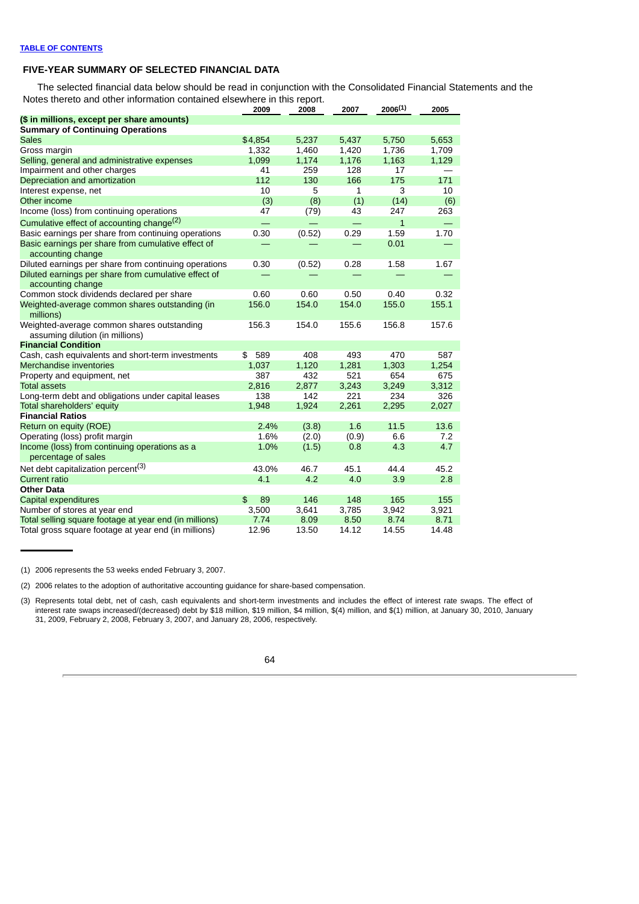[TABLE OF CONTENTS](#)

## FIVE-YEAR SUMMARY OF SELECTED FINANCIAL DATA

The selected financial data below should be read in conjunction with the Consolidated Financial Statements and the Notes thereto and other information contained elsewhere in this report.

| ($ in millions, except per share amounts) | 2009 | 2008 | 2007 | 2006[(1)] | 2005 |
|---|---|---|---|---|---|
| **Summary of Continuing Operations** | | | | | |
| Sales | $4,854 | 5,237 | 5,437 | 5,750 | 5,653 |
| Gross margin | 1,332 | 1,460 | 1,420 | 1,736 | 1,709 |
| Selling, general and administrative expenses | 1,099 | 1,174 | 1,176 | 1,163 | 1,129 |
| Impairment and other charges | 41 | 259 | 128 | 17 | — |
| Depreciation and amortization | 112 | 130 | 166 | 175 | 171 |
| Interest expense, net | 10 | 5 | 1 | 3 | 10 |
| Other income | (3) | (8) | (1) | (14) | (6) |
| Income (loss) from continuing operations | 47 | (79) | 43 | 247 | 263 |
| Cumulative effect of accounting change[(2)] | — | — | — | 1 | — |
| Basic earnings per share from continuing operations | 0.30 | (0.52) | 0.29 | 1.59 | 1.70 |
| Basic earnings per share from cumulative effect of accounting change | — | — | — | 0.01 | — |
| Diluted earnings per share from continuing operations | 0.30 | (0.52) | 0.28 | 1.58 | 1.67 |
| Diluted earnings per share from cumulative effect of accounting change | — | — | — | — | — |
| Common stock dividends declared per share | 0.60 | 0.60 | 0.50 | 0.40 | 0.32 |
| Weighted-average common shares outstanding (in millions) | 156.0 | 154.0 | 154.0 | 155.0 | 155.1 |
| Weighted-average common shares outstanding assuming dilution (in millions) | 156.3 | 154.0 | 155.6 | 156.8 | 157.6 |
| **Financial Condition** | | | | | |
| Cash, cash equivalents and short-term investments | $ 589 | 408 | 493 | 470 | 587 |
| Merchandise inventories | 1,037 | 1,120 | 1,281 | 1,303 | 1,254 |
| Property and equipment, net | 387 | 432 | 521 | 654 | 675 |
| Total assets | 2,816 | 2,877 | 3,243 | 3,249 | 3,312 |
| Long-term debt and obligations under capital leases | 138 | 142 | 221 | 234 | 326 |
| Total shareholders' equity | 1,948 | 1,924 | 2,261 | 2,295 | 2,027 |
| **Financial Ratios** | | | | | |
| Return on equity (ROE) | 2.4% | (3.8) | 1.6 | 11.5 | 13.6 |
| Operating (loss) profit margin | 1.6% | (2.0) | (0.9) | 6.6 | 7.2 |
| Income (loss) from continuing operations as a percentage of sales | 1.0% | (1.5) | 0.8 | 4.3 | 4.7 |
| Net debt capitalization percent[(3)] | 43.0% | 46.7 | 45.1 | 44.4 | 45.2 |
| Current ratio | 4.1 | 4.2 | 4.0 | 3.9 | 2.8 |
| **Other Data** | | | | | |
| Capital expenditures | $ 89 | 146 | 148 | 165 | 155 |
| Number of stores at year end | 3,500 | 3,641 | 3,785 | 3,942 | 3,921 |
| Total selling square footage at year end (in millions) | 7.74 | 8.09 | 8.50 | 8.74 | 8.71 |
| Total gross square footage at year end (in millions) | 12.96 | 13.50 | 14.12 | 14.55 | 14.48 |

(1) 2006 represents the 53 weeks ended February 3, 2007.

(2) 2006 relates to the adoption of authoritative accounting guidance for share-based compensation.

(3) Represents total debt, net of cash, cash equivalents and short-term investments and includes the effect of interest rate swaps. The effect of interest rate swaps increased/(decreased) debt by $18 million, $19 million, $4 million, $(4) million, and $(1) million, at January 30, 2010, January 31, 2009, February 2, 2008, February 3, 2007, and January 28, 2006, respectively.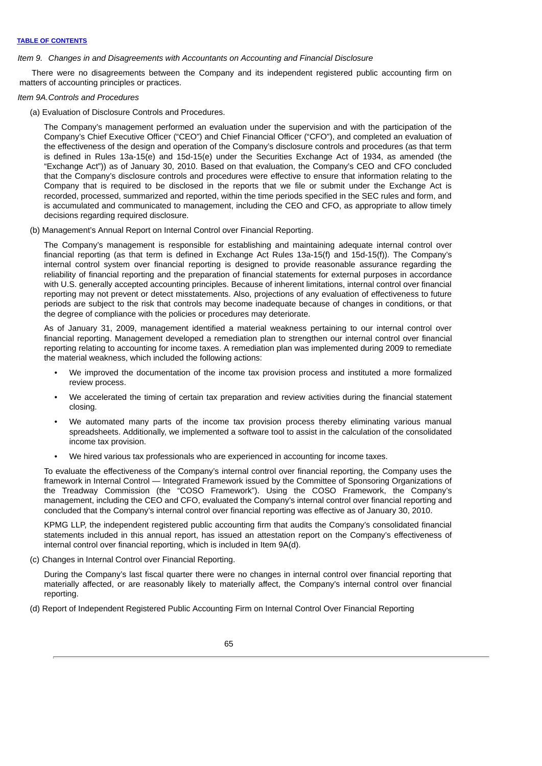*Item 9. Changes in and Disagreements with Accountants on Accounting and Financial Disclosure*

There were no disagreements between the Company and its independent registered public accounting firm on matters of accounting principles or practices.

*Item 9A.Controls and Procedures*

(a) Evaluation of Disclosure Controls and Procedures.

The Company's management performed an evaluation under the supervision and with the participation of the Company's Chief Executive Officer ("CEO") and Chief Financial Officer ("CFO"), and completed an evaluation of the effectiveness of the design and operation of the Company's disclosure controls and procedures (as that term is defined in Rules 13a-15(e) and 15d-15(e) under the Securities Exchange Act of 1934, as amended (the "Exchange Act")) as of January 30, 2010. Based on that evaluation, the Company's CEO and CFO concluded that the Company's disclosure controls and procedures were effective to ensure that information relating to the Company that is required to be disclosed in the reports that we file or submit under the Exchange Act is recorded, processed, summarized and reported, within the time periods specified in the SEC rules and form, and is accumulated and communicated to management, including the CEO and CFO, as appropriate to allow timely decisions regarding required disclosure.

(b) Management's Annual Report on Internal Control over Financial Reporting.

The Company's management is responsible for establishing and maintaining adequate internal control over financial reporting (as that term is defined in Exchange Act Rules 13a-15(f) and 15d-15(f)). The Company's internal control system over financial reporting is designed to provide reasonable assurance regarding the reliability of financial reporting and the preparation of financial statements for external purposes in accordance with U.S. generally accepted accounting principles. Because of inherent limitations, internal control over financial reporting may not prevent or detect misstatements. Also, projections of any evaluation of effectiveness to future periods are subject to the risk that controls may become inadequate because of changes in conditions, or that the degree of compliance with the policies or procedures may deteriorate.

As of January 31, 2009, management identified a material weakness pertaining to our internal control over financial reporting. Management developed a remediation plan to strengthen our internal control over financial reporting relating to accounting for income taxes. A remediation plan was implemented during 2009 to remediate the material weakness, which included the following actions:

- We improved the documentation of the income tax provision process and instituted a more formalized review process.
- We accelerated the timing of certain tax preparation and review activities during the financial statement closing.
- We automated many parts of the income tax provision process thereby eliminating various manual spreadsheets. Additionally, we implemented a software tool to assist in the calculation of the consolidated income tax provision.
- We hired various tax professionals who are experienced in accounting for income taxes.

To evaluate the effectiveness of the Company's internal control over financial reporting, the Company uses the framework in Internal Control — Integrated Framework issued by the Committee of Sponsoring Organizations of the Treadway Commission (the "COSO Framework"). Using the COSO Framework, the Company's management, including the CEO and CFO, evaluated the Company's internal control over financial reporting and concluded that the Company's internal control over financial reporting was effective as of January 30, 2010.

KPMG LLP, the independent registered public accounting firm that audits the Company's consolidated financial statements included in this annual report, has issued an attestation report on the Company's effectiveness of internal control over financial reporting, which is included in Item 9A(d).

(c) Changes in Internal Control over Financial Reporting.

During the Company's last fiscal quarter there were no changes in internal control over financial reporting that materially affected, or are reasonably likely to materially affect, the Company's internal control over financial reporting.

(d) Report of Independent Registered Public Accounting Firm on Internal Control Over Financial Reporting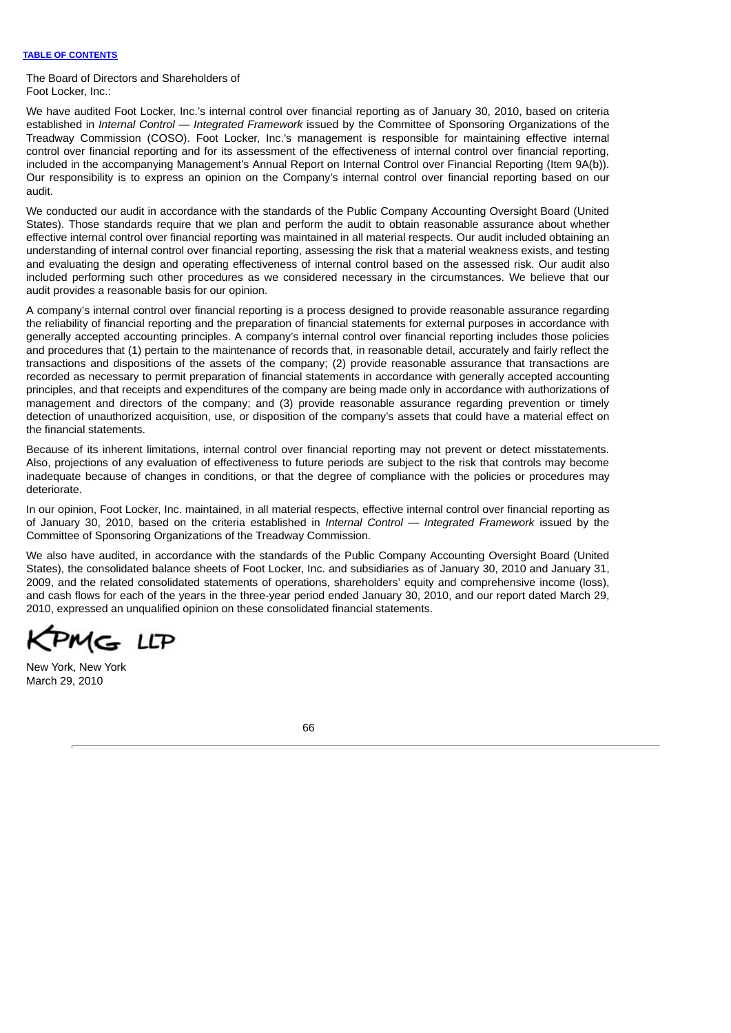The Board of Directors and Shareholders of
Foot Locker, Inc.:

We have audited Foot Locker, Inc.'s internal control over financial reporting as of January 30, 2010, based on criteria established in *Internal Control — Integrated Framework* issued by the Committee of Sponsoring Organizations of the Treadway Commission (COSO). Foot Locker, Inc.'s management is responsible for maintaining effective internal control over financial reporting and for its assessment of the effectiveness of internal control over financial reporting, included in the accompanying Management's Annual Report on Internal Control over Financial Reporting (Item 9A(b)). Our responsibility is to express an opinion on the Company's internal control over financial reporting based on our audit.

We conducted our audit in accordance with the standards of the Public Company Accounting Oversight Board (United States). Those standards require that we plan and perform the audit to obtain reasonable assurance about whether effective internal control over financial reporting was maintained in all material respects. Our audit included obtaining an understanding of internal control over financial reporting, assessing the risk that a material weakness exists, and testing and evaluating the design and operating effectiveness of internal control based on the assessed risk. Our audit also included performing such other procedures as we considered necessary in the circumstances. We believe that our audit provides a reasonable basis for our opinion.

A company's internal control over financial reporting is a process designed to provide reasonable assurance regarding the reliability of financial reporting and the preparation of financial statements for external purposes in accordance with generally accepted accounting principles. A company's internal control over financial reporting includes those policies and procedures that (1) pertain to the maintenance of records that, in reasonable detail, accurately and fairly reflect the transactions and dispositions of the assets of the company; (2) provide reasonable assurance that transactions are recorded as necessary to permit preparation of financial statements in accordance with generally accepted accounting principles, and that receipts and expenditures of the company are being made only in accordance with authorizations of management and directors of the company; and (3) provide reasonable assurance regarding prevention or timely detection of unauthorized acquisition, use, or disposition of the company's assets that could have a material effect on the financial statements.

Because of its inherent limitations, internal control over financial reporting may not prevent or detect misstatements. Also, projections of any evaluation of effectiveness to future periods are subject to the risk that controls may become inadequate because of changes in conditions, or that the degree of compliance with the policies or procedures may deteriorate.

In our opinion, Foot Locker, Inc. maintained, in all material respects, effective internal control over financial reporting as of January 30, 2010, based on the criteria established in *Internal Control — Integrated Framework* issued by the Committee of Sponsoring Organizations of the Treadway Commission.

We also have audited, in accordance with the standards of the Public Company Accounting Oversight Board (United States), the consolidated balance sheets of Foot Locker, Inc. and subsidiaries as of January 30, 2010 and January 31, 2009, and the related consolidated statements of operations, shareholders' equity and comprehensive income (loss), and cash flows for each of the years in the three-year period ended January 30, 2010, and our report dated March 29, 2010, expressed an unqualified opinion on these consolidated financial statements.

KPMG LLP

New York, New York
March 29, 2010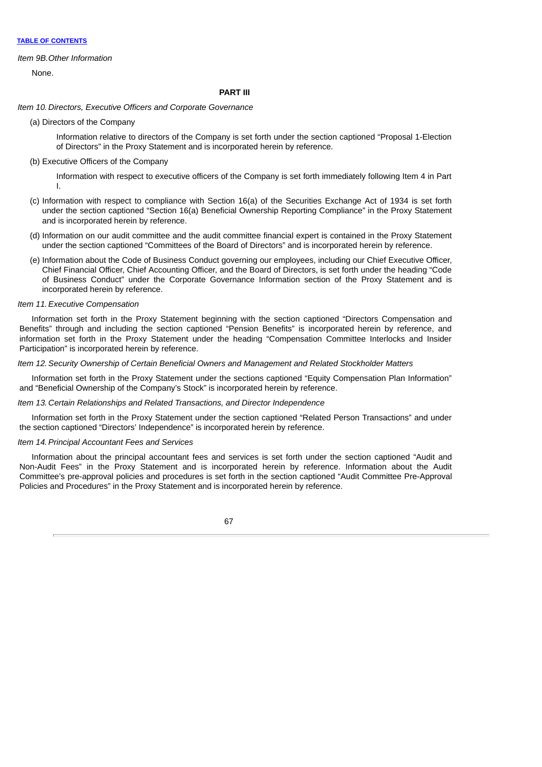*Item 9B.Other Information*

None.

**PART III**

*Item 10. Directors, Executive Officers and Corporate Governance*

(a) Directors of the Company

Information relative to directors of the Company is set forth under the section captioned "Proposal 1-Election of Directors" in the Proxy Statement and is incorporated herein by reference.

(b) Executive Officers of the Company

Information with respect to executive officers of the Company is set forth immediately following Item 4 in Part I.

(c) Information with respect to compliance with Section 16(a) of the Securities Exchange Act of 1934 is set forth under the section captioned "Section 16(a) Beneficial Ownership Reporting Compliance" in the Proxy Statement and is incorporated herein by reference.

(d) Information on our audit committee and the audit committee financial expert is contained in the Proxy Statement under the section captioned "Committees of the Board of Directors" and is incorporated herein by reference.

(e) Information about the Code of Business Conduct governing our employees, including our Chief Executive Officer, Chief Financial Officer, Chief Accounting Officer, and the Board of Directors, is set forth under the heading "Code of Business Conduct" under the Corporate Governance Information section of the Proxy Statement and is incorporated herein by reference.

*Item 11. Executive Compensation*

Information set forth in the Proxy Statement beginning with the section captioned "Directors Compensation and Benefits" through and including the section captioned "Pension Benefits" is incorporated herein by reference, and information set forth in the Proxy Statement under the heading "Compensation Committee Interlocks and Insider Participation" is incorporated herein by reference.

*Item 12. Security Ownership of Certain Beneficial Owners and Management and Related Stockholder Matters*

Information set forth in the Proxy Statement under the sections captioned "Equity Compensation Plan Information" and "Beneficial Ownership of the Company's Stock" is incorporated herein by reference.

*Item 13. Certain Relationships and Related Transactions, and Director Independence*

Information set forth in the Proxy Statement under the section captioned "Related Person Transactions" and under the section captioned "Directors' Independence" is incorporated herein by reference.

*Item 14. Principal Accountant Fees and Services*

Information about the principal accountant fees and services is set forth under the section captioned "Audit and Non-Audit Fees" in the Proxy Statement and is incorporated herein by reference. Information about the Audit Committee's pre-approval policies and procedures is set forth in the section captioned "Audit Committee Pre-Approval Policies and Procedures" in the Proxy Statement and is incorporated herein by reference.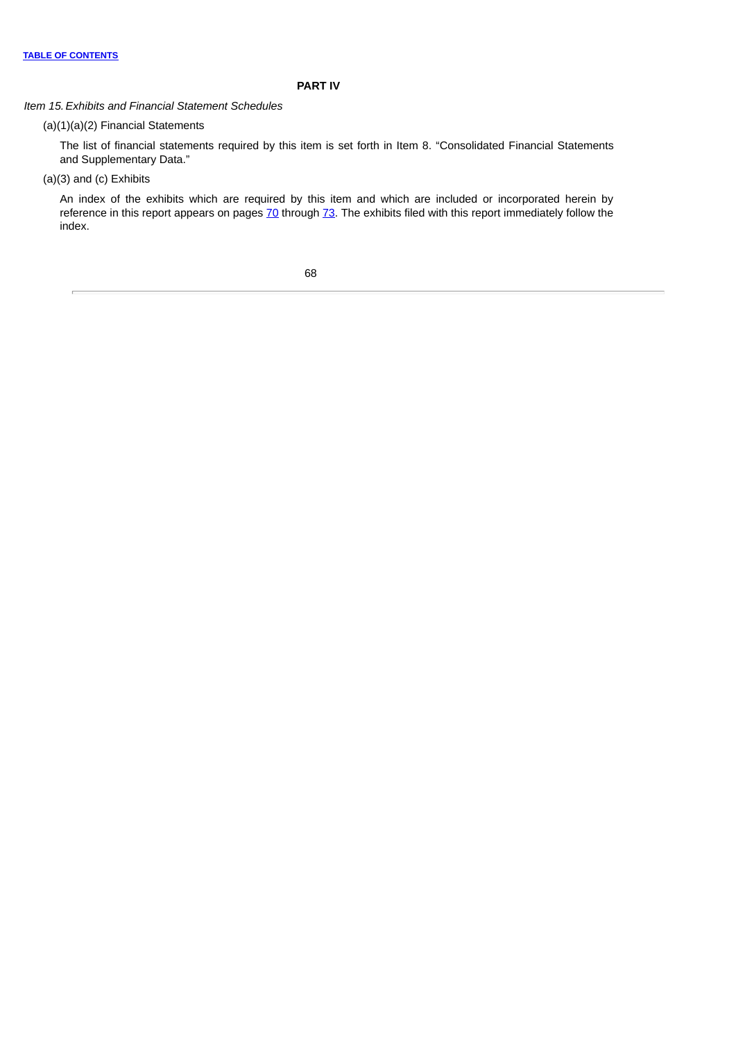## PART IV

*Item 15. Exhibits and Financial Statement Schedules*

(a)(1)(a)(2) Financial Statements

The list of financial statements required by this item is set forth in Item 8. "Consolidated Financial Statements and Supplementary Data."

(a)(3) and (c) Exhibits

An index of the exhibits which are required by this item and which are included or incorporated herein by reference in this report appears on pages 70 through 73. The exhibits filed with this report immediately follow the index.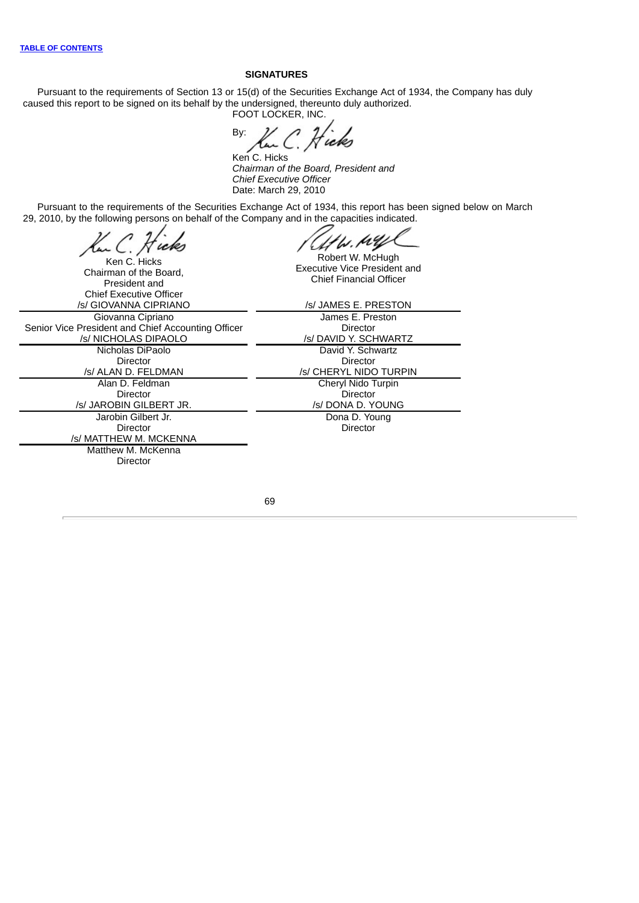## SIGNATURES

Pursuant to the requirements of Section 13 or 15(d) of the Securities Exchange Act of 1934, the Company has duly caused this report to be signed on its behalf by the undersigned, thereunto duly authorized.

FOOT LOCKER, INC.

By: Ken C. Hicks

Ken C. Hicks
*Chairman of the Board, President and*
*Chief Executive Officer*
Date: March 29, 2010

Pursuant to the requirements of the Securities Exchange Act of 1934, this report has been signed below on March 29, 2010, by the following persons on behalf of the Company and in the capacities indicated.

| | |
|---|---|
| Ken C. Hicks<br>Ken C. Hicks<br>Chairman of the Board, President and Chief Executive Officer | Robert W. McHugh<br>Robert W. McHugh<br>Executive Vice President and Chief Financial Officer |
| /s/ GIOVANNA CIPRIANO<br>Giovanna Cipriano<br>Senior Vice President and Chief Accounting Officer | /s/ JAMES E. PRESTON<br>James E. Preston<br>Director |
| /s/ NICHOLAS DIPAOLO<br>Nicholas DiPaolo<br>Director | /s/ DAVID Y. SCHWARTZ<br>David Y. Schwartz<br>Director |
| /s/ ALAN D. FELDMAN<br>Alan D. Feldman<br>Director | /s/ CHERYL NIDO TURPIN<br>Cheryl Nido Turpin<br>Director |
| /s/ JAROBIN GILBERT JR.<br>Jarobin Gilbert Jr.<br>Director | /s/ DONA D. YOUNG<br>Dona D. Young<br>Director |
| /s/ MATTHEW M. MCKENNA<br>Matthew M. McKenna<br>Director | |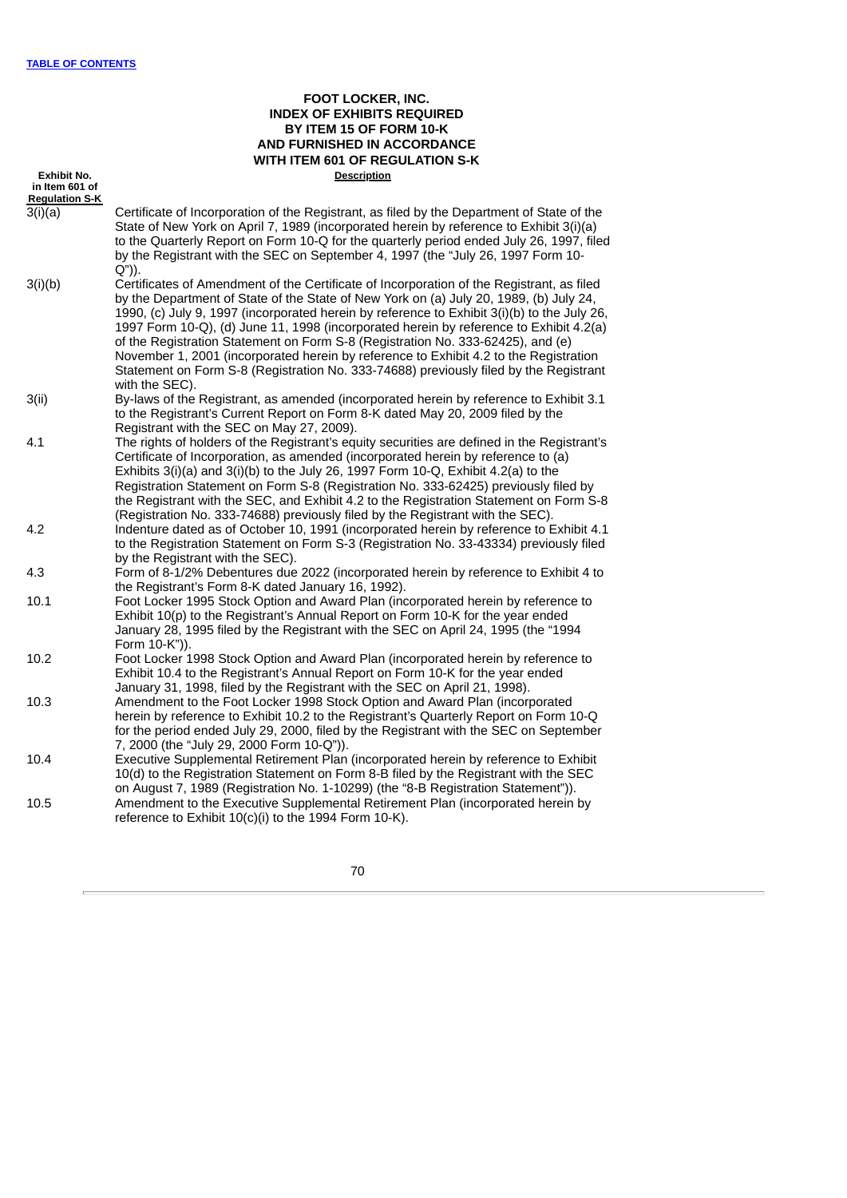[TABLE OF CONTENTS]

**FOOT LOCKER, INC.**
**INDEX OF EXHIBITS REQUIRED**
**BY ITEM 15 OF FORM 10-K**
**AND FURNISHED IN ACCORDANCE**
**WITH ITEM 601 OF REGULATION S-K**

| Exhibit No. in Item 601 of Regulation S-K | Description |
|---|---|
| 3(i)(a) | Certificate of Incorporation of the Registrant, as filed by the Department of State of the State of New York on April 7, 1989 (incorporated herein by reference to Exhibit 3(i)(a) to the Quarterly Report on Form 10-Q for the quarterly period ended July 26, 1997, filed by the Registrant with the SEC on September 4, 1997 (the "July 26, 1997 Form 10-Q")). |
| 3(i)(b) | Certificates of Amendment of the Certificate of Incorporation of the Registrant, as filed by the Department of State of the State of New York on (a) July 20, 1989, (b) July 24, 1990, (c) July 9, 1997 (incorporated herein by reference to Exhibit 3(i)(b) to the July 26, 1997 Form 10-Q), (d) June 11, 1998 (incorporated herein by reference to Exhibit 4.2(a) of the Registration Statement on Form S-8 (Registration No. 333-62425), and (e) November 1, 2001 (incorporated herein by reference to Exhibit 4.2 to the Registration Statement on Form S-8 (Registration No. 333-74688) previously filed by the Registrant with the SEC). |
| 3(ii) | By-laws of the Registrant, as amended (incorporated herein by reference to Exhibit 3.1 to the Registrant's Current Report on Form 8-K dated May 20, 2009 filed by the Registrant with the SEC on May 27, 2009). |
| 4.1 | The rights of holders of the Registrant's equity securities are defined in the Registrant's Certificate of Incorporation, as amended (incorporated herein by reference to (a) Exhibits 3(i)(a) and 3(i)(b) to the July 26, 1997 Form 10-Q, Exhibit 4.2(a) to the Registration Statement on Form S-8 (Registration No. 333-62425) previously filed by the Registrant with the SEC, and Exhibit 4.2 to the Registration Statement on Form S-8 (Registration No. 333-74688) previously filed by the Registrant with the SEC). |
| 4.2 | Indenture dated as of October 10, 1991 (incorporated herein by reference to Exhibit 4.1 to the Registration Statement on Form S-3 (Registration No. 33-43334) previously filed by the Registrant with the SEC). |
| 4.3 | Form of 8-1/2% Debentures due 2022 (incorporated herein by reference to Exhibit 4 to the Registrant's Form 8-K dated January 16, 1992). |
| 10.1 | Foot Locker 1995 Stock Option and Award Plan (incorporated herein by reference to Exhibit 10(p) to the Registrant's Annual Report on Form 10-K for the year ended January 28, 1995 filed by the Registrant with the SEC on April 24, 1995 (the "1994 Form 10-K")). |
| 10.2 | Foot Locker 1998 Stock Option and Award Plan (incorporated herein by reference to Exhibit 10.4 to the Registrant's Annual Report on Form 10-K for the year ended January 31, 1998, filed by the Registrant with the SEC on April 21, 1998). |
| 10.3 | Amendment to the Foot Locker 1998 Stock Option and Award Plan (incorporated herein by reference to Exhibit 10.2 to the Registrant's Quarterly Report on Form 10-Q for the period ended July 29, 2000, filed by the Registrant with the SEC on September 7, 2000 (the "July 29, 2000 Form 10-Q")). |
| 10.4 | Executive Supplemental Retirement Plan (incorporated herein by reference to Exhibit 10(d) to the Registration Statement on Form 8-B filed by the Registrant with the SEC on August 7, 1989 (Registration No. 1-10299) (the "8-B Registration Statement")). |
| 10.5 | Amendment to the Executive Supplemental Retirement Plan (incorporated herein by reference to Exhibit 10(c)(i) to the 1994 Form 10-K). |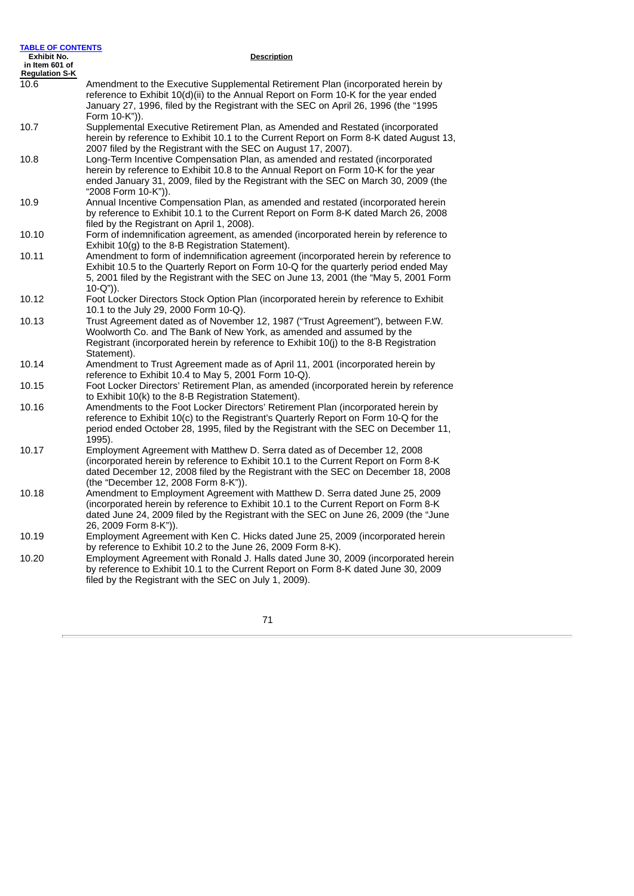[TABLE OF CONTENTS](#)

| Exhibit No. in Item 601 of Regulation S-K | Description |
|---|---|
| 10.6 | Amendment to the Executive Supplemental Retirement Plan (incorporated herein by reference to Exhibit 10(d)(ii) to the Annual Report on Form 10-K for the year ended January 27, 1996, filed by the Registrant with the SEC on April 26, 1996 (the “1995 Form 10-K”)). |
| 10.7 | Supplemental Executive Retirement Plan, as Amended and Restated (incorporated herein by reference to Exhibit 10.1 to the Current Report on Form 8-K dated August 13, 2007 filed by the Registrant with the SEC on August 17, 2007). |
| 10.8 | Long-Term Incentive Compensation Plan, as amended and restated (incorporated herein by reference to Exhibit 10.8 to the Annual Report on Form 10-K for the year ended January 31, 2009, filed by the Registrant with the SEC on March 30, 2009 (the “2008 Form 10-K”)). |
| 10.9 | Annual Incentive Compensation Plan, as amended and restated (incorporated herein by reference to Exhibit 10.1 to the Current Report on Form 8-K dated March 26, 2008 filed by the Registrant on April 1, 2008). |
| 10.10 | Form of indemnification agreement, as amended (incorporated herein by reference to Exhibit 10(g) to the 8-B Registration Statement). |
| 10.11 | Amendment to form of indemnification agreement (incorporated herein by reference to Exhibit 10.5 to the Quarterly Report on Form 10-Q for the quarterly period ended May 5, 2001 filed by the Registrant with the SEC on June 13, 2001 (the “May 5, 2001 Form 10-Q”)). |
| 10.12 | Foot Locker Directors Stock Option Plan (incorporated herein by reference to Exhibit 10.1 to the July 29, 2000 Form 10-Q). |
| 10.13 | Trust Agreement dated as of November 12, 1987 (“Trust Agreement”), between F.W. Woolworth Co. and The Bank of New York, as amended and assumed by the Registrant (incorporated herein by reference to Exhibit 10(j) to the 8-B Registration Statement). |
| 10.14 | Amendment to Trust Agreement made as of April 11, 2001 (incorporated herein by reference to Exhibit 10.4 to May 5, 2001 Form 10-Q). |
| 10.15 | Foot Locker Directors’ Retirement Plan, as amended (incorporated herein by reference to Exhibit 10(k) to the 8-B Registration Statement). |
| 10.16 | Amendments to the Foot Locker Directors’ Retirement Plan (incorporated herein by reference to Exhibit 10(c) to the Registrant’s Quarterly Report on Form 10-Q for the period ended October 28, 1995, filed by the Registrant with the SEC on December 11, 1995). |
| 10.17 | Employment Agreement with Matthew D. Serra dated as of December 12, 2008 (incorporated herein by reference to Exhibit 10.1 to the Current Report on Form 8-K dated December 12, 2008 filed by the Registrant with the SEC on December 18, 2008 (the “December 12, 2008 Form 8-K”)). |
| 10.18 | Amendment to Employment Agreement with Matthew D. Serra dated June 25, 2009 (incorporated herein by reference to Exhibit 10.1 to the Current Report on Form 8-K dated June 24, 2009 filed by the Registrant with the SEC on June 26, 2009 (the “June 26, 2009 Form 8-K”)). |
| 10.19 | Employment Agreement with Ken C. Hicks dated June 25, 2009 (incorporated herein by reference to Exhibit 10.2 to the June 26, 2009 Form 8-K). |
| 10.20 | Employment Agreement with Ronald J. Halls dated June 30, 2009 (incorporated herein by reference to Exhibit 10.1 to the Current Report on Form 8-K dated June 30, 2009 filed by the Registrant with the SEC on July 1, 2009). |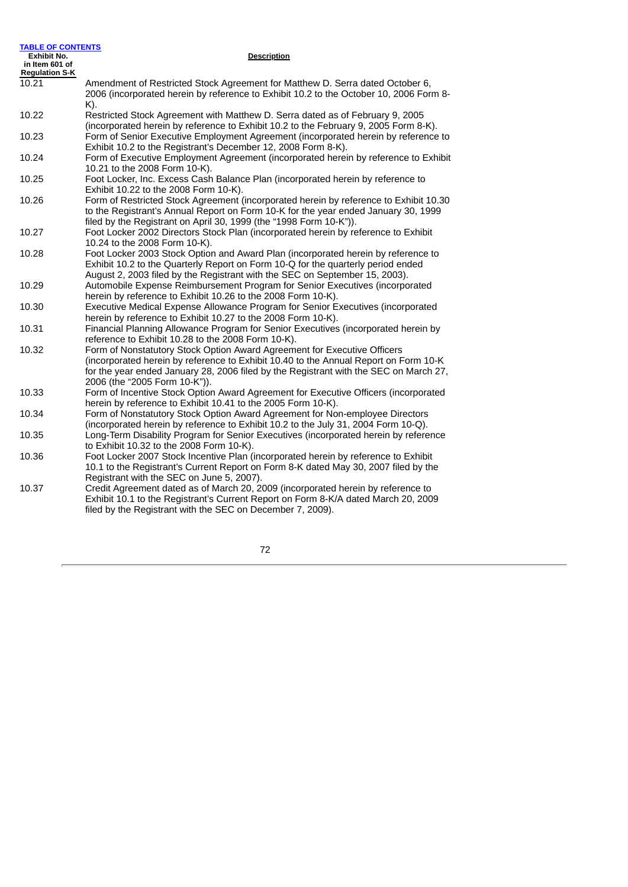| Exhibit No. in Item 601 of Regulation S-K | Description |
|---|---|
| 10.21 | Amendment of Restricted Stock Agreement for Matthew D. Serra dated October 6, 2006 (incorporated herein by reference to Exhibit 10.2 to the October 10, 2006 Form 8-K). |
| 10.22 | Restricted Stock Agreement with Matthew D. Serra dated as of February 9, 2005 (incorporated herein by reference to Exhibit 10.2 to the February 9, 2005 Form 8-K). |
| 10.23 | Form of Senior Executive Employment Agreement (incorporated herein by reference to Exhibit 10.2 to the Registrant's December 12, 2008 Form 8-K). |
| 10.24 | Form of Executive Employment Agreement (incorporated herein by reference to Exhibit 10.21 to the 2008 Form 10-K). |
| 10.25 | Foot Locker, Inc. Excess Cash Balance Plan (incorporated herein by reference to Exhibit 10.22 to the 2008 Form 10-K). |
| 10.26 | Form of Restricted Stock Agreement (incorporated herein by reference to Exhibit 10.30 to the Registrant's Annual Report on Form 10-K for the year ended January 30, 1999 filed by the Registrant on April 30, 1999 (the "1998 Form 10-K")). |
| 10.27 | Foot Locker 2002 Directors Stock Plan (incorporated herein by reference to Exhibit 10.24 to the 2008 Form 10-K). |
| 10.28 | Foot Locker 2003 Stock Option and Award Plan (incorporated herein by reference to Exhibit 10.2 to the Quarterly Report on Form 10-Q for the quarterly period ended August 2, 2003 filed by the Registrant with the SEC on September 15, 2003). |
| 10.29 | Automobile Expense Reimbursement Program for Senior Executives (incorporated herein by reference to Exhibit 10.26 to the 2008 Form 10-K). |
| 10.30 | Executive Medical Expense Allowance Program for Senior Executives (incorporated herein by reference to Exhibit 10.27 to the 2008 Form 10-K). |
| 10.31 | Financial Planning Allowance Program for Senior Executives (incorporated herein by reference to Exhibit 10.28 to the 2008 Form 10-K). |
| 10.32 | Form of Nonstatutory Stock Option Award Agreement for Executive Officers (incorporated herein by reference to Exhibit 10.40 to the Annual Report on Form 10-K for the year ended January 28, 2006 filed by the Registrant with the SEC on March 27, 2006 (the "2005 Form 10-K")). |
| 10.33 | Form of Incentive Stock Option Award Agreement for Executive Officers (incorporated herein by reference to Exhibit 10.41 to the 2005 Form 10-K). |
| 10.34 | Form of Nonstatutory Stock Option Award Agreement for Non-employee Directors (incorporated herein by reference to Exhibit 10.2 to the July 31, 2004 Form 10-Q). |
| 10.35 | Long-Term Disability Program for Senior Executives (incorporated herein by reference to Exhibit 10.32 to the 2008 Form 10-K). |
| 10.36 | Foot Locker 2007 Stock Incentive Plan (incorporated herein by reference to Exhibit 10.1 to the Registrant's Current Report on Form 8-K dated May 30, 2007 filed by the Registrant with the SEC on June 5, 2007). |
| 10.37 | Credit Agreement dated as of March 20, 2009 (incorporated herein by reference to Exhibit 10.1 to the Registrant's Current Report on Form 8-K/A dated March 20, 2009 filed by the Registrant with the SEC on December 7, 2009). |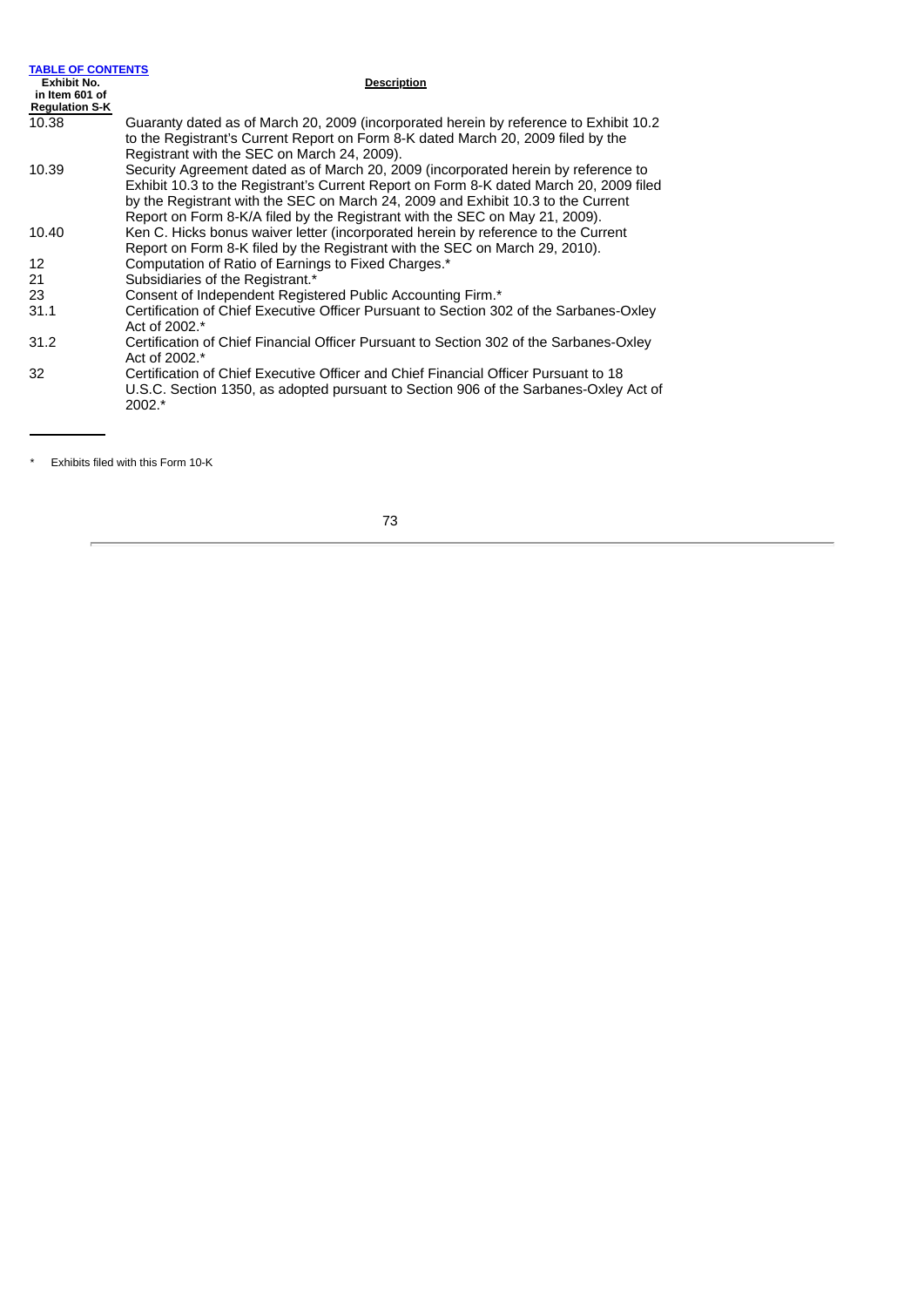[TABLE OF CONTENTS](#)

| Exhibit No. in Item 601 of Regulation S-K | Description |
|---|---|
| 10.38 | Guaranty dated as of March 20, 2009 (incorporated herein by reference to Exhibit 10.2 to the Registrant's Current Report on Form 8-K dated March 20, 2009 filed by the Registrant with the SEC on March 24, 2009). |
| 10.39 | Security Agreement dated as of March 20, 2009 (incorporated herein by reference to Exhibit 10.3 to the Registrant's Current Report on Form 8-K dated March 20, 2009 filed by the Registrant with the SEC on March 24, 2009 and Exhibit 10.3 to the Current Report on Form 8-K/A filed by the Registrant with the SEC on May 21, 2009). |
| 10.40 | Ken C. Hicks bonus waiver letter (incorporated herein by reference to the Current Report on Form 8-K filed by the Registrant with the SEC on March 29, 2010). |
| 12 | Computation of Ratio of Earnings to Fixed Charges.* |
| 21 | Subsidiaries of the Registrant.* |
| 23 | Consent of Independent Registered Public Accounting Firm.* |
| 31.1 | Certification of Chief Executive Officer Pursuant to Section 302 of the Sarbanes-Oxley Act of 2002.* |
| 31.2 | Certification of Chief Financial Officer Pursuant to Section 302 of the Sarbanes-Oxley Act of 2002.* |
| 32 | Certification of Chief Executive Officer and Chief Financial Officer Pursuant to 18 U.S.C. Section 1350, as adopted pursuant to Section 906 of the Sarbanes-Oxley Act of 2002.* |

---

\* Exhibits filed with this Form 10-K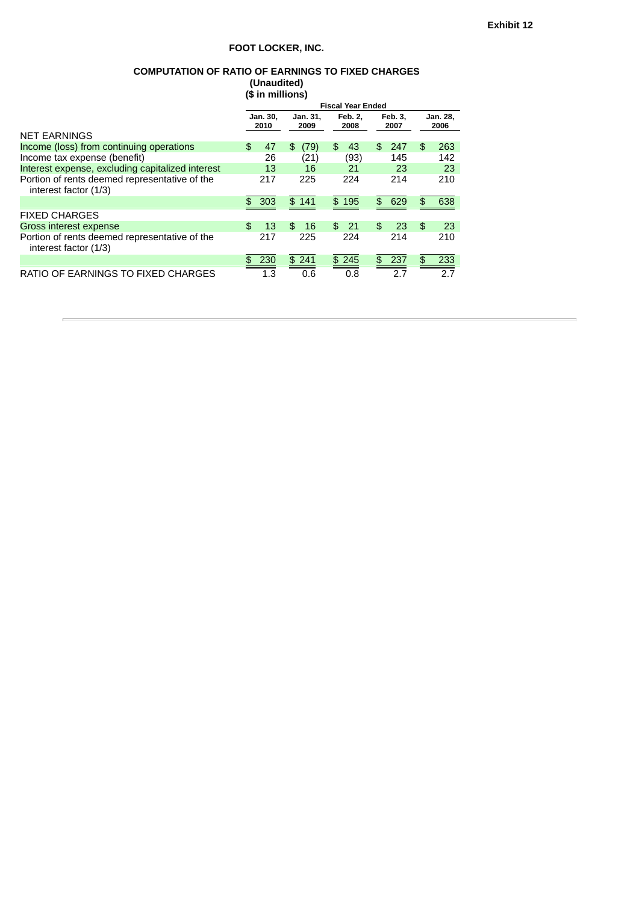Exhibit 12

# FOOT LOCKER, INC.

## COMPUTATION OF RATIO OF EARNINGS TO FIXED CHARGES
**(Unaudited)**
**($ in millions)**

| | Fiscal Year Ended | | | | |
|---|---|---|---|---|---|
| | Jan. 30, 2010 | Jan. 31, 2009 | Feb. 2, 2008 | Feb. 3, 2007 | Jan. 28, 2006 |
| NET EARNINGS | | | | | |
| Income (loss) from continuing operations | $ 47 | $ (79) | $ 43 | $ 247 | $ 263 |
| Income tax expense (benefit) | 26 | (21) | (93) | 145 | 142 |
| Interest expense, excluding capitalized interest | 13 | 16 | 21 | 23 | 23 |
| Portion of rents deemed representative of the interest factor (1/3) | 217 | 225 | 224 | 214 | 210 |
| | $ 303 | $ 141 | $ 195 | $ 629 | $ 638 |
| FIXED CHARGES | | | | | |
| Gross interest expense | $ 13 | $ 16 | $ 21 | $ 23 | $ 23 |
| Portion of rents deemed representative of the interest factor (1/3) | 217 | 225 | 224 | 214 | 210 |
| | $ 230 | $ 241 | $ 245 | $ 237 | $ 233 |
| RATIO OF EARNINGS TO FIXED CHARGES | 1.3 | 0.6 | 0.8 | 2.7 | 2.7 |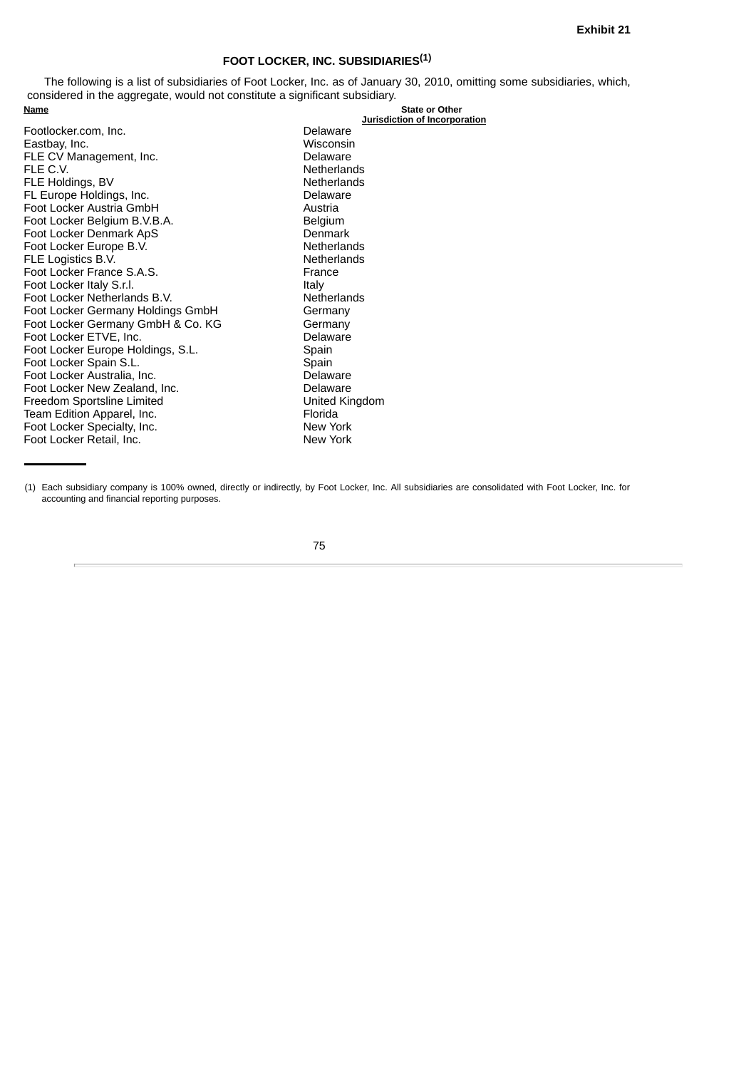**Exhibit 21**

# FOOT LOCKER, INC. SUBSIDIARIES[(1)]

The following is a list of subsidiaries of Foot Locker, Inc. as of January 30, 2010, omitting some subsidiaries, which, considered in the aggregate, would not constitute a significant subsidiary.

| Name | State or Other Jurisdiction of Incorporation |
|---|---|
| Footlocker.com, Inc. | Delaware |
| Eastbay, Inc. | Wisconsin |
| FLE CV Management, Inc. | Delaware |
| FLE C.V. | Netherlands |
| FLE Holdings, BV | Netherlands |
| FL Europe Holdings, Inc. | Delaware |
| Foot Locker Austria GmbH | Austria |
| Foot Locker Belgium B.V.B.A. | Belgium |
| Foot Locker Denmark ApS | Denmark |
| Foot Locker Europe B.V. | Netherlands |
| FLE Logistics B.V. | Netherlands |
| Foot Locker France S.A.S. | France |
| Foot Locker Italy S.r.l. | Italy |
| Foot Locker Netherlands B.V. | Netherlands |
| Foot Locker Germany Holdings GmbH | Germany |
| Foot Locker Germany GmbH & Co. KG | Germany |
| Foot Locker ETVE, Inc. | Delaware |
| Foot Locker Europe Holdings, S.L. | Spain |
| Foot Locker Spain S.L. | Spain |
| Foot Locker Australia, Inc. | Delaware |
| Foot Locker New Zealand, Inc. | Delaware |
| Freedom Sportsline Limited | United Kingdom |
| Team Edition Apparel, Inc. | Florida |
| Foot Locker Specialty, Inc. | New York |
| Foot Locker Retail, Inc. | New York |

(1) Each subsidiary company is 100% owned, directly or indirectly, by Foot Locker, Inc. All subsidiaries are consolidated with Foot Locker, Inc. for accounting and financial reporting purposes.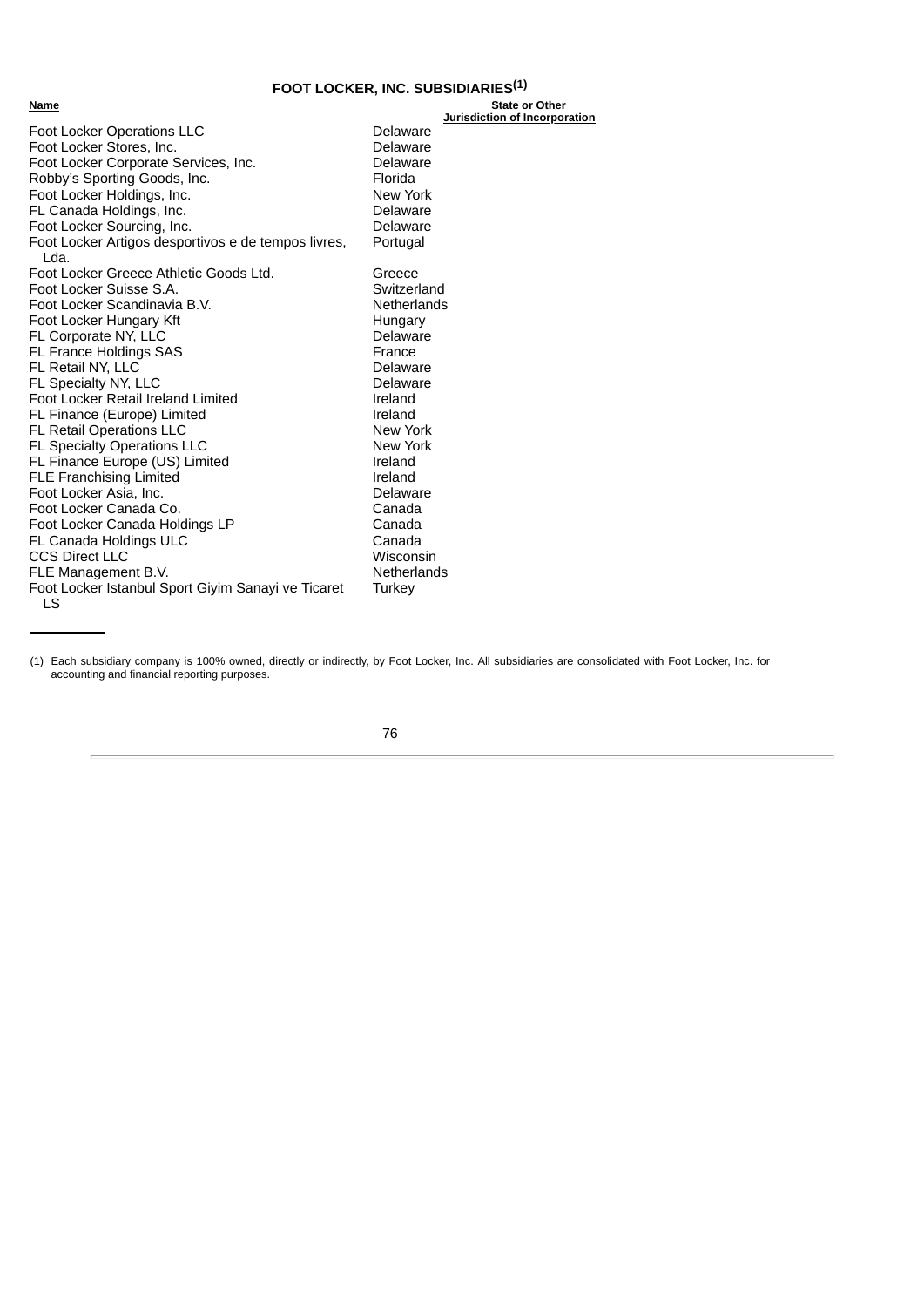# FOOT LOCKER, INC. SUBSIDIARIES[1]

| Name | State or Other Jurisdiction of Incorporation |
|---|---|
| Foot Locker Operations LLC | Delaware |
| Foot Locker Stores, Inc. | Delaware |
| Foot Locker Corporate Services, Inc. | Delaware |
| Robby's Sporting Goods, Inc. | Florida |
| Foot Locker Holdings, Inc. | New York |
| FL Canada Holdings, Inc. | Delaware |
| Foot Locker Sourcing, Inc. | Delaware |
| Foot Locker Artigos desportivos e de tempos livres, Lda. | Portugal |
| Foot Locker Greece Athletic Goods Ltd. | Greece |
| Foot Locker Suisse S.A. | Switzerland |
| Foot Locker Scandinavia B.V. | Netherlands |
| Foot Locker Hungary Kft | Hungary |
| FL Corporate NY, LLC | Delaware |
| FL France Holdings SAS | France |
| FL Retail NY, LLC | Delaware |
| FL Specialty NY, LLC | Delaware |
| Foot Locker Retail Ireland Limited | Ireland |
| FL Finance (Europe) Limited | Ireland |
| FL Retail Operations LLC | New York |
| FL Specialty Operations LLC | New York |
| FL Finance Europe (US) Limited | Ireland |
| FLE Franchising Limited | Ireland |
| Foot Locker Asia, Inc. | Delaware |
| Foot Locker Canada Co. | Canada |
| Foot Locker Canada Holdings LP | Canada |
| FL Canada Holdings ULC | Canada |
| CCS Direct LLC | Wisconsin |
| FLE Management B.V. | Netherlands |
| Foot Locker Istanbul Sport Giyim Sanayi ve Ticaret LS | Turkey |

(1) Each subsidiary company is 100% owned, directly or indirectly, by Foot Locker, Inc. All subsidiaries are consolidated with Foot Locker, Inc. for accounting and financial reporting purposes.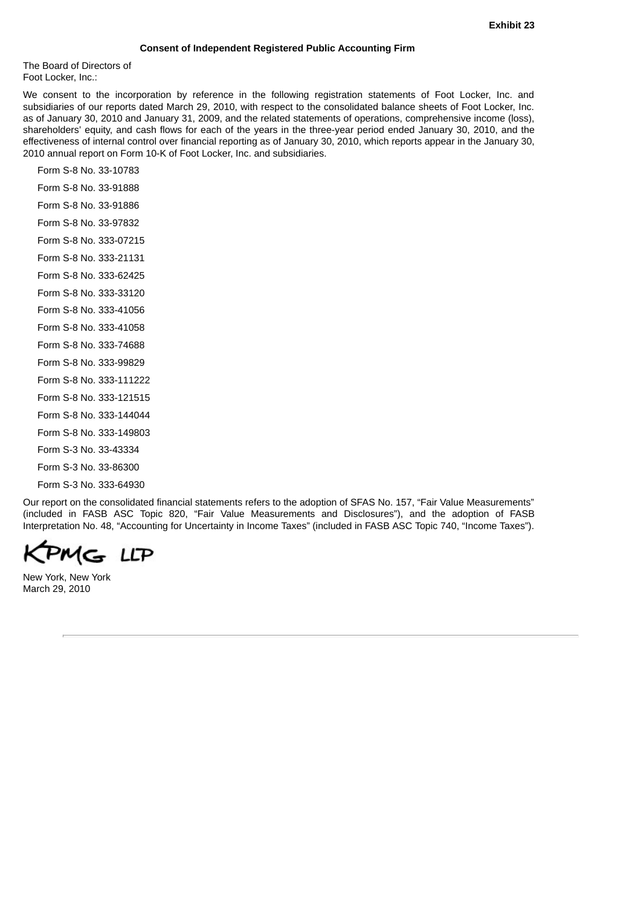**Exhibit 23**

**Consent of Independent Registered Public Accounting Firm**

The Board of Directors of
Foot Locker, Inc.:

We consent to the incorporation by reference in the following registration statements of Foot Locker, Inc. and subsidiaries of our reports dated March 29, 2010, with respect to the consolidated balance sheets of Foot Locker, Inc. as of January 30, 2010 and January 31, 2009, and the related statements of operations, comprehensive income (loss), shareholders' equity, and cash flows for each of the years in the three-year period ended January 30, 2010, and the effectiveness of internal control over financial reporting as of January 30, 2010, which reports appear in the January 30, 2010 annual report on Form 10-K of Foot Locker, Inc. and subsidiaries.

Form S-8 No. 33-10783

Form S-8 No. 33-91888

Form S-8 No. 33-91886

Form S-8 No. 33-97832

Form S-8 No. 333-07215

Form S-8 No. 333-21131

Form S-8 No. 333-62425

Form S-8 No. 333-33120

Form S-8 No. 333-41056

Form S-8 No. 333-41058

Form S-8 No. 333-74688

Form S-8 No. 333-99829

Form S-8 No. 333-111222

Form S-8 No. 333-121515

Form S-8 No. 333-144044

Form S-8 No. 333-149803

Form S-3 No. 33-43334

Form S-3 No. 33-86300

Form S-3 No. 333-64930

Our report on the consolidated financial statements refers to the adoption of SFAS No. 157, "Fair Value Measurements" (included in FASB ASC Topic 820, "Fair Value Measurements and Disclosures"), and the adoption of FASB Interpretation No. 48, "Accounting for Uncertainty in Income Taxes" (included in FASB ASC Topic 740, "Income Taxes").

KPMG LLP

New York, New York
March 29, 2010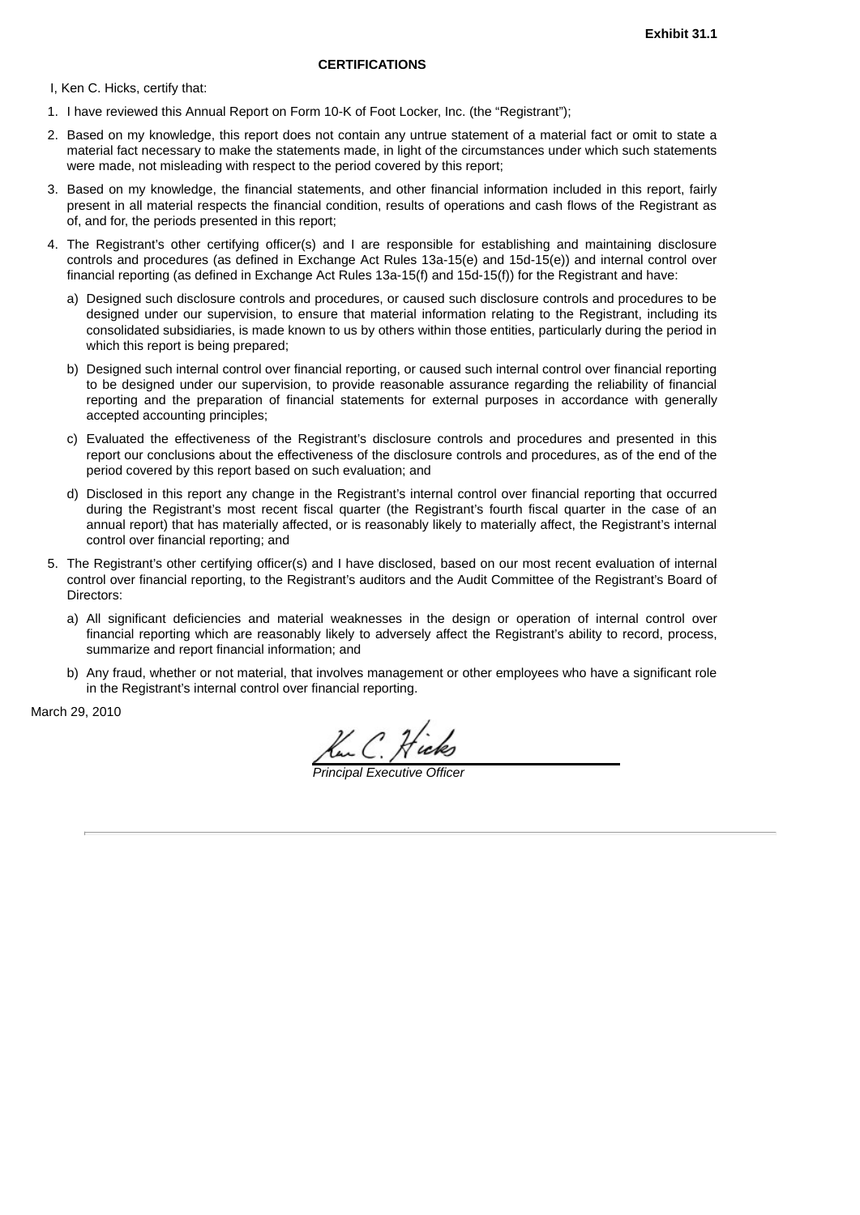**Exhibit 31.1**

**CERTIFICATIONS**

I, Ken C. Hicks, certify that:

1. I have reviewed this Annual Report on Form 10-K of Foot Locker, Inc. (the “Registrant”);
2. Based on my knowledge, this report does not contain any untrue statement of a material fact or omit to state a material fact necessary to make the statements made, in light of the circumstances under which such statements were made, not misleading with respect to the period covered by this report;
3. Based on my knowledge, the financial statements, and other financial information included in this report, fairly present in all material respects the financial condition, results of operations and cash flows of the Registrant as of, and for, the periods presented in this report;
4. The Registrant’s other certifying officer(s) and I are responsible for establishing and maintaining disclosure controls and procedures (as defined in Exchange Act Rules 13a-15(e) and 15d-15(e)) and internal control over financial reporting (as defined in Exchange Act Rules 13a-15(f) and 15d-15(f)) for the Registrant and have:
   a) Designed such disclosure controls and procedures, or caused such disclosure controls and procedures to be designed under our supervision, to ensure that material information relating to the Registrant, including its consolidated subsidiaries, is made known to us by others within those entities, particularly during the period in which this report is being prepared;
   b) Designed such internal control over financial reporting, or caused such internal control over financial reporting to be designed under our supervision, to provide reasonable assurance regarding the reliability of financial reporting and the preparation of financial statements for external purposes in accordance with generally accepted accounting principles;
   c) Evaluated the effectiveness of the Registrant’s disclosure controls and procedures and presented in this report our conclusions about the effectiveness of the disclosure controls and procedures, as of the end of the period covered by this report based on such evaluation; and
   d) Disclosed in this report any change in the Registrant’s internal control over financial reporting that occurred during the Registrant’s most recent fiscal quarter (the Registrant’s fourth fiscal quarter in the case of an annual report) that has materially affected, or is reasonably likely to materially affect, the Registrant’s internal control over financial reporting; and
5. The Registrant’s other certifying officer(s) and I have disclosed, based on our most recent evaluation of internal control over financial reporting, to the Registrant’s auditors and the Audit Committee of the Registrant’s Board of Directors:
   a) All significant deficiencies and material weaknesses in the design or operation of internal control over financial reporting which are reasonably likely to adversely affect the Registrant’s ability to record, process, summarize and report financial information; and
   b) Any fraud, whether or not material, that involves management or other employees who have a significant role in the Registrant’s internal control over financial reporting.

March 29, 2010

Ken C. Hicks

*Principal Executive Officer*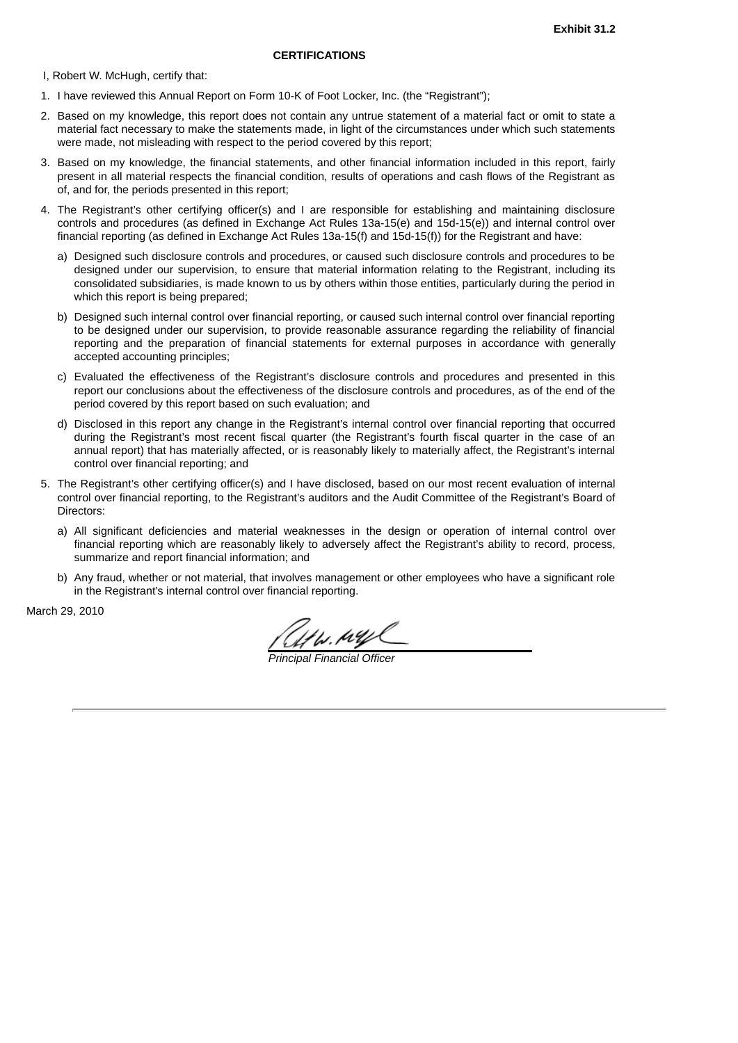**Exhibit 31.2**

**CERTIFICATIONS**

I, Robert W. McHugh, certify that:

1. I have reviewed this Annual Report on Form 10-K of Foot Locker, Inc. (the "Registrant");
2. Based on my knowledge, this report does not contain any untrue statement of a material fact or omit to state a material fact necessary to make the statements made, in light of the circumstances under which such statements were made, not misleading with respect to the period covered by this report;
3. Based on my knowledge, the financial statements, and other financial information included in this report, fairly present in all material respects the financial condition, results of operations and cash flows of the Registrant as of, and for, the periods presented in this report;
4. The Registrant's other certifying officer(s) and I are responsible for establishing and maintaining disclosure controls and procedures (as defined in Exchange Act Rules 13a-15(e) and 15d-15(e)) and internal control over financial reporting (as defined in Exchange Act Rules 13a-15(f) and 15d-15(f)) for the Registrant and have:
   a) Designed such disclosure controls and procedures, or caused such disclosure controls and procedures to be designed under our supervision, to ensure that material information relating to the Registrant, including its consolidated subsidiaries, is made known to us by others within those entities, particularly during the period in which this report is being prepared;
   b) Designed such internal control over financial reporting, or caused such internal control over financial reporting to be designed under our supervision, to provide reasonable assurance regarding the reliability of financial reporting and the preparation of financial statements for external purposes in accordance with generally accepted accounting principles;
   c) Evaluated the effectiveness of the Registrant's disclosure controls and procedures and presented in this report our conclusions about the effectiveness of the disclosure controls and procedures, as of the end of the period covered by this report based on such evaluation; and
   d) Disclosed in this report any change in the Registrant's internal control over financial reporting that occurred during the Registrant's most recent fiscal quarter (the Registrant's fourth fiscal quarter in the case of an annual report) that has materially affected, or is reasonably likely to materially affect, the Registrant's internal control over financial reporting; and
5. The Registrant's other certifying officer(s) and I have disclosed, based on our most recent evaluation of internal control over financial reporting, to the Registrant's auditors and the Audit Committee of the Registrant's Board of Directors:
   a) All significant deficiencies and material weaknesses in the design or operation of internal control over financial reporting which are reasonably likely to adversely affect the Registrant's ability to record, process, summarize and report financial information; and
   b) Any fraud, whether or not material, that involves management or other employees who have a significant role in the Registrant's internal control over financial reporting.

March 29, 2010

*Principal Financial Officer*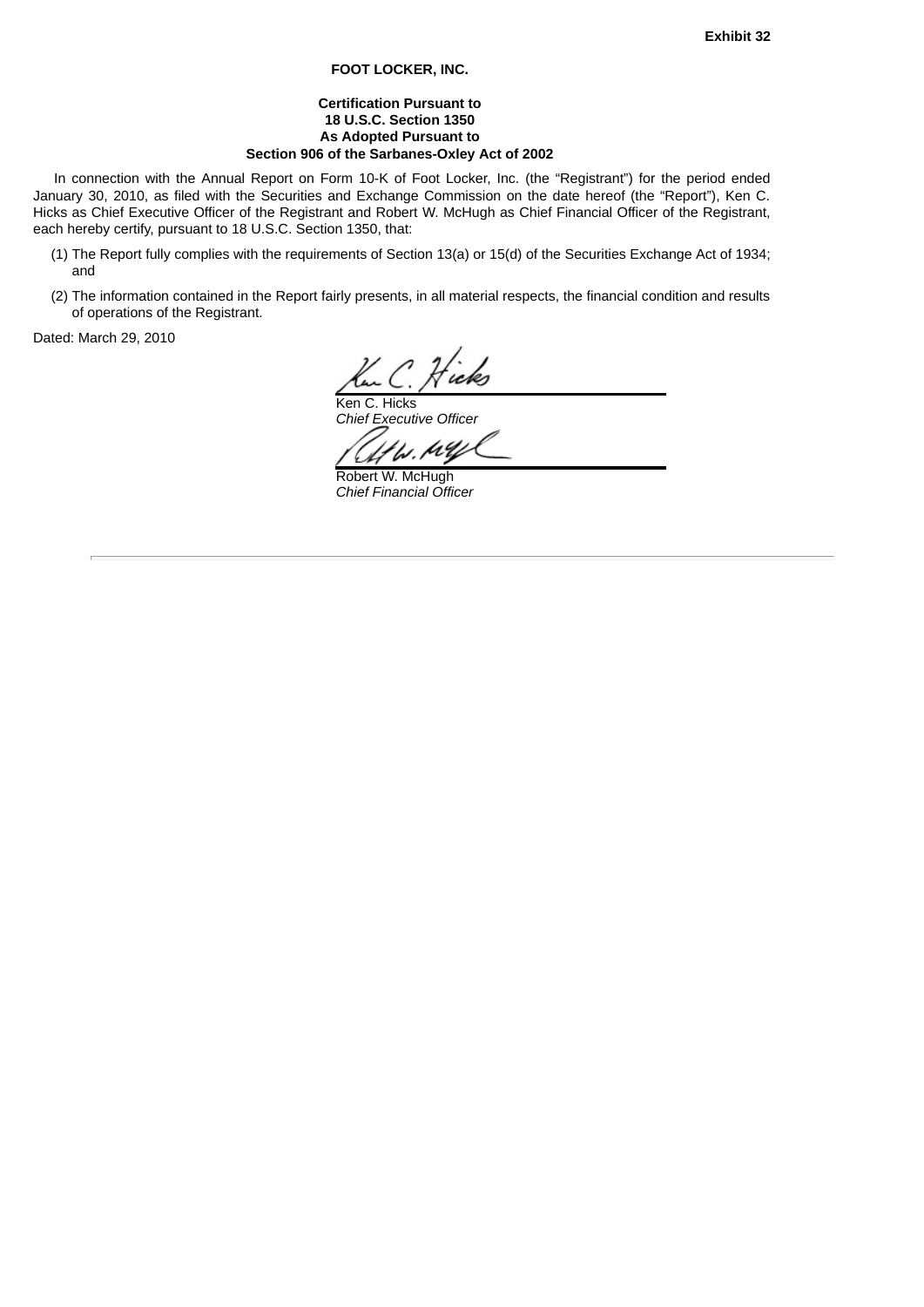**Exhibit 32**

**FOOT LOCKER, INC.**

**Certification Pursuant to**
**18 U.S.C. Section 1350**
**As Adopted Pursuant to**
**Section 906 of the Sarbanes-Oxley Act of 2002**

In connection with the Annual Report on Form 10-K of Foot Locker, Inc. (the "Registrant") for the period ended January 30, 2010, as filed with the Securities and Exchange Commission on the date hereof (the "Report"), Ken C. Hicks as Chief Executive Officer of the Registrant and Robert W. McHugh as Chief Financial Officer of the Registrant, each hereby certify, pursuant to 18 U.S.C. Section 1350, that:

(1) The Report fully complies with the requirements of Section 13(a) or 15(d) of the Securities Exchange Act of 1934; and

(2) The information contained in the Report fairly presents, in all material respects, the financial condition and results of operations of the Registrant.

Dated: March 29, 2010

Ken C. Hicks
*Chief Executive Officer*

Robert W. McHugh
*Chief Financial Officer*